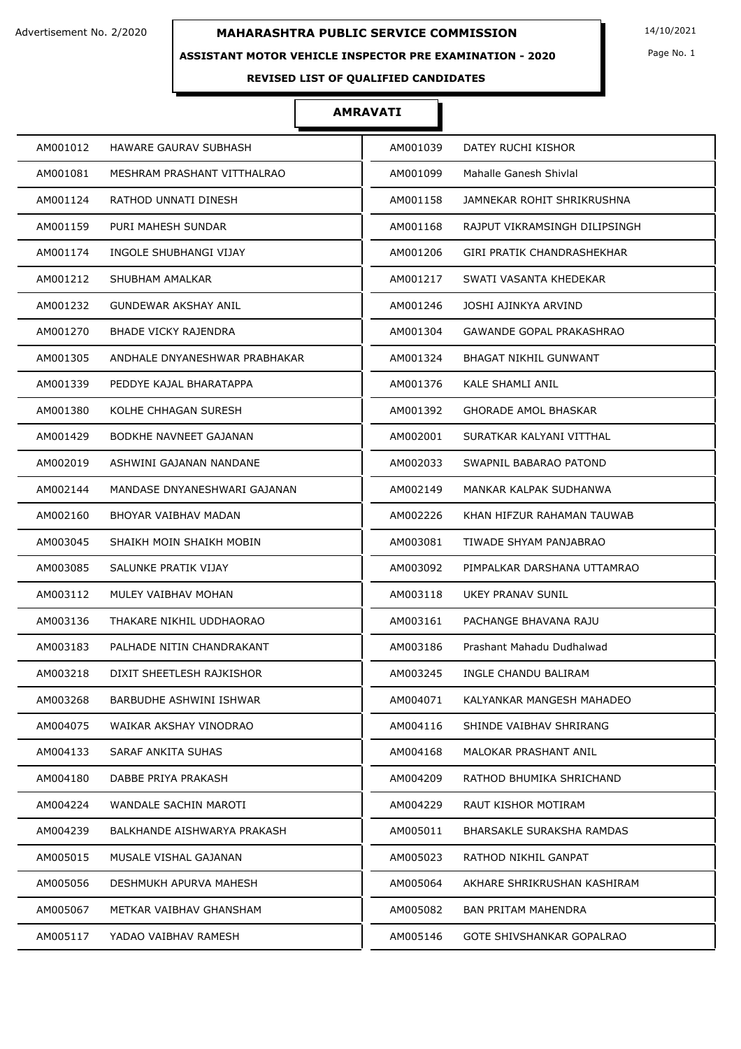Advertisement No. 2/2020

# MAHARASHTRA PUBLIC SERVICE COMMISSION

14/10/2021

## ASSISTANT MOTOR VEHICLE INSPECTOR PRE EXAMINATION - 2020

### REVISED LIST OF QUALIFIED CANDIDATES

### AMRAVATI

| | | | |
|---|---|---|---|
| AM001012 | HAWARE GAURAV SUBHASH | AM001039 | DATEY RUCHI KISHOR |
| AM001081 | MESHRAM PRASHANT VITTHALRAO | AM001099 | Mahalle Ganesh Shivlal |
| AM001124 | RATHOD UNNATI DINESH | AM001158 | JAMNEKAR ROHIT SHRIKRUSHNA |
| AM001159 | PURI MAHESH SUNDAR | AM001168 | RAJPUT VIKRAMSINGH DILIPSINGH |
| AM001174 | INGOLE SHUBHANGI VIJAY | AM001206 | GIRI PRATIK CHANDRASHEKHAR |
| AM001212 | SHUBHAM AMALKAR | AM001217 | SWATI VASANTA KHEDEKAR |
| AM001232 | GUNDEWAR AKSHAY ANIL | AM001246 | JOSHI AJINKYA ARVIND |
| AM001270 | BHADE VICKY RAJENDRA | AM001304 | GAWANDE GOPAL PRAKASHRAO |
| AM001305 | ANDHALE DNYANESHWAR PRABHAKAR | AM001324 | BHAGAT NIKHIL GUNWANT |
| AM001339 | PEDDYE KAJAL BHARATAPPA | AM001376 | KALE SHAMLI ANIL |
| AM001380 | KOLHE CHHAGAN SURESH | AM001392 | GHORADE AMOL BHASKAR |
| AM001429 | BODKHE NAVNEET GAJANAN | AM002001 | SURATKAR KALYANI VITTHAL |
| AM002019 | ASHWINI GAJANAN NANDANE | AM002033 | SWAPNIL BABARAO PATOND |
| AM002144 | MANDASE DNYANESHWARI GAJANAN | AM002149 | MANKAR KALPAK SUDHANWA |
| AM002160 | BHOYAR VAIBHAV MADAN | AM002226 | KHAN HIFZUR RAHAMAN TAUWAB |
| AM003045 | SHAIKH MOIN SHAIKH MOBIN | AM003081 | TIWADE SHYAM PANJABRAO |
| AM003085 | SALUNKE PRATIK VIJAY | AM003092 | PIMPALKAR DARSHANA UTTAMRAO |
| AM003112 | MULEY VAIBHAV MOHAN | AM003118 | UKEY PRANAV SUNIL |
| AM003136 | THAKARE NIKHIL UDDHAORAO | AM003161 | PACHANGE BHAVANA RAJU |
| AM003183 | PALHADE NITIN CHANDRAKANT | AM003186 | Prashant Mahadu Dudhalwad |
| AM003218 | DIXIT SHEETLESH RAJKISHOR | AM003245 | INGLE CHANDU BALIRAM |
| AM003268 | BARBUDHE ASHWINI ISHWAR | AM004071 | KALYANKAR MANGESH MAHADEO |
| AM004075 | WAIKAR AKSHAY VINODRAO | AM004116 | SHINDE VAIBHAV SHRIRANG |
| AM004133 | SARAF ANKITA SUHAS | AM004168 | MALOKAR PRASHANT ANIL |
| AM004180 | DABBE PRIYA PRAKASH | AM004209 | RATHOD BHUMIKA SHRICHAND |
| AM004224 | WANDALE SACHIN MAROTI | AM004229 | RAUT KISHOR MOTIRAM |
| AM004239 | BALKHANDE AISHWARYA PRAKASH | AM005011 | BHARSAKLE SURAKSHA RAMDAS |
| AM005015 | MUSALE VISHAL GAJANAN | AM005023 | RATHOD NIKHIL GANPAT |
| AM005056 | DESHMUKH APURVA MAHESH | AM005064 | AKHARE SHRIKRUSHAN KASHIRAM |
| AM005067 | METKAR VAIBHAV GHANSHAM | AM005082 | BAN PRITAM MAHENDRA |
| AM005117 | YADAO VAIBHAV RAMESH | AM005146 | GOTE SHIVSHANKAR GOPALRAO |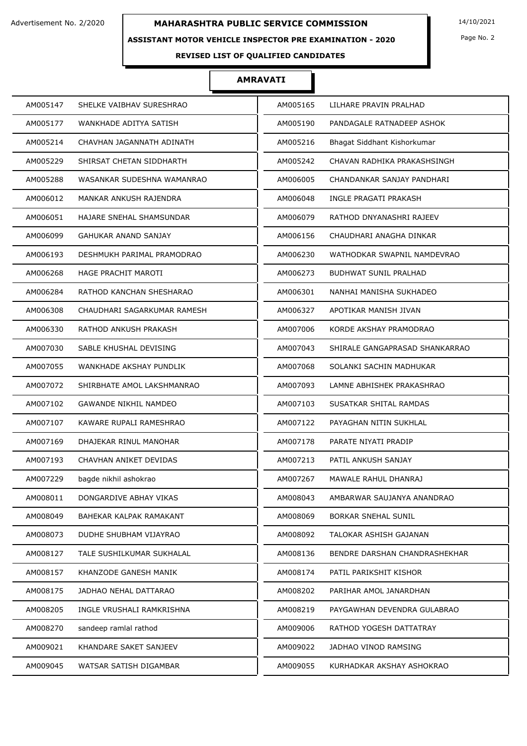Advertisement No. 2/2020

# MAHARASHTRA PUBLIC SERVICE COMMISSION

14/10/2021

## ASSISTANT MOTOR VEHICLE INSPECTOR PRE EXAMINATION - 2020

### REVISED LIST OF QUALIFIED CANDIDATES

### AMRAVATI

| | | | |
|---|---|---|---|
| AM005147 | SHELKE VAIBHAV SURESHRAO | AM005165 | LILHARE PRAVIN PRALHAD |
| AM005177 | WANKHADE ADITYA SATISH | AM005190 | PANDAGALE RATNADEEP ASHOK |
| AM005214 | CHAVHAN JAGANNATH ADINATH | AM005216 | Bhagat Siddhant Kishorkumar |
| AM005229 | SHIRSAT CHETAN SIDDHARTH | AM005242 | CHAVAN RADHIKA PRAKASHSINGH |
| AM005288 | WASANKAR SUDESHNA WAMANRAO | AM006005 | CHANDANKAR SANJAY PANDHARI |
| AM006012 | MANKAR ANKUSH RAJENDRA | AM006048 | INGLE PRAGATI PRAKASH |
| AM006051 | HAJARE SNEHAL SHAMSUNDAR | AM006079 | RATHOD DNYANASHRI RAJEEV |
| AM006099 | GAHUKAR ANAND SANJAY | AM006156 | CHAUDHARI ANAGHA DINKAR |
| AM006193 | DESHMUKH PARIMAL PRAMODRAO | AM006230 | WATHODKAR SWAPNIL NAMDEVRAO |
| AM006268 | HAGE PRACHIT MAROTI | AM006273 | BUDHWAT SUNIL PRALHAD |
| AM006284 | RATHOD KANCHAN SHESHARAO | AM006301 | NANHAI MANISHA SUKHADEO |
| AM006308 | CHAUDHARI SAGARKUMAR RAMESH | AM006327 | APOTIKAR MANISH JIVAN |
| AM006330 | RATHOD ANKUSH PRAKASH | AM007006 | KORDE AKSHAY PRAMODRAO |
| AM007030 | SABLE KHUSHAL DEVISING | AM007043 | SHIRALE GANGAPRASAD SHANKARRAO |
| AM007055 | WANKHADE AKSHAY PUNDLIK | AM007068 | SOLANKI SACHIN MADHUKAR |
| AM007072 | SHIRBHATE AMOL LAKSHMANRAO | AM007093 | LAMNE ABHISHEK PRAKASHRAO |
| AM007102 | GAWANDE NIKHIL NAMDEO | AM007103 | SUSATKAR SHITAL RAMDAS |
| AM007107 | KAWARE RUPALI RAMESHRAO | AM007122 | PAYAGHAN NITIN SUKHLAL |
| AM007169 | DHAJEKAR RINUL MANOHAR | AM007178 | PARATE NIYATI PRADIP |
| AM007193 | CHAVHAN ANIKET DEVIDAS | AM007213 | PATIL ANKUSH SANJAY |
| AM007229 | bagde nikhil ashokrao | AM007267 | MAWALE RAHUL DHANRAJ |
| AM008011 | DONGARDIVE ABHAY VIKAS | AM008043 | AMBARWAR SAUJANYA ANANDRAO |
| AM008049 | BAHEKAR KALPAK RAMAKANT | AM008069 | BORKAR SNEHAL SUNIL |
| AM008073 | DUDHE SHUBHAM VIJAYRAO | AM008092 | TALOKAR ASHISH GAJANAN |
| AM008127 | TALE SUSHILKUMAR SUKHALAL | AM008136 | BENDRE DARSHAN CHANDRASHEKHAR |
| AM008157 | KHANZODE GANESH MANIK | AM008174 | PATIL PARIKSHIT KISHOR |
| AM008175 | JADHAO NEHAL DATTARAO | AM008202 | PARIHAR AMOL JANARDHAN |
| AM008205 | INGLE VRUSHALI RAMKRISHNA | AM008219 | PAYGAWHAN DEVENDRA GULABRAO |
| AM008270 | sandeep ramlal rathod | AM009006 | RATHOD YOGESH DATTATRAY |
| AM009021 | KHANDARE SAKET SANJEEV | AM009022 | JADHAO VINOD RAMSING |
| AM009045 | WATSAR SATISH DIGAMBAR | AM009055 | KURHADKAR AKSHAY ASHOKRAO |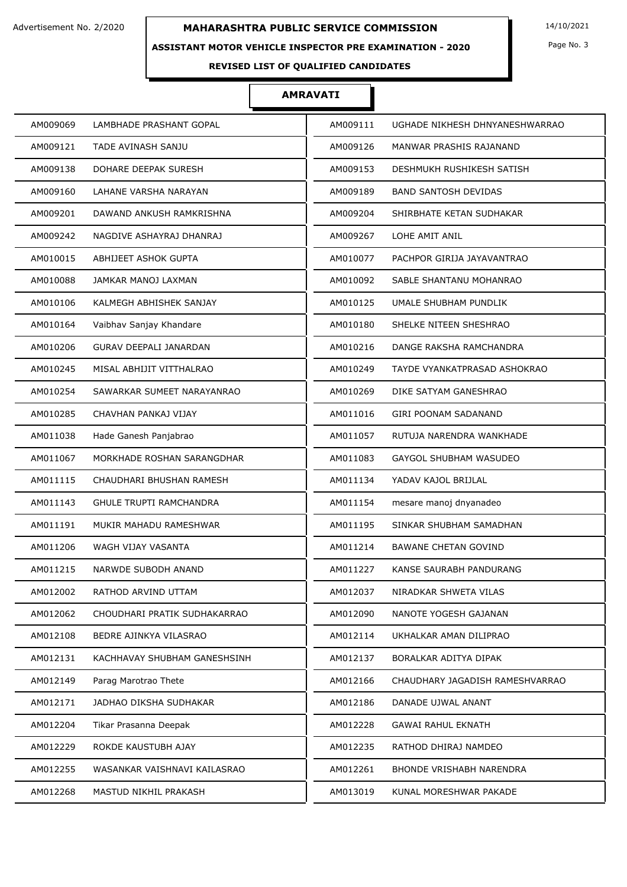# MAHARASHTRA PUBLIC SERVICE COMMISSION

Advertisement No. 2/2020

14/10/2021

**ASSISTANT MOTOR VEHICLE INSPECTOR PRE EXAMINATION - 2020**

**REVISED LIST OF QUALIFIED CANDIDATES**

## AMRAVATI

| | | | |
|---|---|---|---|
| AM009069 | LAMBHADE PRASHANT GOPAL | AM009111 | UGHADE NIKHESH DHNYANESHWARRAO |
| AM009121 | TADE AVINASH SANJU | AM009126 | MANWAR PRASHIS RAJANAND |
| AM009138 | DOHARE DEEPAK SURESH | AM009153 | DESHMUKH RUSHIKESH SATISH |
| AM009160 | LAHANE VARSHA NARAYAN | AM009189 | BAND SANTOSH DEVIDAS |
| AM009201 | DAWAND ANKUSH RAMKRISHNA | AM009204 | SHIRBHATE KETAN SUDHAKAR |
| AM009242 | NAGDIVE ASHAYRAJ DHANRAJ | AM009267 | LOHE AMIT ANIL |
| AM010015 | ABHIJEET ASHOK GUPTA | AM010077 | PACHPOR GIRIJA JAYAVANTRAO |
| AM010088 | JAMKAR MANOJ LAXMAN | AM010092 | SABLE SHANTANU MOHANRAO |
| AM010106 | KALMEGH ABHISHEK SANJAY | AM010125 | UMALE SHUBHAM PUNDLIK |
| AM010164 | Vaibhav Sanjay Khandare | AM010180 | SHELKE NITEEN SHESHRAO |
| AM010206 | GURAV DEEPALI JANARDAN | AM010216 | DANGE RAKSHA RAMCHANDRA |
| AM010245 | MISAL ABHIJIT VITTHALRAO | AM010249 | TAYDE VYANKATPRASAD ASHOKRAO |
| AM010254 | SAWARKAR SUMEET NARAYANRAO | AM010269 | DIKE SATYAM GANESHRAO |
| AM010285 | CHAVHAN PANKAJ VIJAY | AM011016 | GIRI POONAM SADANAND |
| AM011038 | Hade Ganesh Panjabrao | AM011057 | RUTUJA NARENDRA WANKHADE |
| AM011067 | MORKHADE ROSHAN SARANGDHAR | AM011083 | GAYGOL SHUBHAM WASUDEO |
| AM011115 | CHAUDHARI BHUSHAN RAMESH | AM011134 | YADAV KAJOL BRIJLAL |
| AM011143 | GHULE TRUPTI RAMCHANDRA | AM011154 | mesare manoj dnyanadeo |
| AM011191 | MUKIR MAHADU RAMESHWAR | AM011195 | SINKAR SHUBHAM SAMADHAN |
| AM011206 | WAGH VIJAY VASANTA | AM011214 | BAWANE CHETAN GOVIND |
| AM011215 | NARWDE SUBODH ANAND | AM011227 | KANSE SAURABH PANDURANG |
| AM012002 | RATHOD ARVIND UTTAM | AM012037 | NIRADKAR SHWETA VILAS |
| AM012062 | CHOUDHARI PRATIK SUDHAKARRAO | AM012090 | NANOTE YOGESH GAJANAN |
| AM012108 | BEDRE AJINKYA VILASRAO | AM012114 | UKHALKAR AMAN DILIPRAO |
| AM012131 | KACHHAVAY SHUBHAM GANESHSINH | AM012137 | BORALKAR ADITYA DIPAK |
| AM012149 | Parag Marotrao Thete | AM012166 | CHAUDHARY JAGADISH RAMESHVARRAO |
| AM012171 | JADHAO DIKSHA SUDHAKAR | AM012186 | DANADE UJWAL ANANT |
| AM012204 | Tikar Prasanna Deepak | AM012228 | GAWAI RAHUL EKNATH |
| AM012229 | ROKDE KAUSTUBH AJAY | AM012235 | RATHOD DHIRAJ NAMDEO |
| AM012255 | WASANKAR VAISHNAVI KAILASRAO | AM012261 | BHONDE VRISHABH NARENDRA |
| AM012268 | MASTUD NIKHIL PRAKASH | AM013019 | KUNAL MORESHWAR PAKADE |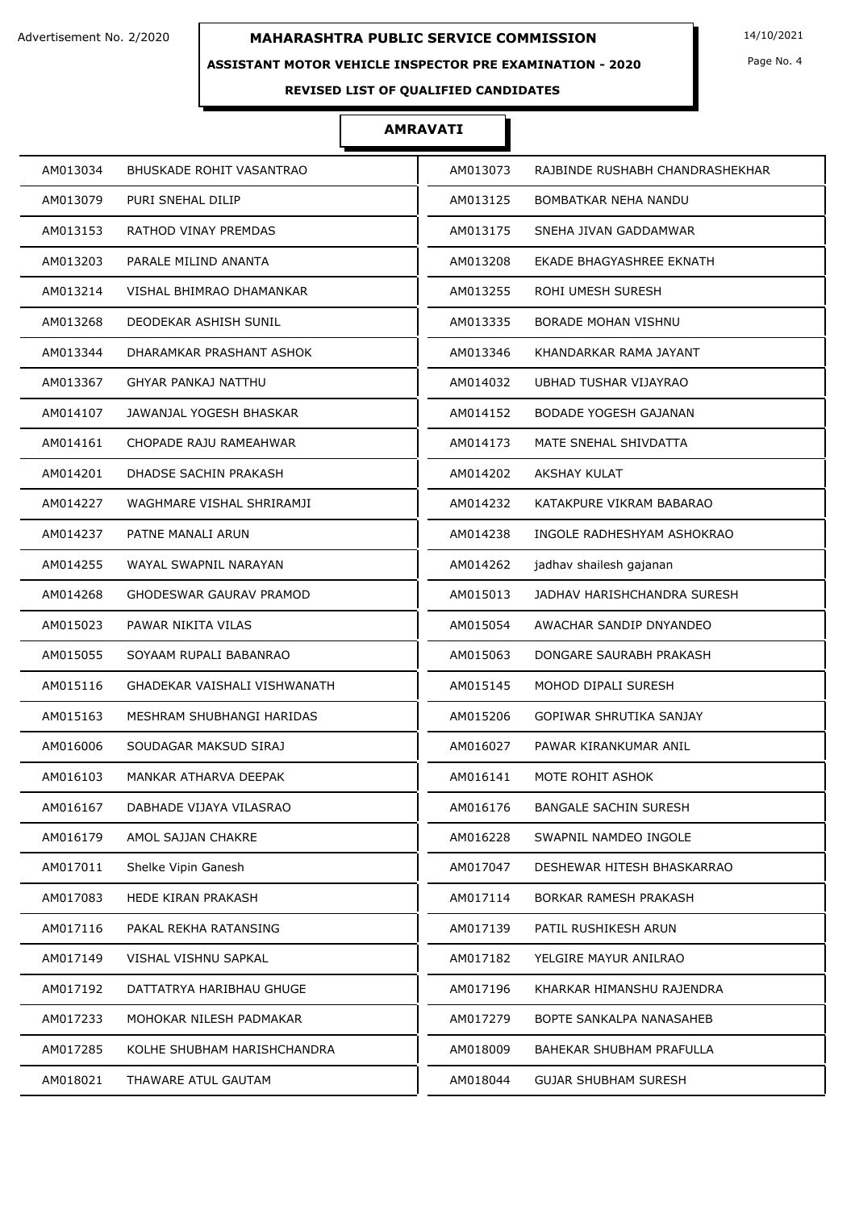Advertisement No. 2/2020

**MAHARASHTRA PUBLIC SERVICE COMMISSION**

14/10/2021

**ASSISTANT MOTOR VEHICLE INSPECTOR PRE EXAMINATION - 2020**

**REVISED LIST OF QUALIFIED CANDIDATES**

## AMRAVATI

| | | | |
|---|---|---|---|
| AM013034 | BHUSKADE ROHIT VASANTRAO | AM013073 | RAJBINDE RUSHABH CHANDRASHEKHAR |
| AM013079 | PURI SNEHAL DILIP | AM013125 | BOMBATKAR NEHA NANDU |
| AM013153 | RATHOD VINAY PREMDAS | AM013175 | SNEHA JIVAN GADDAMWAR |
| AM013203 | PARALE MILIND ANANTA | AM013208 | EKADE BHAGYASHREE EKNATH |
| AM013214 | VISHAL BHIMRAO DHAMANKAR | AM013255 | ROHI UMESH SURESH |
| AM013268 | DEODEKAR ASHISH SUNIL | AM013335 | BORADE MOHAN VISHNU |
| AM013344 | DHARAMKAR PRASHANT ASHOK | AM013346 | KHANDARKAR RAMA JAYANT |
| AM013367 | GHYAR PANKAJ NATTHU | AM014032 | UBHAD TUSHAR VIJAYRAO |
| AM014107 | JAWANJAL YOGESH BHASKAR | AM014152 | BODADE YOGESH GAJANAN |
| AM014161 | CHOPADE RAJU RAMEAHWAR | AM014173 | MATE SNEHAL SHIVDATTA |
| AM014201 | DHADSE SACHIN PRAKASH | AM014202 | AKSHAY KULAT |
| AM014227 | WAGHMARE VISHAL SHRIRAMJI | AM014232 | KATAKPURE VIKRAM BABARAO |
| AM014237 | PATNE MANALI ARUN | AM014238 | INGOLE RADHESHYAM ASHOKRAO |
| AM014255 | WAYAL SWAPNIL NARAYAN | AM014262 | jadhav shailesh gajanan |
| AM014268 | GHODESWAR GAURAV PRAMOD | AM015013 | JADHAV HARISHCHANDRA SURESH |
| AM015023 | PAWAR NIKITA VILAS | AM015054 | AWACHAR SANDIP DNYANDEO |
| AM015055 | SOYAAM RUPALI BABANRAO | AM015063 | DONGARE SAURABH PRAKASH |
| AM015116 | GHADEKAR VAISHALI VISHWANATH | AM015145 | MOHOD DIPALI SURESH |
| AM015163 | MESHRAM SHUBHANGI HARIDAS | AM015206 | GOPIWAR SHRUTIKA SANJAY |
| AM016006 | SOUDAGAR MAKSUD SIRAJ | AM016027 | PAWAR KIRANKUMAR ANIL |
| AM016103 | MANKAR ATHARVA DEEPAK | AM016141 | MOTE ROHIT ASHOK |
| AM016167 | DABHADE VIJAYA VILASRAO | AM016176 | BANGALE SACHIN SURESH |
| AM016179 | AMOL SAJJAN CHAKRE | AM016228 | SWAPNIL NAMDEO INGOLE |
| AM017011 | Shelke Vipin Ganesh | AM017047 | DESHEWAR HITESH BHASKARRAO |
| AM017083 | HEDE KIRAN PRAKASH | AM017114 | BORKAR RAMESH PRAKASH |
| AM017116 | PAKAL REKHA RATANSING | AM017139 | PATIL RUSHIKESH ARUN |
| AM017149 | VISHAL VISHNU SAPKAL | AM017182 | YELGIRE MAYUR ANILRAO |
| AM017192 | DATTATRYA HARIBHAU GHUGE | AM017196 | KHARKAR HIMANSHU RAJENDRA |
| AM017233 | MOHOKAR NILESH PADMAKAR | AM017279 | BOPTE SANKALPA NANASAHEB |
| AM017285 | KOLHE SHUBHAM HARISHCHANDRA | AM018009 | BAHEKAR SHUBHAM PRAFULLA |
| AM018021 | THAWARE ATUL GAUTAM | AM018044 | GUJAR SHUBHAM SURESH |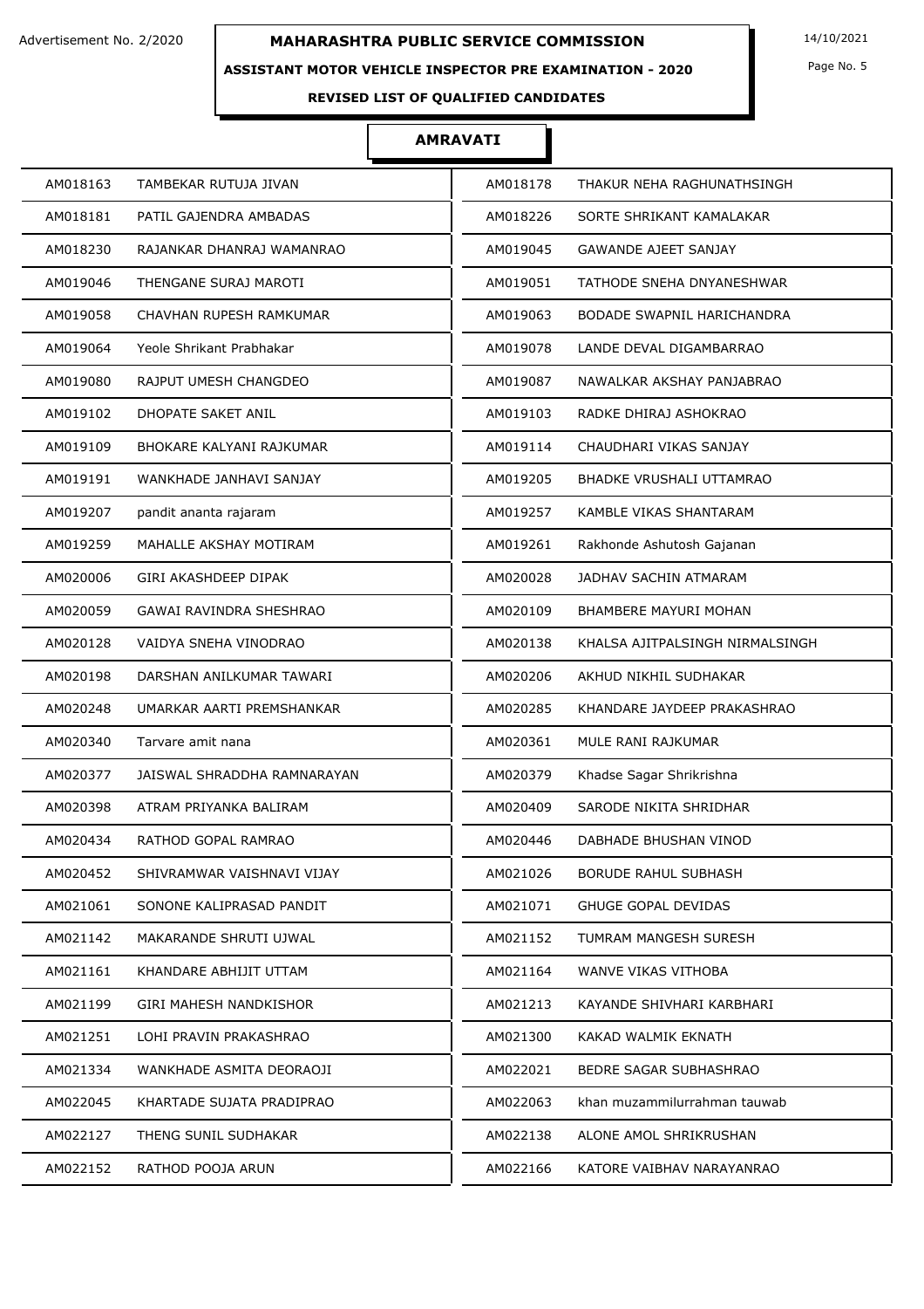# MAHARASHTRA PUBLIC SERVICE COMMISSION

Advertisement No. 2/2020

14/10/2021

## ASSISTANT MOTOR VEHICLE INSPECTOR PRE EXAMINATION - 2020

### REVISED LIST OF QUALIFIED CANDIDATES

### AMRAVATI

| | | | |
|---|---|---|---|
| AM018163 | TAMBEKAR RUTUJA JIVAN | AM018178 | THAKUR NEHA RAGHUNATHSINGH |
| AM018181 | PATIL GAJENDRA AMBADAS | AM018226 | SORTE SHRIKANT KAMALAKAR |
| AM018230 | RAJANKAR DHANRAJ WAMANRAO | AM019045 | GAWANDE AJEET SANJAY |
| AM019046 | THENGANE SURAJ MAROTI | AM019051 | TATHODE SNEHA DNYANESHWAR |
| AM019058 | CHAVHAN RUPESH RAMKUMAR | AM019063 | BODADE SWAPNIL HARICHANDRA |
| AM019064 | Yeole Shrikant Prabhakar | AM019078 | LANDE DEVAL DIGAMBARRAO |
| AM019080 | RAJPUT UMESH CHANGDEO | AM019087 | NAWALKAR AKSHAY PANJABRAO |
| AM019102 | DHOPATE SAKET ANIL | AM019103 | RADKE DHIRAJ ASHOKRAO |
| AM019109 | BHOKARE KALYANI RAJKUMAR | AM019114 | CHAUDHARI VIKAS SANJAY |
| AM019191 | WANKHADE JANHAVI SANJAY | AM019205 | BHADKE VRUSHALI UTTAMRAO |
| AM019207 | pandit ananta rajaram | AM019257 | KAMBLE VIKAS SHANTARAM |
| AM019259 | MAHALLE AKSHAY MOTIRAM | AM019261 | Rakhonde Ashutosh Gajanan |
| AM020006 | GIRI AKASHDEEP DIPAK | AM020028 | JADHAV SACHIN ATMARAM |
| AM020059 | GAWAI RAVINDRA SHESHRAO | AM020109 | BHAMBERE MAYURI MOHAN |
| AM020128 | VAIDYA SNEHA VINODRAO | AM020138 | KHALSA AJITPALSINGH NIRMALSINGH |
| AM020198 | DARSHAN ANILKUMAR TAWARI | AM020206 | AKHUD NIKHIL SUDHAKAR |
| AM020248 | UMARKAR AARTI PREMSHANKAR | AM020285 | KHANDARE JAYDEEP PRAKASHRAO |
| AM020340 | Tarvare amit nana | AM020361 | MULE RANI RAJKUMAR |
| AM020377 | JAISWAL SHRADDHA RAMNARAYAN | AM020379 | Khadse Sagar Shrikrishna |
| AM020398 | ATRAM PRIYANKA BALIRAM | AM020409 | SARODE NIKITA SHRIDHAR |
| AM020434 | RATHOD GOPAL RAMRAO | AM020446 | DABHADE BHUSHAN VINOD |
| AM020452 | SHIVRAMWAR VAISHNAVI VIJAY | AM021026 | BORUDE RAHUL SUBHASH |
| AM021061 | SONONE KALIPRASAD PANDIT | AM021071 | GHUGE GOPAL DEVIDAS |
| AM021142 | MAKARANDE SHRUTI UJWAL | AM021152 | TUMRAM MANGESH SURESH |
| AM021161 | KHANDARE ABHIJIT UTTAM | AM021164 | WANVE VIKAS VITHOBA |
| AM021199 | GIRI MAHESH NANDKISHOR | AM021213 | KAYANDE SHIVHARI KARBHARI |
| AM021251 | LOHI PRAVIN PRAKASHRAO | AM021300 | KAKAD WALMIK EKNATH |
| AM021334 | WANKHADE ASMITA DEORAOJI | AM022021 | BEDRE SAGAR SUBHASHRAO |
| AM022045 | KHARTADE SUJATA PRADIPRAO | AM022063 | khan muzammilurrahman tauwab |
| AM022127 | THENG SUNIL SUDHAKAR | AM022138 | ALONE AMOL SHRIKRUSHAN |
| AM022152 | RATHOD POOJA ARUN | AM022166 | KATORE VAIBHAV NARAYANRAO |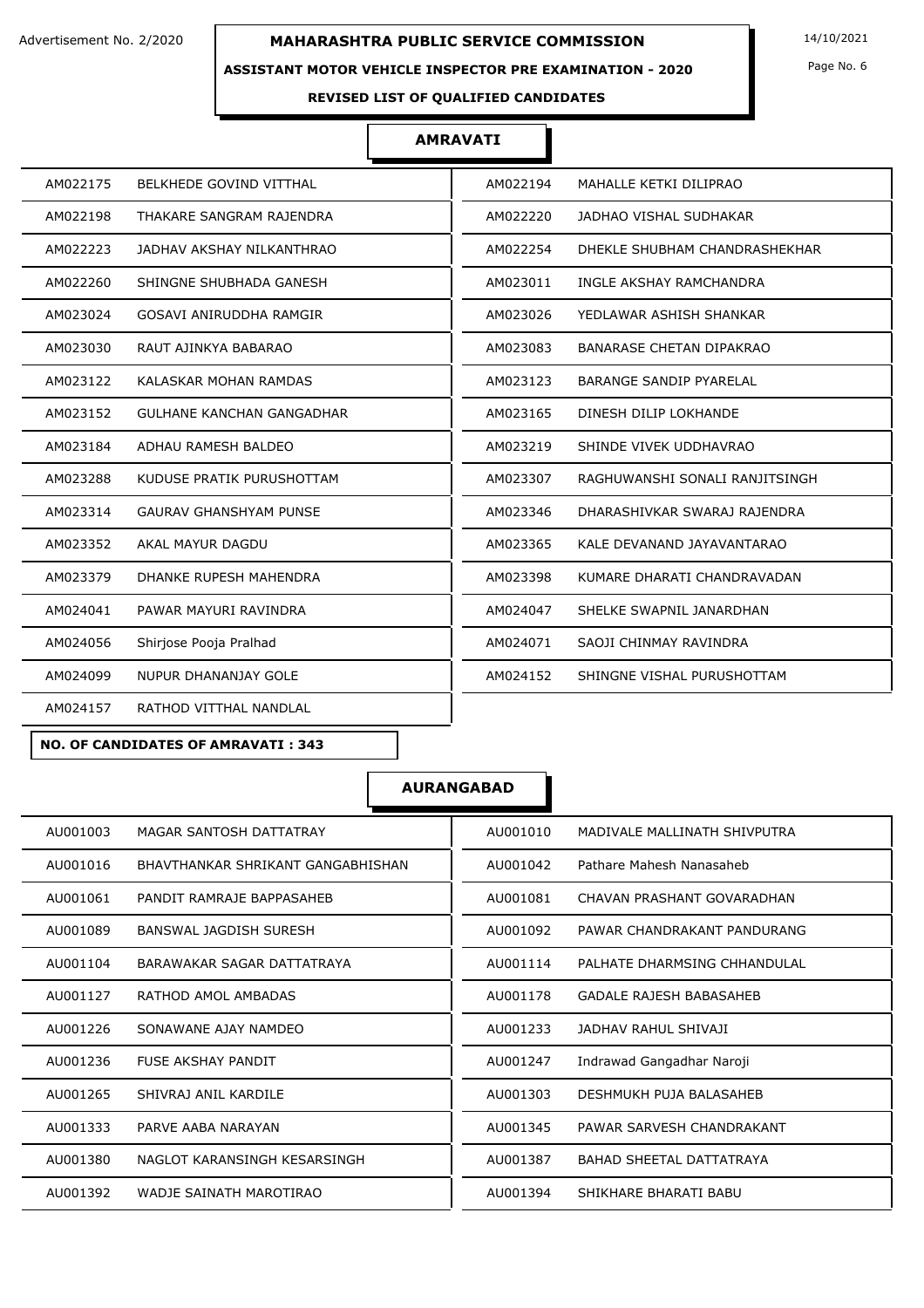Advertisement No. 2/2020

**MAHARASHTRA PUBLIC SERVICE COMMISSION**

14/10/2021

**ASSISTANT MOTOR VEHICLE INSPECTOR PRE EXAMINATION - 2020**

**REVISED LIST OF QUALIFIED CANDIDATES**

## AMRAVATI

| | | | |
|---|---|---|---|
| AM022175 | BELKHEDE GOVIND VITTHAL | AM022194 | MAHALLE KETKI DILIPRAO |
| AM022198 | THAKARE SANGRAM RAJENDRA | AM022220 | JADHAO VISHAL SUDHAKAR |
| AM022223 | JADHAV AKSHAY NILKANTHRAO | AM022254 | DHEKLE SHUBHAM CHANDRASHEKHAR |
| AM022260 | SHINGNE SHUBHADA GANESH | AM023011 | INGLE AKSHAY RAMCHANDRA |
| AM023024 | GOSAVI ANIRUDDHA RAMGIR | AM023026 | YEDLAWAR ASHISH SHANKAR |
| AM023030 | RAUT AJINKYA BABARAO | AM023083 | BANARASE CHETAN DIPAKRAO |
| AM023122 | KALASKAR MOHAN RAMDAS | AM023123 | BARANGE SANDIP PYARELAL |
| AM023152 | GULHANE KANCHAN GANGADHAR | AM023165 | DINESH DILIP LOKHANDE |
| AM023184 | ADHAU RAMESH BALDEO | AM023219 | SHINDE VIVEK UDDHAVRAO |
| AM023288 | KUDUSE PRATIK PURUSHOTTAM | AM023307 | RAGHUWANSHI SONALI RANJITSINGH |
| AM023314 | GAURAV GHANSHYAM PUNSE | AM023346 | DHARASHIVKAR SWARAJ RAJENDRA |
| AM023352 | AKAL MAYUR DAGDU | AM023365 | KALE DEVANAND JAYAVANTARAO |
| AM023379 | DHANKE RUPESH MAHENDRA | AM023398 | KUMARE DHARATI CHANDRAVADAN |
| AM024041 | PAWAR MAYURI RAVINDRA | AM024047 | SHELKE SWAPNIL JANARDHAN |
| AM024056 | Shirjose Pooja Pralhad | AM024071 | SAOJI CHINMAY RAVINDRA |
| AM024099 | NUPUR DHANANJAY GOLE | AM024152 | SHINGNE VISHAL PURUSHOTTAM |
| AM024157 | RATHOD VITTHAL NANDLAL | | |

**NO. OF CANDIDATES OF AMRAVATI : 343**

## AURANGABAD

| | | | |
|---|---|---|---|
| AU001003 | MAGAR SANTOSH DATTATRAY | AU001010 | MADIVALE MALLINATH SHIVPUTRA |
| AU001016 | BHAVTHANKAR SHRIKANT GANGABHISHAN | AU001042 | Pathare Mahesh Nanasaheb |
| AU001061 | PANDIT RAMRAJE BAPPASAHEB | AU001081 | CHAVAN PRASHANT GOVARADHAN |
| AU001089 | BANSWAL JAGDISH SURESH | AU001092 | PAWAR CHANDRAKANT PANDURANG |
| AU001104 | BARAWAKAR SAGAR DATTATRAYA | AU001114 | PALHATE DHARMSING CHHANDULAL |
| AU001127 | RATHOD AMOL AMBADAS | AU001178 | GADALE RAJESH BABASAHEB |
| AU001226 | SONAWANE AJAY NAMDEO | AU001233 | JADHAV RAHUL SHIVAJI |
| AU001236 | FUSE AKSHAY PANDIT | AU001247 | Indrawad Gangadhar Naroji |
| AU001265 | SHIVRAJ ANIL KARDILE | AU001303 | DESHMUKH PUJA BALASAHEB |
| AU001333 | PARVE AABA NARAYAN | AU001345 | PAWAR SARVESH CHANDRAKANT |
| AU001380 | NAGLOT KARANSINGH KESARSINGH | AU001387 | BAHAD SHEETAL DATTATRAYA |
| AU001392 | WADJE SAINATH MAROTIRAO | AU001394 | SHIKHARE BHARATI BABU |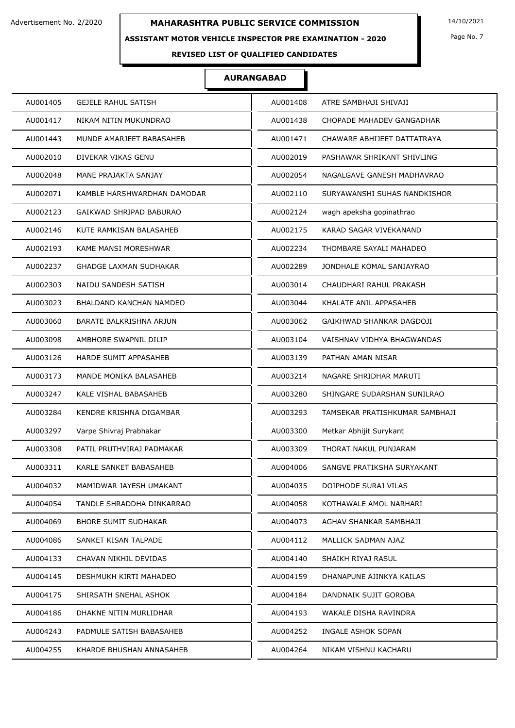Advertisement No. 2/2020

# MAHARASHTRA PUBLIC SERVICE COMMISSION

14/10/2021

## ASSISTANT MOTOR VEHICLE INSPECTOR PRE EXAMINATION - 2020

### REVISED LIST OF QUALIFIED CANDIDATES

### AURANGABAD

| | | | |
|---|---|---|---|
| AU001405 | GEJELE RAHUL SATISH | AU001408 | ATRE SAMBHAJI SHIVAJI |
| AU001417 | NIKAM NITIN MUKUNDRAO | AU001438 | CHOPADE MAHADEV GANGADHAR |
| AU001443 | MUNDE AMARJEET BABASAHEB | AU001471 | CHAWARE ABHIJEET DATTATRAYA |
| AU002010 | DIVEKAR VIKAS GENU | AU002019 | PASHAWAR SHRIKANT SHIVLING |
| AU002048 | MANE PRAJAKTA SANJAY | AU002054 | NAGALGAVE GANESH MADHAVRAO |
| AU002071 | KAMBLE HARSHWARDHAN DAMODAR | AU002110 | SURYAWANSHI SUHAS NANDKISHOR |
| AU002123 | GAIKWAD SHRIPAD BABURAO | AU002124 | wagh apeksha gopinathrao |
| AU002146 | KUTE RAMKISAN BALASAHEB | AU002175 | KARAD SAGAR VIVEKANAND |
| AU002193 | KAME MANSI MORESHWAR | AU002234 | THOMBARE SAYALI MAHADEO |
| AU002237 | GHADGE LAXMAN SUDHAKAR | AU002289 | JONDHALE KOMAL SANJAYRAO |
| AU002303 | NAIDU SANDESH SATISH | AU003014 | CHAUDHARI RAHUL PRAKASH |
| AU003023 | BHALDAND KANCHAN NAMDEO | AU003044 | KHALATE ANIL APPASAHEB |
| AU003060 | BARATE BALKRISHNA ARJUN | AU003062 | GAIKHWAD SHANKAR DAGDOJI |
| AU003098 | AMBHORE SWAPNIL DILIP | AU003104 | VAISHNAV VIDHYA BHAGWANDAS |
| AU003126 | HARDE SUMIT APPASAHEB | AU003139 | PATHAN AMAN NISAR |
| AU003173 | MANDE MONIKA BALASAHEB | AU003214 | NAGARE SHRIDHAR MARUTI |
| AU003247 | KALE VISHAL BABASAHEB | AU003280 | SHINGARE SUDARSHAN SUNILRAO |
| AU003284 | KENDRE KRISHNA DIGAMBAR | AU003293 | TAMSEKAR PRATISHKUMAR SAMBHAJI |
| AU003297 | Varpe Shivraj Prabhakar | AU003300 | Metkar Abhijit Surykant |
| AU003308 | PATIL PRUTHVIRAJ PADMAKAR | AU003309 | THORAT NAKUL PUNJARAM |
| AU003311 | KARLE SANKET BABASAHEB | AU004006 | SANGVE PRATIKSHA SURYAKANT |
| AU004032 | MAMIDWAR JAYESH UMAKANT | AU004035 | DOIPHODE SURAJ VILAS |
| AU004054 | TANDLE SHRADDHA DINKARRAO | AU004058 | KOTHAWALE AMOL NARHARI |
| AU004069 | BHORE SUMIT SUDHAKAR | AU004073 | AGHAV SHANKAR SAMBHAJI |
| AU004086 | SANKET KISAN TALPADE | AU004112 | MALLICK SADMAN AJAZ |
| AU004133 | CHAVAN NIKHIL DEVIDAS | AU004140 | SHAIKH RIYAJ RASUL |
| AU004145 | DESHMUKH KIRTI MAHADEO | AU004159 | DHANAPUNE AJINKYA KAILAS |
| AU004175 | SHIRSATH SNEHAL ASHOK | AU004184 | DANDNAIK SUJIT GOROBA |
| AU004186 | DHAKNE NITIN MURLIDHAR | AU004193 | WAKALE DISHA RAVINDRA |
| AU004243 | PADMULE SATISH BABASAHEB | AU004252 | INGALE ASHOK SOPAN |
| AU004255 | KHARDE BHUSHAN ANNASAHEB | AU004264 | NIKAM VISHNU KACHARU |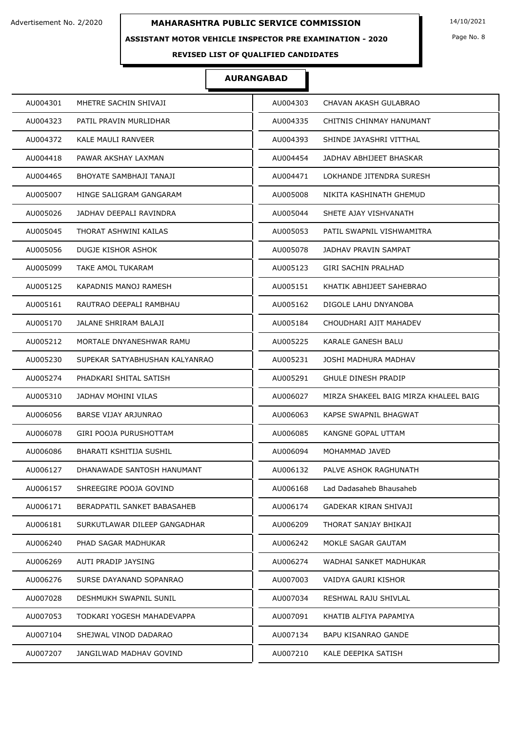Advertisement No. 2/2020

**MAHARASHTRA PUBLIC SERVICE COMMISSION**

14/10/2021

**ASSISTANT MOTOR VEHICLE INSPECTOR PRE EXAMINATION - 2020**

**REVISED LIST OF QUALIFIED CANDIDATES**

## AURANGABAD

| | | | |
|---|---|---|---|
| AU004301 | MHETRE SACHIN SHIVAJI | AU004303 | CHAVAN AKASH GULABRAO |
| AU004323 | PATIL PRAVIN MURLIDHAR | AU004335 | CHITNIS CHINMAY HANUMANT |
| AU004372 | KALE MAULI RANVEER | AU004393 | SHINDE JAYASHRI VITTHAL |
| AU004418 | PAWAR AKSHAY LAXMAN | AU004454 | JADHAV ABHIJEET BHASKAR |
| AU004465 | BHOYATE SAMBHAJI TANAJI | AU004471 | LOKHANDE JITENDRA SURESH |
| AU005007 | HINGE SALIGRAM GANGARAM | AU005008 | NIKITA KASHINATH GHEMUD |
| AU005026 | JADHAV DEEPALI RAVINDRA | AU005044 | SHETE AJAY VISHVANATH |
| AU005045 | THORAT ASHWINI KAILAS | AU005053 | PATIL SWAPNIL VISHWAMITRA |
| AU005056 | DUGJE KISHOR ASHOK | AU005078 | JADHAV PRAVIN SAMPAT |
| AU005099 | TAKE AMOL TUKARAM | AU005123 | GIRI SACHIN PRALHAD |
| AU005125 | KAPADNIS MANOJ RAMESH | AU005151 | KHATIK ABHIJEET SAHEBRAO |
| AU005161 | RAUTRAO DEEPALI RAMBHAU | AU005162 | DIGOLE LAHU DNYANOBA |
| AU005170 | JALANE SHRIRAM BALAJI | AU005184 | CHOUDHARI AJIT MAHADEV |
| AU005212 | MORTALE DNYANESHWAR RAMU | AU005225 | KARALE GANESH BALU |
| AU005230 | SUPEKAR SATYABHUSHAN KALYANRAO | AU005231 | JOSHI MADHURA MADHAV |
| AU005274 | PHADKARI SHITAL SATISH | AU005291 | GHULE DINESH PRADIP |
| AU005310 | JADHAV MOHINI VILAS | AU006027 | MIRZA SHAKEEL BAIG MIRZA KHALEEL BAIG |
| AU006056 | BARSE VIJAY ARJUNRAO | AU006063 | KAPSE SWAPNIL BHAGWAT |
| AU006078 | GIRI POOJA PURUSHOTTAM | AU006085 | KANGNE GOPAL UTTAM |
| AU006086 | BHARATI KSHITIJA SUSHIL | AU006094 | MOHAMMAD JAVED |
| AU006127 | DHANAWADE SANTOSH HANUMANT | AU006132 | PALVE ASHOK RAGHUNATH |
| AU006157 | SHREEGIRE POOJA GOVIND | AU006168 | Lad Dadasaheb Bhausaheb |
| AU006171 | BERADPATIL SANKET BABASAHEB | AU006174 | GADEKAR KIRAN SHIVAJI |
| AU006181 | SURKUTLAWAR DILEEP GANGADHAR | AU006209 | THORAT SANJAY BHIKAJI |
| AU006240 | PHAD SAGAR MADHUKAR | AU006242 | MOKLE SAGAR GAUTAM |
| AU006269 | AUTI PRADIP JAYSING | AU006274 | WADHAI SANKET MADHUKAR |
| AU006276 | SURSE DAYANAND SOPANRAO | AU007003 | VAIDYA GAURI KISHOR |
| AU007028 | DESHMUKH SWAPNIL SUNIL | AU007034 | RESHWAL RAJU SHIVLAL |
| AU007053 | TODKARI YOGESH MAHADEVAPPA | AU007091 | KHATIB ALFIYA PAPAMIYA |
| AU007104 | SHEJWAL VINOD DADARAO | AU007134 | BAPU KISANRAO GANDE |
| AU007207 | JANGILWAD MADHAV GOVIND | AU007210 | KALE DEEPIKA SATISH |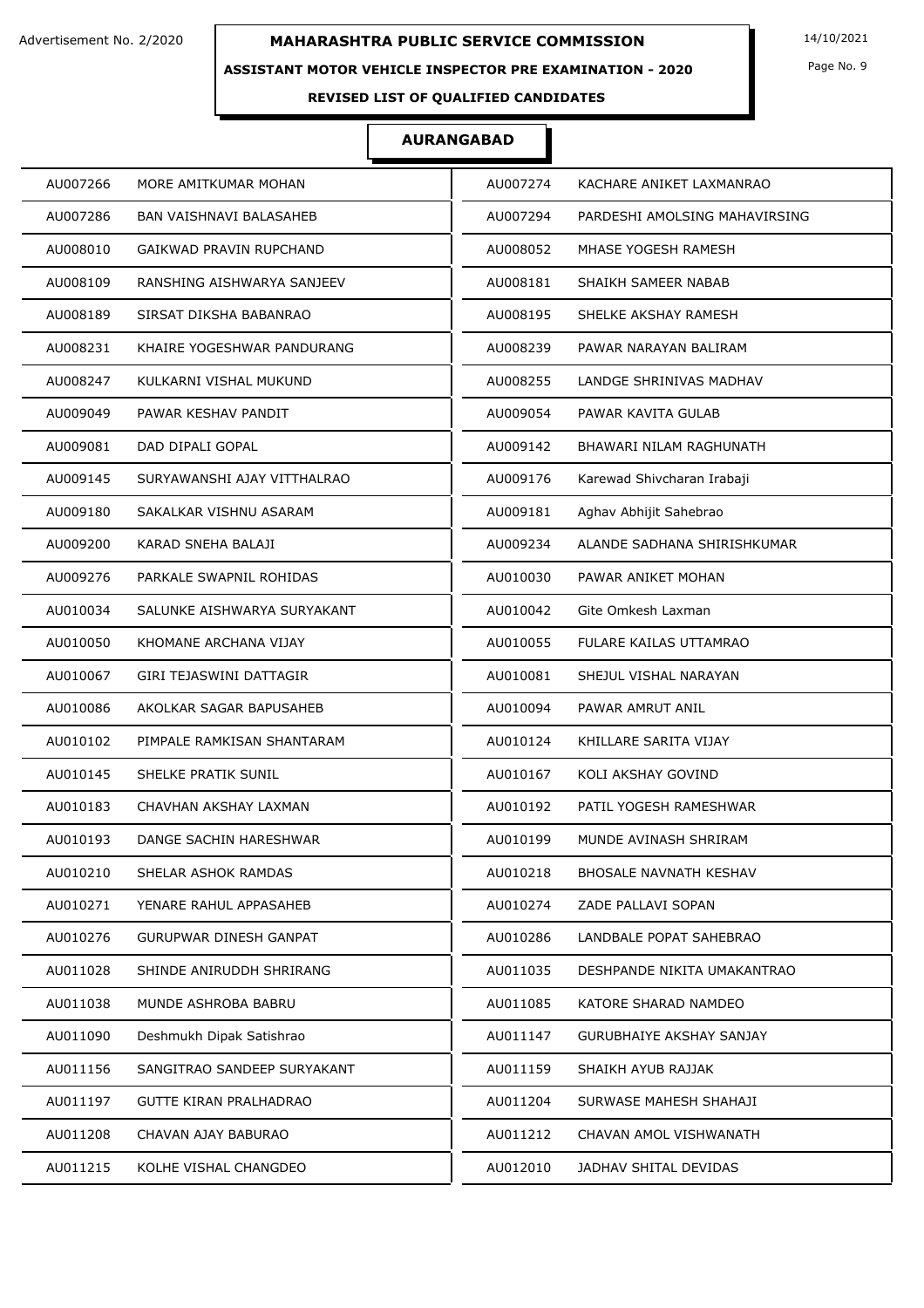Advertisement No. 2/2020

# MAHARASHTRA PUBLIC SERVICE COMMISSION

14/10/2021

## ASSISTANT MOTOR VEHICLE INSPECTOR PRE EXAMINATION - 2020

### REVISED LIST OF QUALIFIED CANDIDATES

### AURANGABAD

| | | | |
|---|---|---|---|
| AU007266 | MORE AMITKUMAR MOHAN | AU007274 | KACHARE ANIKET LAXMANRAO |
| AU007286 | BAN VAISHNAVI BALASAHEB | AU007294 | PARDESHI AMOLSING MAHAVIRSING |
| AU008010 | GAIKWAD PRAVIN RUPCHAND | AU008052 | MHASE YOGESH RAMESH |
| AU008109 | RANSHING AISHWARYA SANJEEV | AU008181 | SHAIKH SAMEER NABAB |
| AU008189 | SIRSAT DIKSHA BABANRAO | AU008195 | SHELKE AKSHAY RAMESH |
| AU008231 | KHAIRE YOGESHWAR PANDURANG | AU008239 | PAWAR NARAYAN BALIRAM |
| AU008247 | KULKARNI VISHAL MUKUND | AU008255 | LANDGE SHRINIVAS MADHAV |
| AU009049 | PAWAR KESHAV PANDIT | AU009054 | PAWAR KAVITA GULAB |
| AU009081 | DAD DIPALI GOPAL | AU009142 | BHAWARI NILAM RAGHUNATH |
| AU009145 | SURYAWANSHI AJAY VITTHALRAO | AU009176 | Karewad Shivcharan Irabaji |
| AU009180 | SAKALKAR VISHNU ASARAM | AU009181 | Aghav Abhijit Sahebrao |
| AU009200 | KARAD SNEHA BALAJI | AU009234 | ALANDE SADHANA SHIRISHKUMAR |
| AU009276 | PARKALE SWAPNIL ROHIDAS | AU010030 | PAWAR ANIKET MOHAN |
| AU010034 | SALUNKE AISHWARYA SURYAKANT | AU010042 | Gite Omkesh Laxman |
| AU010050 | KHOMANE ARCHANA VIJAY | AU010055 | FULARE KAILAS UTTAMRAO |
| AU010067 | GIRI TEJASWINI DATTAGIR | AU010081 | SHEJUL VISHAL NARAYAN |
| AU010086 | AKOLKAR SAGAR BAPUSAHEB | AU010094 | PAWAR AMRUT ANIL |
| AU010102 | PIMPALE RAMKISAN SHANTARAM | AU010124 | KHILLARE SARITA VIJAY |
| AU010145 | SHELKE PRATIK SUNIL | AU010167 | KOLI AKSHAY GOVIND |
| AU010183 | CHAVHAN AKSHAY LAXMAN | AU010192 | PATIL YOGESH RAMESHWAR |
| AU010193 | DANGE SACHIN HARESHWAR | AU010199 | MUNDE AVINASH SHRIRAM |
| AU010210 | SHELAR ASHOK RAMDAS | AU010218 | BHOSALE NAVNATH KESHAV |
| AU010271 | YENARE RAHUL APPASAHEB | AU010274 | ZADE PALLAVI SOPAN |
| AU010276 | GURUPWAR DINESH GANPAT | AU010286 | LANDBALE POPAT SAHEBRAO |
| AU011028 | SHINDE ANIRUDDH SHRIRANG | AU011035 | DESHPANDE NIKITA UMAKANTRAO |
| AU011038 | MUNDE ASHROBA BABRU | AU011085 | KATORE SHARAD NAMDEO |
| AU011090 | Deshmukh Dipak Satishrao | AU011147 | GURUBHAIYE AKSHAY SANJAY |
| AU011156 | SANGITRAO SANDEEP SURYAKANT | AU011159 | SHAIKH AYUB RAJJAK |
| AU011197 | GUTTE KIRAN PRALHADRAO | AU011204 | SURWASE MAHESH SHAHAJI |
| AU011208 | CHAVAN AJAY BABURAO | AU011212 | CHAVAN AMOL VISHWANATH |
| AU011215 | KOLHE VISHAL CHANGDEO | AU012010 | JADHAV SHITAL DEVIDAS |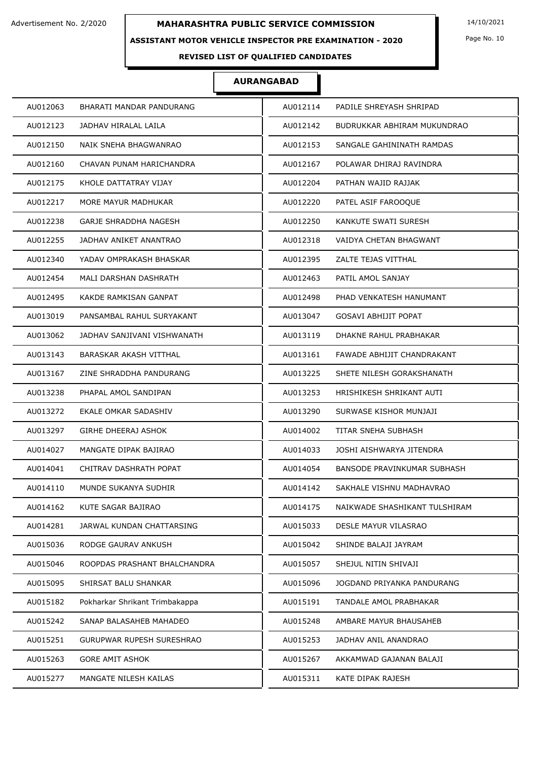Advertisement No. 2/2020

# MAHARASHTRA PUBLIC SERVICE COMMISSION

14/10/2021

## ASSISTANT MOTOR VEHICLE INSPECTOR PRE EXAMINATION - 2020

### REVISED LIST OF QUALIFIED CANDIDATES

### AURANGABAD

| Seat No. | Name | Seat No. | Name |
|---|---|---|---|
| AU012063 | BHARATI MANDAR PANDURANG | AU012114 | PADILE SHREYASH SHRIPAD |
| AU012123 | JADHAV HIRALAL LAILA | AU012142 | BUDRUKKAR ABHIRAM MUKUNDRAO |
| AU012150 | NAIK SNEHA BHAGWANRAO | AU012153 | SANGALE GAHININATH RAMDAS |
| AU012160 | CHAVAN PUNAM HARICHANDRA | AU012167 | POLAWAR DHIRAJ RAVINDRA |
| AU012175 | KHOLE DATTATRAY VIJAY | AU012204 | PATHAN WAJID RAJJAK |
| AU012217 | MORE MAYUR MADHUKAR | AU012220 | PATEL ASIF FAROOQUE |
| AU012238 | GARJE SHRADDHA NAGESH | AU012250 | KANKUTE SWATI SURESH |
| AU012255 | JADHAV ANIKET ANANTRAO | AU012318 | VAIDYA CHETAN BHAGWANT |
| AU012340 | YADAV OMPRAKASH BHASKAR | AU012395 | ZALTE TEJAS VITTHAL |
| AU012454 | MALI DARSHAN DASHRATH | AU012463 | PATIL AMOL SANJAY |
| AU012495 | KAKDE RAMKISAN GANPAT | AU012498 | PHAD VENKATESH HANUMANT |
| AU013019 | PANSAMBAL RAHUL SURYAKANT | AU013047 | GOSAVI ABHIJIT POPAT |
| AU013062 | JADHAV SANJIVANI VISHWANATH | AU013119 | DHAKNE RAHUL PRABHAKAR |
| AU013143 | BARASKAR AKASH VITTHAL | AU013161 | FAWADE ABHIJIT CHANDRAKANT |
| AU013167 | ZINE SHRADDHA PANDURANG | AU013225 | SHETE NILESH GORAKSHANATH |
| AU013238 | PHAPAL AMOL SANDIPAN | AU013253 | HRISHIKESH SHRIKANT AUTI |
| AU013272 | EKALE OMKAR SADASHIV | AU013290 | SURWASE KISHOR MUNJAJI |
| AU013297 | GIRHE DHEERAJ ASHOK | AU014002 | TITAR SNEHA SUBHASH |
| AU014027 | MANGATE DIPAK BAJIRAO | AU014033 | JOSHI AISHWARYA JITENDRA |
| AU014041 | CHITRAV DASHRATH POPAT | AU014054 | BANSODE PRAVINKUMAR SUBHASH |
| AU014110 | MUNDE SUKANYA SUDHIR | AU014142 | SAKHALE VISHNU MADHAVRAO |
| AU014162 | KUTE SAGAR BAJIRAO | AU014175 | NAIKWADE SHASHIKANT TULSHIRAM |
| AU014281 | JARWAL KUNDAN CHATTARSING | AU015033 | DESLE MAYUR VILASRAO |
| AU015036 | RODGE GAURAV ANKUSH | AU015042 | SHINDE BALAJI JAYRAM |
| AU015046 | ROOPDAS PRASHANT BHALCHANDRA | AU015057 | SHEJUL NITIN SHIVAJI |
| AU015095 | SHIRSAT BALU SHANKAR | AU015096 | JOGDAND PRIYANKA PANDURANG |
| AU015182 | Pokharkar Shrikant Trimbakappa | AU015191 | TANDALE AMOL PRABHAKAR |
| AU015242 | SANAP BALASAHEB MAHADEO | AU015248 | AMBARE MAYUR BHAUSAHEB |
| AU015251 | GURUPWAR RUPESH SURESHRAO | AU015253 | JADHAV ANIL ANANDRAO |
| AU015263 | GORE AMIT ASHOK | AU015267 | AKKAMWAD GAJANAN BALAJI |
| AU015277 | MANGATE NILESH KAILAS | AU015311 | KATE DIPAK RAJESH |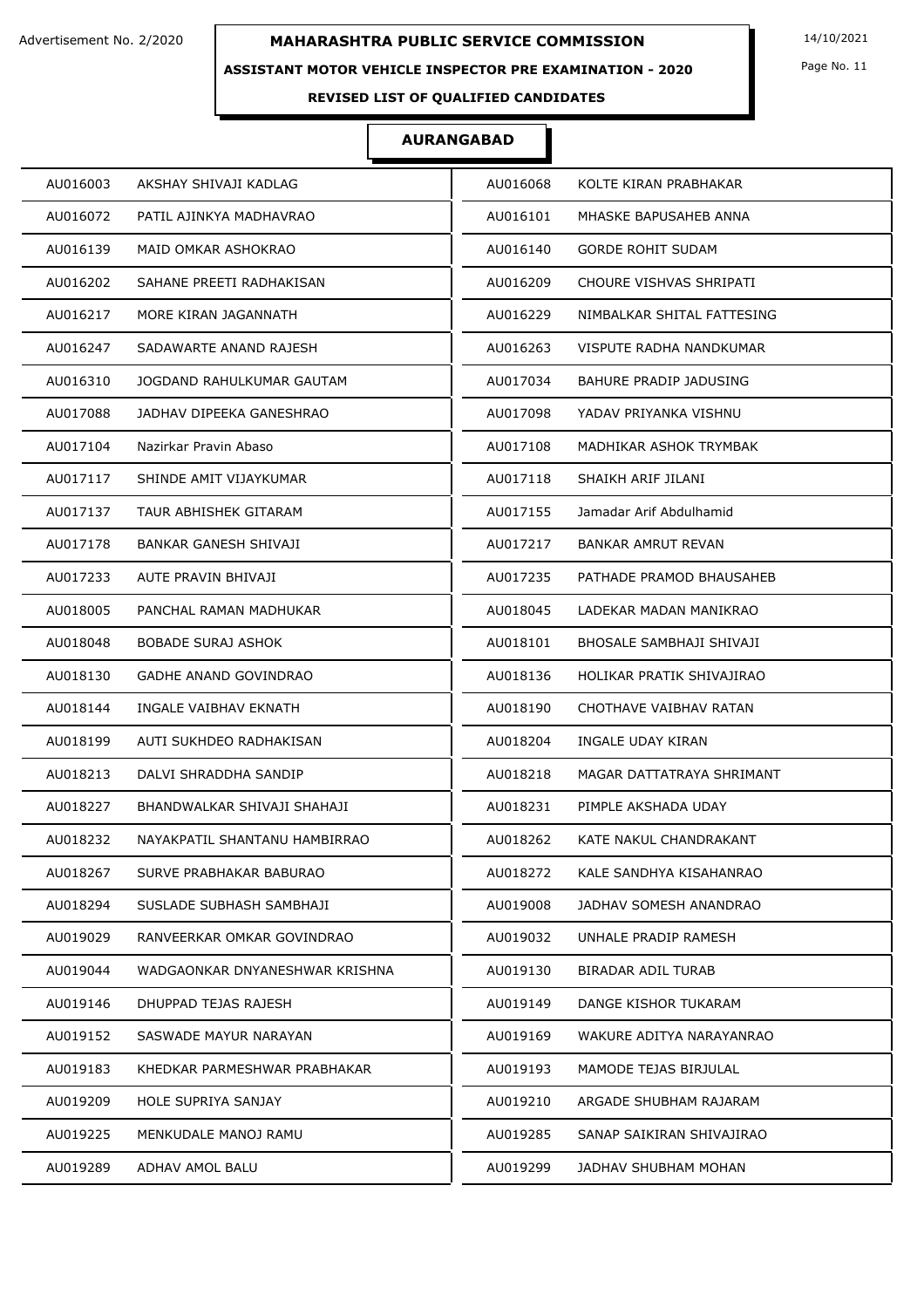Advertisement No. 2/2020

# MAHARASHTRA PUBLIC SERVICE COMMISSION

14/10/2021

## ASSISTANT MOTOR VEHICLE INSPECTOR PRE EXAMINATION - 2020

### REVISED LIST OF QUALIFIED CANDIDATES

### AURANGABAD

| | | | |
|---|---|---|---|
| AU016003 | AKSHAY SHIVAJI KADLAG | AU016068 | KOLTE KIRAN PRABHAKAR |
| AU016072 | PATIL AJINKYA MADHAVRAO | AU016101 | MHASKE BAPUSAHEB ANNA |
| AU016139 | MAID OMKAR ASHOKRAO | AU016140 | GORDE ROHIT SUDAM |
| AU016202 | SAHANE PREETI RADHAKISAN | AU016209 | CHOURE VISHVAS SHRIPATI |
| AU016217 | MORE KIRAN JAGANNATH | AU016229 | NIMBALKAR SHITAL FATTESING |
| AU016247 | SADAWARTE ANAND RAJESH | AU016263 | VISPUTE RADHA NANDKUMAR |
| AU016310 | JOGDAND RAHULKUMAR GAUTAM | AU017034 | BAHURE PRADIP JADUSING |
| AU017088 | JADHAV DIPEEKA GANESHRAO | AU017098 | YADAV PRIYANKA VISHNU |
| AU017104 | Nazirkar Pravin Abaso | AU017108 | MADHIKAR ASHOK TRYMBAK |
| AU017117 | SHINDE AMIT VIJAYKUMAR | AU017118 | SHAIKH ARIF JILANI |
| AU017137 | TAUR ABHISHEK GITARAM | AU017155 | Jamadar Arif Abdulhamid |
| AU017178 | BANKAR GANESH SHIVAJI | AU017217 | BANKAR AMRUT REVAN |
| AU017233 | AUTE PRAVIN BHIVAJI | AU017235 | PATHADE PRAMOD BHAUSAHEB |
| AU018005 | PANCHAL RAMAN MADHUKAR | AU018045 | LADEKAR MADAN MANIKRAO |
| AU018048 | BOBADE SURAJ ASHOK | AU018101 | BHOSALE SAMBHAJI SHIVAJI |
| AU018130 | GADHE ANAND GOVINDRAO | AU018136 | HOLIKAR PRATIK SHIVAJIRAO |
| AU018144 | INGALE VAIBHAV EKNATH | AU018190 | CHOTHAVE VAIBHAV RATAN |
| AU018199 | AUTI SUKHDEO RADHAKISAN | AU018204 | INGALE UDAY KIRAN |
| AU018213 | DALVI SHRADDHA SANDIP | AU018218 | MAGAR DATTATRAYA SHRIMANT |
| AU018227 | BHANDWALKAR SHIVAJI SHAHAJI | AU018231 | PIMPLE AKSHADA UDAY |
| AU018232 | NAYAKPATIL SHANTANU HAMBIRRAO | AU018262 | KATE NAKUL CHANDRAKANT |
| AU018267 | SURVE PRABHAKAR BABURAO | AU018272 | KALE SANDHYA KISAHANRAO |
| AU018294 | SUSLADE SUBHASH SAMBHAJI | AU019008 | JADHAV SOMESH ANANDRAO |
| AU019029 | RANVEERKAR OMKAR GOVINDRAO | AU019032 | UNHALE PRADIP RAMESH |
| AU019044 | WADGAONKAR DNYANESHWAR KRISHNA | AU019130 | BIRADAR ADIL TURAB |
| AU019146 | DHUPPAD TEJAS RAJESH | AU019149 | DANGE KISHOR TUKARAM |
| AU019152 | SASWADE MAYUR NARAYAN | AU019169 | WAKURE ADITYA NARAYANRAO |
| AU019183 | KHEDKAR PARMESHWAR PRABHAKAR | AU019193 | MAMODE TEJAS BIRJULAL |
| AU019209 | HOLE SUPRIYA SANJAY | AU019210 | ARGADE SHUBHAM RAJARAM |
| AU019225 | MENKUDALE MANOJ RAMU | AU019285 | SANAP SAIKIRAN SHIVAJIRAO |
| AU019289 | ADHAV AMOL BALU | AU019299 | JADHAV SHUBHAM MOHAN |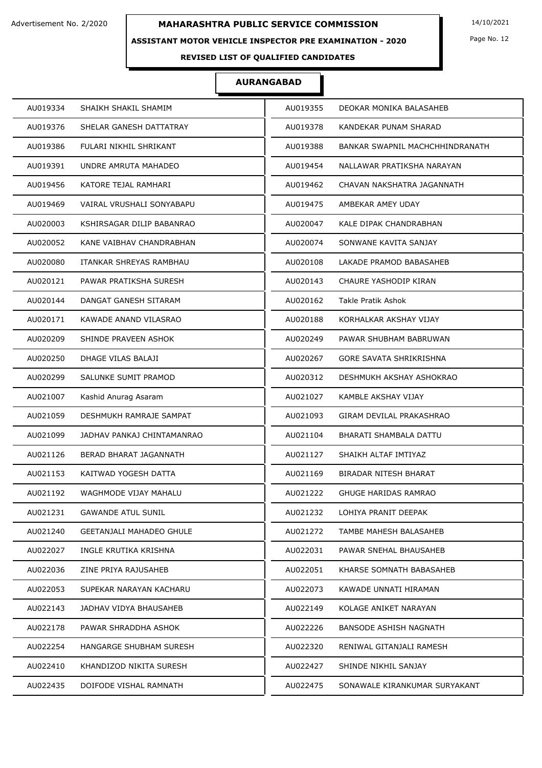# MAHARASHTRA PUBLIC SERVICE COMMISSION

Advertisement No. 2/2020

14/10/2021

## ASSISTANT MOTOR VEHICLE INSPECTOR PRE EXAMINATION - 2020

### REVISED LIST OF QUALIFIED CANDIDATES

### AURANGABAD

| | | | |
|---|---|---|---|
| AU019334 | SHAIKH SHAKIL SHAMIM | AU019355 | DEOKAR MONIKA BALASAHEB |
| AU019376 | SHELAR GANESH DATTATRAY | AU019378 | KANDEKAR PUNAM SHARAD |
| AU019386 | FULARI NIKHIL SHRIKANT | AU019388 | BANKAR SWAPNIL MACHCHHINDRANATH |
| AU019391 | UNDRE AMRUTA MAHADEO | AU019454 | NALLAWAR PRATIKSHA NARAYAN |
| AU019456 | KATORE TEJAL RAMHARI | AU019462 | CHAVAN NAKSHATRA JAGANNATH |
| AU019469 | VAIRAL VRUSHALI SONYABAPU | AU019475 | AMBEKAR AMEY UDAY |
| AU020003 | KSHIRSAGAR DILIP BABANRAO | AU020047 | KALE DIPAK CHANDRABHAN |
| AU020052 | KANE VAIBHAV CHANDRABHAN | AU020074 | SONWANE KAVITA SANJAY |
| AU020080 | ITANKAR SHREYAS RAMBHAU | AU020108 | LAKADE PRAMOD BABASAHEB |
| AU020121 | PAWAR PRATIKSHA SURESH | AU020143 | CHAURE YASHODIP KIRAN |
| AU020144 | DANGAT GANESH SITARAM | AU020162 | Takle Pratik Ashok |
| AU020171 | KAWADE ANAND VILASRAO | AU020188 | KORHALKAR AKSHAY VIJAY |
| AU020209 | SHINDE PRAVEEN ASHOK | AU020249 | PAWAR SHUBHAM BABRUWAN |
| AU020250 | DHAGE VILAS BALAJI | AU020267 | GORE SAVATA SHRIKRISHNA |
| AU020299 | SALUNKE SUMIT PRAMOD | AU020312 | DESHMUKH AKSHAY ASHOKRAO |
| AU021007 | Kashid Anurag Asaram | AU021027 | KAMBLE AKSHAY VIJAY |
| AU021059 | DESHMUKH RAMRAJE SAMPAT | AU021093 | GIRAM DEVILAL PRAKASHRAO |
| AU021099 | JADHAV PANKAJ CHINTAMANRAO | AU021104 | BHARATI SHAMBALA DATTU |
| AU021126 | BERAD BHARAT JAGANNATH | AU021127 | SHAIKH ALTAF IMTIYAZ |
| AU021153 | KAITWAD YOGESH DATTA | AU021169 | BIRADAR NITESH BHARAT |
| AU021192 | WAGHMODE VIJAY MAHALU | AU021222 | GHUGE HARIDAS RAMRAO |
| AU021231 | GAWANDE ATUL SUNIL | AU021232 | LOHIYA PRANIT DEEPAK |
| AU021240 | GEETANJALI MAHADEO GHULE | AU021272 | TAMBE MAHESH BALASAHEB |
| AU022027 | INGLE KRUTIKA KRISHNA | AU022031 | PAWAR SNEHAL BHAUSAHEB |
| AU022036 | ZINE PRIYA RAJUSAHEB | AU022051 | KHARSE SOMNATH BABASAHEB |
| AU022053 | SUPEKAR NARAYAN KACHARU | AU022073 | KAWADE UNNATI HIRAMAN |
| AU022143 | JADHAV VIDYA BHAUSAHEB | AU022149 | KOLAGE ANIKET NARAYAN |
| AU022178 | PAWAR SHRADDHA ASHOK | AU022226 | BANSODE ASHISH NAGNATH |
| AU022254 | HANGARGE SHUBHAM SURESH | AU022320 | RENIWAL GITANJALI RAMESH |
| AU022410 | KHANDIZOD NIKITA SURESH | AU022427 | SHINDE NIKHIL SANJAY |
| AU022435 | DOIFODE VISHAL RAMNATH | AU022475 | SONAWALE KIRANKUMAR SURYAKANT |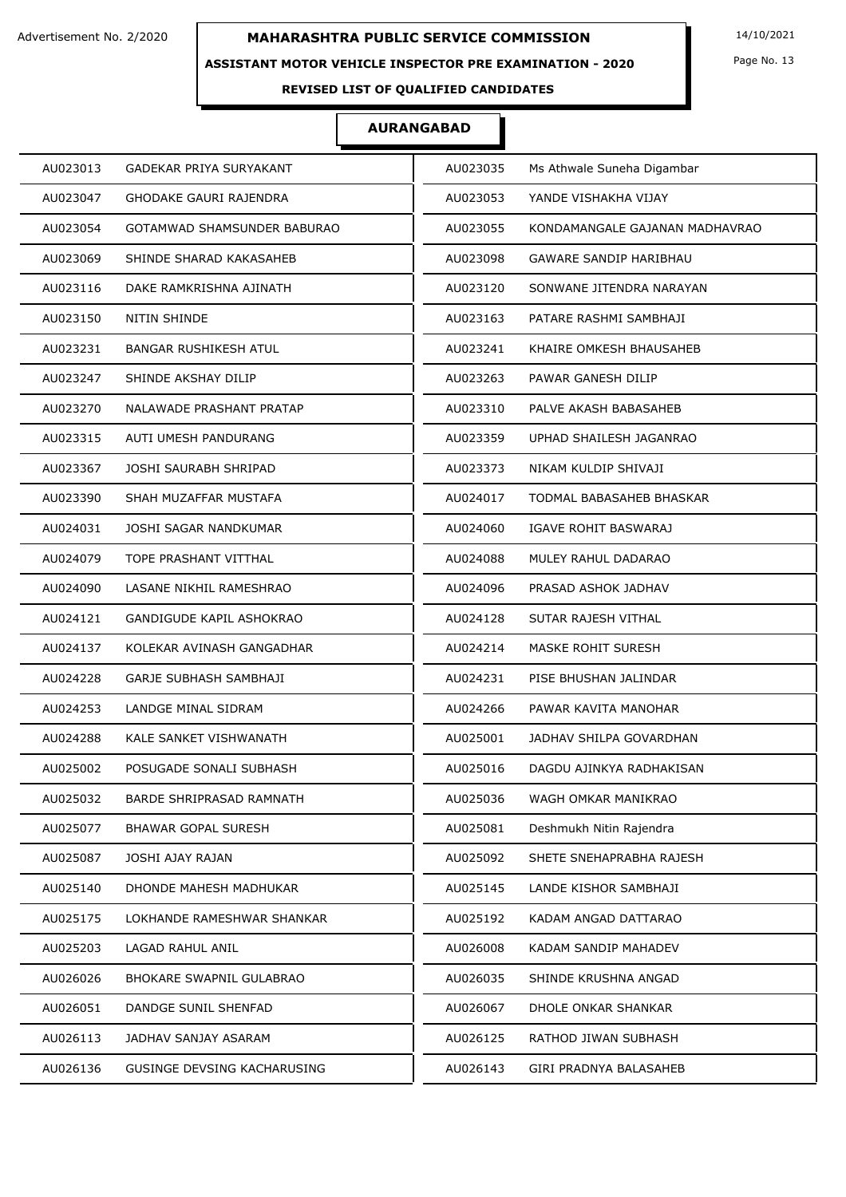Advertisement No. 2/2020

# MAHARASHTRA PUBLIC SERVICE COMMISSION

14/10/2021

**ASSISTANT MOTOR VEHICLE INSPECTOR PRE EXAMINATION - 2020**

**REVISED LIST OF QUALIFIED CANDIDATES**

## AURANGABAD

| | | | |
|---|---|---|---|
| AU023013 | GADEKAR PRIYA SURYAKANT | AU023035 | Ms Athwale Suneha Digambar |
| AU023047 | GHODAKE GAURI RAJENDRA | AU023053 | YANDE VISHAKHA VIJAY |
| AU023054 | GOTAMWAD SHAMSUNDER BABURAO | AU023055 | KONDAMANGALE GAJANAN MADHAVRAO |
| AU023069 | SHINDE SHARAD KAKASAHEB | AU023098 | GAWARE SANDIP HARIBHAU |
| AU023116 | DAKE RAMKRISHNA AJINATH | AU023120 | SONWANE JITENDRA NARAYAN |
| AU023150 | NITIN SHINDE | AU023163 | PATARE RASHMI SAMBHAJI |
| AU023231 | BANGAR RUSHIKESH ATUL | AU023241 | KHAIRE OMKESH BHAUSAHEB |
| AU023247 | SHINDE AKSHAY DILIP | AU023263 | PAWAR GANESH DILIP |
| AU023270 | NALAWADE PRASHANT PRATAP | AU023310 | PALVE AKASH BABASAHEB |
| AU023315 | AUTI UMESH PANDURANG | AU023359 | UPHAD SHAILESH JAGANRAO |
| AU023367 | JOSHI SAURABH SHRIPAD | AU023373 | NIKAM KULDIP SHIVAJI |
| AU023390 | SHAH MUZAFFAR MUSTAFA | AU024017 | TODMAL BABASAHEB BHASKAR |
| AU024031 | JOSHI SAGAR NANDKUMAR | AU024060 | IGAVE ROHIT BASWARAJ |
| AU024079 | TOPE PRASHANT VITTHAL | AU024088 | MULEY RAHUL DADARAO |
| AU024090 | LASANE NIKHIL RAMESHRAO | AU024096 | PRASAD ASHOK JADHAV |
| AU024121 | GANDIGUDE KAPIL ASHOKRAO | AU024128 | SUTAR RAJESH VITHAL |
| AU024137 | KOLEKAR AVINASH GANGADHAR | AU024214 | MASKE ROHIT SURESH |
| AU024228 | GARJE SUBHASH SAMBHAJI | AU024231 | PISE BHUSHAN JALINDAR |
| AU024253 | LANDGE MINAL SIDRAM | AU024266 | PAWAR KAVITA MANOHAR |
| AU024288 | KALE SANKET VISHWANATH | AU025001 | JADHAV SHILPA GOVARDHAN |
| AU025002 | POSUGADE SONALI SUBHASH | AU025016 | DAGDU AJINKYA RADHAKISAN |
| AU025032 | BARDE SHRIPRASAD RAMNATH | AU025036 | WAGH OMKAR MANIKRAO |
| AU025077 | BHAWAR GOPAL SURESH | AU025081 | Deshmukh Nitin Rajendra |
| AU025087 | JOSHI AJAY RAJAN | AU025092 | SHETE SNEHAPRABHA RAJESH |
| AU025140 | DHONDE MAHESH MADHUKAR | AU025145 | LANDE KISHOR SAMBHAJI |
| AU025175 | LOKHANDE RAMESHWAR SHANKAR | AU025192 | KADAM ANGAD DATTARAO |
| AU025203 | LAGAD RAHUL ANIL | AU026008 | KADAM SANDIP MAHADEV |
| AU026026 | BHOKARE SWAPNIL GULABRAO | AU026035 | SHINDE KRUSHNA ANGAD |
| AU026051 | DANDGE SUNIL SHENFAD | AU026067 | DHOLE ONKAR SHANKAR |
| AU026113 | JADHAV SANJAY ASARAM | AU026125 | RATHOD JIWAN SUBHASH |
| AU026136 | GUSINGE DEVSING KACHARUSING | AU026143 | GIRI PRADNYA BALASAHEB |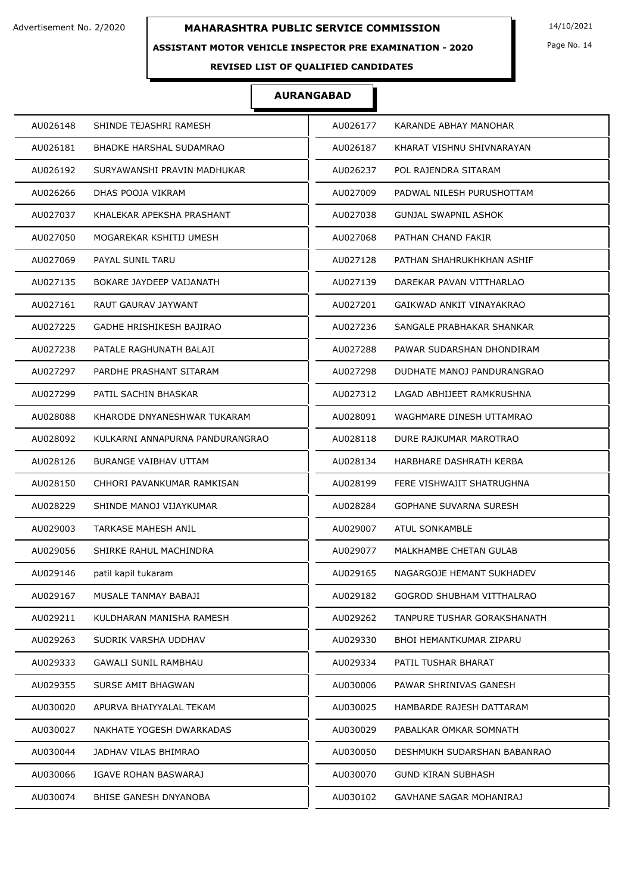Advertisement No. 2/2020

# MAHARASHTRA PUBLIC SERVICE COMMISSION

14/10/2021

**ASSISTANT MOTOR VEHICLE INSPECTOR PRE EXAMINATION - 2020**

**REVISED LIST OF QUALIFIED CANDIDATES**

## AURANGABAD

| | | | |
|---|---|---|---|
| AU026148 | SHINDE TEJASHRI RAMESH | AU026177 | KARANDE ABHAY MANOHAR |
| AU026181 | BHADKE HARSHAL SUDAMRAO | AU026187 | KHARAT VISHNU SHIVNARAYAN |
| AU026192 | SURYAWANSHI PRAVIN MADHUKAR | AU026237 | POL RAJENDRA SITARAM |
| AU026266 | DHAS POOJA VIKRAM | AU027009 | PADWAL NILESH PURUSHOTTAM |
| AU027037 | KHALEKAR APEKSHA PRASHANT | AU027038 | GUNJAL SWAPNIL ASHOK |
| AU027050 | MOGAREKAR KSHITIJ UMESH | AU027068 | PATHAN CHAND FAKIR |
| AU027069 | PAYAL SUNIL TARU | AU027128 | PATHAN SHAHRUKHKHAN ASHIF |
| AU027135 | BOKARE JAYDEEP VAIJANATH | AU027139 | DAREKAR PAVAN VITTHARLAO |
| AU027161 | RAUT GAURAV JAYWANT | AU027201 | GAIKWAD ANKIT VINAYAKRAO |
| AU027225 | GADHE HRISHIKESH BAJIRAO | AU027236 | SANGALE PRABHAKAR SHANKAR |
| AU027238 | PATALE RAGHUNATH BALAJI | AU027288 | PAWAR SUDARSHAN DHONDIRAM |
| AU027297 | PARDHE PRASHANT SITARAM | AU027298 | DUDHATE MANOJ PANDURANGRAO |
| AU027299 | PATIL SACHIN BHASKAR | AU027312 | LAGAD ABHIJEET RAMKRUSHNA |
| AU028088 | KHARODE DNYANESHWAR TUKARAM | AU028091 | WAGHMARE DINESH UTTAMRAO |
| AU028092 | KULKARNI ANNAPURNA PANDURANGRAO | AU028118 | DURE RAJKUMAR MAROTRAO |
| AU028126 | BURANGE VAIBHAV UTTAM | AU028134 | HARBHARE DASHRATH KERBA |
| AU028150 | CHHORI PAVANKUMAR RAMKISAN | AU028199 | FERE VISHWAJIT SHATRUGHNA |
| AU028229 | SHINDE MANOJ VIJAYKUMAR | AU028284 | GOPHANE SUVARNA SURESH |
| AU029003 | TARKASE MAHESH ANIL | AU029007 | ATUL SONKAMBLE |
| AU029056 | SHIRKE RAHUL MACHINDRA | AU029077 | MALKHAMBE CHETAN GULAB |
| AU029146 | patil kapil tukaram | AU029165 | NAGARGOJE HEMANT SUKHADEV |
| AU029167 | MUSALE TANMAY BABAJI | AU029182 | GOGROD SHUBHAM VITTHALRAO |
| AU029211 | KULDHARAN MANISHA RAMESH | AU029262 | TANPURE TUSHAR GORAKSHANATH |
| AU029263 | SUDRIK VARSHA UDDHAV | AU029330 | BHOI HEMANTKUMAR ZIPARU |
| AU029333 | GAWALI SUNIL RAMBHAU | AU029334 | PATIL TUSHAR BHARAT |
| AU029355 | SURSE AMIT BHAGWAN | AU030006 | PAWAR SHRINIVAS GANESH |
| AU030020 | APURVA BHAIYYALAL TEKAM | AU030025 | HAMBARDE RAJESH DATTARAM |
| AU030027 | NAKHATE YOGESH DWARKADAS | AU030029 | PABALKAR OMKAR SOMNATH |
| AU030044 | JADHAV VILAS BHIMRAO | AU030050 | DESHMUKH SUDARSHAN BABANRAO |
| AU030066 | IGAVE ROHAN BASWARAJ | AU030070 | GUND KIRAN SUBHASH |
| AU030074 | BHISE GANESH DNYANOBA | AU030102 | GAVHANE SAGAR MOHANIRAJ |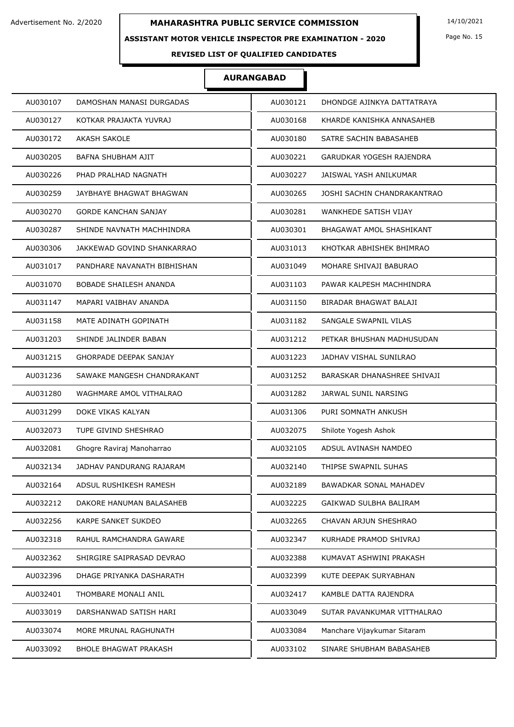# MAHARASHTRA PUBLIC SERVICE COMMISSION

Advertisement No. 2/2020

14/10/2021

**ASSISTANT MOTOR VEHICLE INSPECTOR PRE EXAMINATION - 2020**

**REVISED LIST OF QUALIFIED CANDIDATES**

## AURANGABAD

| | | | |
|---|---|---|---|
| AU030107 | DAMOSHAN MANASI DURGADAS | AU030121 | DHONDGE AJINKYA DATTATRAYA |
| AU030127 | KOTKAR PRAJAKTA YUVRAJ | AU030168 | KHARDE KANISHKA ANNASAHEB |
| AU030172 | AKASH SAKOLE | AU030180 | SATRE SACHIN BABASAHEB |
| AU030205 | BAFNA SHUBHAM AJIT | AU030221 | GARUDKAR YOGESH RAJENDRA |
| AU030226 | PHAD PRALHAD NAGNATH | AU030227 | JAISWAL YASH ANILKUMAR |
| AU030259 | JAYBHAYE BHAGWAT BHAGWAN | AU030265 | JOSHI SACHIN CHANDRAKANTRAO |
| AU030270 | GORDE KANCHAN SANJAY | AU030281 | WANKHEDE SATISH VIJAY |
| AU030287 | SHINDE NAVNATH MACHHINDRA | AU030301 | BHAGAWAT AMOL SHASHIKANT |
| AU030306 | JAKKEWAD GOVIND SHANKARRAO | AU031013 | KHOTKAR ABHISHEK BHIMRAO |
| AU031017 | PANDHARE NAVANATH BIBHISHAN | AU031049 | MOHARE SHIVAJI BABURAO |
| AU031070 | BOBADE SHAILESH ANANDA | AU031103 | PAWAR KALPESH MACHHINDRA |
| AU031147 | MAPARI VAIBHAV ANANDA | AU031150 | BIRADAR BHAGWAT BALAJI |
| AU031158 | MATE ADINATH GOPINATH | AU031182 | SANGALE SWAPNIL VILAS |
| AU031203 | SHINDE JALINDER BABAN | AU031212 | PETKAR BHUSHAN MADHUSUDAN |
| AU031215 | GHORPADE DEEPAK SANJAY | AU031223 | JADHAV VISHAL SUNILRAO |
| AU031236 | SAWAKE MANGESH CHANDRAKANT | AU031252 | BARASKAR DHANASHREE SHIVAJI |
| AU031280 | WAGHMARE AMOL VITHALRAO | AU031282 | JARWAL SUNIL NARSING |
| AU031299 | DOKE VIKAS KALYAN | AU031306 | PURI SOMNATH ANKUSH |
| AU032073 | TUPE GIVIND SHESHRAO | AU032075 | Shilote Yogesh Ashok |
| AU032081 | Ghogre Raviraj Manoharrao | AU032105 | ADSUL AVINASH NAMDEO |
| AU032134 | JADHAV PANDURANG RAJARAM | AU032140 | THIPSE SWAPNIL SUHAS |
| AU032164 | ADSUL RUSHIKESH RAMESH | AU032189 | BAWADKAR SONAL MAHADEV |
| AU032212 | DAKORE HANUMAN BALASAHEB | AU032225 | GAIKWAD SULBHA BALIRAM |
| AU032256 | KARPE SANKET SUKDEO | AU032265 | CHAVAN ARJUN SHESHRAO |
| AU032318 | RAHUL RAMCHANDRA GAWARE | AU032347 | KURHADE PRAMOD SHIVRAJ |
| AU032362 | SHIRGIRE SAIPRASAD DEVRAO | AU032388 | KUMAVAT ASHWINI PRAKASH |
| AU032396 | DHAGE PRIYANKA DASHARATH | AU032399 | KUTE DEEPAK SURYABHAN |
| AU032401 | THOMBARE MONALI ANIL | AU032417 | KAMBLE DATTA RAJENDRA |
| AU033019 | DARSHANWAD SATISH HARI | AU033049 | SUTAR PAVANKUMAR VITTHALRAO |
| AU033074 | MORE MRUNAL RAGHUNATH | AU033084 | Manchare Vijaykumar Sitaram |
| AU033092 | BHOLE BHAGWAT PRAKASH | AU033102 | SINARE SHUBHAM BABASAHEB |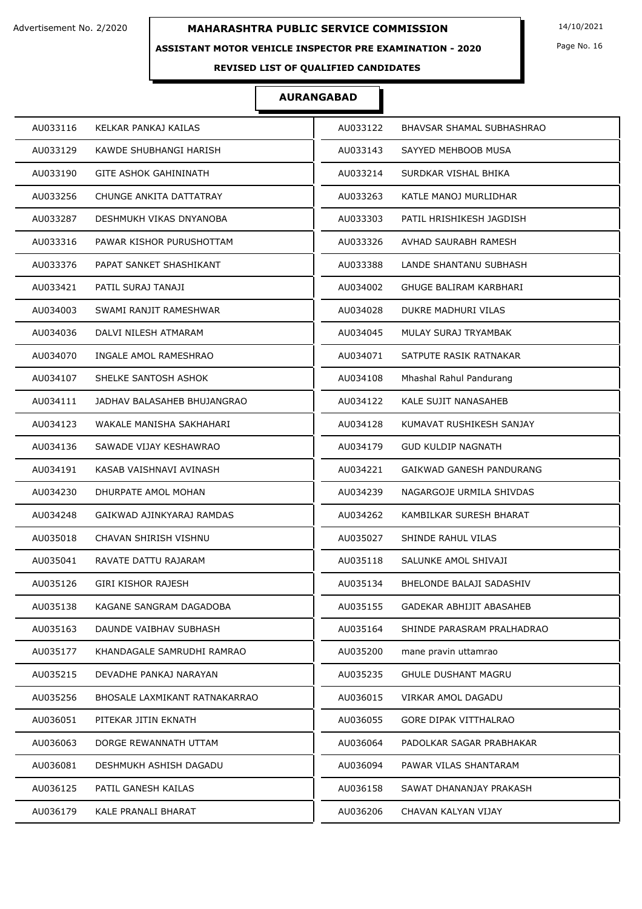Advertisement No. 2/2020

# MAHARASHTRA PUBLIC SERVICE COMMISSION

14/10/2021

**ASSISTANT MOTOR VEHICLE INSPECTOR PRE EXAMINATION - 2020**

**REVISED LIST OF QUALIFIED CANDIDATES**

## AURANGABAD

| | | | |
|---|---|---|---|
| AU033116 | KELKAR PANKAJ KAILAS | AU033122 | BHAVSAR SHAMAL SUBHASHRAO |
| AU033129 | KAWDE SHUBHANGI HARISH | AU033143 | SAYYED MEHBOOB MUSA |
| AU033190 | GITE ASHOK GAHININATH | AU033214 | SURDKAR VISHAL BHIKA |
| AU033256 | CHUNGE ANKITA DATTATRAY | AU033263 | KATLE MANOJ MURLIDHAR |
| AU033287 | DESHMUKH VIKAS DNYANOBA | AU033303 | PATIL HRISHIKESH JAGDISH |
| AU033316 | PAWAR KISHOR PURUSHOTTAM | AU033326 | AVHAD SAURABH RAMESH |
| AU033376 | PAPAT SANKET SHASHIKANT | AU033388 | LANDE SHANTANU SUBHASH |
| AU033421 | PATIL SURAJ TANAJI | AU034002 | GHUGE BALIRAM KARBHARI |
| AU034003 | SWAMI RANJIT RAMESHWAR | AU034028 | DUKRE MADHURI VILAS |
| AU034036 | DALVI NILESH ATMARAM | AU034045 | MULAY SURAJ TRYAMBAK |
| AU034070 | INGALE AMOL RAMESHRAO | AU034071 | SATPUTE RASIK RATNAKAR |
| AU034107 | SHELKE SANTOSH ASHOK | AU034108 | Mhashal Rahul Pandurang |
| AU034111 | JADHAV BALASAHEB BHUJANGRAO | AU034122 | KALE SUJIT NANASAHEB |
| AU034123 | WAKALE MANISHA SAKHAHARI | AU034128 | KUMAVAT RUSHIKESH SANJAY |
| AU034136 | SAWADE VIJAY KESHAWRAO | AU034179 | GUD KULDIP NAGNATH |
| AU034191 | KASAB VAISHNAVI AVINASH | AU034221 | GAIKWAD GANESH PANDURANG |
| AU034230 | DHURPATE AMOL MOHAN | AU034239 | NAGARGOJE URMILA SHIVDAS |
| AU034248 | GAIKWAD AJINKYARAJ RAMDAS | AU034262 | KAMBILKAR SURESH BHARAT |
| AU035018 | CHAVAN SHIRISH VISHNU | AU035027 | SHINDE RAHUL VILAS |
| AU035041 | RAVATE DATTU RAJARAM | AU035118 | SALUNKE AMOL SHIVAJI |
| AU035126 | GIRI KISHOR RAJESH | AU035134 | BHELONDE BALAJI SADASHIV |
| AU035138 | KAGANE SANGRAM DAGADOBA | AU035155 | GADEKAR ABHIJIT ABASAHEB |
| AU035163 | DAUNDE VAIBHAV SUBHASH | AU035164 | SHINDE PARASRAM PRALHADRAO |
| AU035177 | KHANDAGALE SAMRUDHI RAMRAO | AU035200 | mane pravin uttamrao |
| AU035215 | DEVADHE PANKAJ NARAYAN | AU035235 | GHULE DUSHANT MAGRU |
| AU035256 | BHOSALE LAXMIKANT RATNAKARRAO | AU036015 | VIRKAR AMOL DAGADU |
| AU036051 | PITEKAR JITIN EKNATH | AU036055 | GORE DIPAK VITTHALRAO |
| AU036063 | DORGE REWANNATH UTTAM | AU036064 | PADOLKAR SAGAR PRABHAKAR |
| AU036081 | DESHMUKH ASHISH DAGADU | AU036094 | PAWAR VILAS SHANTARAM |
| AU036125 | PATIL GANESH KAILAS | AU036158 | SAWAT DHANANJAY PRAKASH |
| AU036179 | KALE PRANALI BHARAT | AU036206 | CHAVAN KALYAN VIJAY |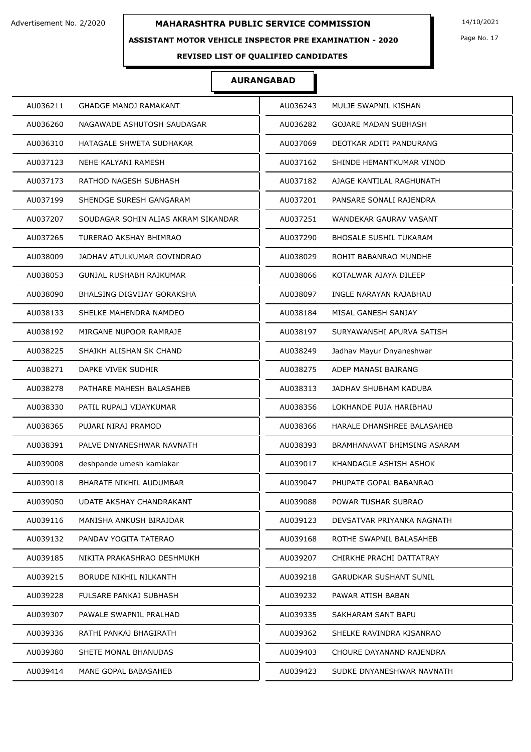Advertisement No. 2/2020

# MAHARASHTRA PUBLIC SERVICE COMMISSION

14/10/2021

**ASSISTANT MOTOR VEHICLE INSPECTOR PRE EXAMINATION - 2020**

**REVISED LIST OF QUALIFIED CANDIDATES**

## AURANGABAD

| | | | |
|---|---|---|---|
| AU036211 | GHADGE MANOJ RAMAKANT | AU036243 | MULJE SWAPNIL KISHAN |
| AU036260 | NAGAWADE ASHUTOSH SAUDAGAR | AU036282 | GOJARE MADAN SUBHASH |
| AU036310 | HATAGALE SHWETA SUDHAKAR | AU037069 | DEOTKAR ADITI PANDURANG |
| AU037123 | NEHE KALYANI RAMESH | AU037162 | SHINDE HEMANTKUMAR VINOD |
| AU037173 | RATHOD NAGESH SUBHASH | AU037182 | AJAGE KANTILAL RAGHUNATH |
| AU037199 | SHENDGE SURESH GANGARAM | AU037201 | PANSARE SONALI RAJENDRA |
| AU037207 | SOUDAGAR SOHIN ALIAS AKRAM SIKANDAR | AU037251 | WANDEKAR GAURAV VASANT |
| AU037265 | TURERAO AKSHAY BHIMRAO | AU037290 | BHOSALE SUSHIL TUKARAM |
| AU038009 | JADHAV ATULKUMAR GOVINDRAO | AU038029 | ROHIT BABANRAO MUNDHE |
| AU038053 | GUNJAL RUSHABH RAJKUMAR | AU038066 | KOTALWAR AJAYA DILEEP |
| AU038090 | BHALSING DIGVIJAY GORAKSHA | AU038097 | INGLE NARAYAN RAJABHAU |
| AU038133 | SHELKE MAHENDRA NAMDEO | AU038184 | MISAL GANESH SANJAY |
| AU038192 | MIRGANE NUPOOR RAMRAJE | AU038197 | SURYAWANSHI APURVA SATISH |
| AU038225 | SHAIKH ALISHAN SK CHAND | AU038249 | Jadhav Mayur Dnyaneshwar |
| AU038271 | DAPKE VIVEK SUDHIR | AU038275 | ADEP MANASI BAJRANG |
| AU038278 | PATHARE MAHESH BALASAHEB | AU038313 | JADHAV SHUBHAM KADUBA |
| AU038330 | PATIL RUPALI VIJAYKUMAR | AU038356 | LOKHANDE PUJA HARIBHAU |
| AU038365 | PUJARI NIRAJ PRAMOD | AU038366 | HARALE DHANSHREE BALASAHEB |
| AU038391 | PALVE DNYANESHWAR NAVNATH | AU038393 | BRAMHANAVAT BHIMSING ASARAM |
| AU039008 | deshpande umesh kamlakar | AU039017 | KHANDAGLE ASHISH ASHOK |
| AU039018 | BHARATE NIKHIL AUDUMBAR | AU039047 | PHUPATE GOPAL BABANRAO |
| AU039050 | UDATE AKSHAY CHANDRAKANT | AU039088 | POWAR TUSHAR SUBRAO |
| AU039116 | MANISHA ANKUSH BIRAJDAR | AU039123 | DEVSATVAR PRIYANKA NAGNATH |
| AU039132 | PANDAV YOGITA TATERAO | AU039168 | ROTHE SWAPNIL BALASAHEB |
| AU039185 | NIKITA PRAKASHRAO DESHMUKH | AU039207 | CHIRKHE PRACHI DATTATRAY |
| AU039215 | BORUDE NIKHIL NILKANTH | AU039218 | GARUDKAR SUSHANT SUNIL |
| AU039228 | FULSARE PANKAJ SUBHASH | AU039232 | PAWAR ATISH BABAN |
| AU039307 | PAWALE SWAPNIL PRALHAD | AU039335 | SAKHARAM SANT BAPU |
| AU039336 | RATHI PANKAJ BHAGIRATH | AU039362 | SHELKE RAVINDRA KISANRAO |
| AU039380 | SHETE MONAL BHANUDAS | AU039403 | CHOURE DAYANAND RAJENDRA |
| AU039414 | MANE GOPAL BABASAHEB | AU039423 | SUDKE DNYANESHWAR NAVNATH |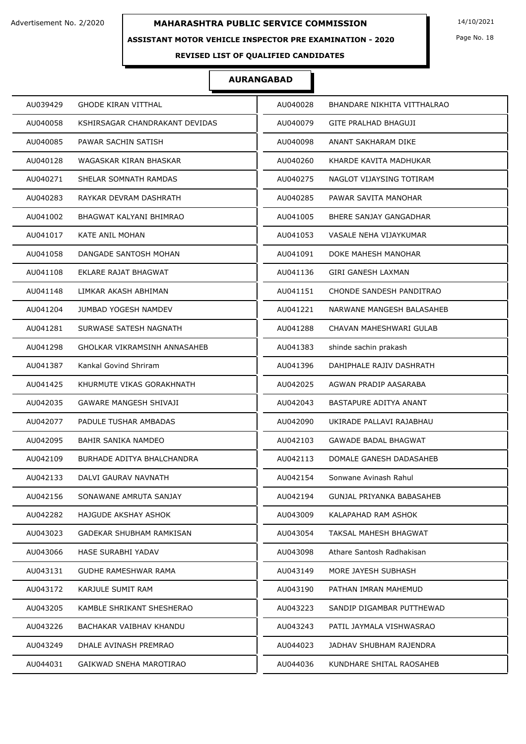Advertisement No. 2/2020

**MAHARASHTRA PUBLIC SERVICE COMMISSION**

14/10/2021

**ASSISTANT MOTOR VEHICLE INSPECTOR PRE EXAMINATION - 2020**

**REVISED LIST OF QUALIFIED CANDIDATES**

## AURANGABAD

| | | | |
|---|---|---|---|
| AU039429 | GHODE KIRAN VITTHAL | AU040028 | BHANDARE NIKHITA VITTHALRAO |
| AU040058 | KSHIRSAGAR CHANDRAKANT DEVIDAS | AU040079 | GITE PRALHAD BHAGUJI |
| AU040085 | PAWAR SACHIN SATISH | AU040098 | ANANT SAKHARAM DIKE |
| AU040128 | WAGASKAR KIRAN BHASKAR | AU040260 | KHARDE KAVITA MADHUKAR |
| AU040271 | SHELAR SOMNATH RAMDAS | AU040275 | NAGLOT VIJAYSING TOTIRAM |
| AU040283 | RAYKAR DEVRAM DASHRATH | AU040285 | PAWAR SAVITA MANOHAR |
| AU041002 | BHAGWAT KALYANI BHIMRAO | AU041005 | BHERE SANJAY GANGADHAR |
| AU041017 | KATE ANIL MOHAN | AU041053 | VASALE NEHA VIJAYKUMAR |
| AU041058 | DANGADE SANTOSH MOHAN | AU041091 | DOKE MAHESH MANOHAR |
| AU041108 | EKLARE RAJAT BHAGWAT | AU041136 | GIRI GANESH LAXMAN |
| AU041148 | LIMKAR AKASH ABHIMAN | AU041151 | CHONDE SANDESH PANDITRAO |
| AU041204 | JUMBAD YOGESH NAMDEV | AU041221 | NARWANE MANGESH BALASAHEB |
| AU041281 | SURWASE SATESH NAGNATH | AU041288 | CHAVAN MAHESHWARI GULAB |
| AU041298 | GHOLKAR VIKRAMSINH ANNASAHEB | AU041383 | shinde sachin prakash |
| AU041387 | Kankal Govind Shriram | AU041396 | DAHIPHALE RAJIV DASHRATH |
| AU041425 | KHURMUTE VIKAS GORAKHNATH | AU042025 | AGWAN PRADIP AASARABA |
| AU042035 | GAWARE MANGESH SHIVAJI | AU042043 | BASTAPURE ADITYA ANANT |
| AU042077 | PADULE TUSHAR AMBADAS | AU042090 | UKIRADE PALLAVI RAJABHAU |
| AU042095 | BAHIR SANIKA NAMDEO | AU042103 | GAWADE BADAL BHAGWAT |
| AU042109 | BURHADE ADITYA BHALCHANDRA | AU042113 | DOMALE GANESH DADASAHEB |
| AU042133 | DALVI GAURAV NAVNATH | AU042154 | Sonwane Avinash Rahul |
| AU042156 | SONAWANE AMRUTA SANJAY | AU042194 | GUNJAL PRIYANKA BABASAHEB |
| AU042282 | HAJGUDE AKSHAY ASHOK | AU043009 | KALAPAHAD RAM ASHOK |
| AU043023 | GADEKAR SHUBHAM RAMKISAN | AU043054 | TAKSAL MAHESH BHAGWAT |
| AU043066 | HASE SURABHI YADAV | AU043098 | Athare Santosh Radhakisan |
| AU043131 | GUDHE RAMESHWAR RAMA | AU043149 | MORE JAYESH SUBHASH |
| AU043172 | KARJULE SUMIT RAM | AU043190 | PATHAN IMRAN MAHEMUD |
| AU043205 | KAMBLE SHRIKANT SHESHERAO | AU043223 | SANDIP DIGAMBAR PUTTHEWAD |
| AU043226 | BACHAKAR VAIBHAV KHANDU | AU043243 | PATIL JAYMALA VISHWASRAO |
| AU043249 | DHALE AVINASH PREMRAO | AU044023 | JADHAV SHUBHAM RAJENDRA |
| AU044031 | GAIKWAD SNEHA MAROTIRAO | AU044036 | KUNDHARE SHITAL RAOSAHEB |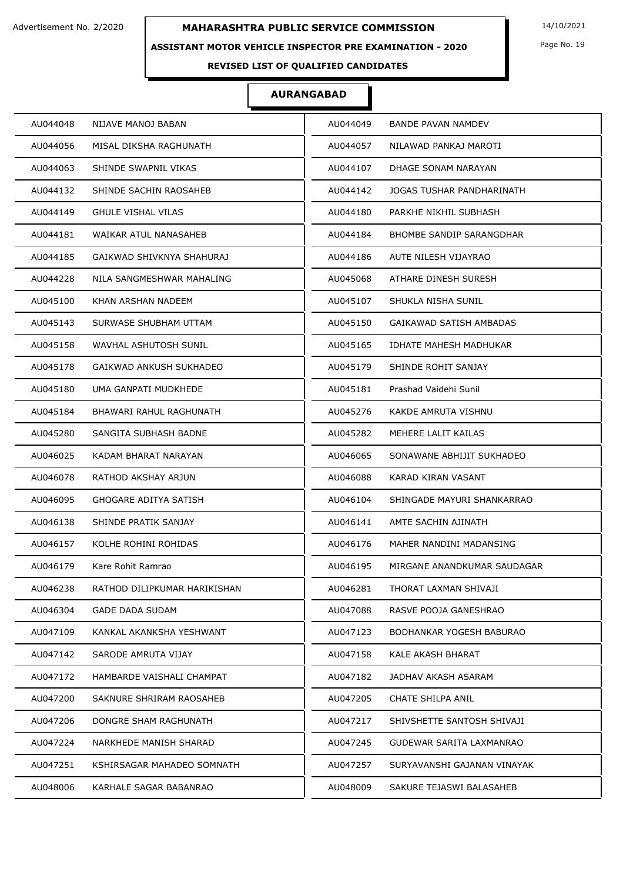Advertisement No. 2/2020

# MAHARASHTRA PUBLIC SERVICE COMMISSION

14/10/2021

## ASSISTANT MOTOR VEHICLE INSPECTOR PRE EXAMINATION - 2020

### REVISED LIST OF QUALIFIED CANDIDATES

### AURANGABAD

| | | | |
|---|---|---|---|
| AU044048 | NIJAVE MANOJ BABAN | AU044049 | BANDE PAVAN NAMDEV |
| AU044056 | MISAL DIKSHA RAGHUNATH | AU044057 | NILAWAD PANKAJ MAROTI |
| AU044063 | SHINDE SWAPNIL VIKAS | AU044107 | DHAGE SONAM NARAYAN |
| AU044132 | SHINDE SACHIN RAOSAHEB | AU044142 | JOGAS TUSHAR PANDHARINATH |
| AU044149 | GHULE VISHAL VILAS | AU044180 | PARKHE NIKHIL SUBHASH |
| AU044181 | WAIKAR ATUL NANASAHEB | AU044184 | BHOMBE SANDIP SARANGDHAR |
| AU044185 | GAIKWAD SHIVKNYA SHAHURAJ | AU044186 | AUTE NILESH VIJAYRAO |
| AU044228 | NILA SANGMESHWAR MAHALING | AU045068 | ATHARE DINESH SURESH |
| AU045100 | KHAN ARSHAN NADEEM | AU045107 | SHUKLA NISHA SUNIL |
| AU045143 | SURWASE SHUBHAM UTTAM | AU045150 | GAIKAWAD SATISH AMBADAS |
| AU045158 | WAVHAL ASHUTOSH SUNIL | AU045165 | IDHATE MAHESH MADHUKAR |
| AU045178 | GAIKWAD ANKUSH SUKHADEO | AU045179 | SHINDE ROHIT SANJAY |
| AU045180 | UMA GANPATI MUDKHEDE | AU045181 | Prashad Vaidehi Sunil |
| AU045184 | BHAWARI RAHUL RAGHUNATH | AU045276 | KAKDE AMRUTA VISHNU |
| AU045280 | SANGITA SUBHASH BADNE | AU045282 | MEHERE LALIT KAILAS |
| AU046025 | KADAM BHARAT NARAYAN | AU046065 | SONAWANE ABHIJIT SUKHADEO |
| AU046078 | RATHOD AKSHAY ARJUN | AU046088 | KARAD KIRAN VASANT |
| AU046095 | GHOGARE ADITYA SATISH | AU046104 | SHINGADE MAYURI SHANKARRAO |
| AU046138 | SHINDE PRATIK SANJAY | AU046141 | AMTE SACHIN AJINATH |
| AU046157 | KOLHE ROHINI ROHIDAS | AU046176 | MAHER NANDINI MADANSING |
| AU046179 | Kare Rohit Ramrao | AU046195 | MIRGANE ANANDKUMAR SAUDAGAR |
| AU046238 | RATHOD DILIPKUMAR HARIKISHAN | AU046281 | THORAT LAXMAN SHIVAJI |
| AU046304 | GADE DADA SUDAM | AU047088 | RASVE POOJA GANESHRAO |
| AU047109 | KANKAL AKANKSHA YESHWANT | AU047123 | BODHANKAR YOGESH BABURAO |
| AU047142 | SARODE AMRUTA VIJAY | AU047158 | KALE AKASH BHARAT |
| AU047172 | HAMBARDE VAISHALI CHAMPAT | AU047182 | JADHAV AKASH ASARAM |
| AU047200 | SAKNURE SHRIRAM RAOSAHEB | AU047205 | CHATE SHILPA ANIL |
| AU047206 | DONGRE SHAM RAGHUNATH | AU047217 | SHIVSHETTE SANTOSH SHIVAJI |
| AU047224 | NARKHEDE MANISH SHARAD | AU047245 | GUDEWAR SARITA LAXMANRAO |
| AU047251 | KSHIRSAGAR MAHADEO SOMNATH | AU047257 | SURYAVANSHI GAJANAN VINAYAK |
| AU048006 | KARHALE SAGAR BABANRAO | AU048009 | SAKURE TEJASWI BALASAHEB |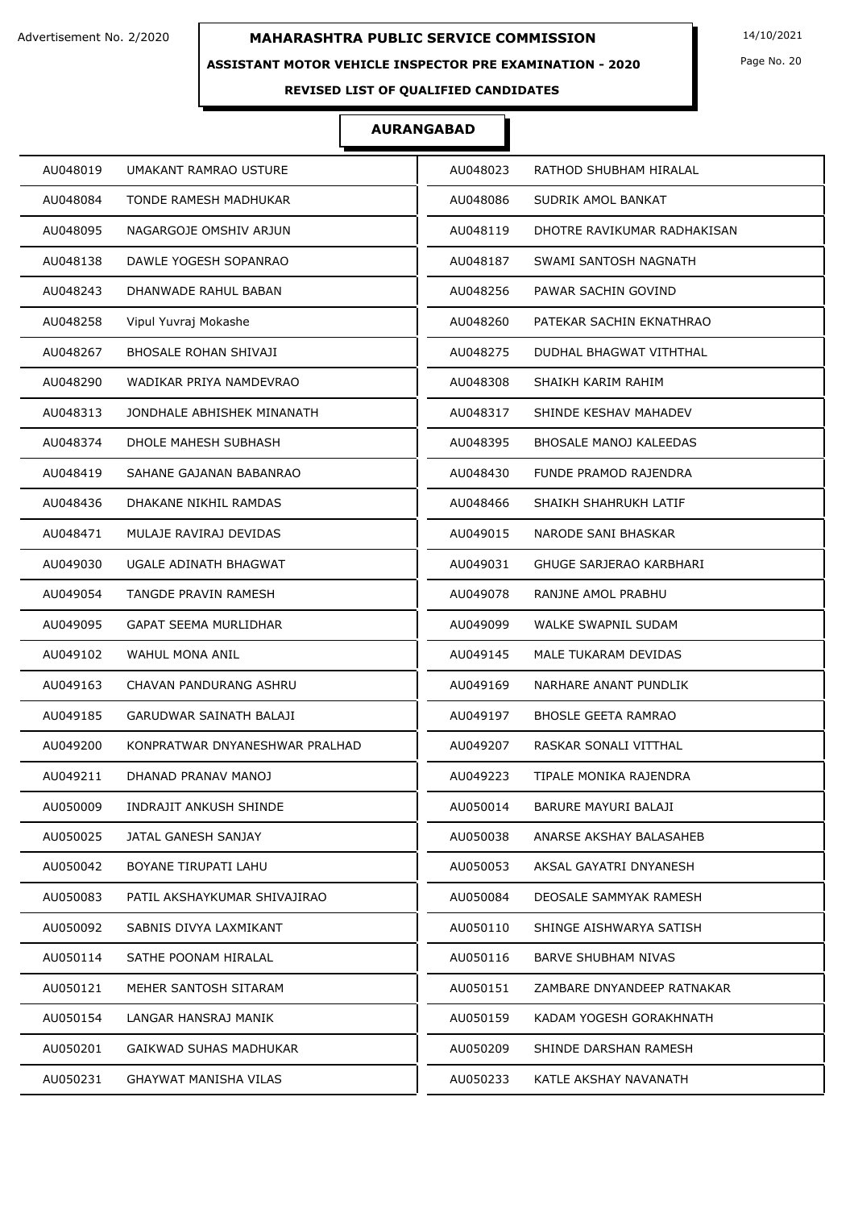Advertisement No. 2/2020

# MAHARASHTRA PUBLIC SERVICE COMMISSION

14/10/2021

## ASSISTANT MOTOR VEHICLE INSPECTOR PRE EXAMINATION - 2020

### REVISED LIST OF QUALIFIED CANDIDATES

### AURANGABAD

| | | | |
|---|---|---|---|
| AU048019 | UMAKANT RAMRAO USTURE | AU048023 | RATHOD SHUBHAM HIRALAL |
| AU048084 | TONDE RAMESH MADHUKAR | AU048086 | SUDRIK AMOL BANKAT |
| AU048095 | NAGARGOJE OMSHIV ARJUN | AU048119 | DHOTRE RAVIKUMAR RADHAKISAN |
| AU048138 | DAWLE YOGESH SOPANRAO | AU048187 | SWAMI SANTOSH NAGNATH |
| AU048243 | DHANWADE RAHUL BABAN | AU048256 | PAWAR SACHIN GOVIND |
| AU048258 | Vipul Yuvraj Mokashe | AU048260 | PATEKAR SACHIN EKNATHRAO |
| AU048267 | BHOSALE ROHAN SHIVAJI | AU048275 | DUDHAL BHAGWAT VITHTHAL |
| AU048290 | WADIKAR PRIYA NAMDEVRAO | AU048308 | SHAIKH KARIM RAHIM |
| AU048313 | JONDHALE ABHISHEK MINANATH | AU048317 | SHINDE KESHAV MAHADEV |
| AU048374 | DHOLE MAHESH SUBHASH | AU048395 | BHOSALE MANOJ KALEEDAS |
| AU048419 | SAHANE GAJANAN BABANRAO | AU048430 | FUNDE PRAMOD RAJENDRA |
| AU048436 | DHAKANE NIKHIL RAMDAS | AU048466 | SHAIKH SHAHRUKH LATIF |
| AU048471 | MULAJE RAVIRAJ DEVIDAS | AU049015 | NARODE SANI BHASKAR |
| AU049030 | UGALE ADINATH BHAGWAT | AU049031 | GHUGE SARJERAO KARBHARI |
| AU049054 | TANGDE PRAVIN RAMESH | AU049078 | RANJNE AMOL PRABHU |
| AU049095 | GAPAT SEEMA MURLIDHAR | AU049099 | WALKE SWAPNIL SUDAM |
| AU049102 | WAHUL MONA ANIL | AU049145 | MALE TUKARAM DEVIDAS |
| AU049163 | CHAVAN PANDURANG ASHRU | AU049169 | NARHARE ANANT PUNDLIK |
| AU049185 | GARUDWAR SAINATH BALAJI | AU049197 | BHOSLE GEETA RAMRAO |
| AU049200 | KONPRATWAR DNYANESHWAR PRALHAD | AU049207 | RASKAR SONALI VITTHAL |
| AU049211 | DHANAD PRANAV MANOJ | AU049223 | TIPALE MONIKA RAJENDRA |
| AU050009 | INDRAJIT ANKUSH SHINDE | AU050014 | BARURE MAYURI BALAJI |
| AU050025 | JATAL GANESH SANJAY | AU050038 | ANARSE AKSHAY BALASAHEB |
| AU050042 | BOYANE TIRUPATI LAHU | AU050053 | AKSAL GAYATRI DNYANESH |
| AU050083 | PATIL AKSHAYKUMAR SHIVAJIRAO | AU050084 | DEOSALE SAMMYAK RAMESH |
| AU050092 | SABNIS DIVYA LAXMIKANT | AU050110 | SHINGE AISHWARYA SATISH |
| AU050114 | SATHE POONAM HIRALAL | AU050116 | BARVE SHUBHAM NIVAS |
| AU050121 | MEHER SANTOSH SITARAM | AU050151 | ZAMBARE DNYANDEEP RATNAKAR |
| AU050154 | LANGAR HANSRAJ MANIK | AU050159 | KADAM YOGESH GORAKHNATH |
| AU050201 | GAIKWAD SUHAS MADHUKAR | AU050209 | SHINDE DARSHAN RAMESH |
| AU050231 | GHAYWAT MANISHA VILAS | AU050233 | KATLE AKSHAY NAVANATH |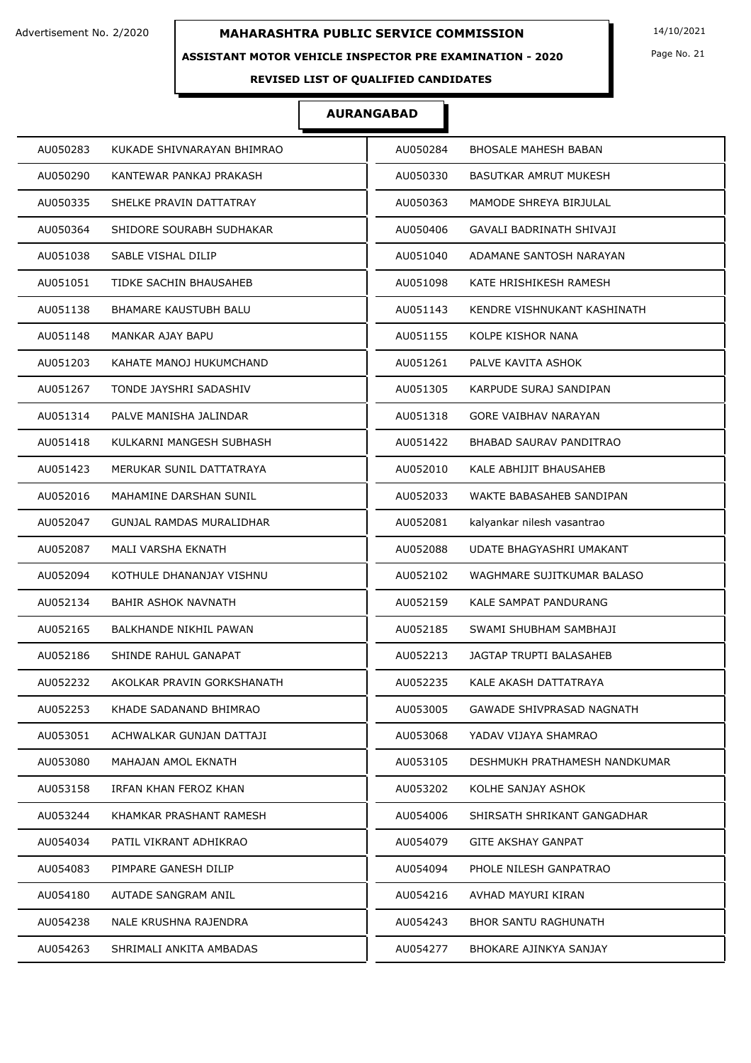Advertisement No. 2/2020

# MAHARASHTRA PUBLIC SERVICE COMMISSION

14/10/2021

## ASSISTANT MOTOR VEHICLE INSPECTOR PRE EXAMINATION - 2020

### REVISED LIST OF QUALIFIED CANDIDATES

### AURANGABAD

| | | | |
|---|---|---|---|
| AU050283 | KUKADE SHIVNARAYAN BHIMRAO | AU050284 | BHOSALE MAHESH BABAN |
| AU050290 | KANTEWAR PANKAJ PRAKASH | AU050330 | BASUTKAR AMRUT MUKESH |
| AU050335 | SHELKE PRAVIN DATTATRAY | AU050363 | MAMODE SHREYA BIRJULAL |
| AU050364 | SHIDORE SOURABH SUDHAKAR | AU050406 | GAVALI BADRINATH SHIVAJI |
| AU051038 | SABLE VISHAL DILIP | AU051040 | ADAMANE SANTOSH NARAYAN |
| AU051051 | TIDKE SACHIN BHAUSAHEB | AU051098 | KATE HRISHIKESH RAMESH |
| AU051138 | BHAMARE KAUSTUBH BALU | AU051143 | KENDRE VISHNUKANT KASHINATH |
| AU051148 | MANKAR AJAY BAPU | AU051155 | KOLPE KISHOR NANA |
| AU051203 | KAHATE MANOJ HUKUMCHAND | AU051261 | PALVE KAVITA ASHOK |
| AU051267 | TONDE JAYSHRI SADASHIV | AU051305 | KARPUDE SURAJ SANDIPAN |
| AU051314 | PALVE MANISHA JALINDAR | AU051318 | GORE VAIBHAV NARAYAN |
| AU051418 | KULKARNI MANGESH SUBHASH | AU051422 | BHABAD SAURAV PANDITRAO |
| AU051423 | MERUKAR SUNIL DATTATRAYA | AU052010 | KALE ABHIJIT BHAUSAHEB |
| AU052016 | MAHAMINE DARSHAN SUNIL | AU052033 | WAKTE BABASAHEB SANDIPAN |
| AU052047 | GUNJAL RAMDAS MURALIDHAR | AU052081 | kalyankar nilesh vasantrao |
| AU052087 | MALI VARSHA EKNATH | AU052088 | UDATE BHAGYASHRI UMAKANT |
| AU052094 | KOTHULE DHANANJAY VISHNU | AU052102 | WAGHMARE SUJITKUMAR BALASO |
| AU052134 | BAHIR ASHOK NAVNATH | AU052159 | KALE SAMPAT PANDURANG |
| AU052165 | BALKHANDE NIKHIL PAWAN | AU052185 | SWAMI SHUBHAM SAMBHAJI |
| AU052186 | SHINDE RAHUL GANAPAT | AU052213 | JAGTAP TRUPTI BALASAHEB |
| AU052232 | AKOLKAR PRAVIN GORKSHANATH | AU052235 | KALE AKASH DATTATRAYA |
| AU052253 | KHADE SADANAND BHIMRAO | AU053005 | GAWADE SHIVPRASAD NAGNATH |
| AU053051 | ACHWALKAR GUNJAN DATTAJI | AU053068 | YADAV VIJAYA SHAMRAO |
| AU053080 | MAHAJAN AMOL EKNATH | AU053105 | DESHMUKH PRATHAMESH NANDKUMAR |
| AU053158 | IRFAN KHAN FEROZ KHAN | AU053202 | KOLHE SANJAY ASHOK |
| AU053244 | KHAMKAR PRASHANT RAMESH | AU054006 | SHIRSATH SHRIKANT GANGADHAR |
| AU054034 | PATIL VIKRANT ADHIKRAO | AU054079 | GITE AKSHAY GANPAT |
| AU054083 | PIMPARE GANESH DILIP | AU054094 | PHOLE NILESH GANPATRAO |
| AU054180 | AUTADE SANGRAM ANIL | AU054216 | AVHAD MAYURI KIRAN |
| AU054238 | NALE KRUSHNA RAJENDRA | AU054243 | BHOR SANTU RAGHUNATH |
| AU054263 | SHRIMALI ANKITA AMBADAS | AU054277 | BHOKARE AJINKYA SANJAY |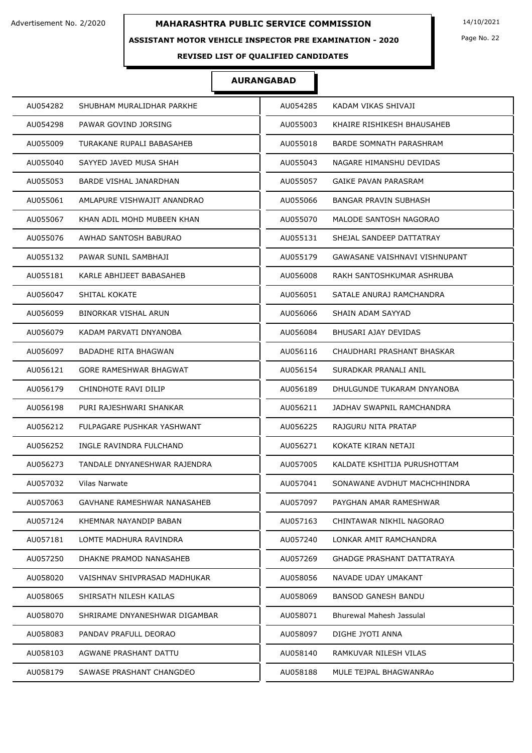Advertisement No. 2/2020

# MAHARASHTRA PUBLIC SERVICE COMMISSION

14/10/2021

## ASSISTANT MOTOR VEHICLE INSPECTOR PRE EXAMINATION - 2020

### REVISED LIST OF QUALIFIED CANDIDATES

### AURANGABAD

| | | | |
|---|---|---|---|
| AU054282 | SHUBHAM MURALIDHAR PARKHE | AU054285 | KADAM VIKAS SHIVAJI |
| AU054298 | PAWAR GOVIND JORSING | AU055003 | KHAIRE RISHIKESH BHAUSAHEB |
| AU055009 | TURAKANE RUPALI BABASAHEB | AU055018 | BARDE SOMNATH PARASHRAM |
| AU055040 | SAYYED JAVED MUSA SHAH | AU055043 | NAGARE HIMANSHU DEVIDAS |
| AU055053 | BARDE VISHAL JANARDHAN | AU055057 | GAIKE PAVAN PARASRAM |
| AU055061 | AMLAPURE VISHWAJIT ANANDRAO | AU055066 | BANGAR PRAVIN SUBHASH |
| AU055067 | KHAN ADIL MOHD MUBEEN KHAN | AU055070 | MALODE SANTOSH NAGORAO |
| AU055076 | AWHAD SANTOSH BABURAO | AU055131 | SHEJAL SANDEEP DATTATRAY |
| AU055132 | PAWAR SUNIL SAMBHAJI | AU055179 | GAWASANE VAISHNAVI VISHNUPANT |
| AU055181 | KARLE ABHIJEET BABASAHEB | AU056008 | RAKH SANTOSHKUMAR ASHRUBA |
| AU056047 | SHITAL KOKATE | AU056051 | SATALE ANURAJ RAMCHANDRA |
| AU056059 | BINORKAR VISHAL ARUN | AU056066 | SHAIN ADAM SAYYAD |
| AU056079 | KADAM PARVATI DNYANOBA | AU056084 | BHUSARI AJAY DEVIDAS |
| AU056097 | BADADHE RITA BHAGWAN | AU056116 | CHAUDHARI PRASHANT BHASKAR |
| AU056121 | GORE RAMESHWAR BHAGWAT | AU056154 | SURADKAR PRANALI ANIL |
| AU056179 | CHINDHOTE RAVI DILIP | AU056189 | DHULGUNDE TUKARAM DNYANOBA |
| AU056198 | PURI RAJESHWARI SHANKAR | AU056211 | JADHAV SWAPNIL RAMCHANDRA |
| AU056212 | FULPAGARE PUSHKAR YASHWANT | AU056225 | RAJGURU NITA PRATAP |
| AU056252 | INGLE RAVINDRA FULCHAND | AU056271 | KOKATE KIRAN NETAJI |
| AU056273 | TANDALE DNYANESHWAR RAJENDRA | AU057005 | KALDATE KSHITIJA PURUSHOTTAM |
| AU057032 | Vilas Narwate | AU057041 | SONAWANE AVDHUT MACHCHHINDRA |
| AU057063 | GAVHANE RAMESHWAR NANASAHEB | AU057097 | PAYGHAN AMAR RAMESHWAR |
| AU057124 | KHEMNAR NAYANDIP BABAN | AU057163 | CHINTAWAR NIKHIL NAGORAO |
| AU057181 | LOMTE MADHURA RAVINDRA | AU057240 | LONKAR AMIT RAMCHANDRA |
| AU057250 | DHAKNE PRAMOD NANASAHEB | AU057269 | GHADGE PRASHANT DATTATRAYA |
| AU058020 | VAISHNAV SHIVPRASAD MADHUKAR | AU058056 | NAVADE UDAY UMAKANT |
| AU058065 | SHIRSATH NILESH KAILAS | AU058069 | BANSOD GANESH BANDU |
| AU058070 | SHRIRAME DNYANESHWAR DIGAMBAR | AU058071 | Bhurewal Mahesh Jassulal |
| AU058083 | PANDAV PRAFULL DEORAO | AU058097 | DIGHE JYOTI ANNA |
| AU058103 | AGWANE PRASHANT DATTU | AU058140 | RAMKUVAR NILESH VILAS |
| AU058179 | SAWASE PRASHANT CHANGDEO | AU058188 | MULE TEJPAL BHAGWANRAo |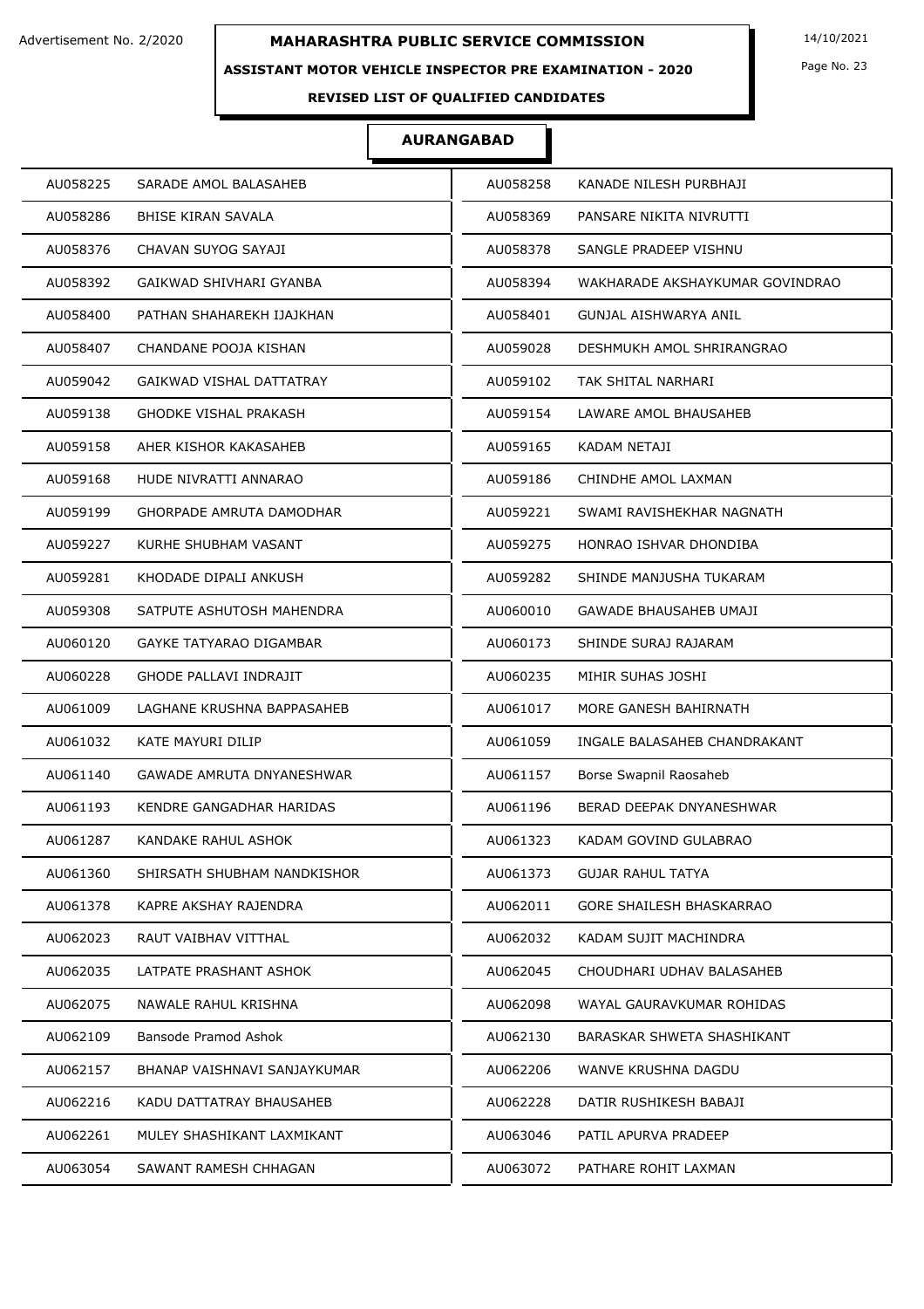Advertisement No. 2/2020

# MAHARASHTRA PUBLIC SERVICE COMMISSION

14/10/2021

## ASSISTANT MOTOR VEHICLE INSPECTOR PRE EXAMINATION - 2020

### REVISED LIST OF QUALIFIED CANDIDATES

### AURANGABAD

| | | | |
|---|---|---|---|
| AU058225 | SARADE AMOL BALASAHEB | AU058258 | KANADE NILESH PURBHAJI |
| AU058286 | BHISE KIRAN SAVALA | AU058369 | PANSARE NIKITA NIVRUTTI |
| AU058376 | CHAVAN SUYOG SAYAJI | AU058378 | SANGLE PRADEEP VISHNU |
| AU058392 | GAIKWAD SHIVHARI GYANBA | AU058394 | WAKHARADE AKSHAYKUMAR GOVINDRAO |
| AU058400 | PATHAN SHAHAREKH IJAJKHAN | AU058401 | GUNJAL AISHWARYA ANIL |
| AU058407 | CHANDANE POOJA KISHAN | AU059028 | DESHMUKH AMOL SHRIRANGRAO |
| AU059042 | GAIKWAD VISHAL DATTATRAY | AU059102 | TAK SHITAL NARHARI |
| AU059138 | GHODKE VISHAL PRAKASH | AU059154 | LAWARE AMOL BHAUSAHEB |
| AU059158 | AHER KISHOR KAKASAHEB | AU059165 | KADAM NETAJI |
| AU059168 | HUDE NIVRATTI ANNARAO | AU059186 | CHINDHE AMOL LAXMAN |
| AU059199 | GHORPADE AMRUTA DAMODHAR | AU059221 | SWAMI RAVISHEKHAR NAGNATH |
| AU059227 | KURHE SHUBHAM VASANT | AU059275 | HONRAO ISHVAR DHONDIBA |
| AU059281 | KHODADE DIPALI ANKUSH | AU059282 | SHINDE MANJUSHA TUKARAM |
| AU059308 | SATPUTE ASHUTOSH MAHENDRA | AU060010 | GAWADE BHAUSAHEB UMAJI |
| AU060120 | GAYKE TATYARAO DIGAMBAR | AU060173 | SHINDE SURAJ RAJARAM |
| AU060228 | GHODE PALLAVI INDRAJIT | AU060235 | MIHIR SUHAS JOSHI |
| AU061009 | LAGHANE KRUSHNA BAPPASAHEB | AU061017 | MORE GANESH BAHIRNATH |
| AU061032 | KATE MAYURI DILIP | AU061059 | INGALE BALASAHEB CHANDRAKANT |
| AU061140 | GAWADE AMRUTA DNYANESHWAR | AU061157 | Borse Swapnil Raosaheb |
| AU061193 | KENDRE GANGADHAR HARIDAS | AU061196 | BERAD DEEPAK DNYANESHWAR |
| AU061287 | KANDAKE RAHUL ASHOK | AU061323 | KADAM GOVIND GULABRAO |
| AU061360 | SHIRSATH SHUBHAM NANDKISHOR | AU061373 | GUJAR RAHUL TATYA |
| AU061378 | KAPRE AKSHAY RAJENDRA | AU062011 | GORE SHAILESH BHASKARRAO |
| AU062023 | RAUT VAIBHAV VITTHAL | AU062032 | KADAM SUJIT MACHINDRA |
| AU062035 | LATPATE PRASHANT ASHOK | AU062045 | CHOUDHARI UDHAV BALASAHEB |
| AU062075 | NAWALE RAHUL KRISHNA | AU062098 | WAYAL GAURAVKUMAR ROHIDAS |
| AU062109 | Bansode Pramod Ashok | AU062130 | BARASKAR SHWETA SHASHIKANT |
| AU062157 | BHANAP VAISHNAVI SANJAYKUMAR | AU062206 | WANVE KRUSHNA DAGDU |
| AU062216 | KADU DATTATRAY BHAUSAHEB | AU062228 | DATIR RUSHIKESH BABAJI |
| AU062261 | MULEY SHASHIKANT LAXMIKANT | AU063046 | PATIL APURVA PRADEEP |
| AU063054 | SAWANT RAMESH CHHAGAN | AU063072 | PATHARE ROHIT LAXMAN |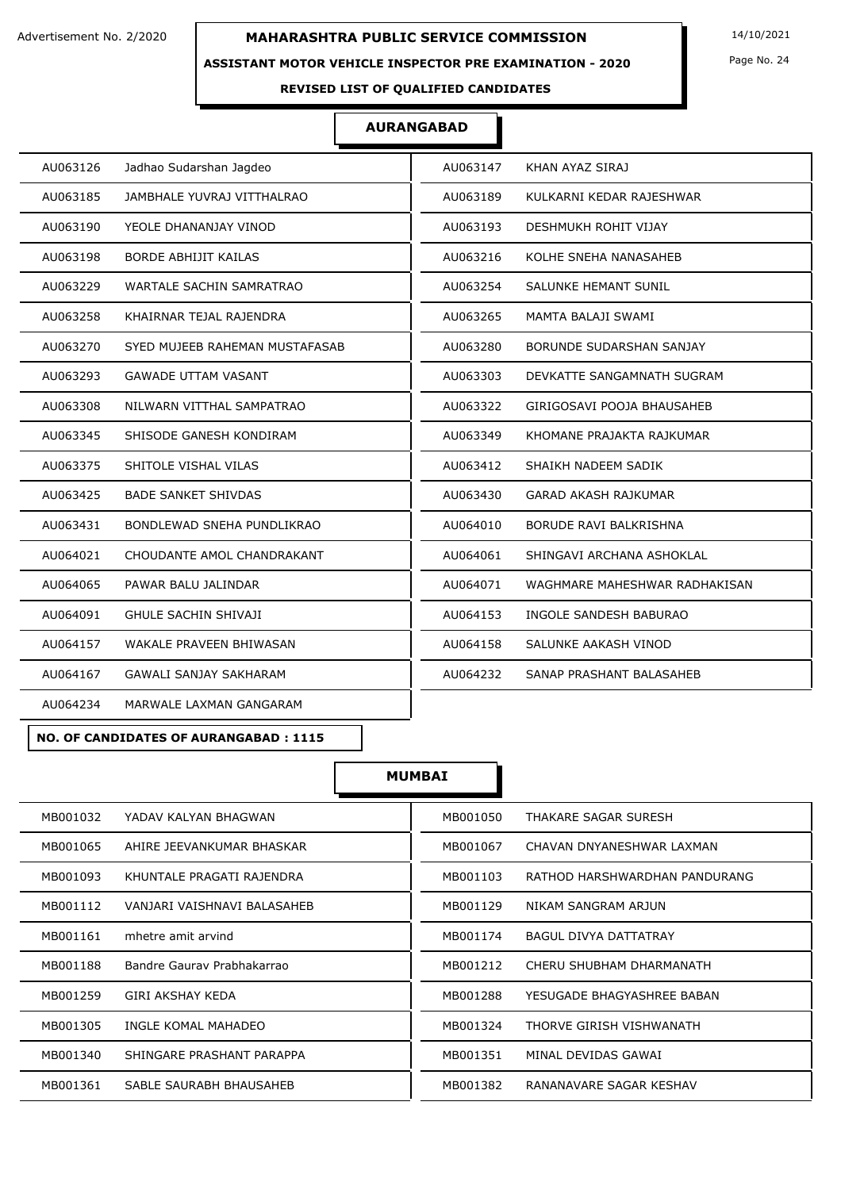# MAHARASHTRA PUBLIC SERVICE COMMISSION

Advertisement No. 2/2020

14/10/2021

**ASSISTANT MOTOR VEHICLE INSPECTOR PRE EXAMINATION - 2020**

**REVISED LIST OF QUALIFIED CANDIDATES**

## AURANGABAD

| | | | |
|---|---|---|---|
| AU063126 | Jadhao Sudarshan Jagdeo | AU063147 | KHAN AYAZ SIRAJ |
| AU063185 | JAMBHALE YUVRAJ VITTHALRAO | AU063189 | KULKARNI KEDAR RAJESHWAR |
| AU063190 | YEOLE DHANANJAY VINOD | AU063193 | DESHMUKH ROHIT VIJAY |
| AU063198 | BORDE ABHIJIT KAILAS | AU063216 | KOLHE SNEHA NANASAHEB |
| AU063229 | WARTALE SACHIN SAMRATRAO | AU063254 | SALUNKE HEMANT SUNIL |
| AU063258 | KHAIRNAR TEJAL RAJENDRA | AU063265 | MAMTA BALAJI SWAMI |
| AU063270 | SYED MUJEEB RAHEMAN MUSTAFASAB | AU063280 | BORUNDE SUDARSHAN SANJAY |
| AU063293 | GAWADE UTTAM VASANT | AU063303 | DEVKATTE SANGAMNATH SUGRAM |
| AU063308 | NILWARN VITTHAL SAMPATRAO | AU063322 | GIRIGOSAVI POOJA BHAUSAHEB |
| AU063345 | SHISODE GANESH KONDIRAM | AU063349 | KHOMANE PRAJAKTA RAJKUMAR |
| AU063375 | SHITOLE VISHAL VILAS | AU063412 | SHAIKH NADEEM SADIK |
| AU063425 | BADE SANKET SHIVDAS | AU063430 | GARAD AKASH RAJKUMAR |
| AU063431 | BONDLEWAD SNEHA PUNDLIKRAO | AU064010 | BORUDE RAVI BALKRISHNA |
| AU064021 | CHOUDANTE AMOL CHANDRAKANT | AU064061 | SHINGAVI ARCHANA ASHOKLAL |
| AU064065 | PAWAR BALU JALINDAR | AU064071 | WAGHMARE MAHESHWAR RADHAKISAN |
| AU064091 | GHULE SACHIN SHIVAJI | AU064153 | INGOLE SANDESH BABURAO |
| AU064157 | WAKALE PRAVEEN BHIWASAN | AU064158 | SALUNKE AAKASH VINOD |
| AU064167 | GAWALI SANJAY SAKHARAM | AU064232 | SANAP PRASHANT BALASAHEB |
| AU064234 | MARWALE LAXMAN GANGARAM | | |

**NO. OF CANDIDATES OF AURANGABAD : 1115**

## MUMBAI

| | | | |
|---|---|---|---|
| MB001032 | YADAV KALYAN BHAGWAN | MB001050 | THAKARE SAGAR SURESH |
| MB001065 | AHIRE JEEVANKUMAR BHASKAR | MB001067 | CHAVAN DNYANESHWAR LAXMAN |
| MB001093 | KHUNTALE PRAGATI RAJENDRA | MB001103 | RATHOD HARSHWARDHAN PANDURANG |
| MB001112 | VANJARI VAISHNAVI BALASAHEB | MB001129 | NIKAM SANGRAM ARJUN |
| MB001161 | mhetre amit arvind | MB001174 | BAGUL DIVYA DATTATRAY |
| MB001188 | Bandre Gaurav Prabhakarrao | MB001212 | CHERU SHUBHAM DHARMANATH |
| MB001259 | GIRI AKSHAY KEDA | MB001288 | YESUGADE BHAGYASHREE BABAN |
| MB001305 | INGLE KOMAL MAHADEO | MB001324 | THORVE GIRISH VISHWANATH |
| MB001340 | SHINGARE PRASHANT PARAPPA | MB001351 | MINAL DEVIDAS GAWAI |
| MB001361 | SABLE SAURABH BHAUSAHEB | MB001382 | RANANAVARE SAGAR KESHAV |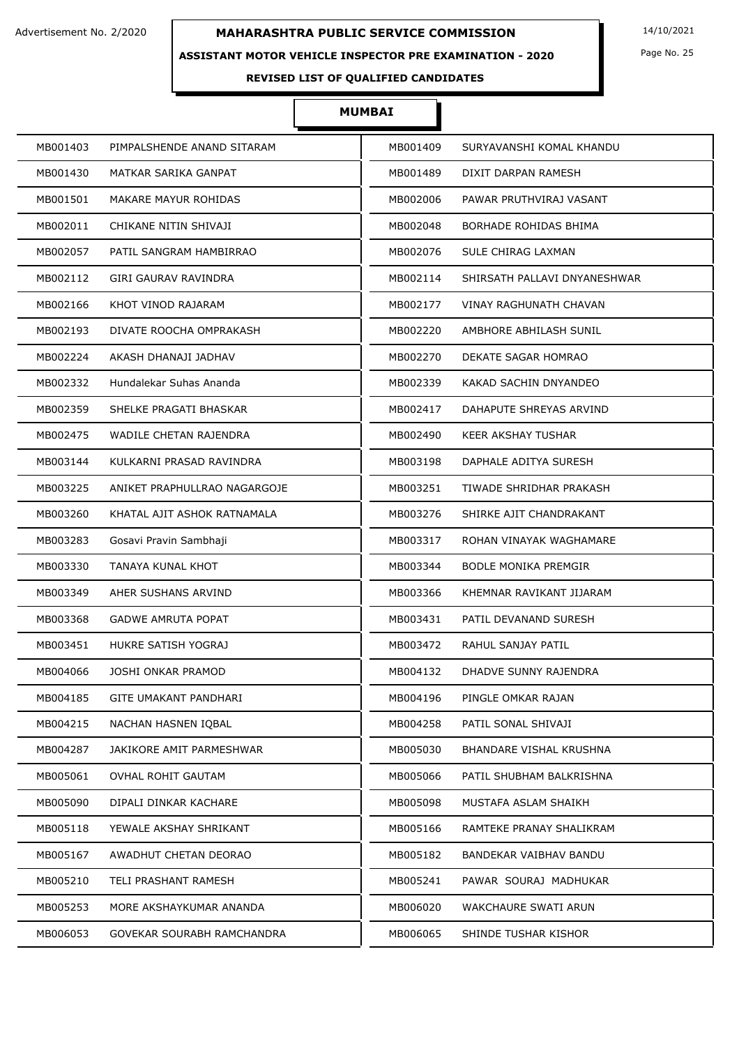Advertisement No. 2/2020

# MAHARASHTRA PUBLIC SERVICE COMMISSION

14/10/2021

## ASSISTANT MOTOR VEHICLE INSPECTOR PRE EXAMINATION - 2020

### REVISED LIST OF QUALIFIED CANDIDATES

### MUMBAI

| | | | |
|---|---|---|---|
| MB001403 | PIMPALSHENDE ANAND SITARAM | MB001409 | SURYAVANSHI KOMAL KHANDU |
| MB001430 | MATKAR SARIKA GANPAT | MB001489 | DIXIT DARPAN RAMESH |
| MB001501 | MAKARE MAYUR ROHIDAS | MB002006 | PAWAR PRUTHVIRAJ VASANT |
| MB002011 | CHIKANE NITIN SHIVAJI | MB002048 | BORHADE ROHIDAS BHIMA |
| MB002057 | PATIL SANGRAM HAMBIRRAO | MB002076 | SULE CHIRAG LAXMAN |
| MB002112 | GIRI GAURAV RAVINDRA | MB002114 | SHIRSATH PALLAVI DNYANESHWAR |
| MB002166 | KHOT VINOD RAJARAM | MB002177 | VINAY RAGHUNATH CHAVAN |
| MB002193 | DIVATE ROOCHA OMPRAKASH | MB002220 | AMBHORE ABHILASH SUNIL |
| MB002224 | AKASH DHANAJI JADHAV | MB002270 | DEKATE SAGAR HOMRAO |
| MB002332 | Hundalekar Suhas Ananda | MB002339 | KAKAD SACHIN DNYANDEO |
| MB002359 | SHELKE PRAGATI BHASKAR | MB002417 | DAHAPUTE SHREYAS ARVIND |
| MB002475 | WADILE CHETAN RAJENDRA | MB002490 | KEER AKSHAY TUSHAR |
| MB003144 | KULKARNI PRASAD RAVINDRA | MB003198 | DAPHALE ADITYA SURESH |
| MB003225 | ANIKET PRAPHULLRAO NAGARGOJE | MB003251 | TIWADE SHRIDHAR PRAKASH |
| MB003260 | KHATAL AJIT ASHOK RATNAMALA | MB003276 | SHIRKE AJIT CHANDRAKANT |
| MB003283 | Gosavi Pravin Sambhaji | MB003317 | ROHAN VINAYAK WAGHAMARE |
| MB003330 | TANAYA KUNAL KHOT | MB003344 | BODLE MONIKA PREMGIR |
| MB003349 | AHER SUSHANS ARVIND | MB003366 | KHEMNAR RAVIKANT JIJARAM |
| MB003368 | GADWE AMRUTA POPAT | MB003431 | PATIL DEVANAND SURESH |
| MB003451 | HUKRE SATISH YOGRAJ | MB003472 | RAHUL SANJAY PATIL |
| MB004066 | JOSHI ONKAR PRAMOD | MB004132 | DHADVE SUNNY RAJENDRA |
| MB004185 | GITE UMAKANT PANDHARI | MB004196 | PINGLE OMKAR RAJAN |
| MB004215 | NACHAN HASNEN IQBAL | MB004258 | PATIL SONAL SHIVAJI |
| MB004287 | JAKIKORE AMIT PARMESHWAR | MB005030 | BHANDARE VISHAL KRUSHNA |
| MB005061 | OVHAL ROHIT GAUTAM | MB005066 | PATIL SHUBHAM BALKRISHNA |
| MB005090 | DIPALI DINKAR KACHARE | MB005098 | MUSTAFA ASLAM SHAIKH |
| MB005118 | YEWALE AKSHAY SHRIKANT | MB005166 | RAMTEKE PRANAY SHALIKRAM |
| MB005167 | AWADHUT CHETAN DEORAO | MB005182 | BANDEKAR VAIBHAV BANDU |
| MB005210 | TELI PRASHANT RAMESH | MB005241 | PAWAR SOURAJ MADHUKAR |
| MB005253 | MORE AKSHAYKUMAR ANANDA | MB006020 | WAKCHAURE SWATI ARUN |
| MB006053 | GOVEKAR SOURABH RAMCHANDRA | MB006065 | SHINDE TUSHAR KISHOR |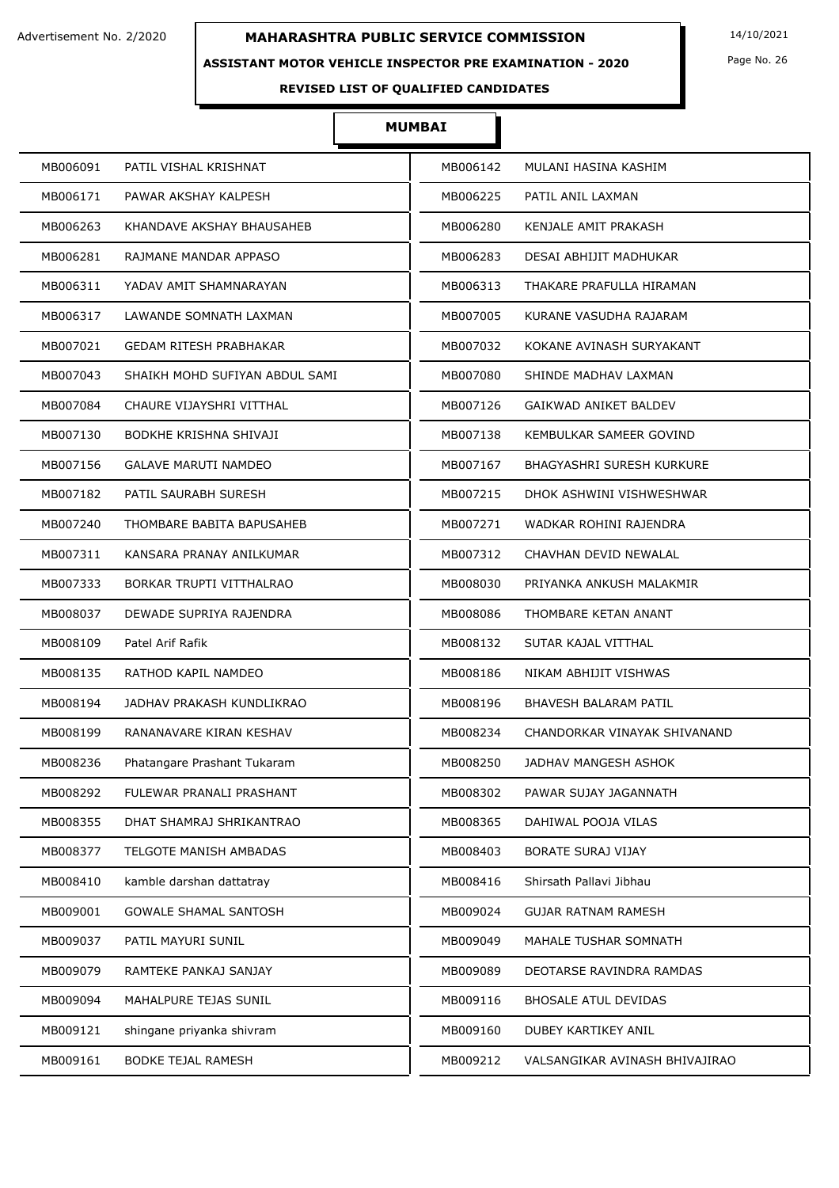Advertisement No. 2/2020

# MAHARASHTRA PUBLIC SERVICE COMMISSION

14/10/2021

## ASSISTANT MOTOR VEHICLE INSPECTOR PRE EXAMINATION - 2020

### REVISED LIST OF QUALIFIED CANDIDATES

### MUMBAI

| | | | |
|---|---|---|---|
| MB006091 | PATIL VISHAL KRISHNAT | MB006142 | MULANI HASINA KASHIM |
| MB006171 | PAWAR AKSHAY KALPESH | MB006225 | PATIL ANIL LAXMAN |
| MB006263 | KHANDAVE AKSHAY BHAUSAHEB | MB006280 | KENJALE AMIT PRAKASH |
| MB006281 | RAJMANE MANDAR APPASO | MB006283 | DESAI ABHIJIT MADHUKAR |
| MB006311 | YADAV AMIT SHAMNARAYAN | MB006313 | THAKARE PRAFULLA HIRAMAN |
| MB006317 | LAWANDE SOMNATH LAXMAN | MB007005 | KURANE VASUDHA RAJARAM |
| MB007021 | GEDAM RITESH PRABHAKAR | MB007032 | KOKANE AVINASH SURYAKANT |
| MB007043 | SHAIKH MOHD SUFIYAN ABDUL SAMI | MB007080 | SHINDE MADHAV LAXMAN |
| MB007084 | CHAURE VIJAYSHRI VITTHAL | MB007126 | GAIKWAD ANIKET BALDEV |
| MB007130 | BODKHE KRISHNA SHIVAJI | MB007138 | KEMBULKAR SAMEER GOVIND |
| MB007156 | GALAVE MARUTI NAMDEO | MB007167 | BHAGYASHRI SURESH KURKURE |
| MB007182 | PATIL SAURABH SURESH | MB007215 | DHOK ASHWINI VISHWESHWAR |
| MB007240 | THOMBARE BABITA BAPUSAHEB | MB007271 | WADKAR ROHINI RAJENDRA |
| MB007311 | KANSARA PRANAY ANILKUMAR | MB007312 | CHAVHAN DEVID NEWALAL |
| MB007333 | BORKAR TRUPTI VITTHALRAO | MB008030 | PRIYANKA ANKUSH MALAKMIR |
| MB008037 | DEWADE SUPRIYA RAJENDRA | MB008086 | THOMBARE KETAN ANANT |
| MB008109 | Patel Arif Rafik | MB008132 | SUTAR KAJAL VITTHAL |
| MB008135 | RATHOD KAPIL NAMDEO | MB008186 | NIKAM ABHIJIT VISHWAS |
| MB008194 | JADHAV PRAKASH KUNDLIKRAO | MB008196 | BHAVESH BALARAM PATIL |
| MB008199 | RANANAVARE KIRAN KESHAV | MB008234 | CHANDORKAR VINAYAK SHIVANAND |
| MB008236 | Phatangare Prashant Tukaram | MB008250 | JADHAV MANGESH ASHOK |
| MB008292 | FULEWAR PRANALI PRASHANT | MB008302 | PAWAR SUJAY JAGANNATH |
| MB008355 | DHAT SHAMRAJ SHRIKANTRAO | MB008365 | DAHIWAL POOJA VILAS |
| MB008377 | TELGOTE MANISH AMBADAS | MB008403 | BORATE SURAJ VIJAY |
| MB008410 | kamble darshan dattatray | MB008416 | Shirsath Pallavi Jibhau |
| MB009001 | GOWALE SHAMAL SANTOSH | MB009024 | GUJAR RATNAM RAMESH |
| MB009037 | PATIL MAYURI SUNIL | MB009049 | MAHALE TUSHAR SOMNATH |
| MB009079 | RAMTEKE PANKAJ SANJAY | MB009089 | DEOTARSE RAVINDRA RAMDAS |
| MB009094 | MAHALPURE TEJAS SUNIL | MB009116 | BHOSALE ATUL DEVIDAS |
| MB009121 | shingane priyanka shivram | MB009160 | DUBEY KARTIKEY ANIL |
| MB009161 | BODKE TEJAL RAMESH | MB009212 | VALSANGIKAR AVINASH BHIVAJIRAO |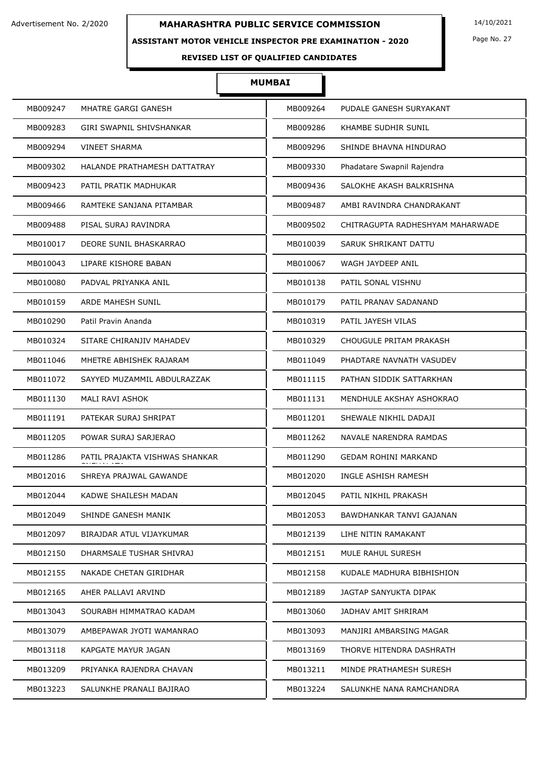Advertisement No. 2/2020

# MAHARASHTRA PUBLIC SERVICE COMMISSION

14/10/2021

## ASSISTANT MOTOR VEHICLE INSPECTOR PRE EXAMINATION - 2020

### REVISED LIST OF QUALIFIED CANDIDATES

### MUMBAI

| | | | |
|---|---|---|---|
| MB009247 | MHATRE GARGI GANESH | MB009264 | PUDALE GANESH SURYAKANT |
| MB009283 | GIRI SWAPNIL SHIVSHANKAR | MB009286 | KHAMBE SUDHIR SUNIL |
| MB009294 | VINEET SHARMA | MB009296 | SHINDE BHAVNA HINDURAO |
| MB009302 | HALANDE PRATHAMESH DATTATRAY | MB009330 | Phadatare Swapnil Rajendra |
| MB009423 | PATIL PRATIK MADHUKAR | MB009436 | SALOKHE AKASH BALKRISHNA |
| MB009466 | RAMTEKE SANJANA PITAMBAR | MB009487 | AMBI RAVINDRA CHANDRAKANT |
| MB009488 | PISAL SURAJ RAVINDRA | MB009502 | CHITRAGUPTA RADHESHYAM MAHARWADE |
| MB010017 | DEORE SUNIL BHASKARRAO | MB010039 | SARUK SHRIKANT DATTU |
| MB010043 | LIPARE KISHORE BABAN | MB010067 | WAGH JAYDEEP ANIL |
| MB010080 | PADVAL PRIYANKA ANIL | MB010138 | PATIL SONAL VISHNU |
| MB010159 | ARDE MAHESH SUNIL | MB010179 | PATIL PRANAV SADANAND |
| MB010290 | Patil Pravin Ananda | MB010319 | PATIL JAYESH VILAS |
| MB010324 | SITARE CHIRANJIV MAHADEV | MB010329 | CHOUGULE PRITAM PRAKASH |
| MB011046 | MHETRE ABHISHEK RAJARAM | MB011049 | PHADTARE NAVNATH VASUDEV |
| MB011072 | SAYYED MUZAMMIL ABDULRAZZAK | MB011115 | PATHAN SIDDIK SATTARKHAN |
| MB011130 | MALI RAVI ASHOK | MB011131 | MENDHULE AKSHAY ASHOKRAO |
| MB011191 | PATEKAR SURAJ SHRIPAT | MB011201 | SHEWALE NIKHIL DADAJI |
| MB011205 | POWAR SURAJ SARJERAO | MB011262 | NAVALE NARENDRA RAMDAS |
| MB011286 | PATIL PRAJAKTA VISHWAS SHANKAR SNEHALATA | MB011290 | GEDAM ROHINI MARKAND |
| MB012016 | SHREYA PRAJWAL GAWANDE | MB012020 | INGLE ASHISH RAMESH |
| MB012044 | KADWE SHAILESH MADAN | MB012045 | PATIL NIKHIL PRAKASH |
| MB012049 | SHINDE GANESH MANIK | MB012053 | BAWDHANKAR TANVI GAJANAN |
| MB012097 | BIRAJDAR ATUL VIJAYKUMAR | MB012139 | LIHE NITIN RAMAKANT |
| MB012150 | DHARMSALE TUSHAR SHIVRAJ | MB012151 | MULE RAHUL SURESH |
| MB012155 | NAKADE CHETAN GIRIDHAR | MB012158 | KUDALE MADHURA BIBHISHION |
| MB012165 | AHER PALLAVI ARVIND | MB012189 | JAGTAP SANYUKTA DIPAK |
| MB013043 | SOURABH HIMMATRAO KADAM | MB013060 | JADHAV AMIT SHRIRAM |
| MB013079 | AMBEPAWAR JYOTI WAMANRAO | MB013093 | MANJIRI AMBARSING MAGAR |
| MB013118 | KAPGATE MAYUR JAGAN | MB013169 | THORVE HITENDRA DASHRATH |
| MB013209 | PRIYANKA RAJENDRA CHAVAN | MB013211 | MINDE PRATHAMESH SURESH |
| MB013223 | SALUNKHE PRANALI BAJIRAO | MB013224 | SALUNKHE NANA RAMCHANDRA |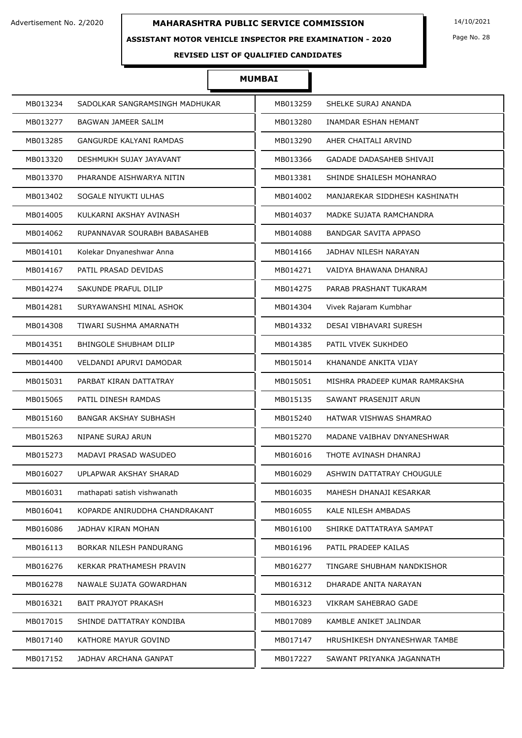Advertisement No. 2/2020

# MAHARASHTRA PUBLIC SERVICE COMMISSION

14/10/2021

## ASSISTANT MOTOR VEHICLE INSPECTOR PRE EXAMINATION - 2020

### REVISED LIST OF QUALIFIED CANDIDATES

### MUMBAI

| | | | |
|---|---|---|---|
| MB013234 | SADOLKAR SANGRAMSINGH MADHUKAR | MB013259 | SHELKE SURAJ ANANDA |
| MB013277 | BAGWAN JAMEER SALIM | MB013280 | INAMDAR ESHAN HEMANT |
| MB013285 | GANGURDE KALYANI RAMDAS | MB013290 | AHER CHAITALI ARVIND |
| MB013320 | DESHMUKH SUJAY JAYAVANT | MB013366 | GADADE DADASAHEB SHIVAJI |
| MB013370 | PHARANDE AISHWARYA NITIN | MB013381 | SHINDE SHAILESH MOHANRAO |
| MB013402 | SOGALE NIYUKTI ULHAS | MB014002 | MANJAREKAR SIDDHESH KASHINATH |
| MB014005 | KULKARNI AKSHAY AVINASH | MB014037 | MADKE SUJATA RAMCHANDRA |
| MB014062 | RUPANNAVAR SOURABH BABASAHEB | MB014088 | BANDGAR SAVITA APPASO |
| MB014101 | Kolekar Dnyaneshwar Anna | MB014166 | JADHAV NILESH NARAYAN |
| MB014167 | PATIL PRASAD DEVIDAS | MB014271 | VAIDYA BHAWANA DHANRAJ |
| MB014274 | SAKUNDE PRAFUL DILIP | MB014275 | PARAB PRASHANT TUKARAM |
| MB014281 | SURYAWANSHI MINAL ASHOK | MB014304 | Vivek Rajaram Kumbhar |
| MB014308 | TIWARI SUSHMA AMARNATH | MB014332 | DESAI VIBHAVARI SURESH |
| MB014351 | BHINGOLE SHUBHAM DILIP | MB014385 | PATIL VIVEK SUKHDEO |
| MB014400 | VELDANDI APURVI DAMODAR | MB015014 | KHANANDE ANKITA VIJAY |
| MB015031 | PARBAT KIRAN DATTATRAY | MB015051 | MISHRA PRADEEP KUMAR RAMRAKSHA |
| MB015065 | PATIL DINESH RAMDAS | MB015135 | SAWANT PRASENJIT ARUN |
| MB015160 | BANGAR AKSHAY SUBHASH | MB015240 | HATWAR VISHWAS SHAMRAO |
| MB015263 | NIPANE SURAJ ARUN | MB015270 | MADANE VAIBHAV DNYANESHWAR |
| MB015273 | MADAVI PRASAD WASUDEO | MB016016 | THOTE AVINASH DHANRAJ |
| MB016027 | UPLAPWAR AKSHAY SHARAD | MB016029 | ASHWIN DATTATRAY CHOUGULE |
| MB016031 | mathapati satish vishwanath | MB016035 | MAHESH DHANAJI KESARKAR |
| MB016041 | KOPARDE ANIRUDDHA CHANDRAKANT | MB016055 | KALE NILESH AMBADAS |
| MB016086 | JADHAV KIRAN MOHAN | MB016100 | SHIRKE DATTATRAYA SAMPAT |
| MB016113 | BORKAR NILESH PANDURANG | MB016196 | PATIL PRADEEP KAILAS |
| MB016276 | KERKAR PRATHAMESH PRAVIN | MB016277 | TINGARE SHUBHAM NANDKISHOR |
| MB016278 | NAWALE SUJATA GOWARDHAN | MB016312 | DHARADE ANITA NARAYAN |
| MB016321 | BAIT PRAJYOT PRAKASH | MB016323 | VIKRAM SAHEBRAO GADE |
| MB017015 | SHINDE DATTATRAY KONDIBA | MB017089 | KAMBLE ANIKET JALINDAR |
| MB017140 | KATHORE MAYUR GOVIND | MB017147 | HRUSHIKESH DNYANESHWAR TAMBE |
| MB017152 | JADHAV ARCHANA GANPAT | MB017227 | SAWANT PRIYANKA JAGANNATH |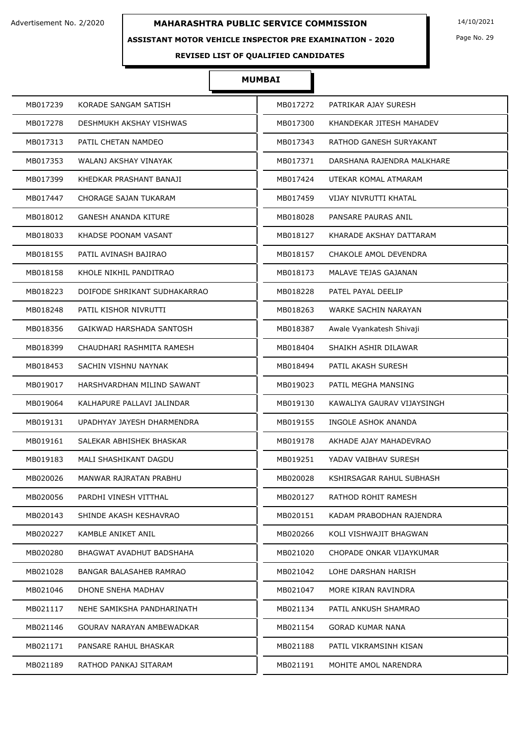## MAHARASHTRA PUBLIC SERVICE COMMISSION

Advertisement No. 2/2020

14/10/2021

**ASSISTANT MOTOR VEHICLE INSPECTOR PRE EXAMINATION - 2020**

**REVISED LIST OF QUALIFIED CANDIDATES**

### MUMBAI

| Roll No. | Name | Roll No. | Name |
|---|---|---|---|
| MB017239 | KORADE SANGAM SATISH | MB017272 | PATRIKAR AJAY SURESH |
| MB017278 | DESHMUKH AKSHAY VISHWAS | MB017300 | KHANDEKAR JITESH MAHADEV |
| MB017313 | PATIL CHETAN NAMDEO | MB017343 | RATHOD GANESH SURYAKANT |
| MB017353 | WALANJ AKSHAY VINAYAK | MB017371 | DARSHANA RAJENDRA MALKHARE |
| MB017399 | KHEDKAR PRASHANT BANAJI | MB017424 | UTEKAR KOMAL ATMARAM |
| MB017447 | CHORAGE SAJAN TUKARAM | MB017459 | VIJAY NIVRUTTI KHATAL |
| MB018012 | GANESH ANANDA KITURE | MB018028 | PANSARE PAURAS ANIL |
| MB018033 | KHADSE POONAM VASANT | MB018127 | KHARADE AKSHAY DATTARAM |
| MB018155 | PATIL AVINASH BAJIRAO | MB018157 | CHAKOLE AMOL DEVENDRA |
| MB018158 | KHOLE NIKHIL PANDITRAO | MB018173 | MALAVE TEJAS GAJANAN |
| MB018223 | DOIFODE SHRIKANT SUDHAKARRAO | MB018228 | PATEL PAYAL DEELIP |
| MB018248 | PATIL KISHOR NIVRUTTI | MB018263 | WARKE SACHIN NARAYAN |
| MB018356 | GAIKWAD HARSHADA SANTOSH | MB018387 | Awale Vyankatesh Shivaji |
| MB018399 | CHAUDHARI RASHMITA RAMESH | MB018404 | SHAIKH ASHIR DILAWAR |
| MB018453 | SACHIN VISHNU NAYNAK | MB018494 | PATIL AKASH SURESH |
| MB019017 | HARSHVARDHAN MILIND SAWANT | MB019023 | PATIL MEGHA MANSING |
| MB019064 | KALHAPURE PALLAVI JALINDAR | MB019130 | KAWALIYA GAURAV VIJAYSINGH |
| MB019131 | UPADHYAY JAYESH DHARMENDRA | MB019155 | INGOLE ASHOK ANANDA |
| MB019161 | SALEKAR ABHISHEK BHASKAR | MB019178 | AKHADE AJAY MAHADEVRAO |
| MB019183 | MALI SHASHIKANT DAGDU | MB019251 | YADAV VAIBHAV SURESH |
| MB020026 | MANWAR RAJRATAN PRABHU | MB020028 | KSHIRSAGAR RAHUL SUBHASH |
| MB020056 | PARDHI VINESH VITTHAL | MB020127 | RATHOD ROHIT RAMESH |
| MB020143 | SHINDE AKASH KESHAVRAO | MB020151 | KADAM PRABODHAN RAJENDRA |
| MB020227 | KAMBLE ANIKET ANIL | MB020266 | KOLI VISHWAJIT BHAGWAN |
| MB020280 | BHAGWAT AVADHUT BADSHAHA | MB021020 | CHOPADE ONKAR VIJAYKUMAR |
| MB021028 | BANGAR BALASAHEB RAMRAO | MB021042 | LOHE DARSHAN HARISH |
| MB021046 | DHONE SNEHA MADHAV | MB021047 | MORE KIRAN RAVINDRA |
| MB021117 | NEHE SAMIKSHA PANDHARINATH | MB021134 | PATIL ANKUSH SHAMRAO |
| MB021146 | GOURAV NARAYAN AMBEWADKAR | MB021154 | GORAD KUMAR NANA |
| MB021171 | PANSARE RAHUL BHASKAR | MB021188 | PATIL VIKRAMSINH KISAN |
| MB021189 | RATHOD PANKAJ SITARAM | MB021191 | MOHITE AMOL NARENDRA |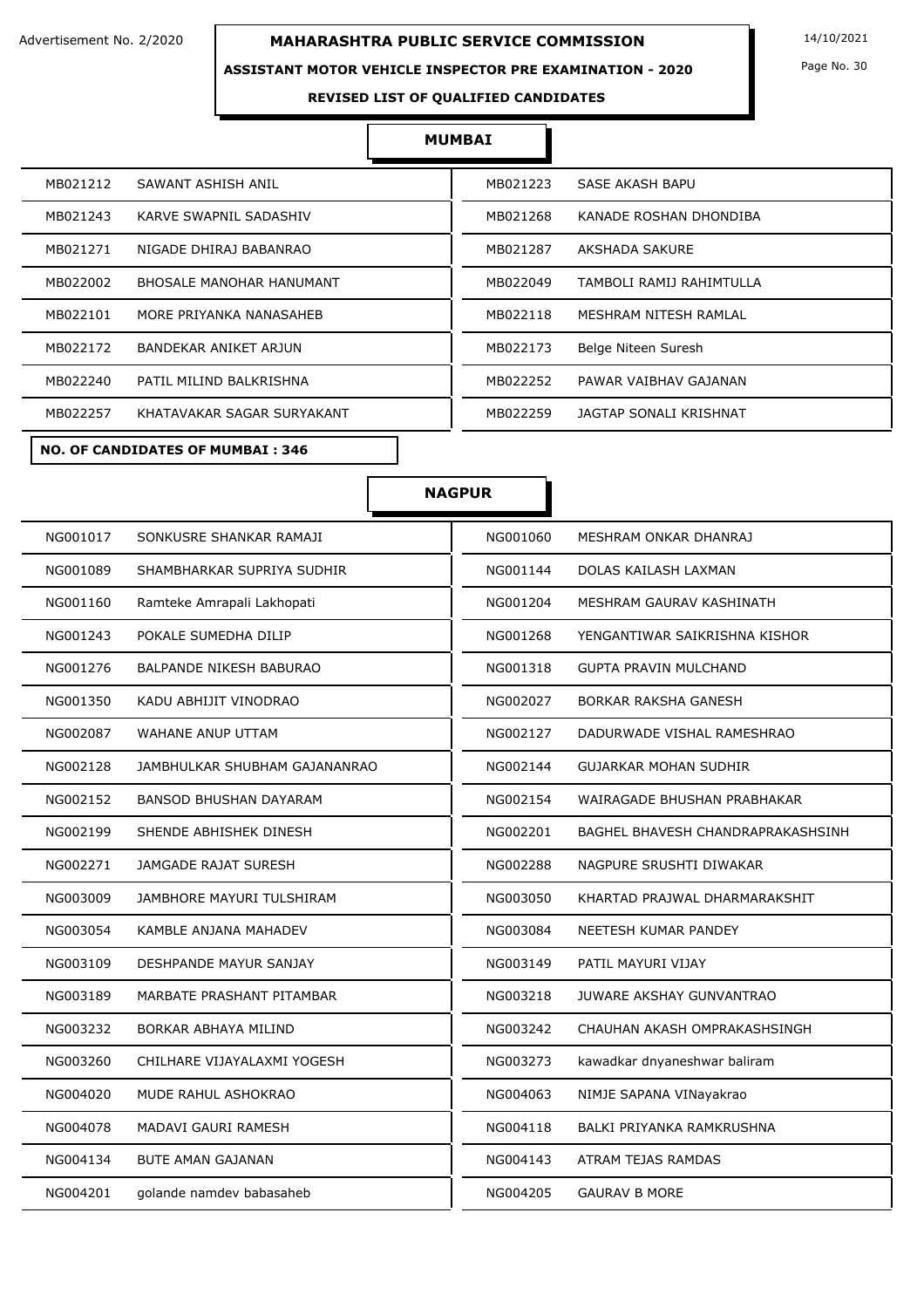Advertisement No. 2/2020

# MAHARASHTRA PUBLIC SERVICE COMMISSION

14/10/2021

**ASSISTANT MOTOR VEHICLE INSPECTOR PRE EXAMINATION - 2020**

**REVISED LIST OF QUALIFIED CANDIDATES**

## MUMBAI

| | | | |
|---|---|---|---|
| MB021212 | SAWANT ASHISH ANIL | MB021223 | SASE AKASH BAPU |
| MB021243 | KARVE SWAPNIL SADASHIV | MB021268 | KANADE ROSHAN DHONDIBA |
| MB021271 | NIGADE DHIRAJ BABANRAO | MB021287 | AKSHADA SAKURE |
| MB022002 | BHOSALE MANOHAR HANUMANT | MB022049 | TAMBOLI RAMIJ RAHIMTULLA |
| MB022101 | MORE PRIYANKA NANASAHEB | MB022118 | MESHRAM NITESH RAMLAL |
| MB022172 | BANDEKAR ANIKET ARJUN | MB022173 | Belge Niteen Suresh |
| MB022240 | PATIL MILIND BALKRISHNA | MB022252 | PAWAR VAIBHAV GAJANAN |
| MB022257 | KHATAVAKAR SAGAR SURYAKANT | MB022259 | JAGTAP SONALI KRISHNAT |

**NO. OF CANDIDATES OF MUMBAI : 346**

## NAGPUR

| | | | |
|---|---|---|---|
| NG001017 | SONKUSRE SHANKAR RAMAJI | NG001060 | MESHRAM ONKAR DHANRAJ |
| NG001089 | SHAMBHARKAR SUPRIYA SUDHIR | NG001144 | DOLAS KAILASH LAXMAN |
| NG001160 | Ramteke Amrapali Lakhopati | NG001204 | MESHRAM GAURAV KASHINATH |
| NG001243 | POKALE SUMEDHA DILIP | NG001268 | YENGANTIWAR SAIKRISHNA KISHOR |
| NG001276 | BALPANDE NIKESH BABURAO | NG001318 | GUPTA PRAVIN MULCHAND |
| NG001350 | KADU ABHIJIT VINODRAO | NG002027 | BORKAR RAKSHA GANESH |
| NG002087 | WAHANE ANUP UTTAM | NG002127 | DADURWADE VISHAL RAMESHRAO |
| NG002128 | JAMBHULKAR SHUBHAM GAJANANRAO | NG002144 | GUJARKAR MOHAN SUDHIR |
| NG002152 | BANSOD BHUSHAN DAYARAM | NG002154 | WAIRAGADE BHUSHAN PRABHAKAR |
| NG002199 | SHENDE ABHISHEK DINESH | NG002201 | BAGHEL BHAVESH CHANDRAPRAKASHSINH |
| NG002271 | JAMGADE RAJAT SURESH | NG002288 | NAGPURE SRUSHTI DIWAKAR |
| NG003009 | JAMBHORE MAYURI TULSHIRAM | NG003050 | KHARTAD PRAJWAL DHARMARAKSHIT |
| NG003054 | KAMBLE ANJANA MAHADEV | NG003084 | NEETESH KUMAR PANDEY |
| NG003109 | DESHPANDE MAYUR SANJAY | NG003149 | PATIL MAYURI VIJAY |
| NG003189 | MARBATE PRASHANT PITAMBAR | NG003218 | JUWARE AKSHAY GUNVANTRAO |
| NG003232 | BORKAR ABHAYA MILIND | NG003242 | CHAUHAN AKASH OMPRAKASHSINGH |
| NG003260 | CHILHARE VIJAYALAXMI YOGESH | NG003273 | kawadkar dnyaneshwar baliram |
| NG004020 | MUDE RAHUL ASHOKRAO | NG004063 | NIMJE SAPANA VINayakrao |
| NG004078 | MADAVI GAURI RAMESH | NG004118 | BALKI PRIYANKA RAMKRUSHNA |
| NG004134 | BUTE AMAN GAJANAN | NG004143 | ATRAM TEJAS RAMDAS |
| NG004201 | golande namdev babasaheb | NG004205 | GAURAV B MORE |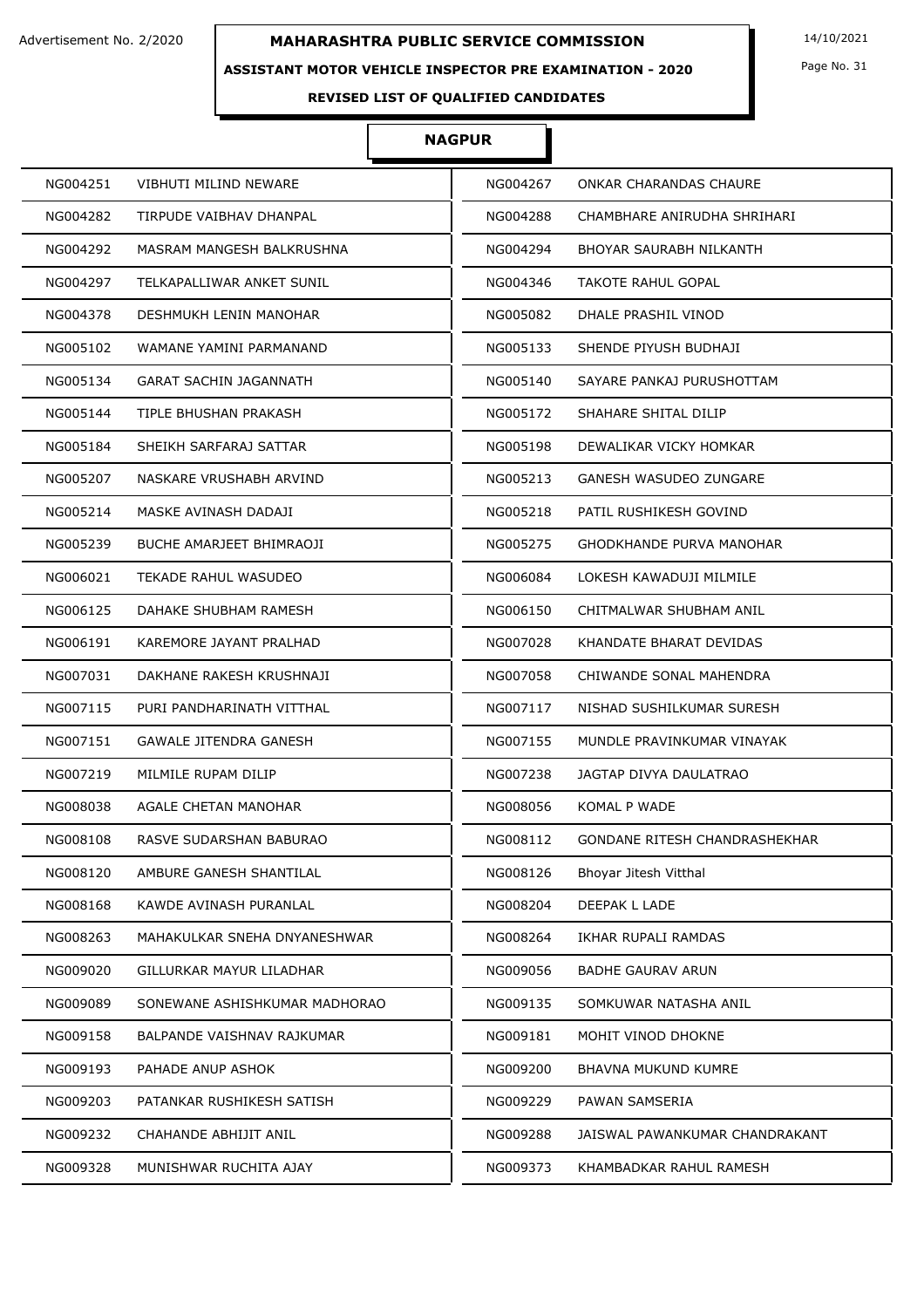Advertisement No. 2/2020

# MAHARASHTRA PUBLIC SERVICE COMMISSION

14/10/2021

## ASSISTANT MOTOR VEHICLE INSPECTOR PRE EXAMINATION - 2020

### REVISED LIST OF QUALIFIED CANDIDATES

### NAGPUR

| | | | |
|---|---|---|---|
| NG004251 | VIBHUTI MILIND NEWARE | NG004267 | ONKAR CHARANDAS CHAURE |
| NG004282 | TIRPUDE VAIBHAV DHANPAL | NG004288 | CHAMBHARE ANIRUDHA SHRIHARI |
| NG004292 | MASRAM MANGESH BALKRUSHNA | NG004294 | BHOYAR SAURABH NILKANTH |
| NG004297 | TELKAPALLIWAR ANKET SUNIL | NG004346 | TAKOTE RAHUL GOPAL |
| NG004378 | DESHMUKH LENIN MANOHAR | NG005082 | DHALE PRASHIL VINOD |
| NG005102 | WAMANE YAMINI PARMANAND | NG005133 | SHENDE PIYUSH BUDHAJI |
| NG005134 | GARAT SACHIN JAGANNATH | NG005140 | SAYARE PANKAJ PURUSHOTTAM |
| NG005144 | TIPLE BHUSHAN PRAKASH | NG005172 | SHAHARE SHITAL DILIP |
| NG005184 | SHEIKH SARFARAJ SATTAR | NG005198 | DEWALIKAR VICKY HOMKAR |
| NG005207 | NASKARE VRUSHABH ARVIND | NG005213 | GANESH WASUDEO ZUNGARE |
| NG005214 | MASKE AVINASH DADAJI | NG005218 | PATIL RUSHIKESH GOVIND |
| NG005239 | BUCHE AMARJEET BHIMRAOJI | NG005275 | GHODKHANDE PURVA MANOHAR |
| NG006021 | TEKADE RAHUL WASUDEO | NG006084 | LOKESH KAWADUJI MILMILE |
| NG006125 | DAHAKE SHUBHAM RAMESH | NG006150 | CHITMALWAR SHUBHAM ANIL |
| NG006191 | KAREMORE JAYANT PRALHAD | NG007028 | KHANDATE BHARAT DEVIDAS |
| NG007031 | DAKHANE RAKESH KRUSHNAJI | NG007058 | CHIWANDE SONAL MAHENDRA |
| NG007115 | PURI PANDHARINATH VITTHAL | NG007117 | NISHAD SUSHILKUMAR SURESH |
| NG007151 | GAWALE JITENDRA GANESH | NG007155 | MUNDLE PRAVINKUMAR VINAYAK |
| NG007219 | MILMILE RUPAM DILIP | NG007238 | JAGTAP DIVYA DAULATRAO |
| NG008038 | AGALE CHETAN MANOHAR | NG008056 | KOMAL P WADE |
| NG008108 | RASVE SUDARSHAN BABURAO | NG008112 | GONDANE RITESH CHANDRASHEKHAR |
| NG008120 | AMBURE GANESH SHANTILAL | NG008126 | Bhoyar Jitesh Vitthal |
| NG008168 | KAWDE AVINASH PURANLAL | NG008204 | DEEPAK L LADE |
| NG008263 | MAHAKULKAR SNEHA DNYANESHWAR | NG008264 | IKHAR RUPALI RAMDAS |
| NG009020 | GILLURKAR MAYUR LILADHAR | NG009056 | BADHE GAURAV ARUN |
| NG009089 | SONEWANE ASHISHKUMAR MADHORAO | NG009135 | SOMKUWAR NATASHA ANIL |
| NG009158 | BALPANDE VAISHNAV RAJKUMAR | NG009181 | MOHIT VINOD DHOKNE |
| NG009193 | PAHADE ANUP ASHOK | NG009200 | BHAVNA MUKUND KUMRE |
| NG009203 | PATANKAR RUSHIKESH SATISH | NG009229 | PAWAN SAMSERIA |
| NG009232 | CHAHANDE ABHIJIT ANIL | NG009288 | JAISWAL PAWANKUMAR CHANDRAKANT |
| NG009328 | MUNISHWAR RUCHITA AJAY | NG009373 | KHAMBADKAR RAHUL RAMESH |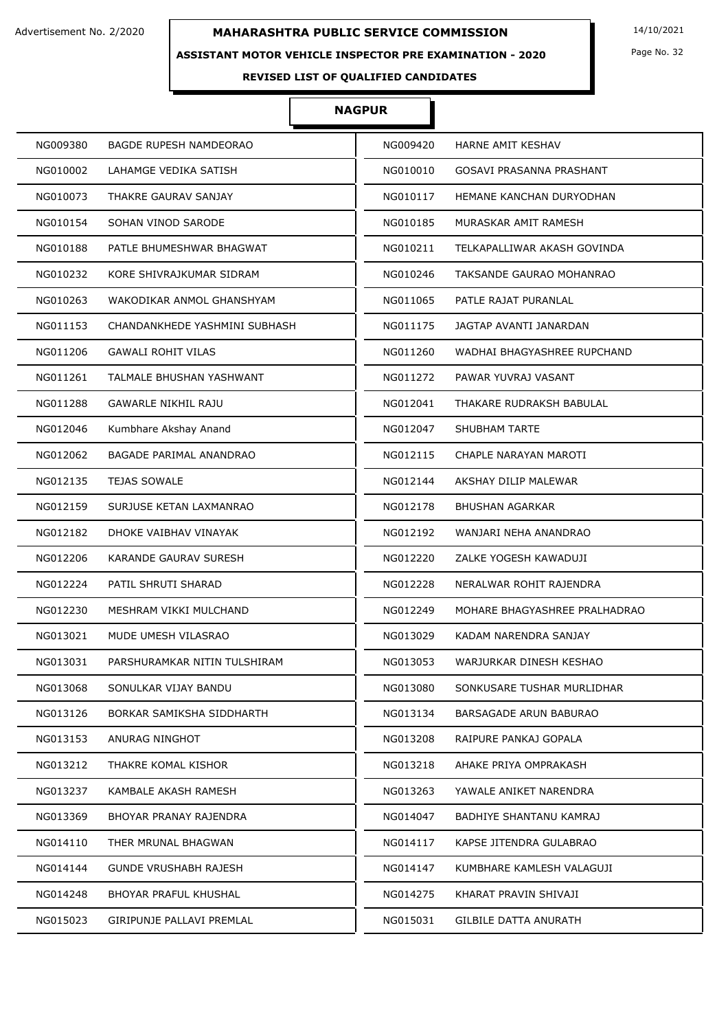Advertisement No. 2/2020

# MAHARASHTRA PUBLIC SERVICE COMMISSION

14/10/2021

## ASSISTANT MOTOR VEHICLE INSPECTOR PRE EXAMINATION - 2020

### REVISED LIST OF QUALIFIED CANDIDATES

### NAGPUR

| | | | |
|---|---|---|---|
| NG009380 | BAGDE RUPESH NAMDEORAO | NG009420 | HARNE AMIT KESHAV |
| NG010002 | LAHAMGE VEDIKA SATISH | NG010010 | GOSAVI PRASANNA PRASHANT |
| NG010073 | THAKRE GAURAV SANJAY | NG010117 | HEMANE KANCHAN DURYODHAN |
| NG010154 | SOHAN VINOD SARODE | NG010185 | MURASKAR AMIT RAMESH |
| NG010188 | PATLE BHUMESHWAR BHAGWAT | NG010211 | TELKAPALLIWAR AKASH GOVINDA |
| NG010232 | KORE SHIVRAJKUMAR SIDRAM | NG010246 | TAKSANDE GAURAO MOHANRAO |
| NG010263 | WAKODIKAR ANMOL GHANSHYAM | NG011065 | PATLE RAJAT PURANLAL |
| NG011153 | CHANDANKHEDE YASHMINI SUBHASH | NG011175 | JAGTAP AVANTI JANARDAN |
| NG011206 | GAWALI ROHIT VILAS | NG011260 | WADHAI BHAGYASHREE RUPCHAND |
| NG011261 | TALMALE BHUSHAN YASHWANT | NG011272 | PAWAR YUVRAJ VASANT |
| NG011288 | GAWARLE NIKHIL RAJU | NG012041 | THAKARE RUDRAKSH BABULAL |
| NG012046 | Kumbhare Akshay Anand | NG012047 | SHUBHAM TARTE |
| NG012062 | BAGADE PARIMAL ANANDRAO | NG012115 | CHAPLE NARAYAN MAROTI |
| NG012135 | TEJAS SOWALE | NG012144 | AKSHAY DILIP MALEWAR |
| NG012159 | SURJUSE KETAN LAXMANRAO | NG012178 | BHUSHAN AGARKAR |
| NG012182 | DHOKE VAIBHAV VINAYAK | NG012192 | WANJARI NEHA ANANDRAO |
| NG012206 | KARANDE GAURAV SURESH | NG012220 | ZALKE YOGESH KAWADUJI |
| NG012224 | PATIL SHRUTI SHARAD | NG012228 | NERALWAR ROHIT RAJENDRA |
| NG012230 | MESHRAM VIKKI MULCHAND | NG012249 | MOHARE BHAGYASHREE PRALHADRAO |
| NG013021 | MUDE UMESH VILASRAO | NG013029 | KADAM NARENDRA SANJAY |
| NG013031 | PARSHURAMKAR NITIN TULSHIRAM | NG013053 | WARJURKAR DINESH KESHAO |
| NG013068 | SONULKAR VIJAY BANDU | NG013080 | SONKUSARE TUSHAR MURLIDHAR |
| NG013126 | BORKAR SAMIKSHA SIDDHARTH | NG013134 | BARSAGADE ARUN BABURAO |
| NG013153 | ANURAG NINGHOT | NG013208 | RAIPURE PANKAJ GOPALA |
| NG013212 | THAKRE KOMAL KISHOR | NG013218 | AHAKE PRIYA OMPRAKASH |
| NG013237 | KAMBALE AKASH RAMESH | NG013263 | YAWALE ANIKET NARENDRA |
| NG013369 | BHOYAR PRANAY RAJENDRA | NG014047 | BADHIYE SHANTANU KAMRAJ |
| NG014110 | THER MRUNAL BHAGWAN | NG014117 | KAPSE JITENDRA GULABRAO |
| NG014144 | GUNDE VRUSHABH RAJESH | NG014147 | KUMBHARE KAMLESH VALAGUJI |
| NG014248 | BHOYAR PRAFUL KHUSHAL | NG014275 | KHARAT PRAVIN SHIVAJI |
| NG015023 | GIRIPUNJE PALLAVI PREMLAL | NG015031 | GILBILE DATTA ANURATH |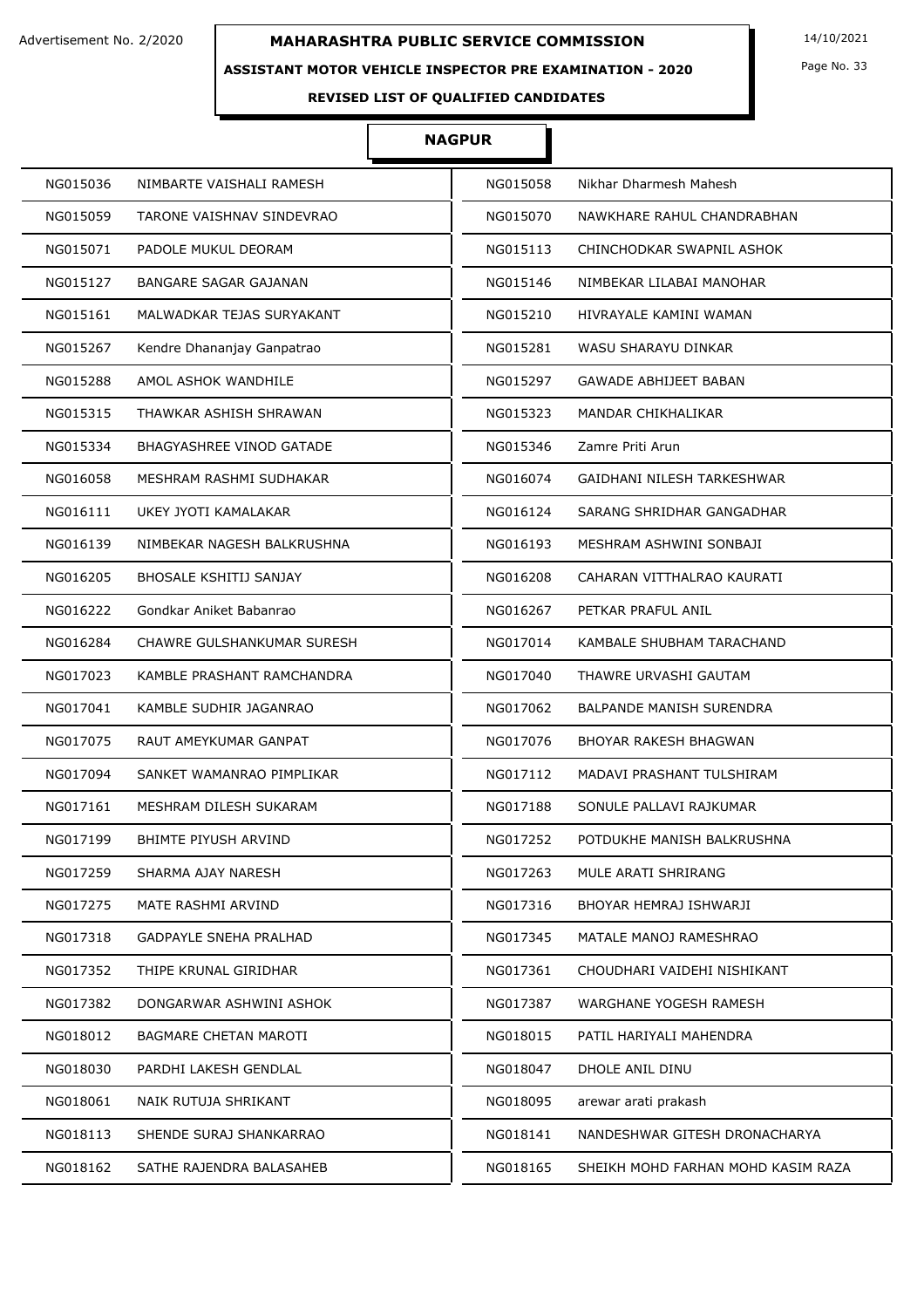Advertisement No. 2/2020

# MAHARASHTRA PUBLIC SERVICE COMMISSION

14/10/2021

## ASSISTANT MOTOR VEHICLE INSPECTOR PRE EXAMINATION - 2020

### REVISED LIST OF QUALIFIED CANDIDATES

### NAGPUR

| | | | |
|---|---|---|---|
| NG015036 | NIMBARTE VAISHALI RAMESH | NG015058 | Nikhar Dharmesh Mahesh |
| NG015059 | TARONE VAISHNAV SINDEVRAO | NG015070 | NAWKHARE RAHUL CHANDRABHAN |
| NG015071 | PADOLE MUKUL DEORAM | NG015113 | CHINCHODKAR SWAPNIL ASHOK |
| NG015127 | BANGARE SAGAR GAJANAN | NG015146 | NIMBEKAR LILABAI MANOHAR |
| NG015161 | MALWADKAR TEJAS SURYAKANT | NG015210 | HIVRAYALE KAMINI WAMAN |
| NG015267 | Kendre Dhananjay Ganpatrao | NG015281 | WASU SHARAYU DINKAR |
| NG015288 | AMOL ASHOK WANDHILE | NG015297 | GAWADE ABHIJEET BABAN |
| NG015315 | THAWKAR ASHISH SHRAWAN | NG015323 | MANDAR CHIKHALIKAR |
| NG015334 | BHAGYASHREE VINOD GATADE | NG015346 | Zamre Priti Arun |
| NG016058 | MESHRAM RASHMI SUDHAKAR | NG016074 | GAIDHANI NILESH TARKESHWAR |
| NG016111 | UKEY JYOTI KAMALAKAR | NG016124 | SARANG SHRIDHAR GANGADHAR |
| NG016139 | NIMBEKAR NAGESH BALKRUSHNA | NG016193 | MESHRAM ASHWINI SONBAJI |
| NG016205 | BHOSALE KSHITIJ SANJAY | NG016208 | CAHARAN VITTHALRAO KAURATI |
| NG016222 | Gondkar Aniket Babanrao | NG016267 | PETKAR PRAFUL ANIL |
| NG016284 | CHAWRE GULSHANKUMAR SURESH | NG017014 | KAMBALE SHUBHAM TARACHAND |
| NG017023 | KAMBLE PRASHANT RAMCHANDRA | NG017040 | THAWRE URVASHI GAUTAM |
| NG017041 | KAMBLE SUDHIR JAGANRAO | NG017062 | BALPANDE MANISH SURENDRA |
| NG017075 | RAUT AMEYKUMAR GANPAT | NG017076 | BHOYAR RAKESH BHAGWAN |
| NG017094 | SANKET WAMANRAO PIMPLIKAR | NG017112 | MADAVI PRASHANT TULSHIRAM |
| NG017161 | MESHRAM DILESH SUKARAM | NG017188 | SONULE PALLAVI RAJKUMAR |
| NG017199 | BHIMTE PIYUSH ARVIND | NG017252 | POTDUKHE MANISH BALKRUSHNA |
| NG017259 | SHARMA AJAY NARESH | NG017263 | MULE ARATI SHRIRANG |
| NG017275 | MATE RASHMI ARVIND | NG017316 | BHOYAR HEMRAJ ISHWARJI |
| NG017318 | GADPAYLE SNEHA PRALHAD | NG017345 | MATALE MANOJ RAMESHRAO |
| NG017352 | THIPE KRUNAL GIRIDHAR | NG017361 | CHOUDHARI VAIDEHI NISHIKANT |
| NG017382 | DONGARWAR ASHWINI ASHOK | NG017387 | WARGHANE YOGESH RAMESH |
| NG018012 | BAGMARE CHETAN MAROTI | NG018015 | PATIL HARIYALI MAHENDRA |
| NG018030 | PARDHI LAKESH GENDLAL | NG018047 | DHOLE ANIL DINU |
| NG018061 | NAIK RUTUJA SHRIKANT | NG018095 | arewar arati prakash |
| NG018113 | SHENDE SURAJ SHANKARRAO | NG018141 | NANDESHWAR GITESH DRONACHARYA |
| NG018162 | SATHE RAJENDRA BALASAHEB | NG018165 | SHEIKH MOHD FARHAN MOHD KASIM RAZA |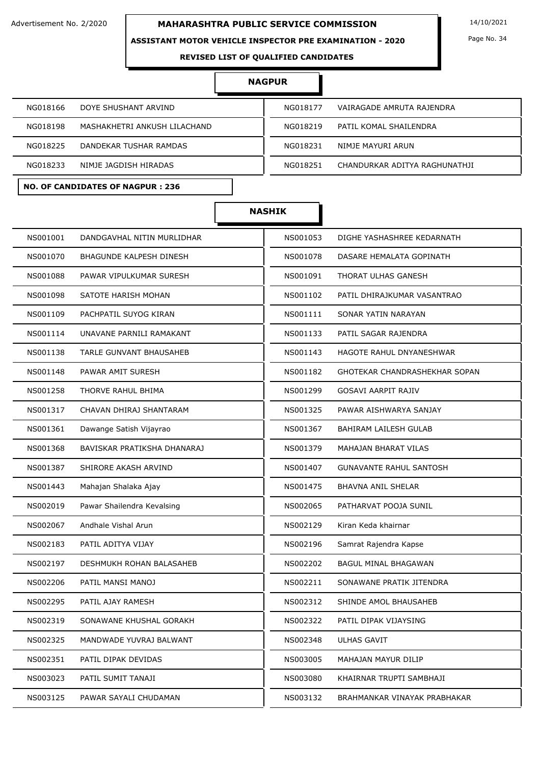# MAHARASHTRA PUBLIC SERVICE COMMISSION

Advertisement No. 2/2020

14/10/2021

## ASSISTANT MOTOR VEHICLE INSPECTOR PRE EXAMINATION - 2020

### REVISED LIST OF QUALIFIED CANDIDATES

### NAGPUR

| | | | |
|---|---|---|---|
| NG018166 | DOYE SHUSHANT ARVIND | NG018177 | VAIRAGADE AMRUTA RAJENDRA |
| NG018198 | MASHAKHETRI ANKUSH LILACHAND | NG018219 | PATIL KOMAL SHAILENDRA |
| NG018225 | DANDEKAR TUSHAR RAMDAS | NG018231 | NIMJE MAYURI ARUN |
| NG018233 | NIMJE JAGDISH HIRADAS | NG018251 | CHANDURKAR ADITYA RAGHUNATHJI |

**NO. OF CANDIDATES OF NAGPUR : 236**

### NASHIK

| | | | |
|---|---|---|---|
| NS001001 | DANDGAVHAL NITIN MURLIDHAR | NS001053 | DIGHE YASHASHREE KEDARNATH |
| NS001070 | BHAGUNDE KALPESH DINESH | NS001078 | DASARE HEMALATA GOPINATH |
| NS001088 | PAWAR VIPULKUMAR SURESH | NS001091 | THORAT ULHAS GANESH |
| NS001098 | SATOTE HARISH MOHAN | NS001102 | PATIL DHIRAJKUMAR VASANTRAO |
| NS001109 | PACHPATIL SUYOG KIRAN | NS001111 | SONAR YATIN NARAYAN |
| NS001114 | UNAVANE PARNILI RAMAKANT | NS001133 | PATIL SAGAR RAJENDRA |
| NS001138 | TARLE GUNVANT BHAUSAHEB | NS001143 | HAGOTE RAHUL DNYANESHWAR |
| NS001148 | PAWAR AMIT SURESH | NS001182 | GHOTEKAR CHANDRASHEKHAR SOPAN |
| NS001258 | THORVE RAHUL BHIMA | NS001299 | GOSAVI AARPIT RAJIV |
| NS001317 | CHAVAN DHIRAJ SHANTARAM | NS001325 | PAWAR AISHWARYA SANJAY |
| NS001361 | Dawange Satish Vijayrao | NS001367 | BAHIRAM LAILESH GULAB |
| NS001368 | BAVISKAR PRATIKSHA DHANARAJ | NS001379 | MAHAJAN BHARAT VILAS |
| NS001387 | SHIRORE AKASH ARVIND | NS001407 | GUNAVANTE RAHUL SANTOSH |
| NS001443 | Mahajan Shalaka Ajay | NS001475 | BHAVNA ANIL SHELAR |
| NS002019 | Pawar Shailendra Kevalsing | NS002065 | PATHARVAT POOJA SUNIL |
| NS002067 | Andhale Vishal Arun | NS002129 | Kiran Keda khairnar |
| NS002183 | PATIL ADITYA VIJAY | NS002196 | Samrat Rajendra Kapse |
| NS002197 | DESHMUKH ROHAN BALASAHEB | NS002202 | BAGUL MINAL BHAGAWAN |
| NS002206 | PATIL MANSI MANOJ | NS002211 | SONAWANE PRATIK JITENDRA |
| NS002295 | PATIL AJAY RAMESH | NS002312 | SHINDE AMOL BHAUSAHEB |
| NS002319 | SONAWANE KHUSHAL GORAKH | NS002322 | PATIL DIPAK VIJAYSING |
| NS002325 | MANDWADE YUVRAJ BALWANT | NS002348 | ULHAS GAVIT |
| NS002351 | PATIL DIPAK DEVIDAS | NS003005 | MAHAJAN MAYUR DILIP |
| NS003023 | PATIL SUMIT TANAJI | NS003080 | KHAIRNAR TRUPTI SAMBHAJI |
| NS003125 | PAWAR SAYALI CHUDAMAN | NS003132 | BRAHMANKAR VINAYAK PRABHAKAR |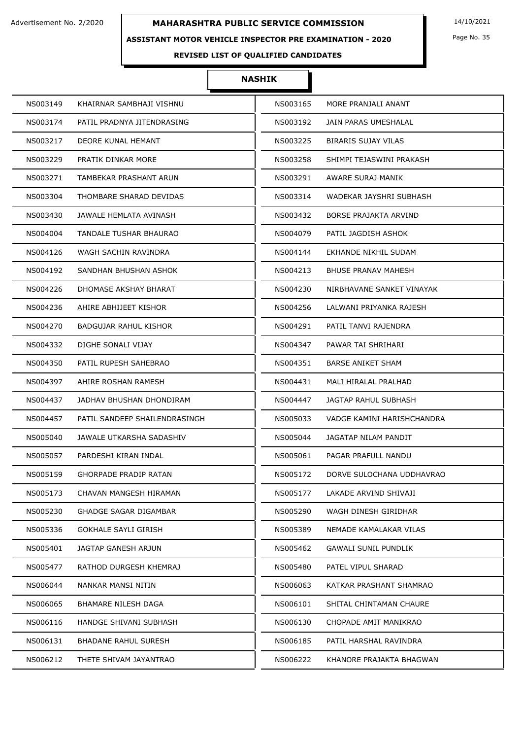Advertisement No. 2/2020

# MAHARASHTRA PUBLIC SERVICE COMMISSION

14/10/2021

## ASSISTANT MOTOR VEHICLE INSPECTOR PRE EXAMINATION - 2020

### REVISED LIST OF QUALIFIED CANDIDATES

### NASHIK

| | | | |
|---|---|---|---|
| NS003149 | KHAIRNAR SAMBHAJI VISHNU | NS003165 | MORE PRANJALI ANANT |
| NS003174 | PATIL PRADNYA JITENDRASING | NS003192 | JAIN PARAS UMESHALAL |
| NS003217 | DEORE KUNAL HEMANT | NS003225 | BIRARIS SUJAY VILAS |
| NS003229 | PRATIK DINKAR MORE | NS003258 | SHIMPI TEJASWINI PRAKASH |
| NS003271 | TAMBEKAR PRASHANT ARUN | NS003291 | AWARE SURAJ MANIK |
| NS003304 | THOMBARE SHARAD DEVIDAS | NS003314 | WADEKAR JAYSHRI SUBHASH |
| NS003430 | JAWALE HEMLATA AVINASH | NS003432 | BORSE PRAJAKTA ARVIND |
| NS004004 | TANDALE TUSHAR BHAURAO | NS004079 | PATIL JAGDISH ASHOK |
| NS004126 | WAGH SACHIN RAVINDRA | NS004144 | EKHANDE NIKHIL SUDAM |
| NS004192 | SANDHAN BHUSHAN ASHOK | NS004213 | BHUSE PRANAV MAHESH |
| NS004226 | DHOMASE AKSHAY BHARAT | NS004230 | NIRBHAVANE SANKET VINAYAK |
| NS004236 | AHIRE ABHIJEET KISHOR | NS004256 | LALWANI PRIYANKA RAJESH |
| NS004270 | BADGUJAR RAHUL KISHOR | NS004291 | PATIL TANVI RAJENDRA |
| NS004332 | DIGHE SONALI VIJAY | NS004347 | PAWAR TAI SHRIHARI |
| NS004350 | PATIL RUPESH SAHEBRAO | NS004351 | BARSE ANIKET SHAM |
| NS004397 | AHIRE ROSHAN RAMESH | NS004431 | MALI HIRALAL PRALHAD |
| NS004437 | JADHAV BHUSHAN DHONDIRAM | NS004447 | JAGTAP RAHUL SUBHASH |
| NS004457 | PATIL SANDEEP SHAILENDRASINGH | NS005033 | VADGE KAMINI HARISHCHANDRA |
| NS005040 | JAWALE UTKARSHA SADASHIV | NS005044 | JAGATAP NILAM PANDIT |
| NS005057 | PARDESHI KIRAN INDAL | NS005061 | PAGAR PRAFULL NANDU |
| NS005159 | GHORPADE PRADIP RATAN | NS005172 | DORVE SULOCHANA UDDHAVRAO |
| NS005173 | CHAVAN MANGESH HIRAMAN | NS005177 | LAKADE ARVIND SHIVAJI |
| NS005230 | GHADGE SAGAR DIGAMBAR | NS005290 | WAGH DINESH GIRIDHAR |
| NS005336 | GOKHALE SAYLI GIRISH | NS005389 | NEMADE KAMALAKAR VILAS |
| NS005401 | JAGTAP GANESH ARJUN | NS005462 | GAWALI SUNIL PUNDLIK |
| NS005477 | RATHOD DURGESH KHEMRAJ | NS005480 | PATEL VIPUL SHARAD |
| NS006044 | NANKAR MANSI NITIN | NS006063 | KATKAR PRASHANT SHAMRAO |
| NS006065 | BHAMARE NILESH DAGA | NS006101 | SHITAL CHINTAMAN CHAURE |
| NS006116 | HANDGE SHIVANI SUBHASH | NS006130 | CHOPADE AMIT MANIKRAO |
| NS006131 | BHADANE RAHUL SURESH | NS006185 | PATIL HARSHAL RAVINDRA |
| NS006212 | THETE SHIVAM JAYANTRAO | NS006222 | KHANORE PRAJAKTA BHAGWAN |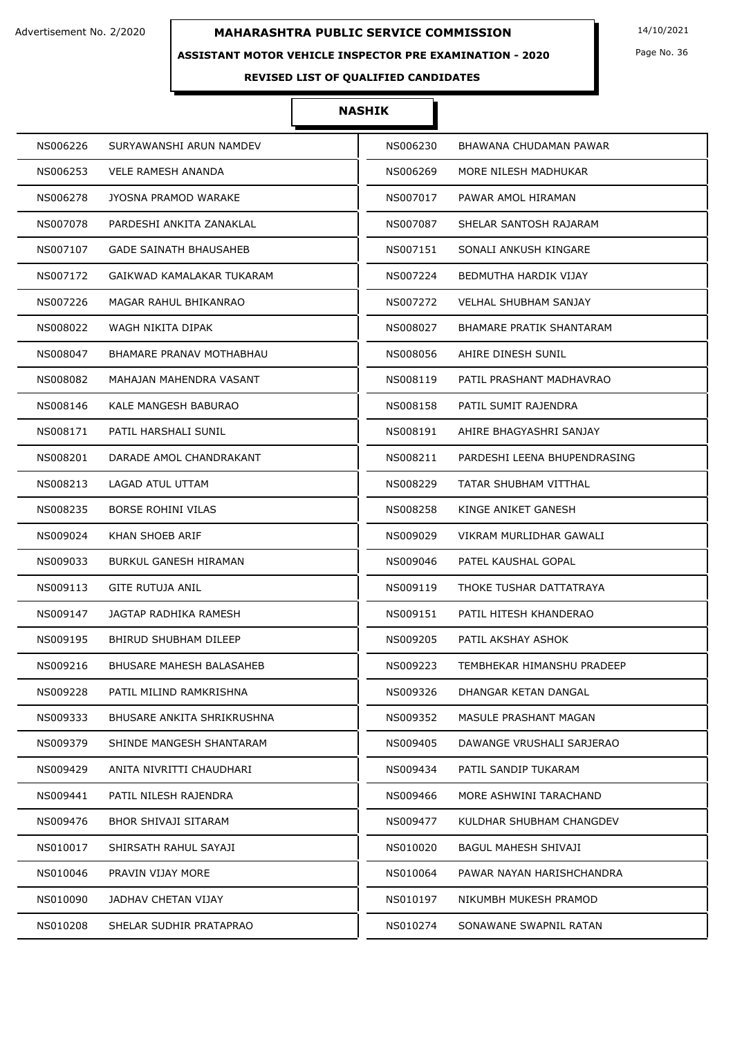Advertisement No. 2/2020

# MAHARASHTRA PUBLIC SERVICE COMMISSION

14/10/2021

**ASSISTANT MOTOR VEHICLE INSPECTOR PRE EXAMINATION - 2020**

**REVISED LIST OF QUALIFIED CANDIDATES**

## NASHIK

| | | | |
|---|---|---|---|
| NS006226 | SURYAWANSHI ARUN NAMDEV | NS006230 | BHAWANA CHUDAMAN PAWAR |
| NS006253 | VELE RAMESH ANANDA | NS006269 | MORE NILESH MADHUKAR |
| NS006278 | JYOSNA PRAMOD WARAKE | NS007017 | PAWAR AMOL HIRAMAN |
| NS007078 | PARDESHI ANKITA ZANAKLAL | NS007087 | SHELAR SANTOSH RAJARAM |
| NS007107 | GADE SAINATH BHAUSAHEB | NS007151 | SONALI ANKUSH KINGARE |
| NS007172 | GAIKWAD KAMALAKAR TUKARAM | NS007224 | BEDMUTHA HARDIK VIJAY |
| NS007226 | MAGAR RAHUL BHIKANRAO | NS007272 | VELHAL SHUBHAM SANJAY |
| NS008022 | WAGH NIKITA DIPAK | NS008027 | BHAMARE PRATIK SHANTARAM |
| NS008047 | BHAMARE PRANAV MOTHABHAU | NS008056 | AHIRE DINESH SUNIL |
| NS008082 | MAHAJAN MAHENDRA VASANT | NS008119 | PATIL PRASHANT MADHAVRAO |
| NS008146 | KALE MANGESH BABURAO | NS008158 | PATIL SUMIT RAJENDRA |
| NS008171 | PATIL HARSHALI SUNIL | NS008191 | AHIRE BHAGYASHRI SANJAY |
| NS008201 | DARADE AMOL CHANDRAKANT | NS008211 | PARDESHI LEENA BHUPENDRASING |
| NS008213 | LAGAD ATUL UTTAM | NS008229 | TATAR SHUBHAM VITTHAL |
| NS008235 | BORSE ROHINI VILAS | NS008258 | KINGE ANIKET GANESH |
| NS009024 | KHAN SHOEB ARIF | NS009029 | VIKRAM MURLIDHAR GAWALI |
| NS009033 | BURKUL GANESH HIRAMAN | NS009046 | PATEL KAUSHAL GOPAL |
| NS009113 | GITE RUTUJA ANIL | NS009119 | THOKE TUSHAR DATTATRAYA |
| NS009147 | JAGTAP RADHIKA RAMESH | NS009151 | PATIL HITESH KHANDERAO |
| NS009195 | BHIRUD SHUBHAM DILEEP | NS009205 | PATIL AKSHAY ASHOK |
| NS009216 | BHUSARE MAHESH BALASAHEB | NS009223 | TEMBHEKAR HIMANSHU PRADEEP |
| NS009228 | PATIL MILIND RAMKRISHNA | NS009326 | DHANGAR KETAN DANGAL |
| NS009333 | BHUSARE ANKITA SHRIKRUSHNA | NS009352 | MASULE PRASHANT MAGAN |
| NS009379 | SHINDE MANGESH SHANTARAM | NS009405 | DAWANGE VRUSHALI SARJERAO |
| NS009429 | ANITA NIVRITTI CHAUDHARI | NS009434 | PATIL SANDIP TUKARAM |
| NS009441 | PATIL NILESH RAJENDRA | NS009466 | MORE ASHWINI TARACHAND |
| NS009476 | BHOR SHIVAJI SITARAM | NS009477 | KULDHAR SHUBHAM CHANGDEV |
| NS010017 | SHIRSATH RAHUL SAYAJI | NS010020 | BAGUL MAHESH SHIVAJI |
| NS010046 | PRAVIN VIJAY MORE | NS010064 | PAWAR NAYAN HARISHCHANDRA |
| NS010090 | JADHAV CHETAN VIJAY | NS010197 | NIKUMBH MUKESH PRAMOD |
| NS010208 | SHELAR SUDHIR PRATAPRAO | NS010274 | SONAWANE SWAPNIL RATAN |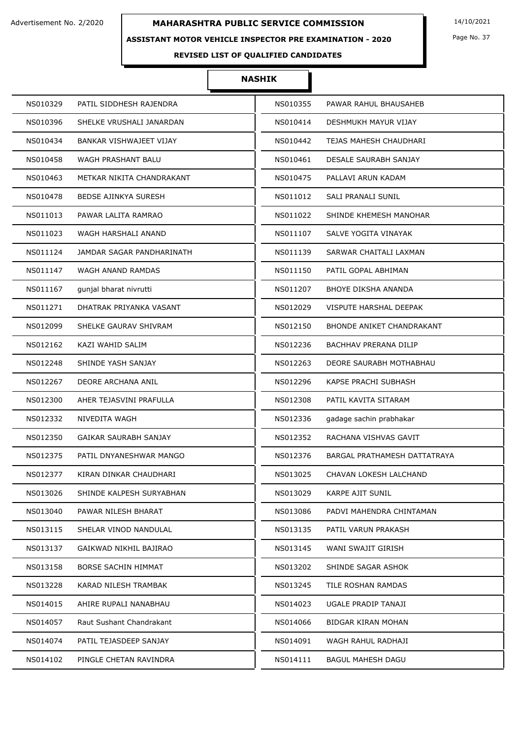# MAHARASHTRA PUBLIC SERVICE COMMISSION

Advertisement No. 2/2020

14/10/2021

**ASSISTANT MOTOR VEHICLE INSPECTOR PRE EXAMINATION - 2020**

**REVISED LIST OF QUALIFIED CANDIDATES**

## NASHIK

| | | | |
|---|---|---|---|
| NS010329 | PATIL SIDDHESH RAJENDRA | NS010355 | PAWAR RAHUL BHAUSAHEB |
| NS010396 | SHELKE VRUSHALI JANARDAN | NS010414 | DESHMUKH MAYUR VIJAY |
| NS010434 | BANKAR VISHWAJEET VIJAY | NS010442 | TEJAS MAHESH CHAUDHARI |
| NS010458 | WAGH PRASHANT BALU | NS010461 | DESALE SAURABH SANJAY |
| NS010463 | METKAR NIKITA CHANDRAKANT | NS010475 | PALLAVI ARUN KADAM |
| NS010478 | BEDSE AJINKYA SURESH | NS011012 | SALI PRANALI SUNIL |
| NS011013 | PAWAR LALITA RAMRAO | NS011022 | SHINDE KHEMESH MANOHAR |
| NS011023 | WAGH HARSHALI ANAND | NS011107 | SALVE YOGITA VINAYAK |
| NS011124 | JAMDAR SAGAR PANDHARINATH | NS011139 | SARWAR CHAITALI LAXMAN |
| NS011147 | WAGH ANAND RAMDAS | NS011150 | PATIL GOPAL ABHIMAN |
| NS011167 | gunjal bharat nivrutti | NS011207 | BHOYE DIKSHA ANANDA |
| NS011271 | DHATRAK PRIYANKA VASANT | NS012029 | VISPUTE HARSHAL DEEPAK |
| NS012099 | SHELKE GAURAV SHIVRAM | NS012150 | BHONDE ANIKET CHANDRAKANT |
| NS012162 | KAZI WAHID SALIM | NS012236 | BACHHAV PRERANA DILIP |
| NS012248 | SHINDE YASH SANJAY | NS012263 | DEORE SAURABH MOTHABHAU |
| NS012267 | DEORE ARCHANA ANIL | NS012296 | KAPSE PRACHI SUBHASH |
| NS012300 | AHER TEJASVINI PRAFULLA | NS012308 | PATIL KAVITA SITARAM |
| NS012332 | NIVEDITA WAGH | NS012336 | gadage sachin prabhakar |
| NS012350 | GAIKAR SAURABH SANJAY | NS012352 | RACHANA VISHVAS GAVIT |
| NS012375 | PATIL DNYANESHWAR MANGO | NS012376 | BARGAL PRATHAMESH DATTATRAYA |
| NS012377 | KIRAN DINKAR CHAUDHARI | NS013025 | CHAVAN LOKESH LALCHAND |
| NS013026 | SHINDE KALPESH SURYABHAN | NS013029 | KARPE AJIT SUNIL |
| NS013040 | PAWAR NILESH BHARAT | NS013086 | PADVI MAHENDRA CHINTAMAN |
| NS013115 | SHELAR VINOD NANDULAL | NS013135 | PATIL VARUN PRAKASH |
| NS013137 | GAIKWAD NIKHIL BAJIRAO | NS013145 | WANI SWAJIT GIRISH |
| NS013158 | BORSE SACHIN HIMMAT | NS013202 | SHINDE SAGAR ASHOK |
| NS013228 | KARAD NILESH TRAMBAK | NS013245 | TILE ROSHAN RAMDAS |
| NS014015 | AHIRE RUPALI NANABHAU | NS014023 | UGALE PRADIP TANAJI |
| NS014057 | Raut Sushant Chandrakant | NS014066 | BIDGAR KIRAN MOHAN |
| NS014074 | PATIL TEJASDEEP SANJAY | NS014091 | WAGH RAHUL RADHAJI |
| NS014102 | PINGLE CHETAN RAVINDRA | NS014111 | BAGUL MAHESH DAGU |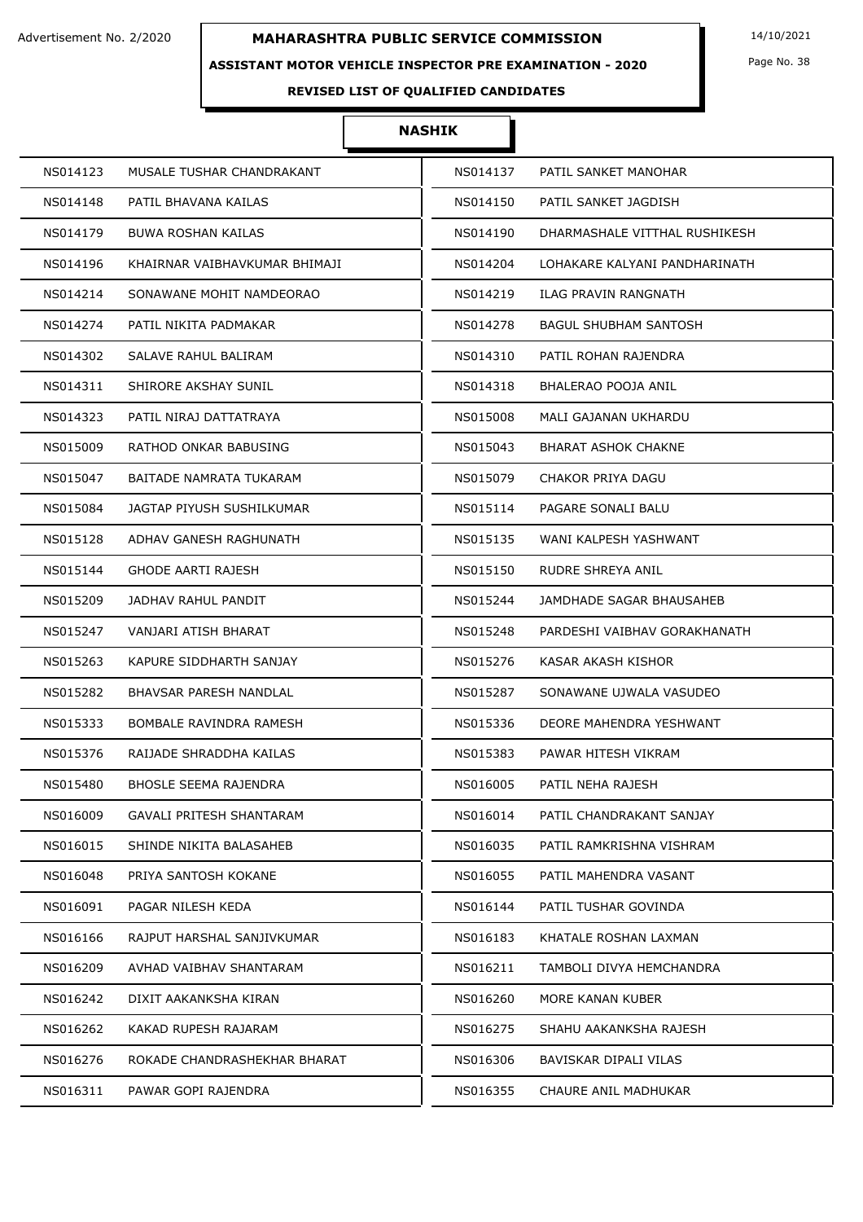Advertisement No. 2/2020

# MAHARASHTRA PUBLIC SERVICE COMMISSION

14/10/2021

## ASSISTANT MOTOR VEHICLE INSPECTOR PRE EXAMINATION - 2020

### REVISED LIST OF QUALIFIED CANDIDATES

### NASHIK

| | | | |
|---|---|---|---|
| NS014123 | MUSALE TUSHAR CHANDRAKANT | NS014137 | PATIL SANKET MANOHAR |
| NS014148 | PATIL BHAVANA KAILAS | NS014150 | PATIL SANKET JAGDISH |
| NS014179 | BUWA ROSHAN KAILAS | NS014190 | DHARMASHALE VITTHAL RUSHIKESH |
| NS014196 | KHAIRNAR VAIBHAVKUMAR BHIMAJI | NS014204 | LOHAKARE KALYANI PANDHARINATH |
| NS014214 | SONAWANE MOHIT NAMDEORAO | NS014219 | ILAG PRAVIN RANGNATH |
| NS014274 | PATIL NIKITA PADMAKAR | NS014278 | BAGUL SHUBHAM SANTOSH |
| NS014302 | SALAVE RAHUL BALIRAM | NS014310 | PATIL ROHAN RAJENDRA |
| NS014311 | SHIRORE AKSHAY SUNIL | NS014318 | BHALERAO POOJA ANIL |
| NS014323 | PATIL NIRAJ DATTATRAYA | NS015008 | MALI GAJANAN UKHARDU |
| NS015009 | RATHOD ONKAR BABUSING | NS015043 | BHARAT ASHOK CHAKNE |
| NS015047 | BAITADE NAMRATA TUKARAM | NS015079 | CHAKOR PRIYA DAGU |
| NS015084 | JAGTAP PIYUSH SUSHILKUMAR | NS015114 | PAGARE SONALI BALU |
| NS015128 | ADHAV GANESH RAGHUNATH | NS015135 | WANI KALPESH YASHWANT |
| NS015144 | GHODE AARTI RAJESH | NS015150 | RUDRE SHREYA ANIL |
| NS015209 | JADHAV RAHUL PANDIT | NS015244 | JAMDHADE SAGAR BHAUSAHEB |
| NS015247 | VANJARI ATISH BHARAT | NS015248 | PARDESHI VAIBHAV GORAKHANATH |
| NS015263 | KAPURE SIDDHARTH SANJAY | NS015276 | KASAR AKASH KISHOR |
| NS015282 | BHAVSAR PARESH NANDLAL | NS015287 | SONAWANE UJWALA VASUDEO |
| NS015333 | BOMBALE RAVINDRA RAMESH | NS015336 | DEORE MAHENDRA YESHWANT |
| NS015376 | RAIJADE SHRADDHA KAILAS | NS015383 | PAWAR HITESH VIKRAM |
| NS015480 | BHOSLE SEEMA RAJENDRA | NS016005 | PATIL NEHA RAJESH |
| NS016009 | GAVALI PRITESH SHANTARAM | NS016014 | PATIL CHANDRAKANT SANJAY |
| NS016015 | SHINDE NIKITA BALASAHEB | NS016035 | PATIL RAMKRISHNA VISHRAM |
| NS016048 | PRIYA SANTOSH KOKANE | NS016055 | PATIL MAHENDRA VASANT |
| NS016091 | PAGAR NILESH KEDA | NS016144 | PATIL TUSHAR GOVINDA |
| NS016166 | RAJPUT HARSHAL SANJIVKUMAR | NS016183 | KHATALE ROSHAN LAXMAN |
| NS016209 | AVHAD VAIBHAV SHANTARAM | NS016211 | TAMBOLI DIVYA HEMCHANDRA |
| NS016242 | DIXIT AAKANKSHA KIRAN | NS016260 | MORE KANAN KUBER |
| NS016262 | KAKAD RUPESH RAJARAM | NS016275 | SHAHU AAKANKSHA RAJESH |
| NS016276 | ROKADE CHANDRASHEKHAR BHARAT | NS016306 | BAVISKAR DIPALI VILAS |
| NS016311 | PAWAR GOPI RAJENDRA | NS016355 | CHAURE ANIL MADHUKAR |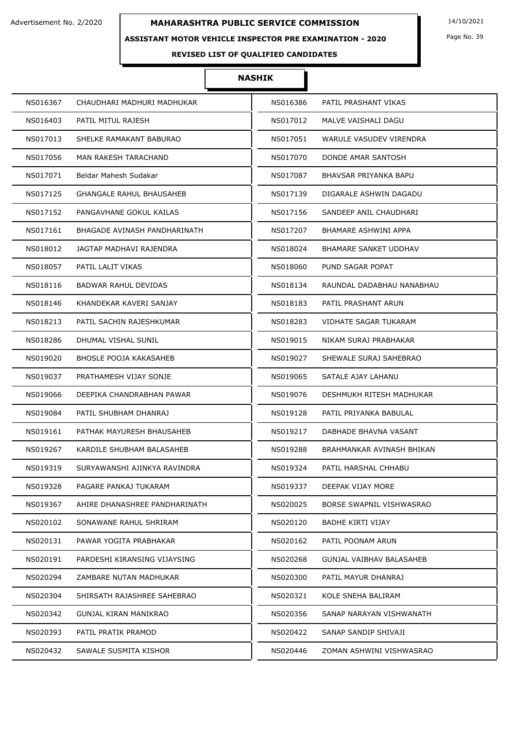Advertisement No. 2/2020

# MAHARASHTRA PUBLIC SERVICE COMMISSION

14/10/2021

## ASSISTANT MOTOR VEHICLE INSPECTOR PRE EXAMINATION - 2020

### REVISED LIST OF QUALIFIED CANDIDATES

### NASHIK

| | | | |
|---|---|---|---|
| NS016367 | CHAUDHARI MADHURI MADHUKAR | NS016386 | PATIL PRASHANT VIKAS |
| NS016403 | PATIL MITUL RAJESH | NS017012 | MALVE VAISHALI DAGU |
| NS017013 | SHELKE RAMAKANT BABURAO | NS017051 | WARULE VASUDEV VIRENDRA |
| NS017056 | MAN RAKESH TARACHAND | NS017070 | DONDE AMAR SANTOSH |
| NS017071 | Beldar Mahesh Sudakar | NS017087 | BHAVSAR PRIYANKA BAPU |
| NS017125 | GHANGALE RAHUL BHAUSAHEB | NS017139 | DIGARALE ASHWIN DAGADU |
| NS017152 | PANGAVHANE GOKUL KAILAS | NS017156 | SANDEEP ANIL CHAUDHARI |
| NS017161 | BHAGADE AVINASH PANDHARINATH | NS017207 | BHAMARE ASHWINI APPA |
| NS018012 | JAGTAP MADHAVI RAJENDRA | NS018024 | BHAMARE SANKET UDDHAV |
| NS018057 | PATIL LALIT VIKAS | NS018060 | PUND SAGAR POPAT |
| NS018116 | BADWAR RAHUL DEVIDAS | NS018134 | RAUNDAL DADABHAU NANABHAU |
| NS018146 | KHANDEKAR KAVERI SANJAY | NS018183 | PATIL PRASHANT ARUN |
| NS018213 | PATIL SACHIN RAJESHKUMAR | NS018283 | VIDHATE SAGAR TUKARAM |
| NS018286 | DHUMAL VISHAL SUNIL | NS019015 | NIKAM SURAJ PRABHAKAR |
| NS019020 | BHOSLE POOJA KAKASAHEB | NS019027 | SHEWALE SURAJ SAHEBRAO |
| NS019037 | PRATHAMESH VIJAY SONJE | NS019065 | SATALE AJAY LAHANU |
| NS019066 | DEEPIKA CHANDRABHAN PAWAR | NS019076 | DESHMUKH RITESH MADHUKAR |
| NS019084 | PATIL SHUBHAM DHANRAJ | NS019128 | PATIL PRIYANKA BABULAL |
| NS019161 | PATHAK MAYURESH BHAUSAHEB | NS019217 | DABHADE BHAVNA VASANT |
| NS019267 | KARDILE SHUBHAM BALASAHEB | NS019288 | BRAHMANKAR AVINASH BHIKAN |
| NS019319 | SURYAWANSHI AJINKYA RAVINDRA | NS019324 | PATIL HARSHAL CHHABU |
| NS019328 | PAGARE PANKAJ TUKARAM | NS019337 | DEEPAK VIJAY MORE |
| NS019367 | AHIRE DHANASHREE PANDHARINATH | NS020025 | BORSE SWAPNIL VISHWASRAO |
| NS020102 | SONAWANE RAHUL SHRIRAM | NS020120 | BADHE KIRTI VIJAY |
| NS020131 | PAWAR YOGITA PRABHAKAR | NS020162 | PATIL POONAM ARUN |
| NS020191 | PARDESHI KIRANSING VIJAYSING | NS020268 | GUNJAL VAIBHAV BALASAHEB |
| NS020294 | ZAMBARE NUTAN MADHUKAR | NS020300 | PATIL MAYUR DHANRAJ |
| NS020304 | SHIRSATH RAJASHREE SAHEBRAO | NS020321 | KOLE SNEHA BALIRAM |
| NS020342 | GUNJAL KIRAN MANIKRAO | NS020356 | SANAP NARAYAN VISHWANATH |
| NS020393 | PATIL PRATIK PRAMOD | NS020422 | SANAP SANDIP SHIVAJI |
| NS020432 | SAWALE SUSMITA KISHOR | NS020446 | ZOMAN ASHWINI VISHWASRAO |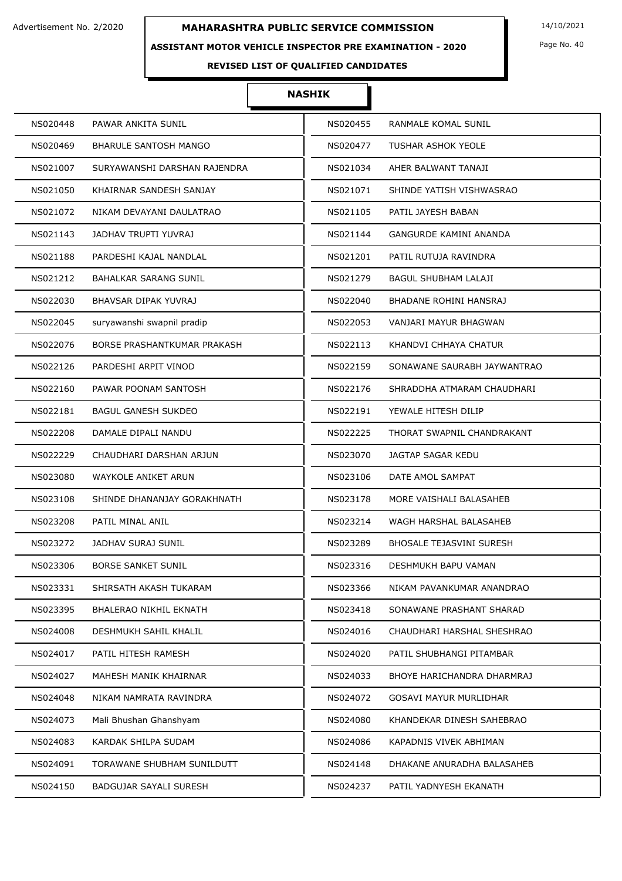Advertisement No. 2/2020

# MAHARASHTRA PUBLIC SERVICE COMMISSION

14/10/2021

## ASSISTANT MOTOR VEHICLE INSPECTOR PRE EXAMINATION - 2020

### REVISED LIST OF QUALIFIED CANDIDATES

### NASHIK

| | | | |
|---|---|---|---|
| NS020448 | PAWAR ANKITA SUNIL | NS020455 | RANMALE KOMAL SUNIL |
| NS020469 | BHARULE SANTOSH MANGO | NS020477 | TUSHAR ASHOK YEOLE |
| NS021007 | SURYAWANSHI DARSHAN RAJENDRA | NS021034 | AHER BALWANT TANAJI |
| NS021050 | KHAIRNAR SANDESH SANJAY | NS021071 | SHINDE YATISH VISHWASRAO |
| NS021072 | NIKAM DEVAYANI DAULATRAO | NS021105 | PATIL JAYESH BABAN |
| NS021143 | JADHAV TRUPTI YUVRAJ | NS021144 | GANGURDE KAMINI ANANDA |
| NS021188 | PARDESHI KAJAL NANDLAL | NS021201 | PATIL RUTUJA RAVINDRA |
| NS021212 | BAHALKAR SARANG SUNIL | NS021279 | BAGUL SHUBHAM LALAJI |
| NS022030 | BHAVSAR DIPAK YUVRAJ | NS022040 | BHADANE ROHINI HANSRAJ |
| NS022045 | suryawanshi swapnil pradip | NS022053 | VANJARI MAYUR BHAGWAN |
| NS022076 | BORSE PRASHANTKUMAR PRAKASH | NS022113 | KHANDVI CHHAYA CHATUR |
| NS022126 | PARDESHI ARPIT VINOD | NS022159 | SONAWANE SAURABH JAYWANTRAO |
| NS022160 | PAWAR POONAM SANTOSH | NS022176 | SHRADDHA ATMARAM CHAUDHARI |
| NS022181 | BAGUL GANESH SUKDEO | NS022191 | YEWALE HITESH DILIP |
| NS022208 | DAMALE DIPALI NANDU | NS022225 | THORAT SWAPNIL CHANDRAKANT |
| NS022229 | CHAUDHARI DARSHAN ARJUN | NS023070 | JAGTAP SAGAR KEDU |
| NS023080 | WAYKOLE ANIKET ARUN | NS023106 | DATE AMOL SAMPAT |
| NS023108 | SHINDE DHANANJAY GORAKHNATH | NS023178 | MORE VAISHALI BALASAHEB |
| NS023208 | PATIL MINAL ANIL | NS023214 | WAGH HARSHAL BALASAHEB |
| NS023272 | JADHAV SURAJ SUNIL | NS023289 | BHOSALE TEJASVINI SURESH |
| NS023306 | BORSE SANKET SUNIL | NS023316 | DESHMUKH BAPU VAMAN |
| NS023331 | SHIRSATH AKASH TUKARAM | NS023366 | NIKAM PAVANKUMAR ANANDRAO |
| NS023395 | BHALERAO NIKHIL EKNATH | NS023418 | SONAWANE PRASHANT SHARAD |
| NS024008 | DESHMUKH SAHIL KHALIL | NS024016 | CHAUDHARI HARSHAL SHESHRAO |
| NS024017 | PATIL HITESH RAMESH | NS024020 | PATIL SHUBHANGI PITAMBAR |
| NS024027 | MAHESH MANIK KHAIRNAR | NS024033 | BHOYE HARICHANDRA DHARMRAJ |
| NS024048 | NIKAM NAMRATA RAVINDRA | NS024072 | GOSAVI MAYUR MURLIDHAR |
| NS024073 | Mali Bhushan Ghanshyam | NS024080 | KHANDEKAR DINESH SAHEBRAO |
| NS024083 | KARDAK SHILPA SUDAM | NS024086 | KAPADNIS VIVEK ABHIMAN |
| NS024091 | TORAWANE SHUBHAM SUNILDUTT | NS024148 | DHAKANE ANURADHA BALASAHEB |
| NS024150 | BADGUJAR SAYALI SURESH | NS024237 | PATIL YADNYESH EKANATH |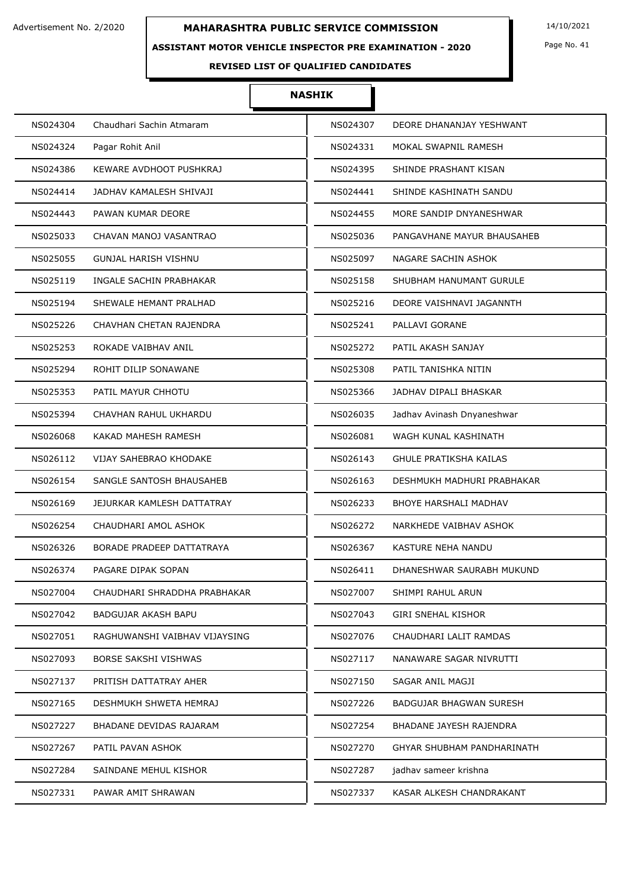Advertisement No. 2/2020

# MAHARASHTRA PUBLIC SERVICE COMMISSION

14/10/2021

## ASSISTANT MOTOR VEHICLE INSPECTOR PRE EXAMINATION - 2020

### REVISED LIST OF QUALIFIED CANDIDATES

### NASHIK

| | | | |
|---|---|---|---|
| NS024304 | Chaudhari Sachin Atmaram | NS024307 | DEORE DHANANJAY YESHWANT |
| NS024324 | Pagar Rohit Anil | NS024331 | MOKAL SWAPNIL RAMESH |
| NS024386 | KEWARE AVDHOOT PUSHKRAJ | NS024395 | SHINDE PRASHANT KISAN |
| NS024414 | JADHAV KAMALESH SHIVAJI | NS024441 | SHINDE KASHINATH SANDU |
| NS024443 | PAWAN KUMAR DEORE | NS024455 | MORE SANDIP DNYANESHWAR |
| NS025033 | CHAVAN MANOJ VASANTRAO | NS025036 | PANGAVHANE MAYUR BHAUSAHEB |
| NS025055 | GUNJAL HARISH VISHNU | NS025097 | NAGARE SACHIN ASHOK |
| NS025119 | INGALE SACHIN PRABHAKAR | NS025158 | SHUBHAM HANUMANT GURULE |
| NS025194 | SHEWALE HEMANT PRALHAD | NS025216 | DEORE VAISHNAVI JAGANNTH |
| NS025226 | CHAVHAN CHETAN RAJENDRA | NS025241 | PALLAVI GORANE |
| NS025253 | ROKADE VAIBHAV ANIL | NS025272 | PATIL AKASH SANJAY |
| NS025294 | ROHIT DILIP SONAWANE | NS025308 | PATIL TANISHKA NITIN |
| NS025353 | PATIL MAYUR CHHOTU | NS025366 | JADHAV DIPALI BHASKAR |
| NS025394 | CHAVHAN RAHUL UKHARDU | NS026035 | Jadhav Avinash Dnyaneshwar |
| NS026068 | KAKAD MAHESH RAMESH | NS026081 | WAGH KUNAL KASHINATH |
| NS026112 | VIJAY SAHEBRAO KHODAKE | NS026143 | GHULE PRATIKSHA KAILAS |
| NS026154 | SANGLE SANTOSH BHAUSAHEB | NS026163 | DESHMUKH MADHURI PRABHAKAR |
| NS026169 | JEJURKAR KAMLESH DATTATRAY | NS026233 | BHOYE HARSHALI MADHAV |
| NS026254 | CHAUDHARI AMOL ASHOK | NS026272 | NARKHEDE VAIBHAV ASHOK |
| NS026326 | BORADE PRADEEP DATTATRAYA | NS026367 | KASTURE NEHA NANDU |
| NS026374 | PAGARE DIPAK SOPAN | NS026411 | DHANESHWAR SAURABH MUKUND |
| NS027004 | CHAUDHARI SHRADDHA PRABHAKAR | NS027007 | SHIMPI RAHUL ARUN |
| NS027042 | BADGUJAR AKASH BAPU | NS027043 | GIRI SNEHAL KISHOR |
| NS027051 | RAGHUWANSHI VAIBHAV VIJAYSING | NS027076 | CHAUDHARI LALIT RAMDAS |
| NS027093 | BORSE SAKSHI VISHWAS | NS027117 | NANAWARE SAGAR NIVRUTTI |
| NS027137 | PRITISH DATTATRAY AHER | NS027150 | SAGAR ANIL MAGJI |
| NS027165 | DESHMUKH SHWETA HEMRAJ | NS027226 | BADGUJAR BHAGWAN SURESH |
| NS027227 | BHADANE DEVIDAS RAJARAM | NS027254 | BHADANE JAYESH RAJENDRA |
| NS027267 | PATIL PAVAN ASHOK | NS027270 | GHYAR SHUBHAM PANDHARINATH |
| NS027284 | SAINDANE MEHUL KISHOR | NS027287 | jadhav sameer krishna |
| NS027331 | PAWAR AMIT SHRAWAN | NS027337 | KASAR ALKESH CHANDRAKANT |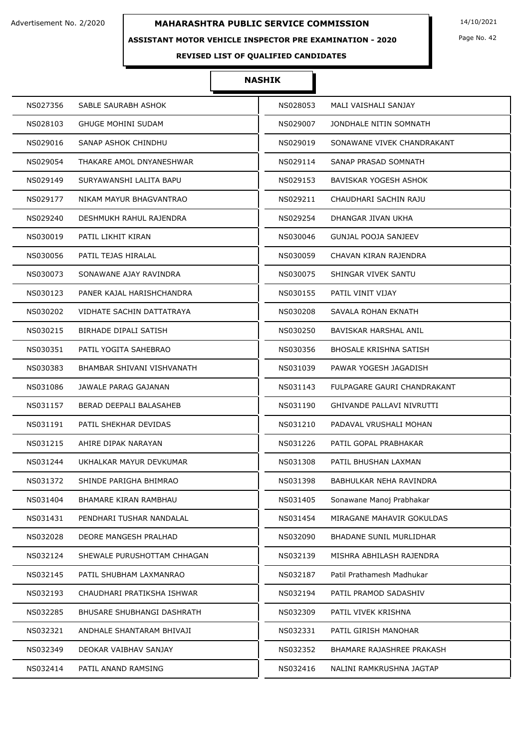Advertisement No. 2/2020

# MAHARASHTRA PUBLIC SERVICE COMMISSION

14/10/2021

## ASSISTANT MOTOR VEHICLE INSPECTOR PRE EXAMINATION - 2020

### REVISED LIST OF QUALIFIED CANDIDATES

### NASHIK

| | | | |
|---|---|---|---|
| NS027356 | SABLE SAURABH ASHOK | NS028053 | MALI VAISHALI SANJAY |
| NS028103 | GHUGE MOHINI SUDAM | NS029007 | JONDHALE NITIN SOMNATH |
| NS029016 | SANAP ASHOK CHINDHU | NS029019 | SONAWANE VIVEK CHANDRAKANT |
| NS029054 | THAKARE AMOL DNYANESHWAR | NS029114 | SANAP PRASAD SOMNATH |
| NS029149 | SURYAWANSHI LALITA BAPU | NS029153 | BAVISKAR YOGESH ASHOK |
| NS029177 | NIKAM MAYUR BHAGVANTRAO | NS029211 | CHAUDHARI SACHIN RAJU |
| NS029240 | DESHMUKH RAHUL RAJENDRA | NS029254 | DHANGAR JIVAN UKHA |
| NS030019 | PATIL LIKHIT KIRAN | NS030046 | GUNJAL POOJA SANJEEV |
| NS030056 | PATIL TEJAS HIRALAL | NS030059 | CHAVAN KIRAN RAJENDRA |
| NS030073 | SONAWANE AJAY RAVINDRA | NS030075 | SHINGAR VIVEK SANTU |
| NS030123 | PANER KAJAL HARISHCHANDRA | NS030155 | PATIL VINIT VIJAY |
| NS030202 | VIDHATE SACHIN DATTATRAYA | NS030208 | SAVALA ROHAN EKNATH |
| NS030215 | BIRHADE DIPALI SATISH | NS030250 | BAVISKAR HARSHAL ANIL |
| NS030351 | PATIL YOGITA SAHEBRAO | NS030356 | BHOSALE KRISHNA SATISH |
| NS030383 | BHAMBAR SHIVANI VISHVANATH | NS031039 | PAWAR YOGESH JAGADISH |
| NS031086 | JAWALE PARAG GAJANAN | NS031143 | FULPAGARE GAURI CHANDRAKANT |
| NS031157 | BERAD DEEPALI BALASAHEB | NS031190 | GHIVANDE PALLAVI NIVRUTTI |
| NS031191 | PATIL SHEKHAR DEVIDAS | NS031210 | PADAVAL VRUSHALI MOHAN |
| NS031215 | AHIRE DIPAK NARAYAN | NS031226 | PATIL GOPAL PRABHAKAR |
| NS031244 | UKHALKAR MAYUR DEVKUMAR | NS031308 | PATIL BHUSHAN LAXMAN |
| NS031372 | SHINDE PARIGHA BHIMRAO | NS031398 | BABHULKAR NEHA RAVINDRA |
| NS031404 | BHAMARE KIRAN RAMBHAU | NS031405 | Sonawane Manoj Prabhakar |
| NS031431 | PENDHARI TUSHAR NANDALAL | NS031454 | MIRAGANE MAHAVIR GOKULDAS |
| NS032028 | DEORE MANGESH PRALHAD | NS032090 | BHADANE SUNIL MURLIDHAR |
| NS032124 | SHEWALE PURUSHOTTAM CHHAGAN | NS032139 | MISHRA ABHILASH RAJENDRA |
| NS032145 | PATIL SHUBHAM LAXMANRAO | NS032187 | Patil Prathamesh Madhukar |
| NS032193 | CHAUDHARI PRATIKSHA ISHWAR | NS032194 | PATIL PRAMOD SADASHIV |
| NS032285 | BHUSARE SHUBHANGI DASHRATH | NS032309 | PATIL VIVEK KRISHNA |
| NS032321 | ANDHALE SHANTARAM BHIVAJI | NS032331 | PATIL GIRISH MANOHAR |
| NS032349 | DEOKAR VAIBHAV SANJAY | NS032352 | BHAMARE RAJASHREE PRAKASH |
| NS032414 | PATIL ANAND RAMSING | NS032416 | NALINI RAMKRUSHNA JAGTAP |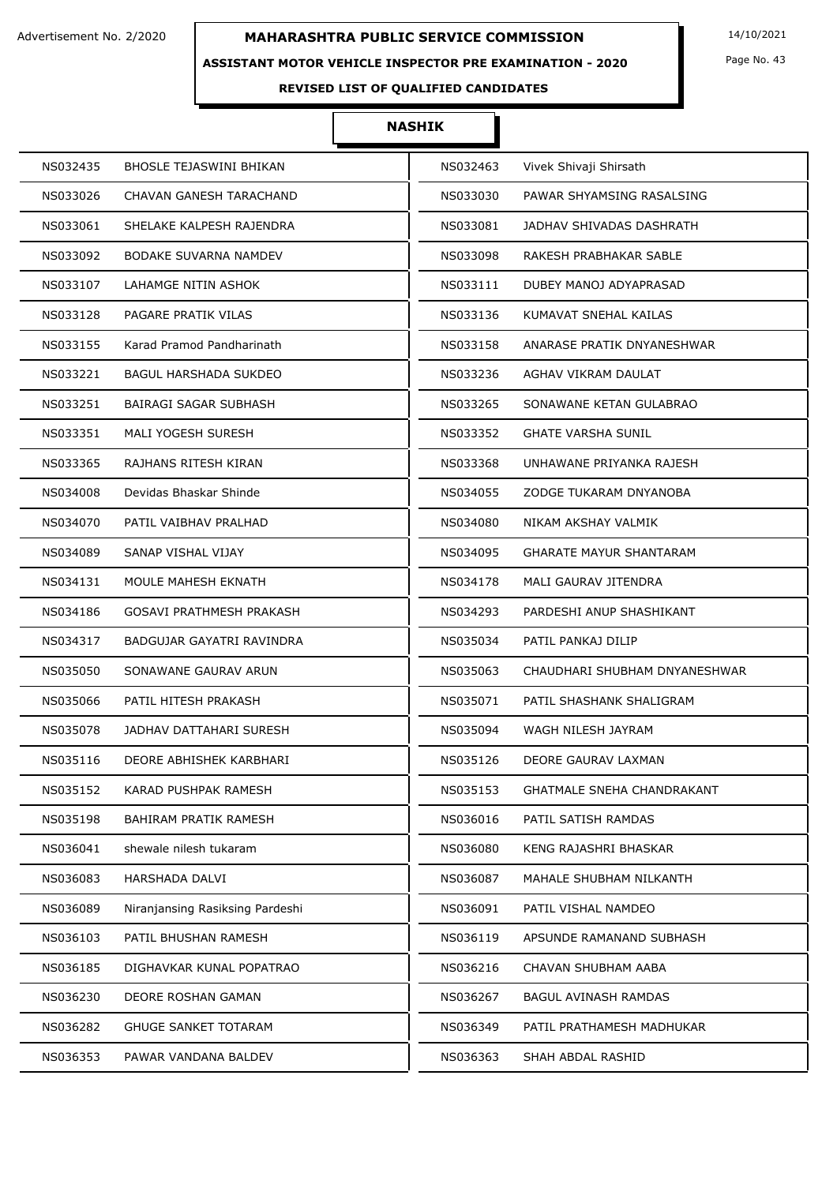Advertisement No. 2/2020

# MAHARASHTRA PUBLIC SERVICE COMMISSION

14/10/2021

## ASSISTANT MOTOR VEHICLE INSPECTOR PRE EXAMINATION - 2020

### REVISED LIST OF QUALIFIED CANDIDATES

### NASHIK

| | | | |
|---|---|---|---|
| NS032435 | BHOSLE TEJASWINI BHIKAN | NS032463 | Vivek Shivaji Shirsath |
| NS033026 | CHAVAN GANESH TARACHAND | NS033030 | PAWAR SHYAMSING RASALSING |
| NS033061 | SHELAKE KALPESH RAJENDRA | NS033081 | JADHAV SHIVADAS DASHRATH |
| NS033092 | BODAKE SUVARNA NAMDEV | NS033098 | RAKESH PRABHAKAR SABLE |
| NS033107 | LAHAMGE NITIN ASHOK | NS033111 | DUBEY MANOJ ADYAPRASAD |
| NS033128 | PAGARE PRATIK VILAS | NS033136 | KUMAVAT SNEHAL KAILAS |
| NS033155 | Karad Pramod Pandharinath | NS033158 | ANARASE PRATIK DNYANESHWAR |
| NS033221 | BAGUL HARSHADA SUKDEO | NS033236 | AGHAV VIKRAM DAULAT |
| NS033251 | BAIRAGI SAGAR SUBHASH | NS033265 | SONAWANE KETAN GULABRAO |
| NS033351 | MALI YOGESH SURESH | NS033352 | GHATE VARSHA SUNIL |
| NS033365 | RAJHANS RITESH KIRAN | NS033368 | UNHAWANE PRIYANKA RAJESH |
| NS034008 | Devidas Bhaskar Shinde | NS034055 | ZODGE TUKARAM DNYANOBA |
| NS034070 | PATIL VAIBHAV PRALHAD | NS034080 | NIKAM AKSHAY VALMIK |
| NS034089 | SANAP VISHAL VIJAY | NS034095 | GHARATE MAYUR SHANTARAM |
| NS034131 | MOULE MAHESH EKNATH | NS034178 | MALI GAURAV JITENDRA |
| NS034186 | GOSAVI PRATHMESH PRAKASH | NS034293 | PARDESHI ANUP SHASHIKANT |
| NS034317 | BADGUJAR GAYATRI RAVINDRA | NS035034 | PATIL PANKAJ DILIP |
| NS035050 | SONAWANE GAURAV ARUN | NS035063 | CHAUDHARI SHUBHAM DNYANESHWAR |
| NS035066 | PATIL HITESH PRAKASH | NS035071 | PATIL SHASHANK SHALIGRAM |
| NS035078 | JADHAV DATTAHARI SURESH | NS035094 | WAGH NILESH JAYRAM |
| NS035116 | DEORE ABHISHEK KARBHARI | NS035126 | DEORE GAURAV LAXMAN |
| NS035152 | KARAD PUSHPAK RAMESH | NS035153 | GHATMALE SNEHA CHANDRAKANT |
| NS035198 | BAHIRAM PRATIK RAMESH | NS036016 | PATIL SATISH RAMDAS |
| NS036041 | shewale nilesh tukaram | NS036080 | KENG RAJASHRI BHASKAR |
| NS036083 | HARSHADA DALVI | NS036087 | MAHALE SHUBHAM NILKANTH |
| NS036089 | Niranjansing Rasiksing Pardeshi | NS036091 | PATIL VISHAL NAMDEO |
| NS036103 | PATIL BHUSHAN RAMESH | NS036119 | APSUNDE RAMANAND SUBHASH |
| NS036185 | DIGHAVKAR KUNAL POPATRAO | NS036216 | CHAVAN SHUBHAM AABA |
| NS036230 | DEORE ROSHAN GAMAN | NS036267 | BAGUL AVINASH RAMDAS |
| NS036282 | GHUGE SANKET TOTARAM | NS036349 | PATIL PRATHAMESH MADHUKAR |
| NS036353 | PAWAR VANDANA BALDEV | NS036363 | SHAH ABDAL RASHID |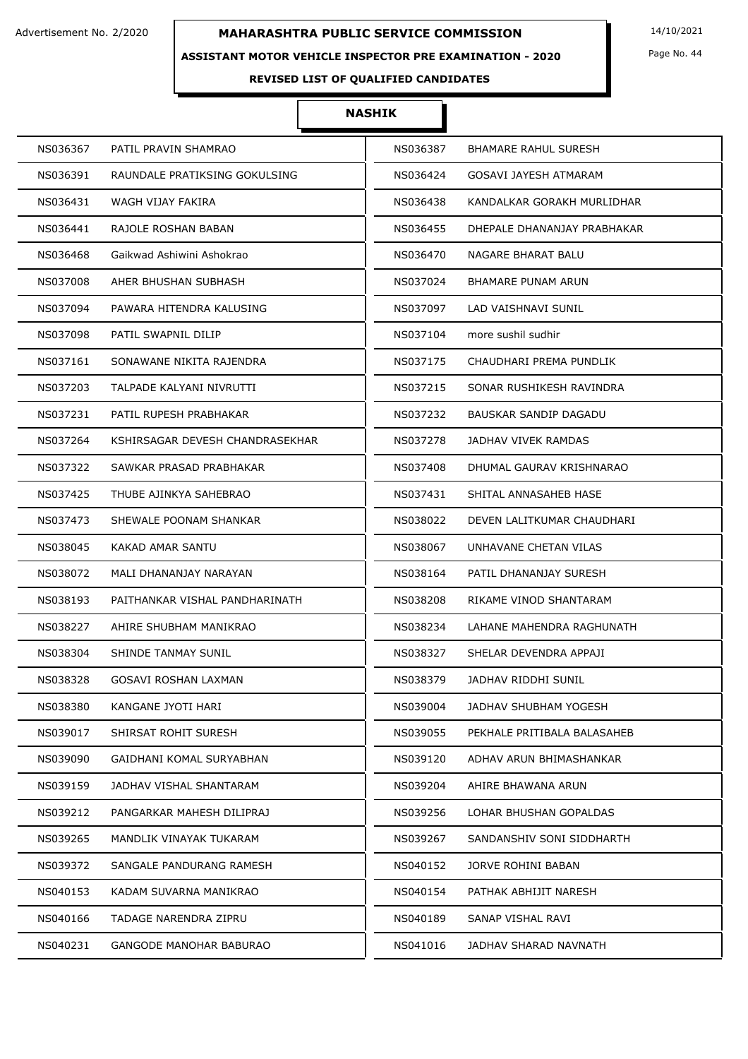Advertisement No. 2/2020

# MAHARASHTRA PUBLIC SERVICE COMMISSION

14/10/2021

## ASSISTANT MOTOR VEHICLE INSPECTOR PRE EXAMINATION - 2020

### REVISED LIST OF QUALIFIED CANDIDATES

### NASHIK

| | | | |
|---|---|---|---|
| NS036367 | PATIL PRAVIN SHAMRAO | NS036387 | BHAMARE RAHUL SURESH |
| NS036391 | RAUNDALE PRATIKSING GOKULSING | NS036424 | GOSAVI JAYESH ATMARAM |
| NS036431 | WAGH VIJAY FAKIRA | NS036438 | KANDALKAR GORAKH MURLIDHAR |
| NS036441 | RAJOLE ROSHAN BABAN | NS036455 | DHEPALE DHANANJAY PRABHAKAR |
| NS036468 | Gaikwad Ashiwini Ashokrao | NS036470 | NAGARE BHARAT BALU |
| NS037008 | AHER BHUSHAN SUBHASH | NS037024 | BHAMARE PUNAM ARUN |
| NS037094 | PAWARA HITENDRA KALUSING | NS037097 | LAD VAISHNAVI SUNIL |
| NS037098 | PATIL SWAPNIL DILIP | NS037104 | more sushil sudhir |
| NS037161 | SONAWANE NIKITA RAJENDRA | NS037175 | CHAUDHARI PREMA PUNDLIK |
| NS037203 | TALPADE KALYANI NIVRUTTI | NS037215 | SONAR RUSHIKESH RAVINDRA |
| NS037231 | PATIL RUPESH PRABHAKAR | NS037232 | BAUSKAR SANDIP DAGADU |
| NS037264 | KSHIRSAGAR DEVESH CHANDRASEKHAR | NS037278 | JADHAV VIVEK RAMDAS |
| NS037322 | SAWKAR PRASAD PRABHAKAR | NS037408 | DHUMAL GAURAV KRISHNARAO |
| NS037425 | THUBE AJINKYA SAHEBRAO | NS037431 | SHITAL ANNASAHEB HASE |
| NS037473 | SHEWALE POONAM SHANKAR | NS038022 | DEVEN LALITKUMAR CHAUDHARI |
| NS038045 | KAKAD AMAR SANTU | NS038067 | UNHAVANE CHETAN VILAS |
| NS038072 | MALI DHANANJAY NARAYAN | NS038164 | PATIL DHANANJAY SURESH |
| NS038193 | PAITHANKAR VISHAL PANDHARINATH | NS038208 | RIKAME VINOD SHANTARAM |
| NS038227 | AHIRE SHUBHAM MANIKRAO | NS038234 | LAHANE MAHENDRA RAGHUNATH |
| NS038304 | SHINDE TANMAY SUNIL | NS038327 | SHELAR DEVENDRA APPAJI |
| NS038328 | GOSAVI ROSHAN LAXMAN | NS038379 | JADHAV RIDDHI SUNIL |
| NS038380 | KANGANE JYOTI HARI | NS039004 | JADHAV SHUBHAM YOGESH |
| NS039017 | SHIRSAT ROHIT SURESH | NS039055 | PEKHALE PRITIBALA BALASAHEB |
| NS039090 | GAIDHANI KOMAL SURYABHAN | NS039120 | ADHAV ARUN BHIMASHANKAR |
| NS039159 | JADHAV VISHAL SHANTARAM | NS039204 | AHIRE BHAWANA ARUN |
| NS039212 | PANGARKAR MAHESH DILIPRAJ | NS039256 | LOHAR BHUSHAN GOPALDAS |
| NS039265 | MANDLIK VINAYAK TUKARAM | NS039267 | SANDANSHIV SONI SIDDHARTH |
| NS039372 | SANGALE PANDURANG RAMESH | NS040152 | JORVE ROHINI BABAN |
| NS040153 | KADAM SUVARNA MANIKRAO | NS040154 | PATHAK ABHIJIT NARESH |
| NS040166 | TADAGE NARENDRA ZIPRU | NS040189 | SANAP VISHAL RAVI |
| NS040231 | GANGODE MANOHAR BABURAO | NS041016 | JADHAV SHARAD NAVNATH |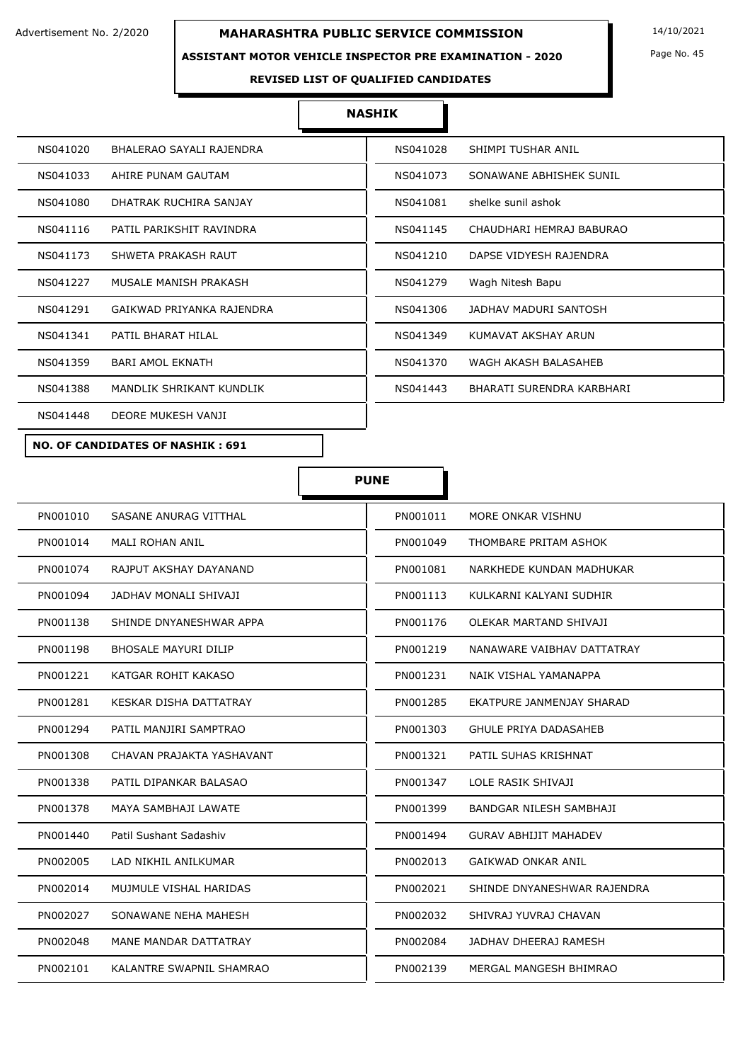Advertisement No. 2/2020

# MAHARASHTRA PUBLIC SERVICE COMMISSION

14/10/2021

## ASSISTANT MOTOR VEHICLE INSPECTOR PRE EXAMINATION - 2020

### REVISED LIST OF QUALIFIED CANDIDATES

### NASHIK

| | | | |
|---|---|---|---|
| NS041020 | BHALERAO SAYALI RAJENDRA | NS041028 | SHIMPI TUSHAR ANIL |
| NS041033 | AHIRE PUNAM GAUTAM | NS041073 | SONAWANE ABHISHEK SUNIL |
| NS041080 | DHATRAK RUCHIRA SANJAY | NS041081 | shelke sunil ashok |
| NS041116 | PATIL PARIKSHIT RAVINDRA | NS041145 | CHAUDHARI HEMRAJ BABURAO |
| NS041173 | SHWETA PRAKASH RAUT | NS041210 | DAPSE VIDYESH RAJENDRA |
| NS041227 | MUSALE MANISH PRAKASH | NS041279 | Wagh Nitesh Bapu |
| NS041291 | GAIKWAD PRIYANKA RAJENDRA | NS041306 | JADHAV MADURI SANTOSH |
| NS041341 | PATIL BHARAT HILAL | NS041349 | KUMAVAT AKSHAY ARUN |
| NS041359 | BARI AMOL EKNATH | NS041370 | WAGH AKASH BALASAHEB |
| NS041388 | MANDLIK SHRIKANT KUNDLIK | NS041443 | BHARATI SURENDRA KARBHARI |
| NS041448 | DEORE MUKESH VANJI | | |

**NO. OF CANDIDATES OF NASHIK : 691**

### PUNE

| | | | |
|---|---|---|---|
| PN001010 | SASANE ANURAG VITTHAL | PN001011 | MORE ONKAR VISHNU |
| PN001014 | MALI ROHAN ANIL | PN001049 | THOMBARE PRITAM ASHOK |
| PN001074 | RAJPUT AKSHAY DAYANAND | PN001081 | NARKHEDE KUNDAN MADHUKAR |
| PN001094 | JADHAV MONALI SHIVAJI | PN001113 | KULKARNI KALYANI SUDHIR |
| PN001138 | SHINDE DNYANESHWAR APPA | PN001176 | OLEKAR MARTAND SHIVAJI |
| PN001198 | BHOSALE MAYURI DILIP | PN001219 | NANAWARE VAIBHAV DATTATRAY |
| PN001221 | KATGAR ROHIT KAKASO | PN001231 | NAIK VISHAL YAMANAPPA |
| PN001281 | KESKAR DISHA DATTATRAY | PN001285 | EKATPURE JANMENJAY SHARAD |
| PN001294 | PATIL MANJIRI SAMPTRAO | PN001303 | GHULE PRIYA DADASAHEB |
| PN001308 | CHAVAN PRAJAKTA YASHAVANT | PN001321 | PATIL SUHAS KRISHNAT |
| PN001338 | PATIL DIPANKAR BALASAO | PN001347 | LOLE RASIK SHIVAJI |
| PN001378 | MAYA SAMBHAJI LAWATE | PN001399 | BANDGAR NILESH SAMBHAJI |
| PN001440 | Patil Sushant Sadashiv | PN001494 | GURAV ABHIJIT MAHADEV |
| PN002005 | LAD NIKHIL ANILKUMAR | PN002013 | GAIKWAD ONKAR ANIL |
| PN002014 | MUJMULE VISHAL HARIDAS | PN002021 | SHINDE DNYANESHWAR RAJENDRA |
| PN002027 | SONAWANE NEHA MAHESH | PN002032 | SHIVRAJ YUVRAJ CHAVAN |
| PN002048 | MANE MANDAR DATTATRAY | PN002084 | JADHAV DHEERAJ RAMESH |
| PN002101 | KALANTRE SWAPNIL SHAMRAO | PN002139 | MERGAL MANGESH BHIMRAO |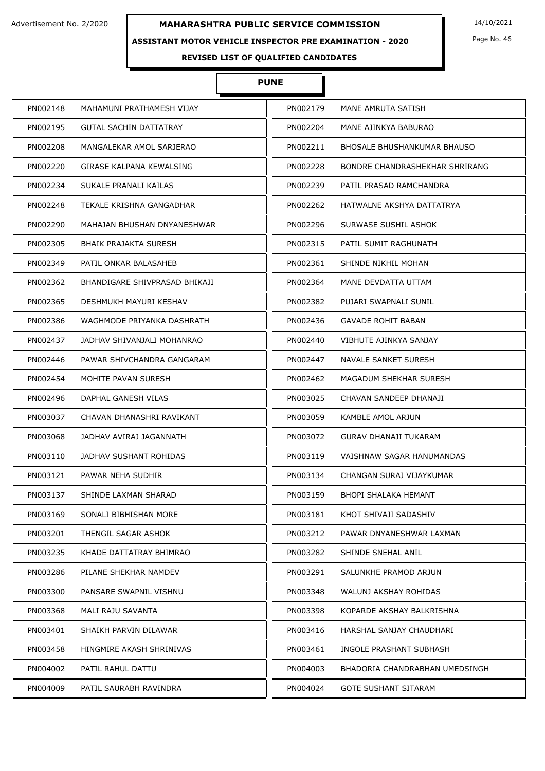# MAHARASHTRA PUBLIC SERVICE COMMISSION

Advertisement No. 2/2020

14/10/2021

**ASSISTANT MOTOR VEHICLE INSPECTOR PRE EXAMINATION - 2020**

**REVISED LIST OF QUALIFIED CANDIDATES**

## PUNE

| | | | |
|---|---|---|---|
| PN002148 | MAHAMUNI PRATHAMESH VIJAY | PN002179 | MANE AMRUTA SATISH |
| PN002195 | GUTAL SACHIN DATTATRAY | PN002204 | MANE AJINKYA BABURAO |
| PN002208 | MANGALEKAR AMOL SARJERAO | PN002211 | BHOSALE BHUSHANKUMAR BHAUSO |
| PN002220 | GIRASE KALPANA KEWALSING | PN002228 | BONDRE CHANDRASHEKHAR SHRIRANG |
| PN002234 | SUKALE PRANALI KAILAS | PN002239 | PATIL PRASAD RAMCHANDRA |
| PN002248 | TEKALE KRISHNA GANGADHAR | PN002262 | HATWALNE AKSHYA DATTATRYA |
| PN002290 | MAHAJAN BHUSHAN DNYANESHWAR | PN002296 | SURWASE SUSHIL ASHOK |
| PN002305 | BHAIK PRAJAKTA SURESH | PN002315 | PATIL SUMIT RAGHUNATH |
| PN002349 | PATIL ONKAR BALASAHEB | PN002361 | SHINDE NIKHIL MOHAN |
| PN002362 | BHANDIGARE SHIVPRASAD BHIKAJI | PN002364 | MANE DEVDATTA UTTAM |
| PN002365 | DESHMUKH MAYURI KESHAV | PN002382 | PUJARI SWAPNALI SUNIL |
| PN002386 | WAGHMODE PRIYANKA DASHRATH | PN002436 | GAVADE ROHIT BABAN |
| PN002437 | JADHAV SHIVANJALI MOHANRAO | PN002440 | VIBHUTE AJINKYA SANJAY |
| PN002446 | PAWAR SHIVCHANDRA GANGARAM | PN002447 | NAVALE SANKET SURESH |
| PN002454 | MOHITE PAVAN SURESH | PN002462 | MAGADUM SHEKHAR SURESH |
| PN002496 | DAPHAL GANESH VILAS | PN003025 | CHAVAN SANDEEP DHANAJI |
| PN003037 | CHAVAN DHANASHRI RAVIKANT | PN003059 | KAMBLE AMOL ARJUN |
| PN003068 | JADHAV AVIRAJ JAGANNATH | PN003072 | GURAV DHANAJI TUKARAM |
| PN003110 | JADHAV SUSHANT ROHIDAS | PN003119 | VAISHNAW SAGAR HANUMANDAS |
| PN003121 | PAWAR NEHA SUDHIR | PN003134 | CHANGAN SURAJ VIJAYKUMAR |
| PN003137 | SHINDE LAXMAN SHARAD | PN003159 | BHOPI SHALAKA HEMANT |
| PN003169 | SONALI BIBHISHAN MORE | PN003181 | KHOT SHIVAJI SADASHIV |
| PN003201 | THENGIL SAGAR ASHOK | PN003212 | PAWAR DNYANESHWAR LAXMAN |
| PN003235 | KHADE DATTATRAY BHIMRAO | PN003282 | SHINDE SNEHAL ANIL |
| PN003286 | PILANE SHEKHAR NAMDEV | PN003291 | SALUNKHE PRAMOD ARJUN |
| PN003300 | PANSARE SWAPNIL VISHNU | PN003348 | WALUNJ AKSHAY ROHIDAS |
| PN003368 | MALI RAJU SAVANTA | PN003398 | KOPARDE AKSHAY BALKRISHNA |
| PN003401 | SHAIKH PARVIN DILAWAR | PN003416 | HARSHAL SANJAY CHAUDHARI |
| PN003458 | HINGMIRE AKASH SHRINIVAS | PN003461 | INGOLE PRASHANT SUBHASH |
| PN004002 | PATIL RAHUL DATTU | PN004003 | BHADORIA CHANDRABHAN UMEDSINGH |
| PN004009 | PATIL SAURABH RAVINDRA | PN004024 | GOTE SUSHANT SITARAM |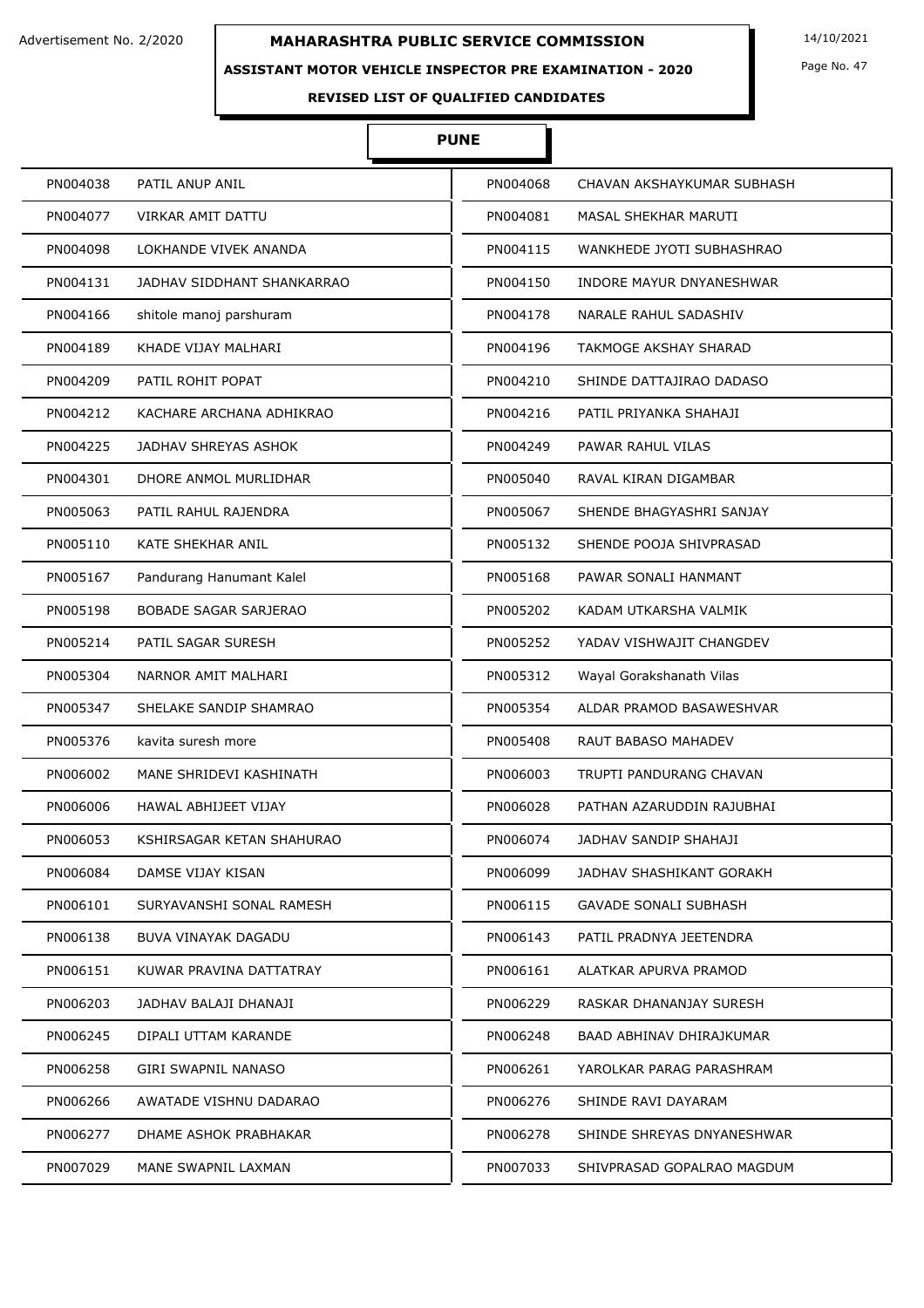Advertisement No. 2/2020

# MAHARASHTRA PUBLIC SERVICE COMMISSION

14/10/2021

## ASSISTANT MOTOR VEHICLE INSPECTOR PRE EXAMINATION - 2020

### REVISED LIST OF QUALIFIED CANDIDATES

### PUNE

| | | | |
|---|---|---|---|
| PN004038 | PATIL ANUP ANIL | PN004068 | CHAVAN AKSHAYKUMAR SUBHASH |
| PN004077 | VIRKAR AMIT DATTU | PN004081 | MASAL SHEKHAR MARUTI |
| PN004098 | LOKHANDE VIVEK ANANDA | PN004115 | WANKHEDE JYOTI SUBHASHRAO |
| PN004131 | JADHAV SIDDHANT SHANKARRAO | PN004150 | INDORE MAYUR DNYANESHWAR |
| PN004166 | shitole manoj parshuram | PN004178 | NARALE RAHUL SADASHIV |
| PN004189 | KHADE VIJAY MALHARI | PN004196 | TAKMOGE AKSHAY SHARAD |
| PN004209 | PATIL ROHIT POPAT | PN004210 | SHINDE DATTAJIRAO DADASO |
| PN004212 | KACHARE ARCHANA ADHIKRAO | PN004216 | PATIL PRIYANKA SHAHAJI |
| PN004225 | JADHAV SHREYAS ASHOK | PN004249 | PAWAR RAHUL VILAS |
| PN004301 | DHORE ANMOL MURLIDHAR | PN005040 | RAVAL KIRAN DIGAMBAR |
| PN005063 | PATIL RAHUL RAJENDRA | PN005067 | SHENDE BHAGYASHRI SANJAY |
| PN005110 | KATE SHEKHAR ANIL | PN005132 | SHENDE POOJA SHIVPRASAD |
| PN005167 | Pandurang Hanumant Kalel | PN005168 | PAWAR SONALI HANMANT |
| PN005198 | BOBADE SAGAR SARJERAO | PN005202 | KADAM UTKARSHA VALMIK |
| PN005214 | PATIL SAGAR SURESH | PN005252 | YADAV VISHWAJIT CHANGDEV |
| PN005304 | NARNOR AMIT MALHARI | PN005312 | Wayal Gorakshanath Vilas |
| PN005347 | SHELAKE SANDIP SHAMRAO | PN005354 | ALDAR PRAMOD BASAWESHVAR |
| PN005376 | kavita suresh more | PN005408 | RAUT BABASO MAHADEV |
| PN006002 | MANE SHRIDEVI KASHINATH | PN006003 | TRUPTI PANDURANG CHAVAN |
| PN006006 | HAWAL ABHIJEET VIJAY | PN006028 | PATHAN AZARUDDIN RAJUBHAI |
| PN006053 | KSHIRSAGAR KETAN SHAHURAO | PN006074 | JADHAV SANDIP SHAHAJI |
| PN006084 | DAMSE VIJAY KISAN | PN006099 | JADHAV SHASHIKANT GORAKH |
| PN006101 | SURYAVANSHI SONAL RAMESH | PN006115 | GAVADE SONALI SUBHASH |
| PN006138 | BUVA VINAYAK DAGADU | PN006143 | PATIL PRADNYA JEETENDRA |
| PN006151 | KUWAR PRAVINA DATTATRAY | PN006161 | ALATKAR APURVA PRAMOD |
| PN006203 | JADHAV BALAJI DHANAJI | PN006229 | RASKAR DHANANJAY SURESH |
| PN006245 | DIPALI UTTAM KARANDE | PN006248 | BAAD ABHINAV DHIRAJKUMAR |
| PN006258 | GIRI SWAPNIL NANASO | PN006261 | YAROLKAR PARAG PARASHRAM |
| PN006266 | AWATADE VISHNU DADARAO | PN006276 | SHINDE RAVI DAYARAM |
| PN006277 | DHAME ASHOK PRABHAKAR | PN006278 | SHINDE SHREYAS DNYANESHWAR |
| PN007029 | MANE SWAPNIL LAXMAN | PN007033 | SHIVPRASAD GOPALRAO MAGDUM |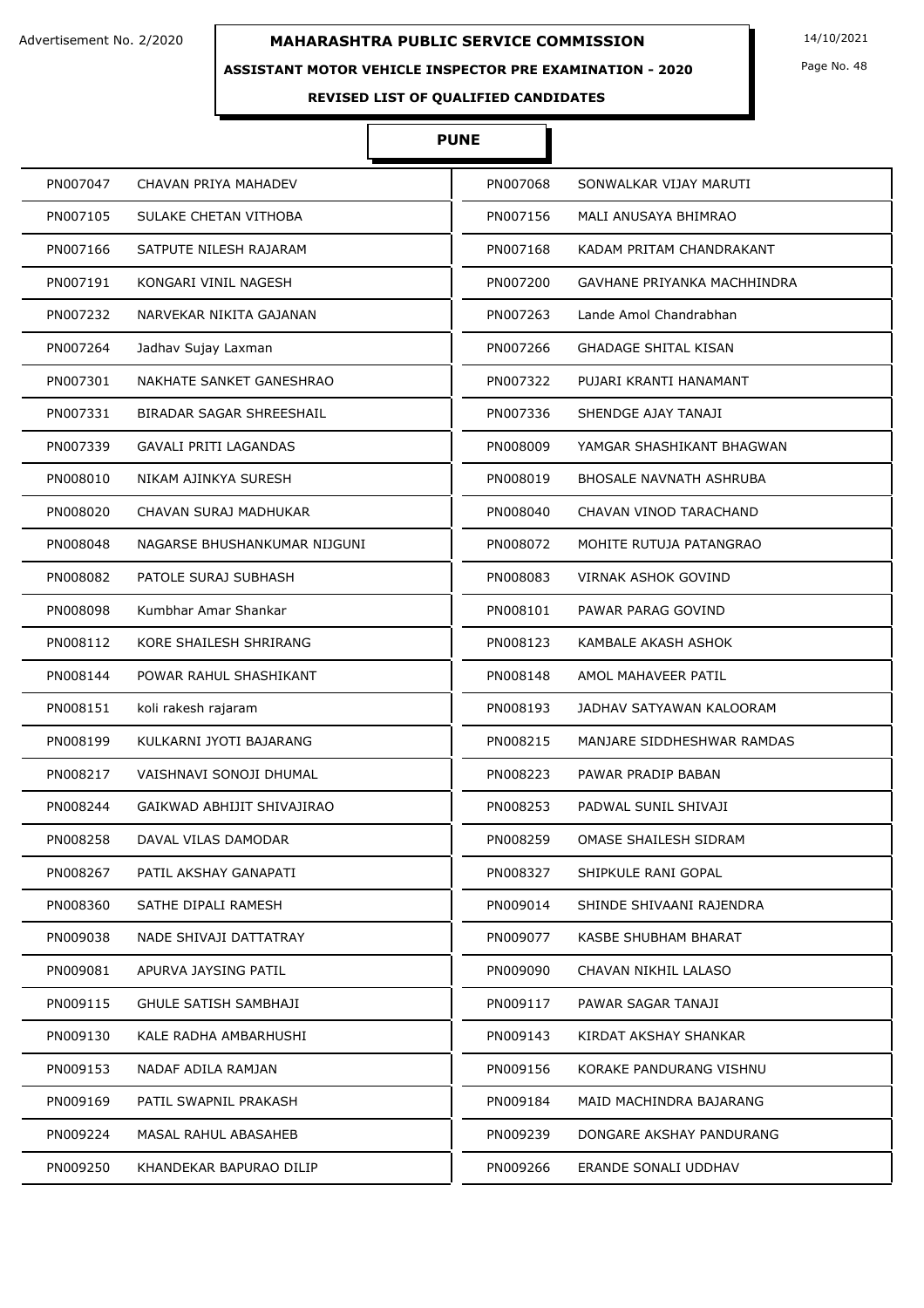# MAHARASHTRA PUBLIC SERVICE COMMISSION

Advertisement No. 2/2020

14/10/2021

## ASSISTANT MOTOR VEHICLE INSPECTOR PRE EXAMINATION - 2020

### REVISED LIST OF QUALIFIED CANDIDATES

### PUNE

| | | | |
|---|---|---|---|
| PN007047 | CHAVAN PRIYA MAHADEV | PN007068 | SONWALKAR VIJAY MARUTI |
| PN007105 | SULAKE CHETAN VITHOBA | PN007156 | MALI ANUSAYA BHIMRAO |
| PN007166 | SATPUTE NILESH RAJARAM | PN007168 | KADAM PRITAM CHANDRAKANT |
| PN007191 | KONGARI VINIL NAGESH | PN007200 | GAVHANE PRIYANKA MACHHINDRA |
| PN007232 | NARVEKAR NIKITA GAJANAN | PN007263 | Lande Amol Chandrabhan |
| PN007264 | Jadhav Sujay Laxman | PN007266 | GHADAGE SHITAL KISAN |
| PN007301 | NAKHATE SANKET GANESHRAO | PN007322 | PUJARI KRANTI HANAMANT |
| PN007331 | BIRADAR SAGAR SHREESHAIL | PN007336 | SHENDGE AJAY TANAJI |
| PN007339 | GAVALI PRITI LAGANDAS | PN008009 | YAMGAR SHASHIKANT BHAGWAN |
| PN008010 | NIKAM AJINKYA SURESH | PN008019 | BHOSALE NAVNATH ASHRUBA |
| PN008020 | CHAVAN SURAJ MADHUKAR | PN008040 | CHAVAN VINOD TARACHAND |
| PN008048 | NAGARSE BHUSHANKUMAR NIJGUNI | PN008072 | MOHITE RUTUJA PATANGRAO |
| PN008082 | PATOLE SURAJ SUBHASH | PN008083 | VIRNAK ASHOK GOVIND |
| PN008098 | Kumbhar Amar Shankar | PN008101 | PAWAR PARAG GOVIND |
| PN008112 | KORE SHAILESH SHRIRANG | PN008123 | KAMBALE AKASH ASHOK |
| PN008144 | POWAR RAHUL SHASHIKANT | PN008148 | AMOL MAHAVEER PATIL |
| PN008151 | koli rakesh rajaram | PN008193 | JADHAV SATYAWAN KALOORAM |
| PN008199 | KULKARNI JYOTI BAJARANG | PN008215 | MANJARE SIDDHESHWAR RAMDAS |
| PN008217 | VAISHNAVI SONOJI DHUMAL | PN008223 | PAWAR PRADIP BABAN |
| PN008244 | GAIKWAD ABHIJIT SHIVAJIRAO | PN008253 | PADWAL SUNIL SHIVAJI |
| PN008258 | DAVAL VILAS DAMODAR | PN008259 | OMASE SHAILESH SIDRAM |
| PN008267 | PATIL AKSHAY GANAPATI | PN008327 | SHIPKULE RANI GOPAL |
| PN008360 | SATHE DIPALI RAMESH | PN009014 | SHINDE SHIVAANI RAJENDRA |
| PN009038 | NADE SHIVAJI DATTATRAY | PN009077 | KASBE SHUBHAM BHARAT |
| PN009081 | APURVA JAYSING PATIL | PN009090 | CHAVAN NIKHIL LALASO |
| PN009115 | GHULE SATISH SAMBHAJI | PN009117 | PAWAR SAGAR TANAJI |
| PN009130 | KALE RADHA AMBARHUSHI | PN009143 | KIRDAT AKSHAY SHANKAR |
| PN009153 | NADAF ADILA RAMJAN | PN009156 | KORAKE PANDURANG VISHNU |
| PN009169 | PATIL SWAPNIL PRAKASH | PN009184 | MAID MACHINDRA BAJARANG |
| PN009224 | MASAL RAHUL ABASAHEB | PN009239 | DONGARE AKSHAY PANDURANG |
| PN009250 | KHANDEKAR BAPURAO DILIP | PN009266 | ERANDE SONALI UDDHAV |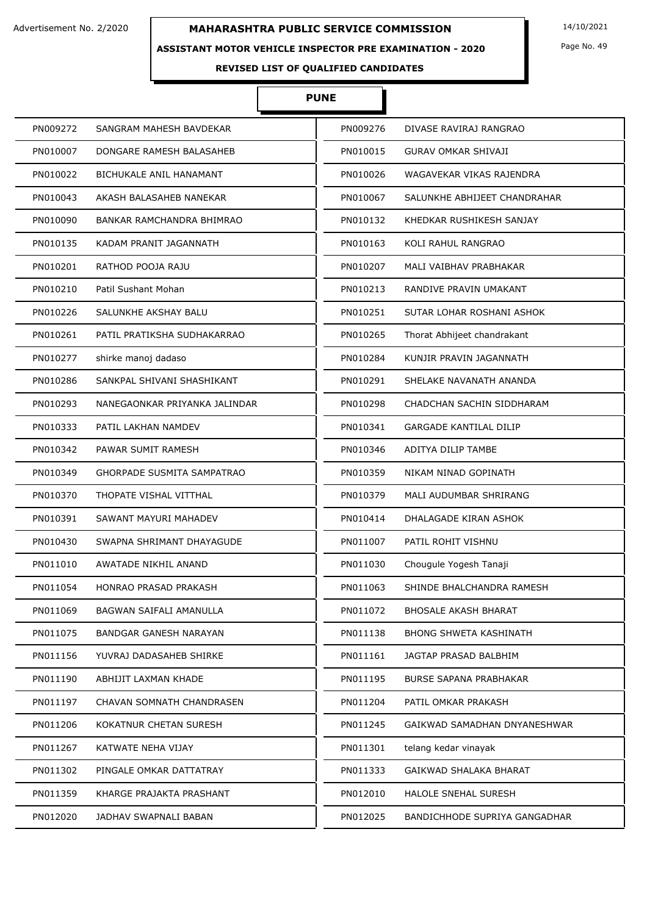Advertisement No. 2/2020

# MAHARASHTRA PUBLIC SERVICE COMMISSION

14/10/2021

## ASSISTANT MOTOR VEHICLE INSPECTOR PRE EXAMINATION - 2020

### REVISED LIST OF QUALIFIED CANDIDATES

### PUNE

| | | | |
|---|---|---|---|
| PN009272 | SANGRAM MAHESH BAVDEKAR | PN009276 | DIVASE RAVIRAJ RANGRAO |
| PN010007 | DONGARE RAMESH BALASAHEB | PN010015 | GURAV OMKAR SHIVAJI |
| PN010022 | BICHUKALE ANIL HANAMANT | PN010026 | WAGAVEKAR VIKAS RAJENDRA |
| PN010043 | AKASH BALASAHEB NANEKAR | PN010067 | SALUNKHE ABHIJEET CHANDRAHAR |
| PN010090 | BANKAR RAMCHANDRA BHIMRAO | PN010132 | KHEDKAR RUSHIKESH SANJAY |
| PN010135 | KADAM PRANIT JAGANNATH | PN010163 | KOLI RAHUL RANGRAO |
| PN010201 | RATHOD POOJA RAJU | PN010207 | MALI VAIBHAV PRABHAKAR |
| PN010210 | Patil Sushant Mohan | PN010213 | RANDIVE PRAVIN UMAKANT |
| PN010226 | SALUNKHE AKSHAY BALU | PN010251 | SUTAR LOHAR ROSHANI ASHOK |
| PN010261 | PATIL PRATIKSHA SUDHAKARRAO | PN010265 | Thorat Abhijeet chandrakant |
| PN010277 | shirke manoj dadaso | PN010284 | KUNJIR PRAVIN JAGANNATH |
| PN010286 | SANKPAL SHIVANI SHASHIKANT | PN010291 | SHELAKE NAVANATH ANANDA |
| PN010293 | NANEGAONKAR PRIYANKA JALINDAR | PN010298 | CHADCHAN SACHIN SIDDHARAM |
| PN010333 | PATIL LAKHAN NAMDEV | PN010341 | GARGADE KANTILAL DILIP |
| PN010342 | PAWAR SUMIT RAMESH | PN010346 | ADITYA DILIP TAMBE |
| PN010349 | GHORPADE SUSMITA SAMPATRAO | PN010359 | NIKAM NINAD GOPINATH |
| PN010370 | THOPATE VISHAL VITTHAL | PN010379 | MALI AUDUMBAR SHRIRANG |
| PN010391 | SAWANT MAYURI MAHADEV | PN010414 | DHALAGADE KIRAN ASHOK |
| PN010430 | SWAPNA SHRIMANT DHAYAGUDE | PN011007 | PATIL ROHIT VISHNU |
| PN011010 | AWATADE NIKHIL ANAND | PN011030 | Chougule Yogesh Tanaji |
| PN011054 | HONRAO PRASAD PRAKASH | PN011063 | SHINDE BHALCHANDRA RAMESH |
| PN011069 | BAGWAN SAIFALI AMANULLA | PN011072 | BHOSALE AKASH BHARAT |
| PN011075 | BANDGAR GANESH NARAYAN | PN011138 | BHONG SHWETA KASHINATH |
| PN011156 | YUVRAJ DADASAHEB SHIRKE | PN011161 | JAGTAP PRASAD BALBHIM |
| PN011190 | ABHIJIT LAXMAN KHADE | PN011195 | BURSE SAPANA PRABHAKAR |
| PN011197 | CHAVAN SOMNATH CHANDRASEN | PN011204 | PATIL OMKAR PRAKASH |
| PN011206 | KOKATNUR CHETAN SURESH | PN011245 | GAIKWAD SAMADHAN DNYANESHWAR |
| PN011267 | KATWATE NEHA VIJAY | PN011301 | telang kedar vinayak |
| PN011302 | PINGALE OMKAR DATTATRAY | PN011333 | GAIKWAD SHALAKA BHARAT |
| PN011359 | KHARGE PRAJAKTA PRASHANT | PN012010 | HALOLE SNEHAL SURESH |
| PN012020 | JADHAV SWAPNALI BABAN | PN012025 | BANDICHHODE SUPRIYA GANGADHAR |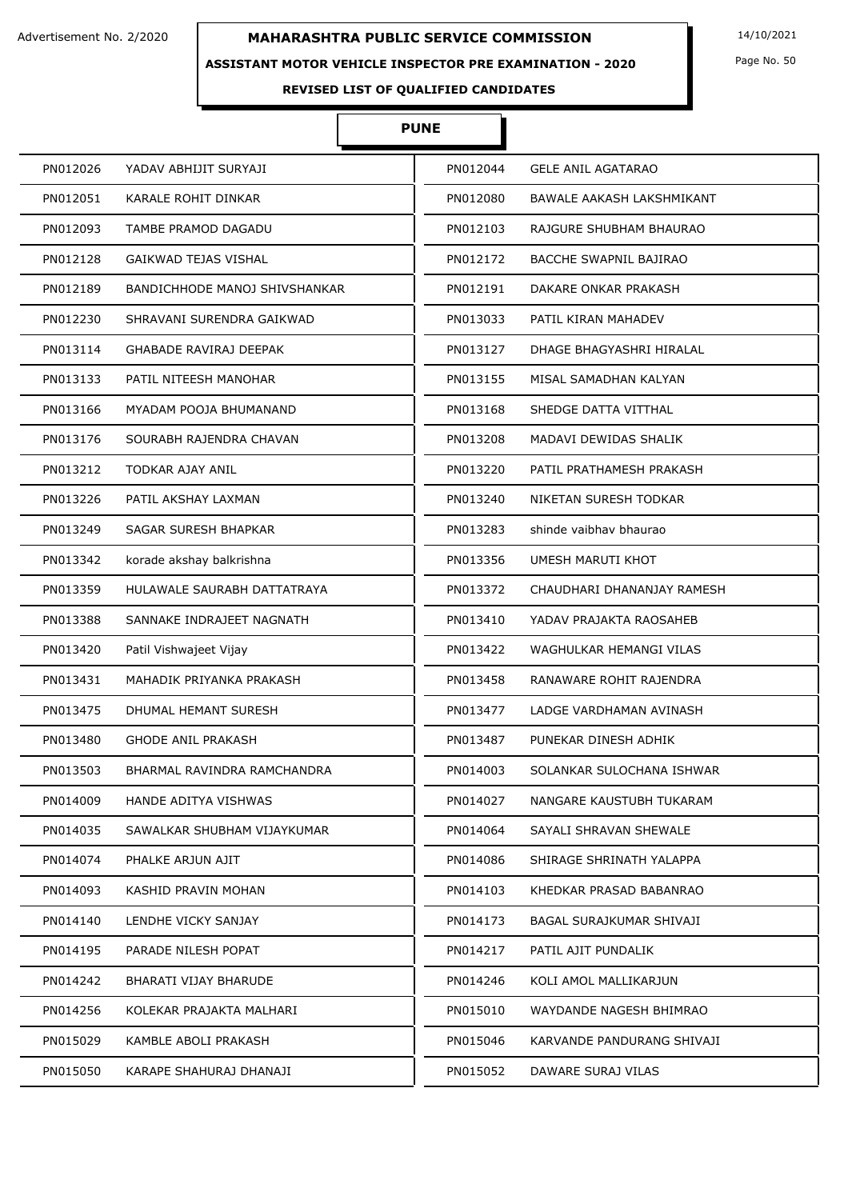Advertisement No. 2/2020

# MAHARASHTRA PUBLIC SERVICE COMMISSION

14/10/2021

## ASSISTANT MOTOR VEHICLE INSPECTOR PRE EXAMINATION - 2020

### REVISED LIST OF QUALIFIED CANDIDATES

### PUNE

| | | | |
|---|---|---|---|
| PN012026 | YADAV ABHIJIT SURYAJI | PN012044 | GELE ANIL AGATARAO |
| PN012051 | KARALE ROHIT DINKAR | PN012080 | BAWALE AAKASH LAKSHMIKANT |
| PN012093 | TAMBE PRAMOD DAGADU | PN012103 | RAJGURE SHUBHAM BHAURAO |
| PN012128 | GAIKWAD TEJAS VISHAL | PN012172 | BACCHE SWAPNIL BAJIRAO |
| PN012189 | BANDICHHODE MANOJ SHIVSHANKAR | PN012191 | DAKARE ONKAR PRAKASH |
| PN012230 | SHRAVANI SURENDRA GAIKWAD | PN013033 | PATIL KIRAN MAHADEV |
| PN013114 | GHABADE RAVIRAJ DEEPAK | PN013127 | DHAGE BHAGYASHRI HIRALAL |
| PN013133 | PATIL NITEESH MANOHAR | PN013155 | MISAL SAMADHAN KALYAN |
| PN013166 | MYADAM POOJA BHUMANAND | PN013168 | SHEDGE DATTA VITTHAL |
| PN013176 | SOURABH RAJENDRA CHAVAN | PN013208 | MADAVI DEWIDAS SHALIK |
| PN013212 | TODKAR AJAY ANIL | PN013220 | PATIL PRATHAMESH PRAKASH |
| PN013226 | PATIL AKSHAY LAXMAN | PN013240 | NIKETAN SURESH TODKAR |
| PN013249 | SAGAR SURESH BHAPKAR | PN013283 | shinde vaibhav bhaurao |
| PN013342 | korade akshay balkrishna | PN013356 | UMESH MARUTI KHOT |
| PN013359 | HULAWALE SAURABH DATTATRAYA | PN013372 | CHAUDHARI DHANANJAY RAMESH |
| PN013388 | SANNAKE INDRAJEET NAGNATH | PN013410 | YADAV PRAJAKTA RAOSAHEB |
| PN013420 | Patil Vishwajeet Vijay | PN013422 | WAGHULKAR HEMANGI VILAS |
| PN013431 | MAHADIK PRIYANKA PRAKASH | PN013458 | RANAWARE ROHIT RAJENDRA |
| PN013475 | DHUMAL HEMANT SURESH | PN013477 | LADGE VARDHAMAN AVINASH |
| PN013480 | GHODE ANIL PRAKASH | PN013487 | PUNEKAR DINESH ADHIK |
| PN013503 | BHARMAL RAVINDRA RAMCHANDRA | PN014003 | SOLANKAR SULOCHANA ISHWAR |
| PN014009 | HANDE ADITYA VISHWAS | PN014027 | NANGARE KAUSTUBH TUKARAM |
| PN014035 | SAWALKAR SHUBHAM VIJAYKUMAR | PN014064 | SAYALI SHRAVAN SHEWALE |
| PN014074 | PHALKE ARJUN AJIT | PN014086 | SHIRAGE SHRINATH YALAPPA |
| PN014093 | KASHID PRAVIN MOHAN | PN014103 | KHEDKAR PRASAD BABANRAO |
| PN014140 | LENDHE VICKY SANJAY | PN014173 | BAGAL SURAJKUMAR SHIVAJI |
| PN014195 | PARADE NILESH POPAT | PN014217 | PATIL AJIT PUNDALIK |
| PN014242 | BHARATI VIJAY BHARUDE | PN014246 | KOLI AMOL MALLIKARJUN |
| PN014256 | KOLEKAR PRAJAKTA MALHARI | PN015010 | WAYDANDE NAGESH BHIMRAO |
| PN015029 | KAMBLE ABOLI PRAKASH | PN015046 | KARVANDE PANDURANG SHIVAJI |
| PN015050 | KARAPE SHAHURAJ DHANAJI | PN015052 | DAWARE SURAJ VILAS |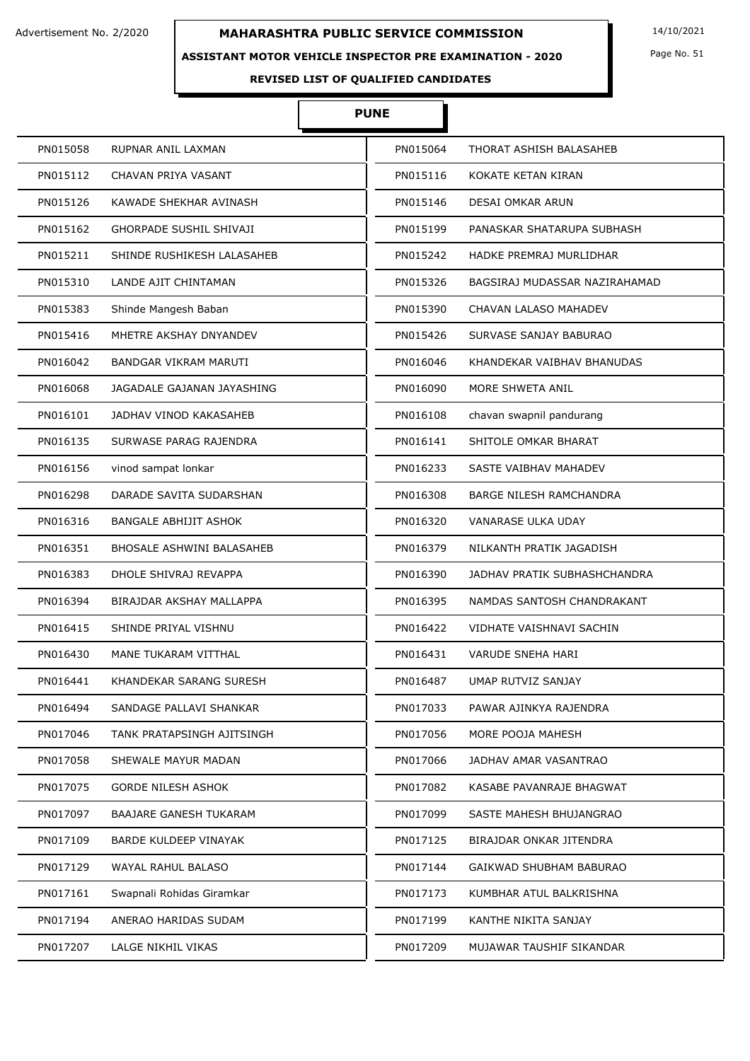Advertisement No. 2/2020

# MAHARASHTRA PUBLIC SERVICE COMMISSION

14/10/2021

## ASSISTANT MOTOR VEHICLE INSPECTOR PRE EXAMINATION - 2020

### REVISED LIST OF QUALIFIED CANDIDATES

### PUNE

| | | | |
|---|---|---|---|
| PN015058 | RUPNAR ANIL LAXMAN | PN015064 | THORAT ASHISH BALASAHEB |
| PN015112 | CHAVAN PRIYA VASANT | PN015116 | KOKATE KETAN KIRAN |
| PN015126 | KAWADE SHEKHAR AVINASH | PN015146 | DESAI OMKAR ARUN |
| PN015162 | GHORPADE SUSHIL SHIVAJI | PN015199 | PANASKAR SHATARUPA SUBHASH |
| PN015211 | SHINDE RUSHIKESH LALASAHEB | PN015242 | HADKE PREMRAJ MURLIDHAR |
| PN015310 | LANDE AJIT CHINTAMAN | PN015326 | BAGSIRAJ MUDASSAR NAZIRAHAMAD |
| PN015383 | Shinde Mangesh Baban | PN015390 | CHAVAN LALASO MAHADEV |
| PN015416 | MHETRE AKSHAY DNYANDEV | PN015426 | SURVASE SANJAY BABURAO |
| PN016042 | BANDGAR VIKRAM MARUTI | PN016046 | KHANDEKAR VAIBHAV BHANUDAS |
| PN016068 | JAGADALE GAJANAN JAYASHING | PN016090 | MORE SHWETA ANIL |
| PN016101 | JADHAV VINOD KAKASAHEB | PN016108 | chavan swapnil pandurang |
| PN016135 | SURWASE PARAG RAJENDRA | PN016141 | SHITOLE OMKAR BHARAT |
| PN016156 | vinod sampat lonkar | PN016233 | SASTE VAIBHAV MAHADEV |
| PN016298 | DARADE SAVITA SUDARSHAN | PN016308 | BARGE NILESH RAMCHANDRA |
| PN016316 | BANGALE ABHIJIT ASHOK | PN016320 | VANARASE ULKA UDAY |
| PN016351 | BHOSALE ASHWINI BALASAHEB | PN016379 | NILKANTH PRATIK JAGADISH |
| PN016383 | DHOLE SHIVRAJ REVAPPA | PN016390 | JADHAV PRATIK SUBHASHCHANDRA |
| PN016394 | BIRAJDAR AKSHAY MALLAPPA | PN016395 | NAMDAS SANTOSH CHANDRAKANT |
| PN016415 | SHINDE PRIYAL VISHNU | PN016422 | VIDHATE VAISHNAVI SACHIN |
| PN016430 | MANE TUKARAM VITTHAL | PN016431 | VARUDE SNEHA HARI |
| PN016441 | KHANDEKAR SARANG SURESH | PN016487 | UMAP RUTVIZ SANJAY |
| PN016494 | SANDAGE PALLAVI SHANKAR | PN017033 | PAWAR AJINKYA RAJENDRA |
| PN017046 | TANK PRATAPSINGH AJITSINGH | PN017056 | MORE POOJA MAHESH |
| PN017058 | SHEWALE MAYUR MADAN | PN017066 | JADHAV AMAR VASANTRAO |
| PN017075 | GORDE NILESH ASHOK | PN017082 | KASABE PAVANRAJE BHAGWAT |
| PN017097 | BAAJARE GANESH TUKARAM | PN017099 | SASTE MAHESH BHUJANGRAO |
| PN017109 | BARDE KULDEEP VINAYAK | PN017125 | BIRAJDAR ONKAR JITENDRA |
| PN017129 | WAYAL RAHUL BALASO | PN017144 | GAIKWAD SHUBHAM BABURAO |
| PN017161 | Swapnali Rohidas Giramkar | PN017173 | KUMBHAR ATUL BALKRISHNA |
| PN017194 | ANERAO HARIDAS SUDAM | PN017199 | KANTHE NIKITA SANJAY |
| PN017207 | LALGE NIKHIL VIKAS | PN017209 | MUJAWAR TAUSHIF SIKANDAR |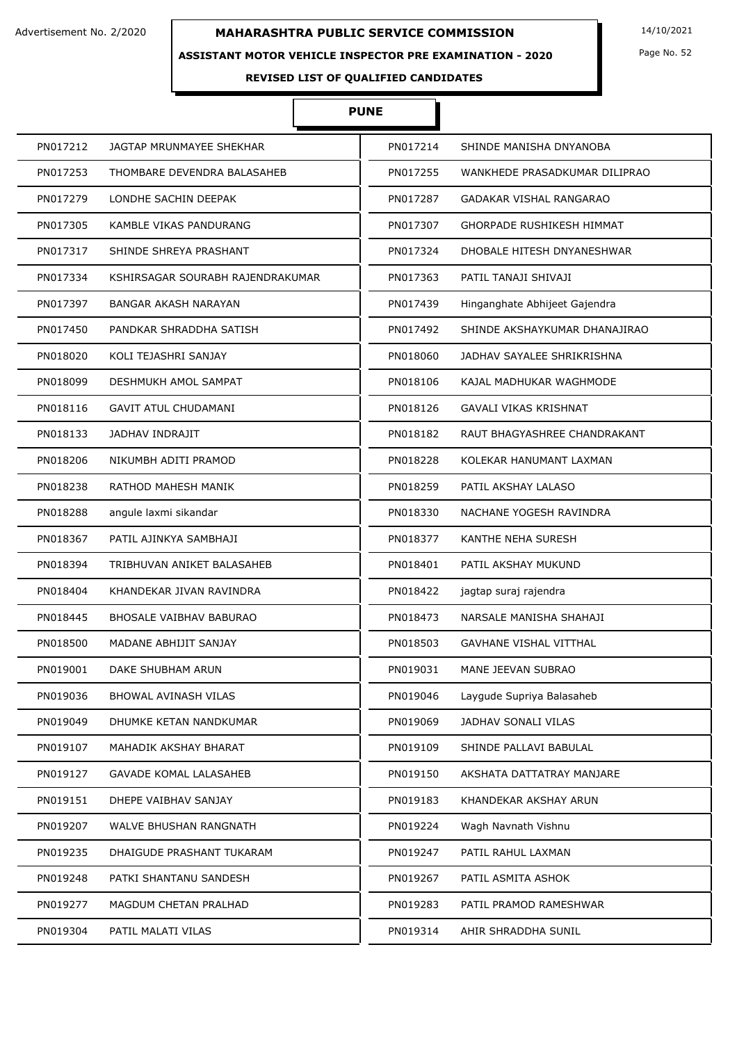Advertisement No. 2/2020

# MAHARASHTRA PUBLIC SERVICE COMMISSION

14/10/2021

## ASSISTANT MOTOR VEHICLE INSPECTOR PRE EXAMINATION - 2020

### REVISED LIST OF QUALIFIED CANDIDATES

### PUNE

| | | | |
|---|---|---|---|
| PN017212 | JAGTAP MRUNMAYEE SHEKHAR | PN017214 | SHINDE MANISHA DNYANOBA |
| PN017253 | THOMBARE DEVENDRA BALASAHEB | PN017255 | WANKHEDE PRASADKUMAR DILIPRAO |
| PN017279 | LONDHE SACHIN DEEPAK | PN017287 | GADAKAR VISHAL RANGARAO |
| PN017305 | KAMBLE VIKAS PANDURANG | PN017307 | GHORPADE RUSHIKESH HIMMAT |
| PN017317 | SHINDE SHREYA PRASHANT | PN017324 | DHOBALE HITESH DNYANESHWAR |
| PN017334 | KSHIRSAGAR SOURABH RAJENDRAKUMAR | PN017363 | PATIL TANAJI SHIVAJI |
| PN017397 | BANGAR AKASH NARAYAN | PN017439 | Hinganghate Abhijeet Gajendra |
| PN017450 | PANDKAR SHRADDHA SATISH | PN017492 | SHINDE AKSHAYKUMAR DHANAJIRAO |
| PN018020 | KOLI TEJASHRI SANJAY | PN018060 | JADHAV SAYALEE SHRIKRISHNA |
| PN018099 | DESHMUKH AMOL SAMPAT | PN018106 | KAJAL MADHUKAR WAGHMODE |
| PN018116 | GAVIT ATUL CHUDAMANI | PN018126 | GAVALI VIKAS KRISHNAT |
| PN018133 | JADHAV INDRAJIT | PN018182 | RAUT BHAGYASHREE CHANDRAKANT |
| PN018206 | NIKUMBH ADITI PRAMOD | PN018228 | KOLEKAR HANUMANT LAXMAN |
| PN018238 | RATHOD MAHESH MANIK | PN018259 | PATIL AKSHAY LALASO |
| PN018288 | angule laxmi sikandar | PN018330 | NACHANE YOGESH RAVINDRA |
| PN018367 | PATIL AJINKYA SAMBHAJI | PN018377 | KANTHE NEHA SURESH |
| PN018394 | TRIBHUVAN ANIKET BALASAHEB | PN018401 | PATIL AKSHAY MUKUND |
| PN018404 | KHANDEKAR JIVAN RAVINDRA | PN018422 | jagtap suraj rajendra |
| PN018445 | BHOSALE VAIBHAV BABURAO | PN018473 | NARSALE MANISHA SHAHAJI |
| PN018500 | MADANE ABHIJIT SANJAY | PN018503 | GAVHANE VISHAL VITTHAL |
| PN019001 | DAKE SHUBHAM ARUN | PN019031 | MANE JEEVAN SUBRAO |
| PN019036 | BHOWAL AVINASH VILAS | PN019046 | Laygude Supriya Balasaheb |
| PN019049 | DHUMKE KETAN NANDKUMAR | PN019069 | JADHAV SONALI VILAS |
| PN019107 | MAHADIK AKSHAY BHARAT | PN019109 | SHINDE PALLAVI BABULAL |
| PN019127 | GAVADE KOMAL LALASAHEB | PN019150 | AKSHATA DATTATRAY MANJARE |
| PN019151 | DHEPE VAIBHAV SANJAY | PN019183 | KHANDEKAR AKSHAY ARUN |
| PN019207 | WALVE BHUSHAN RANGNATH | PN019224 | Wagh Navnath Vishnu |
| PN019235 | DHAIGUDE PRASHANT TUKARAM | PN019247 | PATIL RAHUL LAXMAN |
| PN019248 | PATKI SHANTANU SANDESH | PN019267 | PATIL ASMITA ASHOK |
| PN019277 | MAGDUM CHETAN PRALHAD | PN019283 | PATIL PRAMOD RAMESHWAR |
| PN019304 | PATIL MALATI VILAS | PN019314 | AHIR SHRADDHA SUNIL |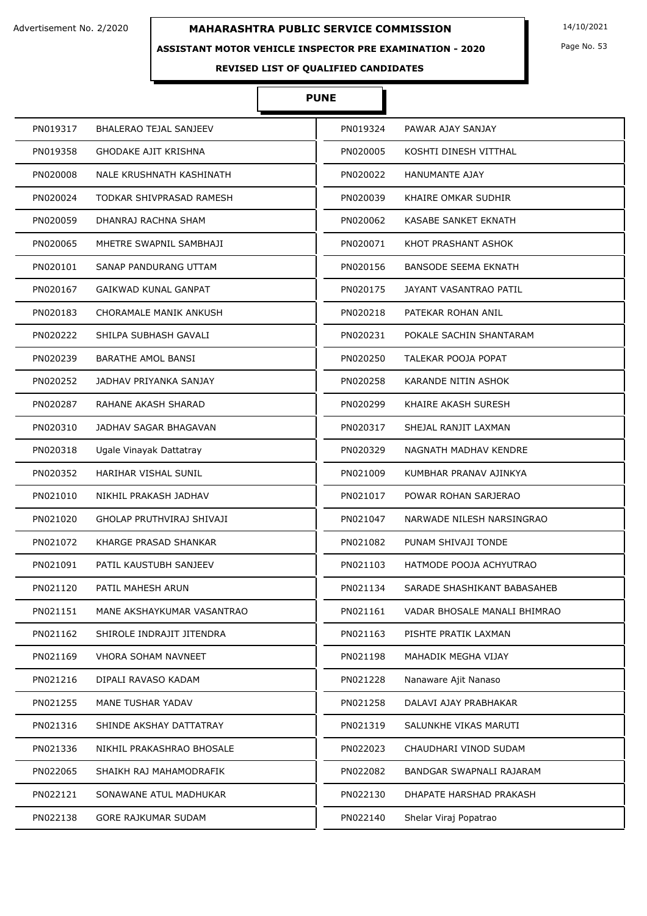# MAHARASHTRA PUBLIC SERVICE COMMISSION

Advertisement No. 2/2020

14/10/2021

**ASSISTANT MOTOR VEHICLE INSPECTOR PRE EXAMINATION - 2020**

**REVISED LIST OF QUALIFIED CANDIDATES**

## PUNE

| Roll No. | Name | Roll No. | Name |
|---|---|---|---|
| PN019317 | BHALERAO TEJAL SANJEEV | PN019324 | PAWAR AJAY SANJAY |
| PN019358 | GHODAKE AJIT KRISHNA | PN020005 | KOSHTI DINESH VITTHAL |
| PN020008 | NALE KRUSHNATH KASHINATH | PN020022 | HANUMANTE AJAY |
| PN020024 | TODKAR SHIVPRASAD RAMESH | PN020039 | KHAIRE OMKAR SUDHIR |
| PN020059 | DHANRAJ RACHNA SHAM | PN020062 | KASABE SANKET EKNATH |
| PN020065 | MHETRE SWAPNIL SAMBHAJI | PN020071 | KHOT PRASHANT ASHOK |
| PN020101 | SANAP PANDURANG UTTAM | PN020156 | BANSODE SEEMA EKNATH |
| PN020167 | GAIKWAD KUNAL GANPAT | PN020175 | JAYANT VASANTRAO PATIL |
| PN020183 | CHORAMALE MANIK ANKUSH | PN020218 | PATEKAR ROHAN ANIL |
| PN020222 | SHILPA SUBHASH GAVALI | PN020231 | POKALE SACHIN SHANTARAM |
| PN020239 | BARATHE AMOL BANSI | PN020250 | TALEKAR POOJA POPAT |
| PN020252 | JADHAV PRIYANKA SANJAY | PN020258 | KARANDE NITIN ASHOK |
| PN020287 | RAHANE AKASH SHARAD | PN020299 | KHAIRE AKASH SURESH |
| PN020310 | JADHAV SAGAR BHAGAVAN | PN020317 | SHEJAL RANJIT LAXMAN |
| PN020318 | Ugale Vinayak Dattatray | PN020329 | NAGNATH MADHAV KENDRE |
| PN020352 | HARIHAR VISHAL SUNIL | PN021009 | KUMBHAR PRANAV AJINKYA |
| PN021010 | NIKHIL PRAKASH JADHAV | PN021017 | POWAR ROHAN SARJERAO |
| PN021020 | GHOLAP PRUTHVIRAJ SHIVAJI | PN021047 | NARWADE NILESH NARSINGRAO |
| PN021072 | KHARGE PRASAD SHANKAR | PN021082 | PUNAM SHIVAJI TONDE |
| PN021091 | PATIL KAUSTUBH SANJEEV | PN021103 | HATMODE POOJA ACHYUTRAO |
| PN021120 | PATIL MAHESH ARUN | PN021134 | SARADE SHASHIKANT BABASAHEB |
| PN021151 | MANE AKSHAYKUMAR VASANTRAO | PN021161 | VADAR BHOSALE MANALI BHIMRAO |
| PN021162 | SHIROLE INDRAJIT JITENDRA | PN021163 | PISHTE PRATIK LAXMAN |
| PN021169 | VHORA SOHAM NAVNEET | PN021198 | MAHADIK MEGHA VIJAY |
| PN021216 | DIPALI RAVASO KADAM | PN021228 | Nanaware Ajit Nanaso |
| PN021255 | MANE TUSHAR YADAV | PN021258 | DALAVI AJAY PRABHAKAR |
| PN021316 | SHINDE AKSHAY DATTATRAY | PN021319 | SALUNKHE VIKAS MARUTI |
| PN021336 | NIKHIL PRAKASHRAO BHOSALE | PN022023 | CHAUDHARI VINOD SUDAM |
| PN022065 | SHAIKH RAJ MAHAMODRAFIK | PN022082 | BANDGAR SWAPNALI RAJARAM |
| PN022121 | SONAWANE ATUL MADHUKAR | PN022130 | DHAPATE HARSHAD PRAKASH |
| PN022138 | GORE RAJKUMAR SUDAM | PN022140 | Shelar Viraj Popatrao |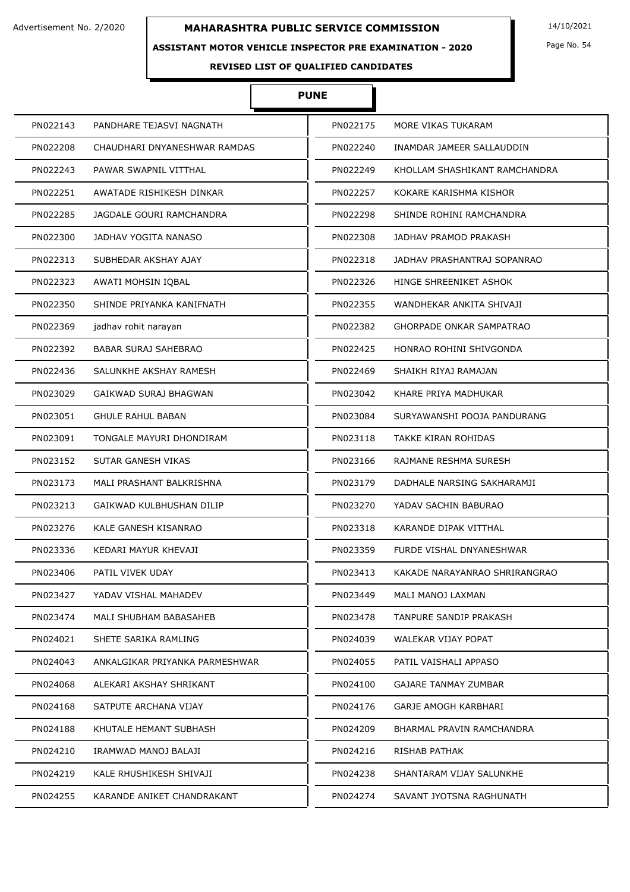Advertisement No. 2/2020

# MAHARASHTRA PUBLIC SERVICE COMMISSION

14/10/2021

## ASSISTANT MOTOR VEHICLE INSPECTOR PRE EXAMINATION - 2020

### REVISED LIST OF QUALIFIED CANDIDATES

### PUNE

| | | | |
|---|---|---|---|
| PN022143 | PANDHARE TEJASVI NAGNATH | PN022175 | MORE VIKAS TUKARAM |
| PN022208 | CHAUDHARI DNYANESHWAR RAMDAS | PN022240 | INAMDAR JAMEER SALLAUDDIN |
| PN022243 | PAWAR SWAPNIL VITTHAL | PN022249 | KHOLLAM SHASHIKANT RAMCHANDRA |
| PN022251 | AWATADE RISHIKESH DINKAR | PN022257 | KOKARE KARISHMA KISHOR |
| PN022285 | JAGDALE GOURI RAMCHANDRA | PN022298 | SHINDE ROHINI RAMCHANDRA |
| PN022300 | JADHAV YOGITA NANASO | PN022308 | JADHAV PRAMOD PRAKASH |
| PN022313 | SUBHEDAR AKSHAY AJAY | PN022318 | JADHAV PRASHANTRAJ SOPANRAO |
| PN022323 | AWATI MOHSIN IQBAL | PN022326 | HINGE SHREENIKET ASHOK |
| PN022350 | SHINDE PRIYANKA KANIFNATH | PN022355 | WANDHEKAR ANKITA SHIVAJI |
| PN022369 | jadhav rohit narayan | PN022382 | GHORPADE ONKAR SAMPATRAO |
| PN022392 | BABAR SURAJ SAHEBRAO | PN022425 | HONRAO ROHINI SHIVGONDA |
| PN022436 | SALUNKHE AKSHAY RAMESH | PN022469 | SHAIKH RIYAJ RAMAJAN |
| PN023029 | GAIKWAD SURAJ BHAGWAN | PN023042 | KHARE PRIYA MADHUKAR |
| PN023051 | GHULE RAHUL BABAN | PN023084 | SURYAWANSHI POOJA PANDURANG |
| PN023091 | TONGALE MAYURI DHONDIRAM | PN023118 | TAKKE KIRAN ROHIDAS |
| PN023152 | SUTAR GANESH VIKAS | PN023166 | RAJMANE RESHMA SURESH |
| PN023173 | MALI PRASHANT BALKRISHNA | PN023179 | DADHALE NARSING SAKHARAMJI |
| PN023213 | GAIKWAD KULBHUSHAN DILIP | PN023270 | YADAV SACHIN BABURAO |
| PN023276 | KALE GANESH KISANRAO | PN023318 | KARANDE DIPAK VITTHAL |
| PN023336 | KEDARI MAYUR KHEVAJI | PN023359 | FURDE VISHAL DNYANESHWAR |
| PN023406 | PATIL VIVEK UDAY | PN023413 | KAKADE NARAYANRAO SHRIRANGRAO |
| PN023427 | YADAV VISHAL MAHADEV | PN023449 | MALI MANOJ LAXMAN |
| PN023474 | MALI SHUBHAM BABASAHEB | PN023478 | TANPURE SANDIP PRAKASH |
| PN024021 | SHETE SARIKA RAMLING | PN024039 | WALEKAR VIJAY POPAT |
| PN024043 | ANKALGIKAR PRIYANKA PARMESHWAR | PN024055 | PATIL VAISHALI APPASO |
| PN024068 | ALEKARI AKSHAY SHRIKANT | PN024100 | GAJARE TANMAY ZUMBAR |
| PN024168 | SATPUTE ARCHANA VIJAY | PN024176 | GARJE AMOGH KARBHARI |
| PN024188 | KHUTALE HEMANT SUBHASH | PN024209 | BHARMAL PRAVIN RAMCHANDRA |
| PN024210 | IRAMWAD MANOJ BALAJI | PN024216 | RISHAB PATHAK |
| PN024219 | KALE RHUSHIKESH SHIVAJI | PN024238 | SHANTARAM VIJAY SALUNKHE |
| PN024255 | KARANDE ANIKET CHANDRAKANT | PN024274 | SAVANT JYOTSNA RAGHUNATH |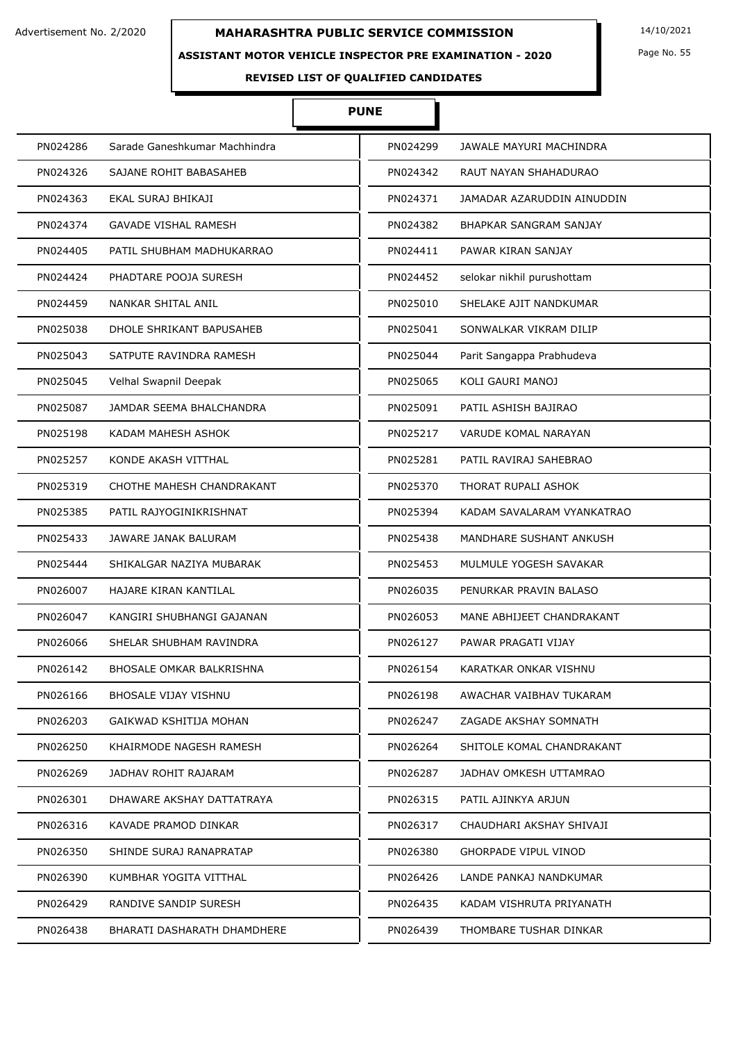# MAHARASHTRA PUBLIC SERVICE COMMISSION

Advertisement No. 2/2020

14/10/2021

## ASSISTANT MOTOR VEHICLE INSPECTOR PRE EXAMINATION - 2020

### REVISED LIST OF QUALIFIED CANDIDATES

### PUNE

| | | | |
|---|---|---|---|
| PN024286 | Sarade Ganeshkumar Machhindra | PN024299 | JAWALE MAYURI MACHINDRA |
| PN024326 | SAJANE ROHIT BABASAHEB | PN024342 | RAUT NAYAN SHAHADURAO |
| PN024363 | EKAL SURAJ BHIKAJI | PN024371 | JAMADAR AZARUDDIN AINUDDIN |
| PN024374 | GAVADE VISHAL RAMESH | PN024382 | BHAPKAR SANGRAM SANJAY |
| PN024405 | PATIL SHUBHAM MADHUKARRAO | PN024411 | PAWAR KIRAN SANJAY |
| PN024424 | PHADTARE POOJA SURESH | PN024452 | selokar nikhil purushottam |
| PN024459 | NANKAR SHITAL ANIL | PN025010 | SHELAKE AJIT NANDKUMAR |
| PN025038 | DHOLE SHRIKANT BAPUSAHEB | PN025041 | SONWALKAR VIKRAM DILIP |
| PN025043 | SATPUTE RAVINDRA RAMESH | PN025044 | Parit Sangappa Prabhudeva |
| PN025045 | Velhal Swapnil Deepak | PN025065 | KOLI GAURI MANOJ |
| PN025087 | JAMDAR SEEMA BHALCHANDRA | PN025091 | PATIL ASHISH BAJIRAO |
| PN025198 | KADAM MAHESH ASHOK | PN025217 | VARUDE KOMAL NARAYAN |
| PN025257 | KONDE AKASH VITTHAL | PN025281 | PATIL RAVIRAJ SAHEBRAO |
| PN025319 | CHOTHE MAHESH CHANDRAKANT | PN025370 | THORAT RUPALI ASHOK |
| PN025385 | PATIL RAJYOGINIKRISHNAT | PN025394 | KADAM SAVALARAM VYANKATRAO |
| PN025433 | JAWARE JANAK BALURAM | PN025438 | MANDHARE SUSHANT ANKUSH |
| PN025444 | SHIKALGAR NAZIYA MUBARAK | PN025453 | MULMULE YOGESH SAVAKAR |
| PN026007 | HAJARE KIRAN KANTILAL | PN026035 | PENURKAR PRAVIN BALASO |
| PN026047 | KANGIRI SHUBHANGI GAJANAN | PN026053 | MANE ABHIJEET CHANDRAKANT |
| PN026066 | SHELAR SHUBHAM RAVINDRA | PN026127 | PAWAR PRAGATI VIJAY |
| PN026142 | BHOSALE OMKAR BALKRISHNA | PN026154 | KARATKAR ONKAR VISHNU |
| PN026166 | BHOSALE VIJAY VISHNU | PN026198 | AWACHAR VAIBHAV TUKARAM |
| PN026203 | GAIKWAD KSHITIJA MOHAN | PN026247 | ZAGADE AKSHAY SOMNATH |
| PN026250 | KHAIRMODE NAGESH RAMESH | PN026264 | SHITOLE KOMAL CHANDRAKANT |
| PN026269 | JADHAV ROHIT RAJARAM | PN026287 | JADHAV OMKESH UTTAMRAO |
| PN026301 | DHAWARE AKSHAY DATTATRAYA | PN026315 | PATIL AJINKYA ARJUN |
| PN026316 | KAVADE PRAMOD DINKAR | PN026317 | CHAUDHARI AKSHAY SHIVAJI |
| PN026350 | SHINDE SURAJ RANAPRATAP | PN026380 | GHORPADE VIPUL VINOD |
| PN026390 | KUMBHAR YOGITA VITTHAL | PN026426 | LANDE PANKAJ NANDKUMAR |
| PN026429 | RANDIVE SANDIP SURESH | PN026435 | KADAM VISHRUTA PRIYANATH |
| PN026438 | BHARATI DASHARATH DHAMDHERE | PN026439 | THOMBARE TUSHAR DINKAR |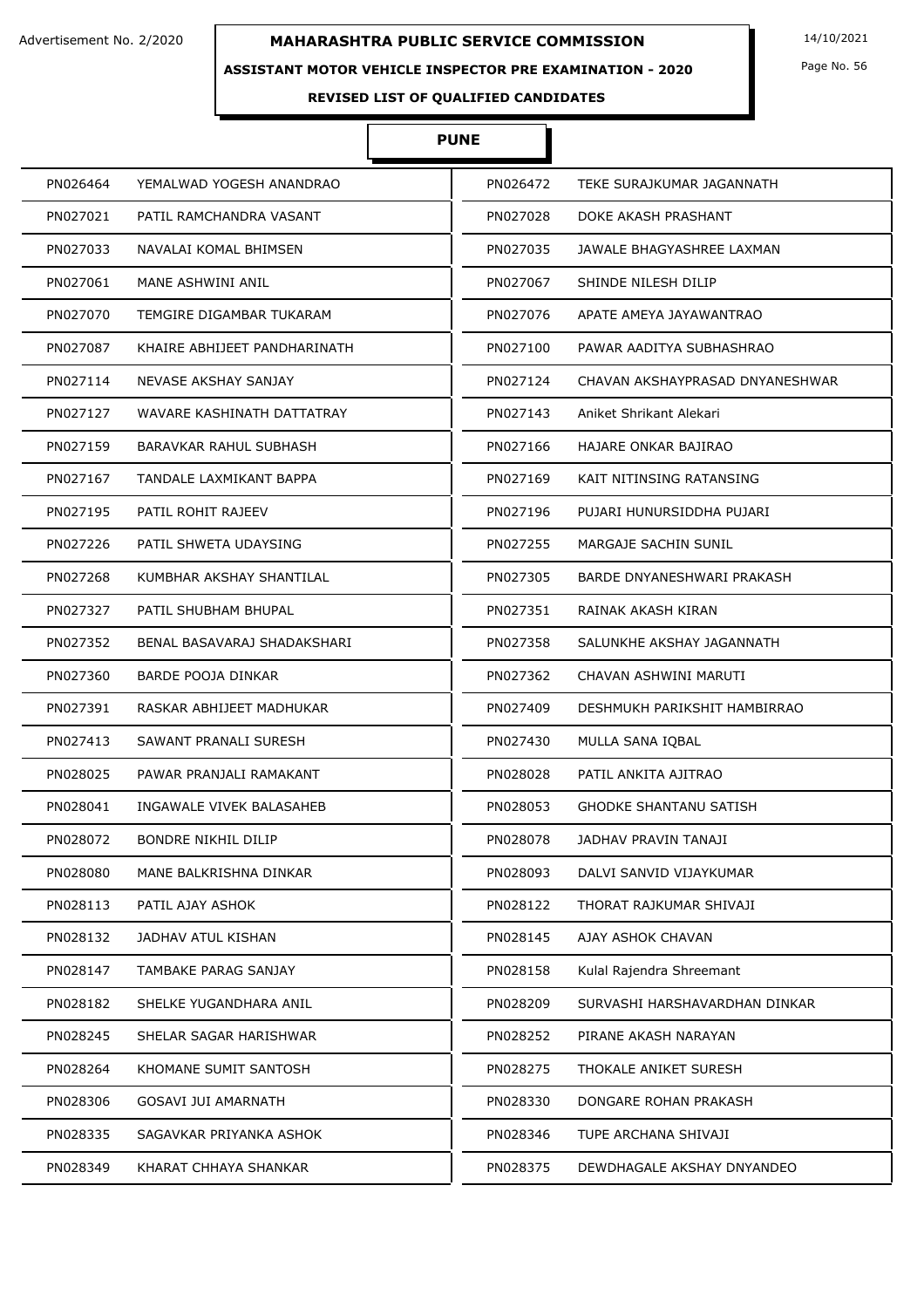Advertisement No. 2/2020

# MAHARASHTRA PUBLIC SERVICE COMMISSION

14/10/2021

## ASSISTANT MOTOR VEHICLE INSPECTOR PRE EXAMINATION - 2020

### REVISED LIST OF QUALIFIED CANDIDATES

### PUNE

| | | | |
|---|---|---|---|
| PN026464 | YEMALWAD YOGESH ANANDRAO | PN026472 | TEKE SURAJKUMAR JAGANNATH |
| PN027021 | PATIL RAMCHANDRA VASANT | PN027028 | DOKE AKASH PRASHANT |
| PN027033 | NAVALAI KOMAL BHIMSEN | PN027035 | JAWALE BHAGYASHREE LAXMAN |
| PN027061 | MANE ASHWINI ANIL | PN027067 | SHINDE NILESH DILIP |
| PN027070 | TEMGIRE DIGAMBAR TUKARAM | PN027076 | APATE AMEYA JAYAWANTRAO |
| PN027087 | KHAIRE ABHIJEET PANDHARINATH | PN027100 | PAWAR AADITYA SUBHASHRAO |
| PN027114 | NEVASE AKSHAY SANJAY | PN027124 | CHAVAN AKSHAYPRASAD DNYANESHWAR |
| PN027127 | WAVARE KASHINATH DATTATRAY | PN027143 | Aniket Shrikant Alekari |
| PN027159 | BARAVKAR RAHUL SUBHASH | PN027166 | HAJARE ONKAR BAJIRAO |
| PN027167 | TANDALE LAXMIKANT BAPPA | PN027169 | KAIT NITINSING RATANSING |
| PN027195 | PATIL ROHIT RAJEEV | PN027196 | PUJARI HUNURSIDDHA PUJARI |
| PN027226 | PATIL SHWETA UDAYSING | PN027255 | MARGAJE SACHIN SUNIL |
| PN027268 | KUMBHAR AKSHAY SHANTILAL | PN027305 | BARDE DNYANESHWARI PRAKASH |
| PN027327 | PATIL SHUBHAM BHUPAL | PN027351 | RAINAK AKASH KIRAN |
| PN027352 | BENAL BASAVARAJ SHADAKSHARI | PN027358 | SALUNKHE AKSHAY JAGANNATH |
| PN027360 | BARDE POOJA DINKAR | PN027362 | CHAVAN ASHWINI MARUTI |
| PN027391 | RASKAR ABHIJEET MADHUKAR | PN027409 | DESHMUKH PARIKSHIT HAMBIRRAO |
| PN027413 | SAWANT PRANALI SURESH | PN027430 | MULLA SANA IQBAL |
| PN028025 | PAWAR PRANJALI RAMAKANT | PN028028 | PATIL ANKITA AJITRAO |
| PN028041 | INGAWALE VIVEK BALASAHEB | PN028053 | GHODKE SHANTANU SATISH |
| PN028072 | BONDRE NIKHIL DILIP | PN028078 | JADHAV PRAVIN TANAJI |
| PN028080 | MANE BALKRISHNA DINKAR | PN028093 | DALVI SANVID VIJAYKUMAR |
| PN028113 | PATIL AJAY ASHOK | PN028122 | THORAT RAJKUMAR SHIVAJI |
| PN028132 | JADHAV ATUL KISHAN | PN028145 | AJAY ASHOK CHAVAN |
| PN028147 | TAMBAKE PARAG SANJAY | PN028158 | Kulal Rajendra Shreemant |
| PN028182 | SHELKE YUGANDHARA ANIL | PN028209 | SURVASHI HARSHAVARDHAN DINKAR |
| PN028245 | SHELAR SAGAR HARISHWAR | PN028252 | PIRANE AKASH NARAYAN |
| PN028264 | KHOMANE SUMIT SANTOSH | PN028275 | THOKALE ANIKET SURESH |
| PN028306 | GOSAVI JUI AMARNATH | PN028330 | DONGARE ROHAN PRAKASH |
| PN028335 | SAGAVKAR PRIYANKA ASHOK | PN028346 | TUPE ARCHANA SHIVAJI |
| PN028349 | KHARAT CHHAYA SHANKAR | PN028375 | DEWDHAGALE AKSHAY DNYANDEO |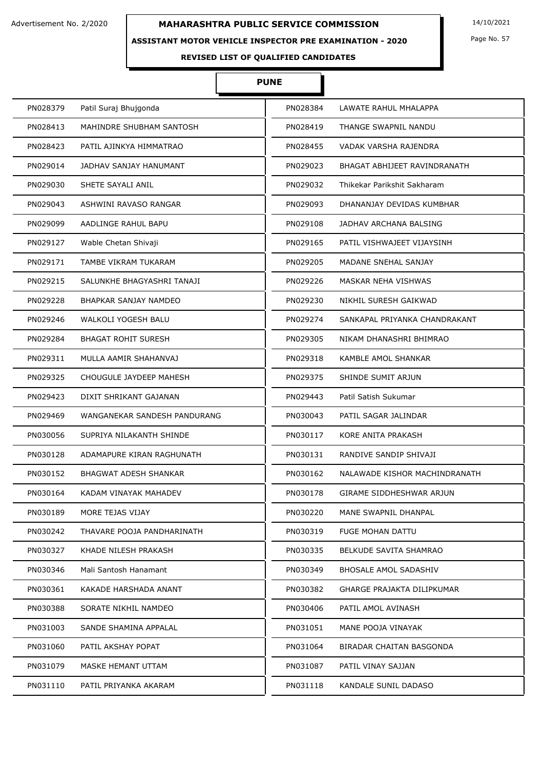Advertisement No. 2/2020

# MAHARASHTRA PUBLIC SERVICE COMMISSION

14/10/2021

## ASSISTANT MOTOR VEHICLE INSPECTOR PRE EXAMINATION - 2020

### REVISED LIST OF QUALIFIED CANDIDATES

### PUNE

| | | | |
|---|---|---|---|
| PN028379 | Patil Suraj Bhujgonda | PN028384 | LAWATE RAHUL MHALAPPA |
| PN028413 | MAHINDRE SHUBHAM SANTOSH | PN028419 | THANGE SWAPNIL NANDU |
| PN028423 | PATIL AJINKYA HIMMATRAO | PN028455 | VADAK VARSHA RAJENDRA |
| PN029014 | JADHAV SANJAY HANUMANT | PN029023 | BHAGAT ABHIJEET RAVINDRANATH |
| PN029030 | SHETE SAYALI ANIL | PN029032 | Thikekar Parikshit Sakharam |
| PN029043 | ASHWINI RAVASO RANGAR | PN029093 | DHANANJAY DEVIDAS KUMBHAR |
| PN029099 | AADLINGE RAHUL BAPU | PN029108 | JADHAV ARCHANA BALSING |
| PN029127 | Wable Chetan Shivaji | PN029165 | PATIL VISHWAJEET VIJAYSINH |
| PN029171 | TAMBE VIKRAM TUKARAM | PN029205 | MADANE SNEHAL SANJAY |
| PN029215 | SALUNKHE BHAGYASHRI TANAJI | PN029226 | MASKAR NEHA VISHWAS |
| PN029228 | BHAPKAR SANJAY NAMDEO | PN029230 | NIKHIL SURESH GAIKWAD |
| PN029246 | WALKOLI YOGESH BALU | PN029274 | SANKAPAL PRIYANKA CHANDRAKANT |
| PN029284 | BHAGAT ROHIT SURESH | PN029305 | NIKAM DHANASHRI BHIMRAO |
| PN029311 | MULLA AAMIR SHAHANVAJ | PN029318 | KAMBLE AMOL SHANKAR |
| PN029325 | CHOUGULE JAYDEEP MAHESH | PN029375 | SHINDE SUMIT ARJUN |
| PN029423 | DIXIT SHRIKANT GAJANAN | PN029443 | Patil Satish Sukumar |
| PN029469 | WANGANEKAR SANDESH PANDURANG | PN030043 | PATIL SAGAR JALINDAR |
| PN030056 | SUPRIYA NILAKANTH SHINDE | PN030117 | KORE ANITA PRAKASH |
| PN030128 | ADAMAPURE KIRAN RAGHUNATH | PN030131 | RANDIVE SANDIP SHIVAJI |
| PN030152 | BHAGWAT ADESH SHANKAR | PN030162 | NALAWADE KISHOR MACHINDRANATH |
| PN030164 | KADAM VINAYAK MAHADEV | PN030178 | GIRAME SIDDHESHWAR ARJUN |
| PN030189 | MORE TEJAS VIJAY | PN030220 | MANE SWAPNIL DHANPAL |
| PN030242 | THAVARE POOJA PANDHARINATH | PN030319 | FUGE MOHAN DATTU |
| PN030327 | KHADE NILESH PRAKASH | PN030335 | BELKUDE SAVITA SHAMRAO |
| PN030346 | Mali Santosh Hanamant | PN030349 | BHOSALE AMOL SADASHIV |
| PN030361 | KAKADE HARSHADA ANANT | PN030382 | GHARGE PRAJAKTA DILIPKUMAR |
| PN030388 | SORATE NIKHIL NAMDEO | PN030406 | PATIL AMOL AVINASH |
| PN031003 | SANDE SHAMINA APPALAL | PN031051 | MANE POOJA VINAYAK |
| PN031060 | PATIL AKSHAY POPAT | PN031064 | BIRADAR CHAITAN BASGONDA |
| PN031079 | MASKE HEMANT UTTAM | PN031087 | PATIL VINAY SAJJAN |
| PN031110 | PATIL PRIYANKA AKARAM | PN031118 | KANDALE SUNIL DADASO |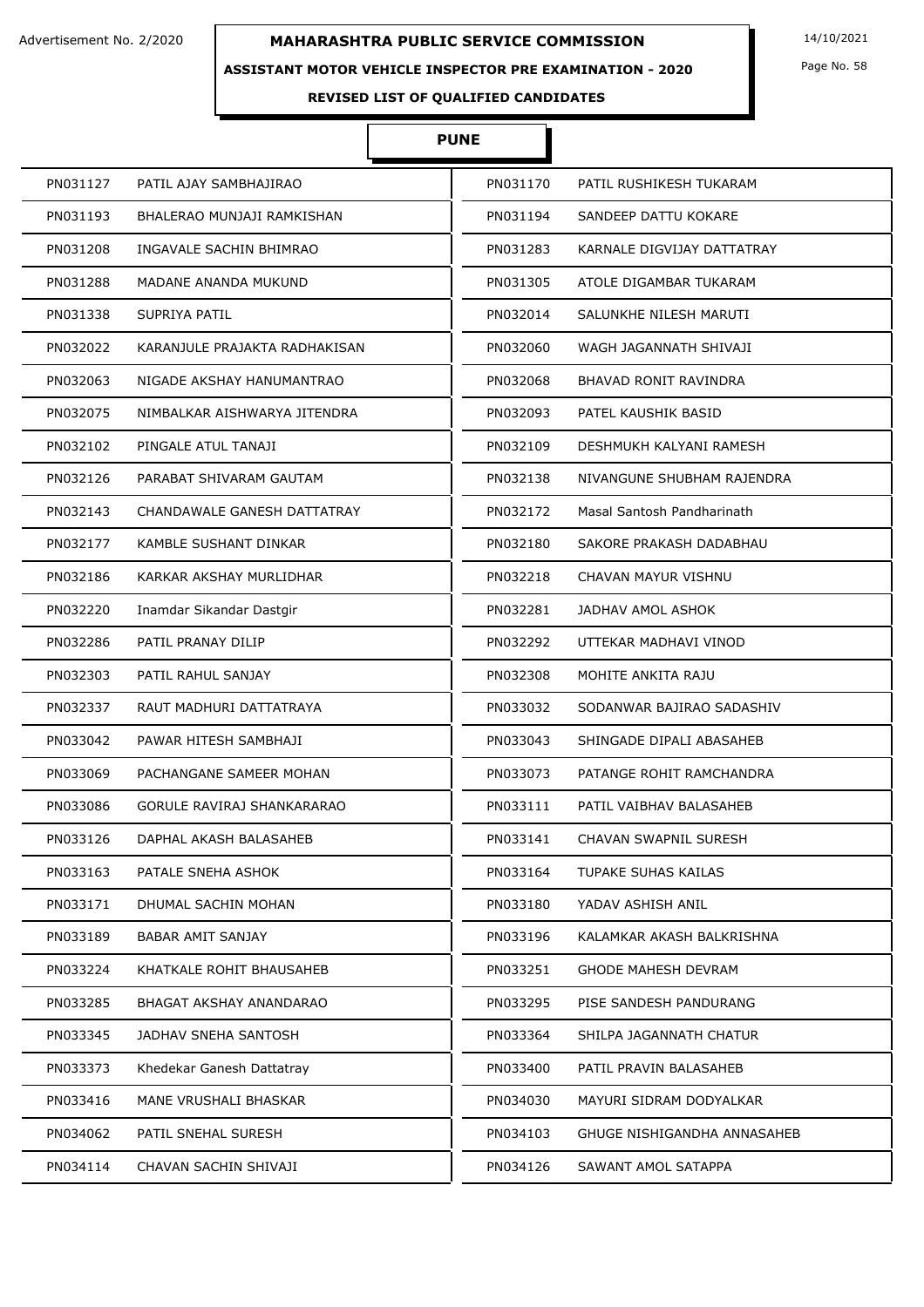Advertisement No. 2/2020

# MAHARASHTRA PUBLIC SERVICE COMMISSION

14/10/2021

## ASSISTANT MOTOR VEHICLE INSPECTOR PRE EXAMINATION - 2020

### REVISED LIST OF QUALIFIED CANDIDATES

### PUNE

| | | | |
|---|---|---|---|
| PN031127 | PATIL AJAY SAMBHAJIRAO | PN031170 | PATIL RUSHIKESH TUKARAM |
| PN031193 | BHALERAO MUNJAJI RAMKISHAN | PN031194 | SANDEEP DATTU KOKARE |
| PN031208 | INGAVALE SACHIN BHIMRAO | PN031283 | KARNALE DIGVIJAY DATTATRAY |
| PN031288 | MADANE ANANDA MUKUND | PN031305 | ATOLE DIGAMBAR TUKARAM |
| PN031338 | SUPRIYA PATIL | PN032014 | SALUNKHE NILESH MARUTI |
| PN032022 | KARANJULE PRAJAKTA RADHAKISAN | PN032060 | WAGH JAGANNATH SHIVAJI |
| PN032063 | NIGADE AKSHAY HANUMANTRAO | PN032068 | BHAVAD RONIT RAVINDRA |
| PN032075 | NIMBALKAR AISHWARYA JITENDRA | PN032093 | PATEL KAUSHIK BASID |
| PN032102 | PINGALE ATUL TANAJI | PN032109 | DESHMUKH KALYANI RAMESH |
| PN032126 | PARABAT SHIVARAM GAUTAM | PN032138 | NIVANGUNE SHUBHAM RAJENDRA |
| PN032143 | CHANDAWALE GANESH DATTATRAY | PN032172 | Masal Santosh Pandharinath |
| PN032177 | KAMBLE SUSHANT DINKAR | PN032180 | SAKORE PRAKASH DADABHAU |
| PN032186 | KARKAR AKSHAY MURLIDHAR | PN032218 | CHAVAN MAYUR VISHNU |
| PN032220 | Inamdar Sikandar Dastgir | PN032281 | JADHAV AMOL ASHOK |
| PN032286 | PATIL PRANAY DILIP | PN032292 | UTTEKAR MADHAVI VINOD |
| PN032303 | PATIL RAHUL SANJAY | PN032308 | MOHITE ANKITA RAJU |
| PN032337 | RAUT MADHURI DATTATRAYA | PN033032 | SODANWAR BAJIRAO SADASHIV |
| PN033042 | PAWAR HITESH SAMBHAJI | PN033043 | SHINGADE DIPALI ABASAHEB |
| PN033069 | PACHANGANE SAMEER MOHAN | PN033073 | PATANGE ROHIT RAMCHANDRA |
| PN033086 | GORULE RAVIRAJ SHANKARARAO | PN033111 | PATIL VAIBHAV BALASAHEB |
| PN033126 | DAPHAL AKASH BALASAHEB | PN033141 | CHAVAN SWAPNIL SURESH |
| PN033163 | PATALE SNEHA ASHOK | PN033164 | TUPAKE SUHAS KAILAS |
| PN033171 | DHUMAL SACHIN MOHAN | PN033180 | YADAV ASHISH ANIL |
| PN033189 | BABAR AMIT SANJAY | PN033196 | KALAMKAR AKASH BALKRISHNA |
| PN033224 | KHATKALE ROHIT BHAUSAHEB | PN033251 | GHODE MAHESH DEVRAM |
| PN033285 | BHAGAT AKSHAY ANANDARAO | PN033295 | PISE SANDESH PANDURANG |
| PN033345 | JADHAV SNEHA SANTOSH | PN033364 | SHILPA JAGANNATH CHATUR |
| PN033373 | Khedekar Ganesh Dattatray | PN033400 | PATIL PRAVIN BALASAHEB |
| PN033416 | MANE VRUSHALI BHASKAR | PN034030 | MAYURI SIDRAM DODYALKAR |
| PN034062 | PATIL SNEHAL SURESH | PN034103 | GHUGE NISHIGANDHA ANNASAHEB |
| PN034114 | CHAVAN SACHIN SHIVAJI | PN034126 | SAWANT AMOL SATAPPA |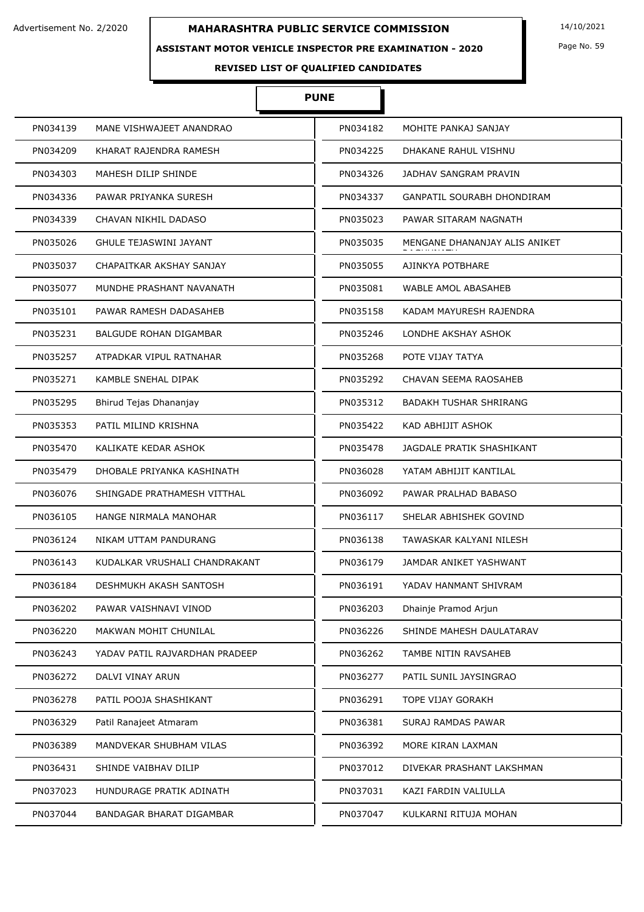# MAHARASHTRA PUBLIC SERVICE COMMISSION

Advertisement No. 2/2020

14/10/2021

## ASSISTANT MOTOR VEHICLE INSPECTOR PRE EXAMINATION - 2020

### REVISED LIST OF QUALIFIED CANDIDATES

### PUNE

| | | | |
|---|---|---|---|
| PN034139 | MANE VISHWAJEET ANANDRAO | PN034182 | MOHITE PANKAJ SANJAY |
| PN034209 | KHARAT RAJENDRA RAMESH | PN034225 | DHAKANE RAHUL VISHNU |
| PN034303 | MAHESH DILIP SHINDE | PN034326 | JADHAV SANGRAM PRAVIN |
| PN034336 | PAWAR PRIYANKA SURESH | PN034337 | GANPATIL SOURABH DHONDIRAM |
| PN034339 | CHAVAN NIKHIL DADASO | PN035023 | PAWAR SITARAM NAGNATH |
| PN035026 | GHULE TEJASWINI JAYANT | PN035035 | MENGANE DHANANJAY ALIS ANIKET |
| PN035037 | CHAPAITKAR AKSHAY SANJAY | PN035055 | AJINKYA POTBHARE |
| PN035077 | MUNDHE PRASHANT NAVANATH | PN035081 | WABLE AMOL ABASAHEB |
| PN035101 | PAWAR RAMESH DADASAHEB | PN035158 | KADAM MAYURESH RAJENDRA |
| PN035231 | BALGUDE ROHAN DIGAMBAR | PN035246 | LONDHE AKSHAY ASHOK |
| PN035257 | ATPADKAR VIPUL RATNAHAR | PN035268 | POTE VIJAY TATYA |
| PN035271 | KAMBLE SNEHAL DIPAK | PN035292 | CHAVAN SEEMA RAOSAHEB |
| PN035295 | Bhirud Tejas Dhananjay | PN035312 | BADAKH TUSHAR SHRIRANG |
| PN035353 | PATIL MILIND KRISHNA | PN035422 | KAD ABHIJIT ASHOK |
| PN035470 | KALIKATE KEDAR ASHOK | PN035478 | JAGDALE PRATIK SHASHIKANT |
| PN035479 | DHOBALE PRIYANKA KASHINATH | PN036028 | YATAM ABHIJIT KANTILAL |
| PN036076 | SHINGADE PRATHAMESH VITTHAL | PN036092 | PAWAR PRALHAD BABASO |
| PN036105 | HANGE NIRMALA MANOHAR | PN036117 | SHELAR ABHISHEK GOVIND |
| PN036124 | NIKAM UTTAM PANDURANG | PN036138 | TAWASKAR KALYANI NILESH |
| PN036143 | KUDALKAR VRUSHALI CHANDRAKANT | PN036179 | JAMDAR ANIKET YASHWANT |
| PN036184 | DESHMUKH AKASH SANTOSH | PN036191 | YADAV HANMANT SHIVRAM |
| PN036202 | PAWAR VAISHNAVI VINOD | PN036203 | Dhainje Pramod Arjun |
| PN036220 | MAKWAN MOHIT CHUNILAL | PN036226 | SHINDE MAHESH DAULATARAV |
| PN036243 | YADAV PATIL RAJVARDHAN PRADEEP | PN036262 | TAMBE NITIN RAVSAHEB |
| PN036272 | DALVI VINAY ARUN | PN036277 | PATIL SUNIL JAYSINGRAO |
| PN036278 | PATIL POOJA SHASHIKANT | PN036291 | TOPE VIJAY GORAKH |
| PN036329 | Patil Ranajeet Atmaram | PN036381 | SURAJ RAMDAS PAWAR |
| PN036389 | MANDVEKAR SHUBHAM VILAS | PN036392 | MORE KIRAN LAXMAN |
| PN036431 | SHINDE VAIBHAV DILIP | PN037012 | DIVEKAR PRASHANT LAKSHMAN |
| PN037023 | HUNDURAGE PRATIK ADINATH | PN037031 | KAZI FARDIN VALIULLA |
| PN037044 | BANDAGAR BHARAT DIGAMBAR | PN037047 | KULKARNI RITUJA MOHAN |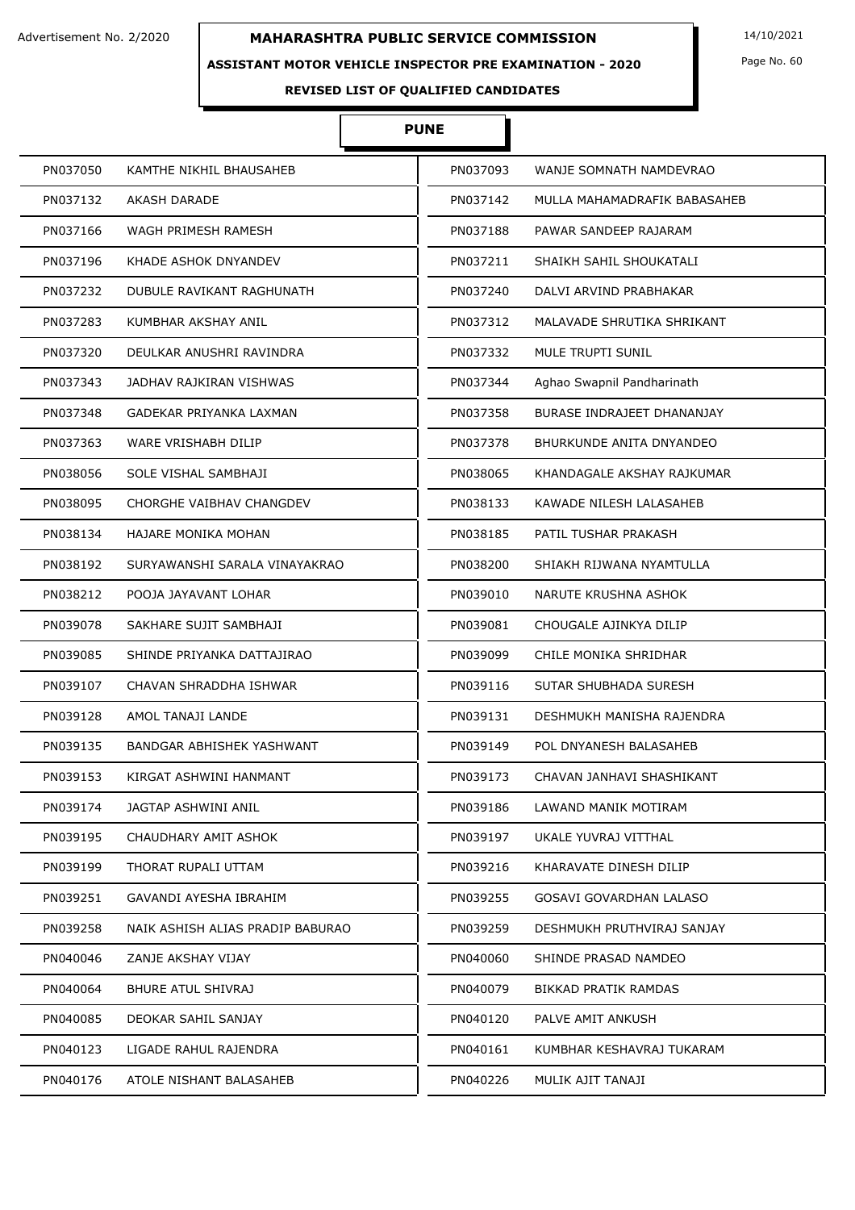Advertisement No. 2/2020

# MAHARASHTRA PUBLIC SERVICE COMMISSION

14/10/2021

## ASSISTANT MOTOR VEHICLE INSPECTOR PRE EXAMINATION - 2020

### REVISED LIST OF QUALIFIED CANDIDATES

### PUNE

| | | | |
|---|---|---|---|
| PN037050 | KAMTHE NIKHIL BHAUSAHEB | PN037093 | WANJE SOMNATH NAMDEVRAO |
| PN037132 | AKASH DARADE | PN037142 | MULLA MAHAMADRAFIK BABASAHEB |
| PN037166 | WAGH PRIMESH RAMESH | PN037188 | PAWAR SANDEEP RAJARAM |
| PN037196 | KHADE ASHOK DNYANDEV | PN037211 | SHAIKH SAHIL SHOUKATALI |
| PN037232 | DUBULE RAVIKANT RAGHUNATH | PN037240 | DALVI ARVIND PRABHAKAR |
| PN037283 | KUMBHAR AKSHAY ANIL | PN037312 | MALAVADE SHRUTIKA SHRIKANT |
| PN037320 | DEULKAR ANUSHRI RAVINDRA | PN037332 | MULE TRUPTI SUNIL |
| PN037343 | JADHAV RAJKIRAN VISHWAS | PN037344 | Aghao Swapnil Pandharinath |
| PN037348 | GADEKAR PRIYANKA LAXMAN | PN037358 | BURASE INDRAJEET DHANANJAY |
| PN037363 | WARE VRISHABH DILIP | PN037378 | BHURKUNDE ANITA DNYANDEO |
| PN038056 | SOLE VISHAL SAMBHAJI | PN038065 | KHANDAGALE AKSHAY RAJKUMAR |
| PN038095 | CHORGHE VAIBHAV CHANGDEV | PN038133 | KAWADE NILESH LALASAHEB |
| PN038134 | HAJARE MONIKA MOHAN | PN038185 | PATIL TUSHAR PRAKASH |
| PN038192 | SURYAWANSHI SARALA VINAYAKRAO | PN038200 | SHIAKH RIJWANA NYAMTULLA |
| PN038212 | POOJA JAYAVANT LOHAR | PN039010 | NARUTE KRUSHNA ASHOK |
| PN039078 | SAKHARE SUJIT SAMBHAJI | PN039081 | CHOUGALE AJINKYA DILIP |
| PN039085 | SHINDE PRIYANKA DATTAJIRAO | PN039099 | CHILE MONIKA SHRIDHAR |
| PN039107 | CHAVAN SHRADDHA ISHWAR | PN039116 | SUTAR SHUBHADA SURESH |
| PN039128 | AMOL TANAJI LANDE | PN039131 | DESHMUKH MANISHA RAJENDRA |
| PN039135 | BANDGAR ABHISHEK YASHWANT | PN039149 | POL DNYANESH BALASAHEB |
| PN039153 | KIRGAT ASHWINI HANMANT | PN039173 | CHAVAN JANHAVI SHASHIKANT |
| PN039174 | JAGTAP ASHWINI ANIL | PN039186 | LAWAND MANIK MOTIRAM |
| PN039195 | CHAUDHARY AMIT ASHOK | PN039197 | UKALE YUVRAJ VITTHAL |
| PN039199 | THORAT RUPALI UTTAM | PN039216 | KHARAVATE DINESH DILIP |
| PN039251 | GAVANDI AYESHA IBRAHIM | PN039255 | GOSAVI GOVARDHAN LALASO |
| PN039258 | NAIK ASHISH ALIAS PRADIP BABURAO | PN039259 | DESHMUKH PRUTHVIRAJ SANJAY |
| PN040046 | ZANJE AKSHAY VIJAY | PN040060 | SHINDE PRASAD NAMDEO |
| PN040064 | BHURE ATUL SHIVRAJ | PN040079 | BIKKAD PRATIK RAMDAS |
| PN040085 | DEOKAR SAHIL SANJAY | PN040120 | PALVE AMIT ANKUSH |
| PN040123 | LIGADE RAHUL RAJENDRA | PN040161 | KUMBHAR KESHAVRAJ TUKARAM |
| PN040176 | ATOLE NISHANT BALASAHEB | PN040226 | MULIK AJIT TANAJI |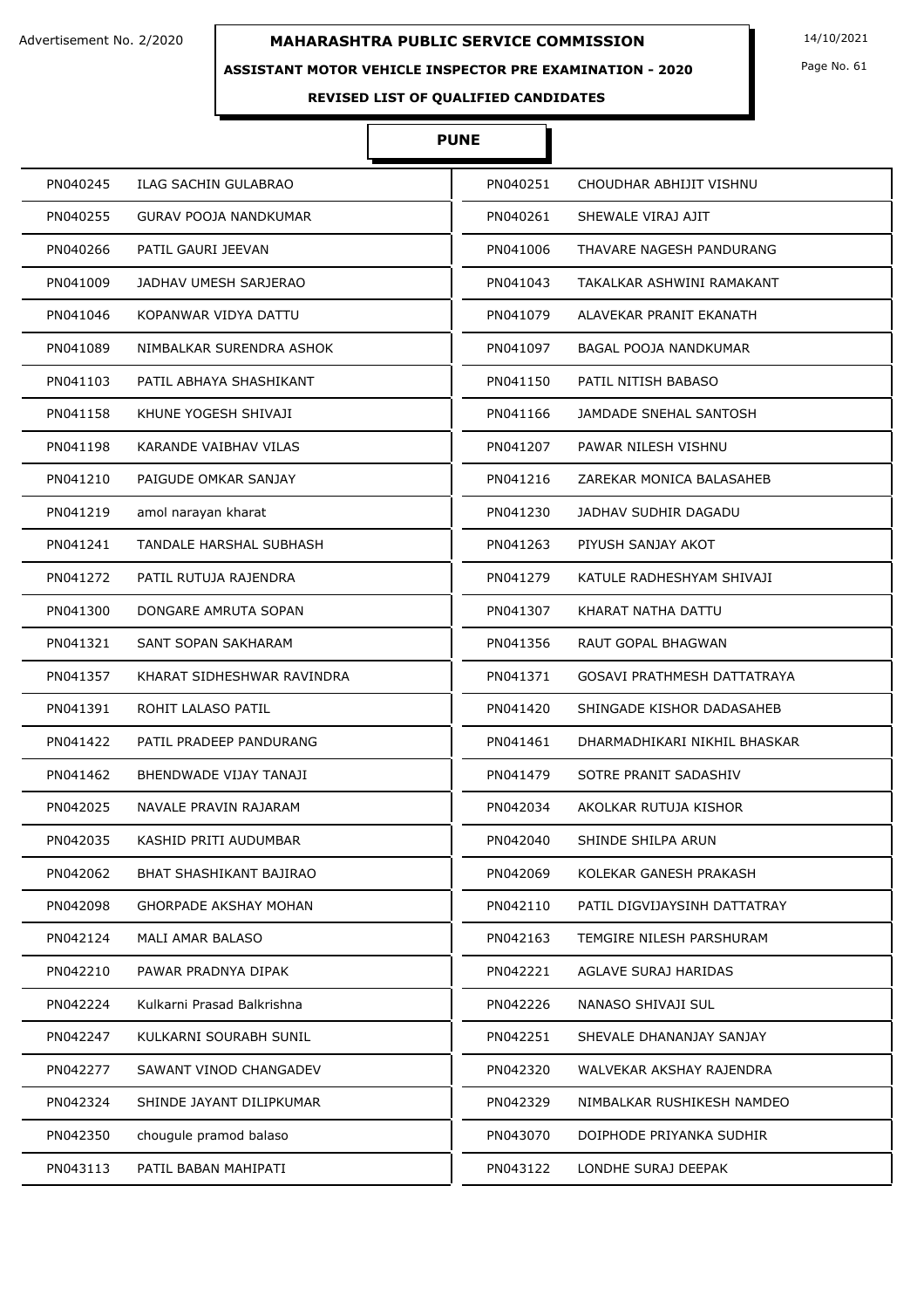Advertisement No. 2/2020

# MAHARASHTRA PUBLIC SERVICE COMMISSION

14/10/2021

## ASSISTANT MOTOR VEHICLE INSPECTOR PRE EXAMINATION - 2020

### REVISED LIST OF QUALIFIED CANDIDATES

### PUNE

| | | | |
|---|---|---|---|
| PN040245 | ILAG SACHIN GULABRAO | PN040251 | CHOUDHAR ABHIJIT VISHNU |
| PN040255 | GURAV POOJA NANDKUMAR | PN040261 | SHEWALE VIRAJ AJIT |
| PN040266 | PATIL GAURI JEEVAN | PN041006 | THAVARE NAGESH PANDURANG |
| PN041009 | JADHAV UMESH SARJERAO | PN041043 | TAKALKAR ASHWINI RAMAKANT |
| PN041046 | KOPANWAR VIDYA DATTU | PN041079 | ALAVEKAR PRANIT EKANATH |
| PN041089 | NIMBALKAR SURENDRA ASHOK | PN041097 | BAGAL POOJA NANDKUMAR |
| PN041103 | PATIL ABHAYA SHASHIKANT | PN041150 | PATIL NITISH BABASO |
| PN041158 | KHUNE YOGESH SHIVAJI | PN041166 | JAMDADE SNEHAL SANTOSH |
| PN041198 | KARANDE VAIBHAV VILAS | PN041207 | PAWAR NILESH VISHNU |
| PN041210 | PAIGUDE OMKAR SANJAY | PN041216 | ZAREKAR MONICA BALASAHEB |
| PN041219 | amol narayan kharat | PN041230 | JADHAV SUDHIR DAGADU |
| PN041241 | TANDALE HARSHAL SUBHASH | PN041263 | PIYUSH SANJAY AKOT |
| PN041272 | PATIL RUTUJA RAJENDRA | PN041279 | KATULE RADHESHYAM SHIVAJI |
| PN041300 | DONGARE AMRUTA SOPAN | PN041307 | KHARAT NATHA DATTU |
| PN041321 | SANT SOPAN SAKHARAM | PN041356 | RAUT GOPAL BHAGWAN |
| PN041357 | KHARAT SIDHESHWAR RAVINDRA | PN041371 | GOSAVI PRATHMESH DATTATRAYA |
| PN041391 | ROHIT LALASO PATIL | PN041420 | SHINGADE KISHOR DADASAHEB |
| PN041422 | PATIL PRADEEP PANDURANG | PN041461 | DHARMADHIKARI NIKHIL BHASKAR |
| PN041462 | BHENDWADE VIJAY TANAJI | PN041479 | SOTRE PRANIT SADASHIV |
| PN042025 | NAVALE PRAVIN RAJARAM | PN042034 | AKOLKAR RUTUJA KISHOR |
| PN042035 | KASHID PRITI AUDUMBAR | PN042040 | SHINDE SHILPA ARUN |
| PN042062 | BHAT SHASHIKANT BAJIRAO | PN042069 | KOLEKAR GANESH PRAKASH |
| PN042098 | GHORPADE AKSHAY MOHAN | PN042110 | PATIL DIGVIJAYSINH DATTATRAY |
| PN042124 | MALI AMAR BALASO | PN042163 | TEMGIRE NILESH PARSHURAM |
| PN042210 | PAWAR PRADNYA DIPAK | PN042221 | AGLAVE SURAJ HARIDAS |
| PN042224 | Kulkarni Prasad Balkrishna | PN042226 | NANASO SHIVAJI SUL |
| PN042247 | KULKARNI SOURABH SUNIL | PN042251 | SHEVALE DHANANJAY SANJAY |
| PN042277 | SAWANT VINOD CHANGADEV | PN042320 | WALVEKAR AKSHAY RAJENDRA |
| PN042324 | SHINDE JAYANT DILIPKUMAR | PN042329 | NIMBALKAR RUSHIKESH NAMDEO |
| PN042350 | chougule pramod balaso | PN043070 | DOIPHODE PRIYANKA SUDHIR |
| PN043113 | PATIL BABAN MAHIPATI | PN043122 | LONDHE SURAJ DEEPAK |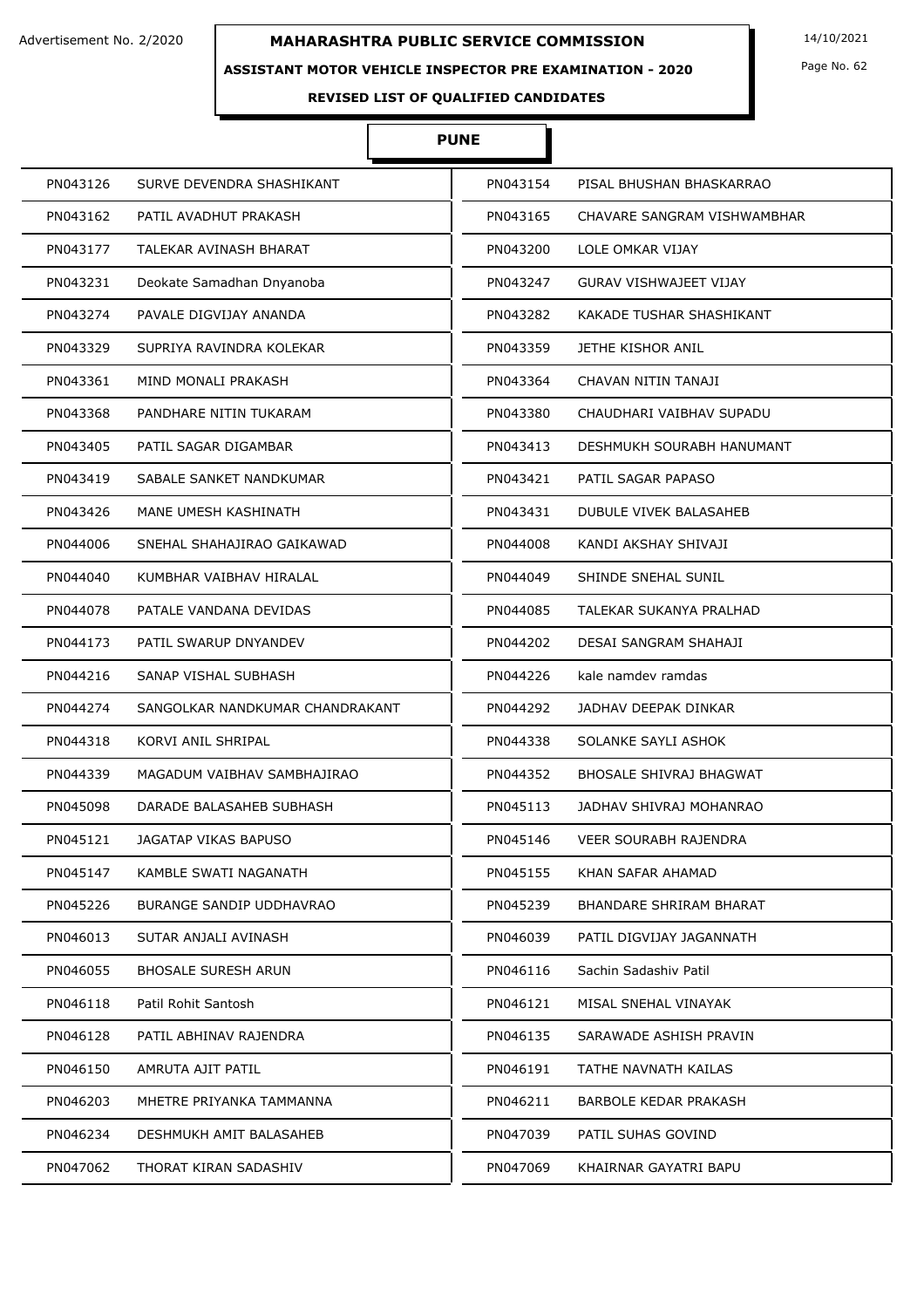# MAHARASHTRA PUBLIC SERVICE COMMISSION

Advertisement No. 2/2020

14/10/2021

## ASSISTANT MOTOR VEHICLE INSPECTOR PRE EXAMINATION - 2020

### REVISED LIST OF QUALIFIED CANDIDATES

### PUNE

| | | | |
|---|---|---|---|
| PN043126 | SURVE DEVENDRA SHASHIKANT | PN043154 | PISAL BHUSHAN BHASKARRAO |
| PN043162 | PATIL AVADHUT PRAKASH | PN043165 | CHAVARE SANGRAM VISHWAMBHAR |
| PN043177 | TALEKAR AVINASH BHARAT | PN043200 | LOLE OMKAR VIJAY |
| PN043231 | Deokate Samadhan Dnyanoba | PN043247 | GURAV VISHWAJEET VIJAY |
| PN043274 | PAVALE DIGVIJAY ANANDA | PN043282 | KAKADE TUSHAR SHASHIKANT |
| PN043329 | SUPRIYA RAVINDRA KOLEKAR | PN043359 | JETHE KISHOR ANIL |
| PN043361 | MIND MONALI PRAKASH | PN043364 | CHAVAN NITIN TANAJI |
| PN043368 | PANDHARE NITIN TUKARAM | PN043380 | CHAUDHARI VAIBHAV SUPADU |
| PN043405 | PATIL SAGAR DIGAMBAR | PN043413 | DESHMUKH SOURABH HANUMANT |
| PN043419 | SABALE SANKET NANDKUMAR | PN043421 | PATIL SAGAR PAPASO |
| PN043426 | MANE UMESH KASHINATH | PN043431 | DUBULE VIVEK BALASAHEB |
| PN044006 | SNEHAL SHAHAJIRAO GAIKAWAD | PN044008 | KANDI AKSHAY SHIVAJI |
| PN044040 | KUMBHAR VAIBHAV HIRALAL | PN044049 | SHINDE SNEHAL SUNIL |
| PN044078 | PATALE VANDANA DEVIDAS | PN044085 | TALEKAR SUKANYA PRALHAD |
| PN044173 | PATIL SWARUP DNYANDEV | PN044202 | DESAI SANGRAM SHAHAJI |
| PN044216 | SANAP VISHAL SUBHASH | PN044226 | kale namdev ramdas |
| PN044274 | SANGOLKAR NANDKUMAR CHANDRAKANT | PN044292 | JADHAV DEEPAK DINKAR |
| PN044318 | KORVI ANIL SHRIPAL | PN044338 | SOLANKE SAYLI ASHOK |
| PN044339 | MAGADUM VAIBHAV SAMBHAJIRAO | PN044352 | BHOSALE SHIVRAJ BHAGWAT |
| PN045098 | DARADE BALASAHEB SUBHASH | PN045113 | JADHAV SHIVRAJ MOHANRAO |
| PN045121 | JAGATAP VIKAS BAPUSO | PN045146 | VEER SOURABH RAJENDRA |
| PN045147 | KAMBLE SWATI NAGANATH | PN045155 | KHAN SAFAR AHAMAD |
| PN045226 | BURANGE SANDIP UDDHAVRAO | PN045239 | BHANDARE SHRIRAM BHARAT |
| PN046013 | SUTAR ANJALI AVINASH | PN046039 | PATIL DIGVIJAY JAGANNATH |
| PN046055 | BHOSALE SURESH ARUN | PN046116 | Sachin Sadashiv Patil |
| PN046118 | Patil Rohit Santosh | PN046121 | MISAL SNEHAL VINAYAK |
| PN046128 | PATIL ABHINAV RAJENDRA | PN046135 | SARAWADE ASHISH PRAVIN |
| PN046150 | AMRUTA AJIT PATIL | PN046191 | TATHE NAVNATH KAILAS |
| PN046203 | MHETRE PRIYANKA TAMMANNA | PN046211 | BARBOLE KEDAR PRAKASH |
| PN046234 | DESHMUKH AMIT BALASAHEB | PN047039 | PATIL SUHAS GOVIND |
| PN047062 | THORAT KIRAN SADASHIV | PN047069 | KHAIRNAR GAYATRI BAPU |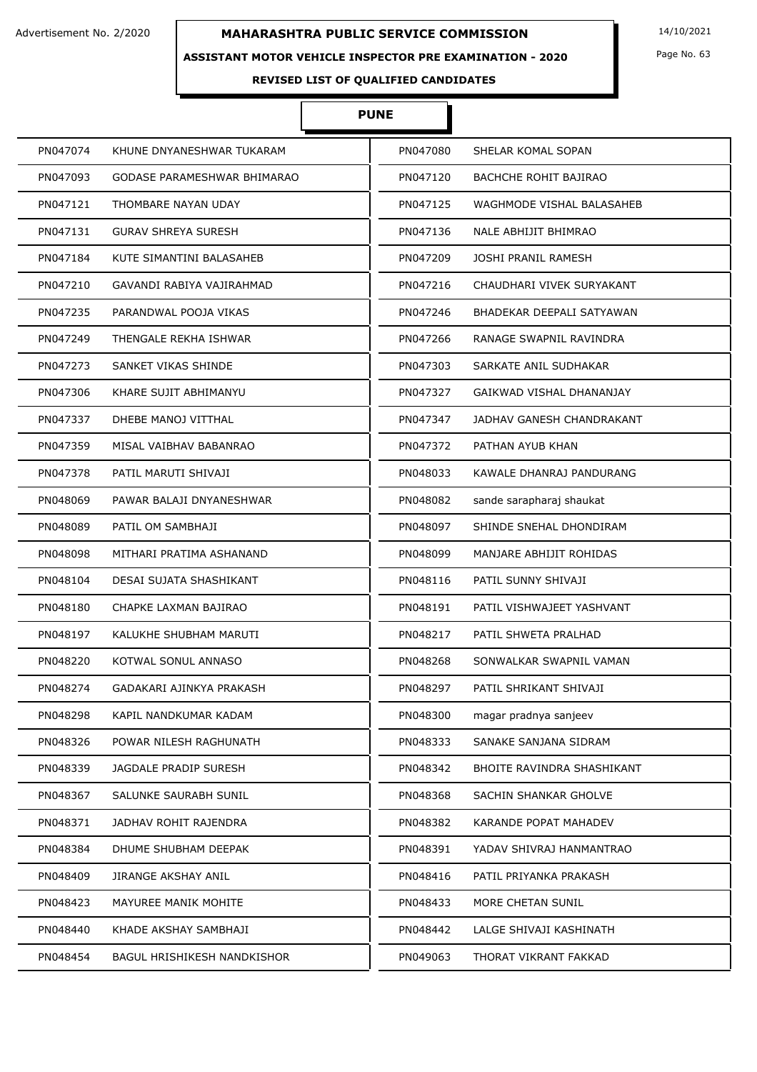Advertisement No. 2/2020

**MAHARASHTRA PUBLIC SERVICE COMMISSION**

14/10/2021

**ASSISTANT MOTOR VEHICLE INSPECTOR PRE EXAMINATION - 2020**

**REVISED LIST OF QUALIFIED CANDIDATES**

**PUNE**

| | | | |
|---|---|---|---|
| PN047074 | KHUNE DNYANESHWAR TUKARAM | PN047080 | SHELAR KOMAL SOPAN |
| PN047093 | GODASE PARAMESHWAR BHIMARAO | PN047120 | BACHCHE ROHIT BAJIRAO |
| PN047121 | THOMBARE NAYAN UDAY | PN047125 | WAGHMODE VISHAL BALASAHEB |
| PN047131 | GURAV SHREYA SURESH | PN047136 | NALE ABHIJIT BHIMRAO |
| PN047184 | KUTE SIMANTINI BALASAHEB | PN047209 | JOSHI PRANIL RAMESH |
| PN047210 | GAVANDI RABIYA VAJIRAHMAD | PN047216 | CHAUDHARI VIVEK SURYAKANT |
| PN047235 | PARANDWAL POOJA VIKAS | PN047246 | BHADEKAR DEEPALI SATYAWAN |
| PN047249 | THENGALE REKHA ISHWAR | PN047266 | RANAGE SWAPNIL RAVINDRA |
| PN047273 | SANKET VIKAS SHINDE | PN047303 | SARKATE ANIL SUDHAKAR |
| PN047306 | KHARE SUJIT ABHIMANYU | PN047327 | GAIKWAD VISHAL DHANANJAY |
| PN047337 | DHEBE MANOJ VITTHAL | PN047347 | JADHAV GANESH CHANDRAKANT |
| PN047359 | MISAL VAIBHAV BABANRAO | PN047372 | PATHAN AYUB KHAN |
| PN047378 | PATIL MARUTI SHIVAJI | PN048033 | KAWALE DHANRAJ PANDURANG |
| PN048069 | PAWAR BALAJI DNYANESHWAR | PN048082 | sande sarapharaj shaukat |
| PN048089 | PATIL OM SAMBHAJI | PN048097 | SHINDE SNEHAL DHONDIRAM |
| PN048098 | MITHARI PRATIMA ASHANAND | PN048099 | MANJARE ABHIJIT ROHIDAS |
| PN048104 | DESAI SUJATA SHASHIKANT | PN048116 | PATIL SUNNY SHIVAJI |
| PN048180 | CHAPKE LAXMAN BAJIRAO | PN048191 | PATIL VISHWAJEET YASHVANT |
| PN048197 | KALUKHE SHUBHAM MARUTI | PN048217 | PATIL SHWETA PRALHAD |
| PN048220 | KOTWAL SONUL ANNASO | PN048268 | SONWALKAR SWAPNIL VAMAN |
| PN048274 | GADAKARI AJINKYA PRAKASH | PN048297 | PATIL SHRIKANT SHIVAJI |
| PN048298 | KAPIL NANDKUMAR KADAM | PN048300 | magar pradnya sanjeev |
| PN048326 | POWAR NILESH RAGHUNATH | PN048333 | SANAKE SANJANA SIDRAM |
| PN048339 | JAGDALE PRADIP SURESH | PN048342 | BHOITE RAVINDRA SHASHIKANT |
| PN048367 | SALUNKE SAURABH SUNIL | PN048368 | SACHIN SHANKAR GHOLVE |
| PN048371 | JADHAV ROHIT RAJENDRA | PN048382 | KARANDE POPAT MAHADEV |
| PN048384 | DHUME SHUBHAM DEEPAK | PN048391 | YADAV SHIVRAJ HANMANTRAO |
| PN048409 | JIRANGE AKSHAY ANIL | PN048416 | PATIL PRIYANKA PRAKASH |
| PN048423 | MAYUREE MANIK MOHITE | PN048433 | MORE CHETAN SUNIL |
| PN048440 | KHADE AKSHAY SAMBHAJI | PN048442 | LALGE SHIVAJI KASHINATH |
| PN048454 | BAGUL HRISHIKESH NANDKISHOR | PN049063 | THORAT VIKRANT FAKKAD |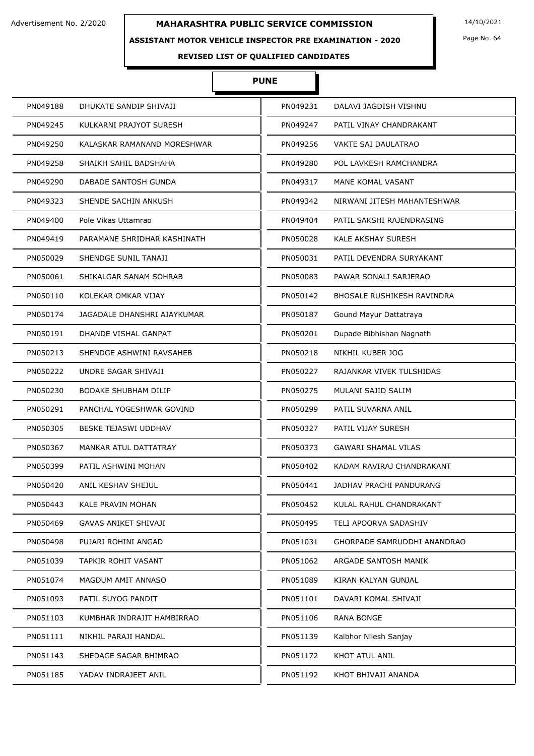# MAHARASHTRA PUBLIC SERVICE COMMISSION

Advertisement No. 2/2020

14/10/2021

**ASSISTANT MOTOR VEHICLE INSPECTOR PRE EXAMINATION - 2020**

**REVISED LIST OF QUALIFIED CANDIDATES**

## PUNE

| | | | |
|---|---|---|---|
| PN049188 | DHUKATE SANDIP SHIVAJI | PN049231 | DALAVI JAGDISH VISHNU |
| PN049245 | KULKARNI PRAJYOT SURESH | PN049247 | PATIL VINAY CHANDRAKANT |
| PN049250 | KALASKAR RAMANAND MORESHWAR | PN049256 | VAKTE SAI DAULATRAO |
| PN049258 | SHAIKH SAHIL BADSHAHA | PN049280 | POL LAVKESH RAMCHANDRA |
| PN049290 | DABADE SANTOSH GUNDA | PN049317 | MANE KOMAL VASANT |
| PN049323 | SHENDE SACHIN ANKUSH | PN049342 | NIRWANI JITESH MAHANTESHWAR |
| PN049400 | Pole Vikas Uttamrao | PN049404 | PATIL SAKSHI RAJENDRASING |
| PN049419 | PARAMANE SHRIDHAR KASHINATH | PN050028 | KALE AKSHAY SURESH |
| PN050029 | SHENDGE SUNIL TANAJI | PN050031 | PATIL DEVENDRA SURYAKANT |
| PN050061 | SHIKALGAR SANAM SOHRAB | PN050083 | PAWAR SONALI SARJERAO |
| PN050110 | KOLEKAR OMKAR VIJAY | PN050142 | BHOSALE RUSHIKESH RAVINDRA |
| PN050174 | JAGADALE DHANSHRI AJAYKUMAR | PN050187 | Gound Mayur Dattatraya |
| PN050191 | DHANDE VISHAL GANPAT | PN050201 | Dupade Bibhishan Nagnath |
| PN050213 | SHENDGE ASHWINI RAVSAHEB | PN050218 | NIKHIL KUBER JOG |
| PN050222 | UNDRE SAGAR SHIVAJI | PN050227 | RAJANKAR VIVEK TULSHIDAS |
| PN050230 | BODAKE SHUBHAM DILIP | PN050275 | MULANI SAJID SALIM |
| PN050291 | PANCHAL YOGESHWAR GOVIND | PN050299 | PATIL SUVARNA ANIL |
| PN050305 | BESKE TEJASWI UDDHAV | PN050327 | PATIL VIJAY SURESH |
| PN050367 | MANKAR ATUL DATTATRAY | PN050373 | GAWARI SHAMAL VILAS |
| PN050399 | PATIL ASHWINI MOHAN | PN050402 | KADAM RAVIRAJ CHANDRAKANT |
| PN050420 | ANIL KESHAV SHEJUL | PN050441 | JADHAV PRACHI PANDURANG |
| PN050443 | KALE PRAVIN MOHAN | PN050452 | KULAL RAHUL CHANDRAKANT |
| PN050469 | GAVAS ANIKET SHIVAJI | PN050495 | TELI APOORVA SADASHIV |
| PN050498 | PUJARI ROHINI ANGAD | PN051031 | GHORPADE SAMRUDDHI ANANDRAO |
| PN051039 | TAPKIR ROHIT VASANT | PN051062 | ARGADE SANTOSH MANIK |
| PN051074 | MAGDUM AMIT ANNASO | PN051089 | KIRAN KALYAN GUNJAL |
| PN051093 | PATIL SUYOG PANDIT | PN051101 | DAVARI KOMAL SHIVAJI |
| PN051103 | KUMBHAR INDRAJIT HAMBIRRAO | PN051106 | RANA BONGE |
| PN051111 | NIKHIL PARAJI HANDAL | PN051139 | Kalbhor Nilesh Sanjay |
| PN051143 | SHEDAGE SAGAR BHIMRAO | PN051172 | KHOT ATUL ANIL |
| PN051185 | YADAV INDRAJEET ANIL | PN051192 | KHOT BHIVAJI ANANDA |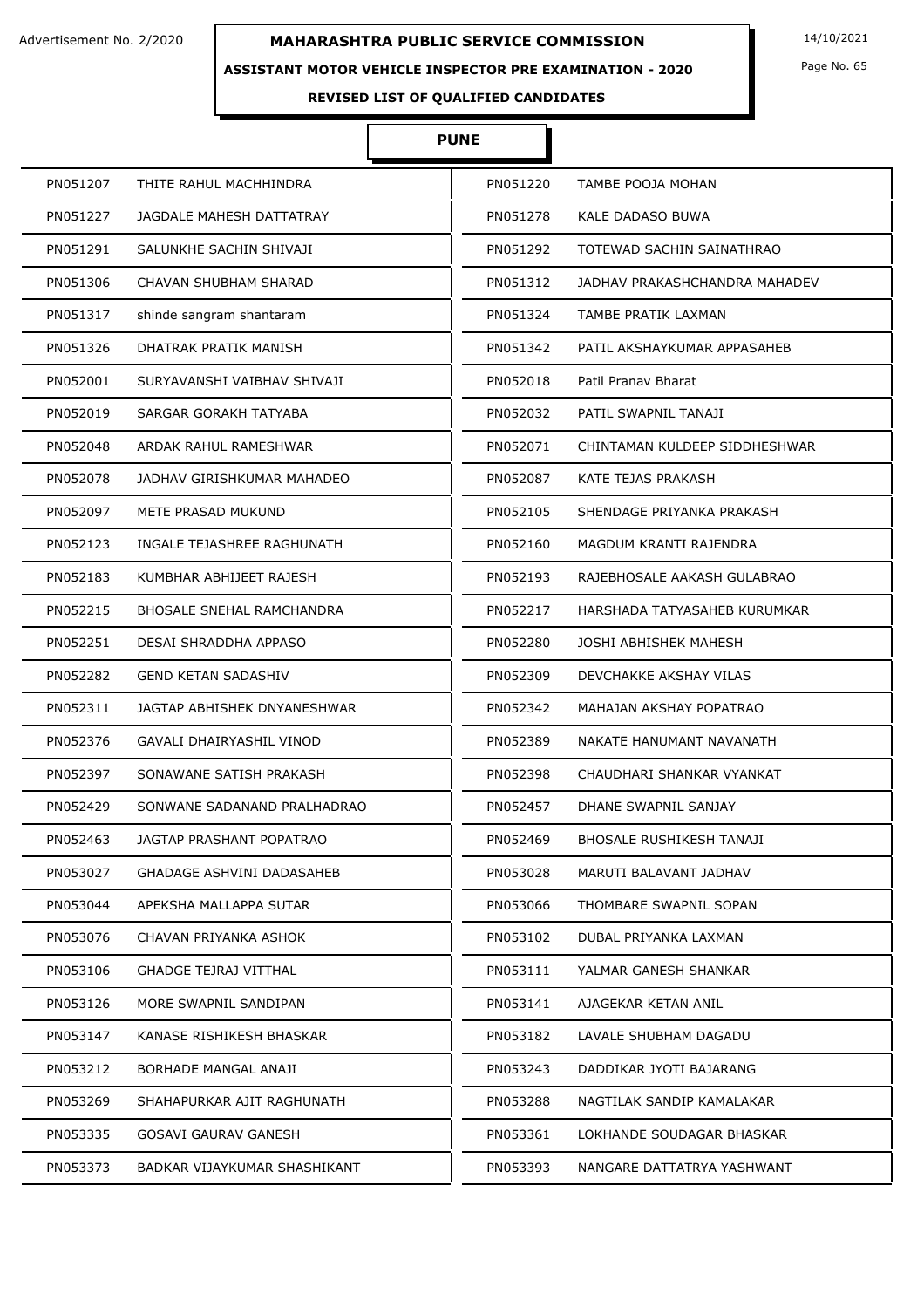Advertisement No. 2/2020

# MAHARASHTRA PUBLIC SERVICE COMMISSION

14/10/2021

## ASSISTANT MOTOR VEHICLE INSPECTOR PRE EXAMINATION - 2020

### REVISED LIST OF QUALIFIED CANDIDATES

### PUNE

| | | | |
|---|---|---|---|
| PN051207 | THITE RAHUL MACHHINDRA | PN051220 | TAMBE POOJA MOHAN |
| PN051227 | JAGDALE MAHESH DATTATRAY | PN051278 | KALE DADASO BUWA |
| PN051291 | SALUNKHE SACHIN SHIVAJI | PN051292 | TOTEWAD SACHIN SAINATHRAO |
| PN051306 | CHAVAN SHUBHAM SHARAD | PN051312 | JADHAV PRAKASHCHANDRA MAHADEV |
| PN051317 | shinde sangram shantaram | PN051324 | TAMBE PRATIK LAXMAN |
| PN051326 | DHATRAK PRATIK MANISH | PN051342 | PATIL AKSHAYKUMAR APPASAHEB |
| PN052001 | SURYAVANSHI VAIBHAV SHIVAJI | PN052018 | Patil Pranav Bharat |
| PN052019 | SARGAR GORAKH TATYABA | PN052032 | PATIL SWAPNIL TANAJI |
| PN052048 | ARDAK RAHUL RAMESHWAR | PN052071 | CHINTAMAN KULDEEP SIDDHESHWAR |
| PN052078 | JADHAV GIRISHKUMAR MAHADEO | PN052087 | KATE TEJAS PRAKASH |
| PN052097 | METE PRASAD MUKUND | PN052105 | SHENDAGE PRIYANKA PRAKASH |
| PN052123 | INGALE TEJASHREE RAGHUNATH | PN052160 | MAGDUM KRANTI RAJENDRA |
| PN052183 | KUMBHAR ABHIJEET RAJESH | PN052193 | RAJEBHOSALE AAKASH GULABRAO |
| PN052215 | BHOSALE SNEHAL RAMCHANDRA | PN052217 | HARSHADA TATYASAHEB KURUMKAR |
| PN052251 | DESAI SHRADDHA APPASO | PN052280 | JOSHI ABHISHEK MAHESH |
| PN052282 | GEND KETAN SADASHIV | PN052309 | DEVCHAKKE AKSHAY VILAS |
| PN052311 | JAGTAP ABHISHEK DNYANESHWAR | PN052342 | MAHAJAN AKSHAY POPATRAO |
| PN052376 | GAVALI DHAIRYASHIL VINOD | PN052389 | NAKATE HANUMANT NAVANATH |
| PN052397 | SONAWANE SATISH PRAKASH | PN052398 | CHAUDHARI SHANKAR VYANKAT |
| PN052429 | SONWANE SADANAND PRALHADRAO | PN052457 | DHANE SWAPNIL SANJAY |
| PN052463 | JAGTAP PRASHANT POPATRAO | PN052469 | BHOSALE RUSHIKESH TANAJI |
| PN053027 | GHADAGE ASHVINI DADASAHEB | PN053028 | MARUTI BALAVANT JADHAV |
| PN053044 | APEKSHA MALLAPPA SUTAR | PN053066 | THOMBARE SWAPNIL SOPAN |
| PN053076 | CHAVAN PRIYANKA ASHOK | PN053102 | DUBAL PRIYANKA LAXMAN |
| PN053106 | GHADGE TEJRAJ VITTHAL | PN053111 | YALMAR GANESH SHANKAR |
| PN053126 | MORE SWAPNIL SANDIPAN | PN053141 | AJAGEKAR KETAN ANIL |
| PN053147 | KANASE RISHIKESH BHASKAR | PN053182 | LAVALE SHUBHAM DAGADU |
| PN053212 | BORHADE MANGAL ANAJI | PN053243 | DADDIKAR JYOTI BAJARANG |
| PN053269 | SHAHAPURKAR AJIT RAGHUNATH | PN053288 | NAGTILAK SANDIP KAMALAKAR |
| PN053335 | GOSAVI GAURAV GANESH | PN053361 | LOKHANDE SOUDAGAR BHASKAR |
| PN053373 | BADKAR VIJAYKUMAR SHASHIKANT | PN053393 | NANGARE DATTATRYA YASHWANT |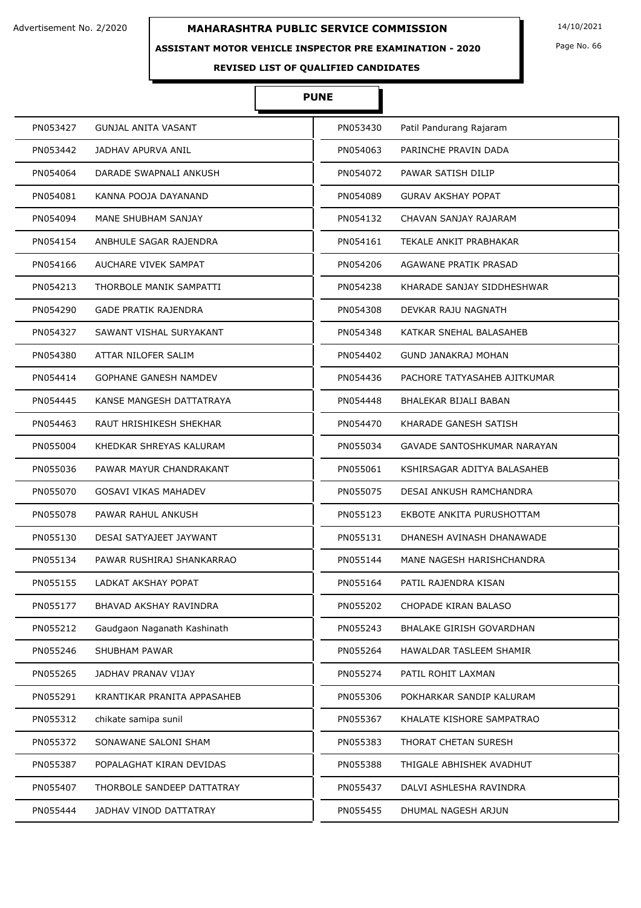Advertisement No. 2/2020

# MAHARASHTRA PUBLIC SERVICE COMMISSION

14/10/2021

## ASSISTANT MOTOR VEHICLE INSPECTOR PRE EXAMINATION - 2020

### REVISED LIST OF QUALIFIED CANDIDATES

### PUNE

| | | | |
|---|---|---|---|
| PN053427 | GUNJAL ANITA VASANT | PN053430 | Patil Pandurang Rajaram |
| PN053442 | JADHAV APURVA ANIL | PN054063 | PARINCHE PRAVIN DADA |
| PN054064 | DARADE SWAPNALI ANKUSH | PN054072 | PAWAR SATISH DILIP |
| PN054081 | KANNA POOJA DAYANAND | PN054089 | GURAV AKSHAY POPAT |
| PN054094 | MANE SHUBHAM SANJAY | PN054132 | CHAVAN SANJAY RAJARAM |
| PN054154 | ANBHULE SAGAR RAJENDRA | PN054161 | TEKALE ANKIT PRABHAKAR |
| PN054166 | AUCHARE VIVEK SAMPAT | PN054206 | AGAWANE PRATIK PRASAD |
| PN054213 | THORBOLE MANIK SAMPATTI | PN054238 | KHARADE SANJAY SIDDHESHWAR |
| PN054290 | GADE PRATIK RAJENDRA | PN054308 | DEVKAR RAJU NAGNATH |
| PN054327 | SAWANT VISHAL SURYAKANT | PN054348 | KATKAR SNEHAL BALASAHEB |
| PN054380 | ATTAR NILOFER SALIM | PN054402 | GUND JANAKRAJ MOHAN |
| PN054414 | GOPHANE GANESH NAMDEV | PN054436 | PACHORE TATYASAHEB AJITKUMAR |
| PN054445 | KANSE MANGESH DATTATRAYA | PN054448 | BHALEKAR BIJALI BABAN |
| PN054463 | RAUT HRISHIKESH SHEKHAR | PN054470 | KHARADE GANESH SATISH |
| PN055004 | KHEDKAR SHREYAS KALURAM | PN055034 | GAVADE SANTOSHKUMAR NARAYAN |
| PN055036 | PAWAR MAYUR CHANDRAKANT | PN055061 | KSHIRSAGAR ADITYA BALASAHEB |
| PN055070 | GOSAVI VIKAS MAHADEV | PN055075 | DESAI ANKUSH RAMCHANDRA |
| PN055078 | PAWAR RAHUL ANKUSH | PN055123 | EKBOTE ANKITA PURUSHOTTAM |
| PN055130 | DESAI SATYAJEET JAYWANT | PN055131 | DHANESH AVINASH DHANAWADE |
| PN055134 | PAWAR RUSHIRAJ SHANKARRAO | PN055144 | MANE NAGESH HARISHCHANDRA |
| PN055155 | LADKAT AKSHAY POPAT | PN055164 | PATIL RAJENDRA KISAN |
| PN055177 | BHAVAD AKSHAY RAVINDRA | PN055202 | CHOPADE KIRAN BALASO |
| PN055212 | Gaudgaon Naganath Kashinath | PN055243 | BHALAKE GIRISH GOVARDHAN |
| PN055246 | SHUBHAM PAWAR | PN055264 | HAWALDAR TASLEEM SHAMIR |
| PN055265 | JADHAV PRANAV VIJAY | PN055274 | PATIL ROHIT LAXMAN |
| PN055291 | KRANTIKAR PRANITA APPASAHEB | PN055306 | POKHARKAR SANDIP KALURAM |
| PN055312 | chikate samipa sunil | PN055367 | KHALATE KISHORE SAMPATRAO |
| PN055372 | SONAWANE SALONI SHAM | PN055383 | THORAT CHETAN SURESH |
| PN055387 | POPALAGHAT KIRAN DEVIDAS | PN055388 | THIGALE ABHISHEK AVADHUT |
| PN055407 | THORBOLE SANDEEP DATTATRAY | PN055437 | DALVI ASHLESHA RAVINDRA |
| PN055444 | JADHAV VINOD DATTATRAY | PN055455 | DHUMAL NAGESH ARJUN |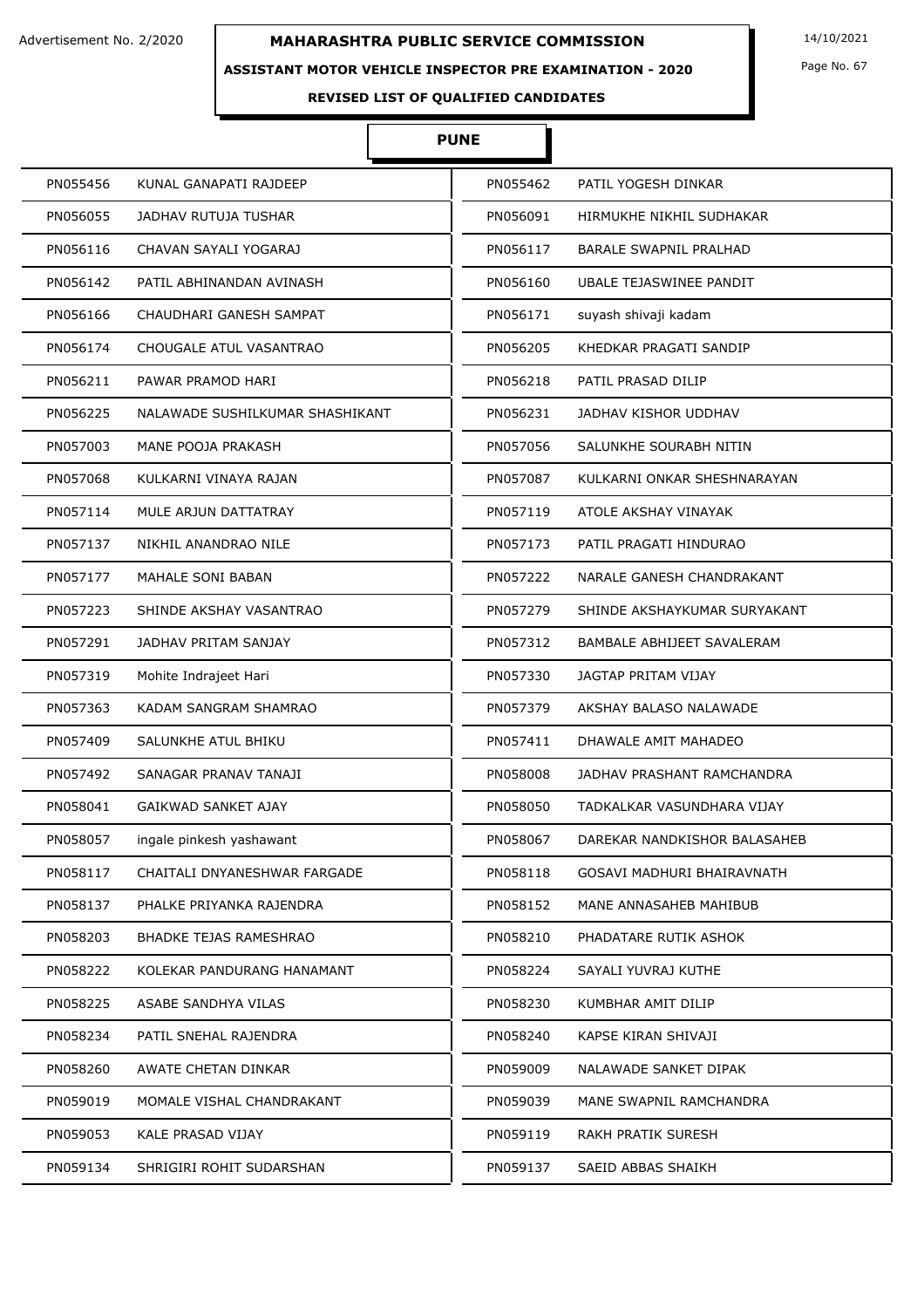# MAHARASHTRA PUBLIC SERVICE COMMISSION

Advertisement No. 2/2020

14/10/2021

## ASSISTANT MOTOR VEHICLE INSPECTOR PRE EXAMINATION - 2020

### REVISED LIST OF QUALIFIED CANDIDATES

### PUNE

| | | | |
|---|---|---|---|
| PN055456 | KUNAL GANAPATI RAJDEEP | PN055462 | PATIL YOGESH DINKAR |
| PN056055 | JADHAV RUTUJA TUSHAR | PN056091 | HIRMUKHE NIKHIL SUDHAKAR |
| PN056116 | CHAVAN SAYALI YOGARAJ | PN056117 | BARALE SWAPNIL PRALHAD |
| PN056142 | PATIL ABHINANDAN AVINASH | PN056160 | UBALE TEJASWINEE PANDIT |
| PN056166 | CHAUDHARI GANESH SAMPAT | PN056171 | suyash shivaji kadam |
| PN056174 | CHOUGALE ATUL VASANTRAO | PN056205 | KHEDKAR PRAGATI SANDIP |
| PN056211 | PAWAR PRAMOD HARI | PN056218 | PATIL PRASAD DILIP |
| PN056225 | NALAWADE SUSHILKUMAR SHASHIKANT | PN056231 | JADHAV KISHOR UDDHAV |
| PN057003 | MANE POOJA PRAKASH | PN057056 | SALUNKHE SOURABH NITIN |
| PN057068 | KULKARNI VINAYA RAJAN | PN057087 | KULKARNI ONKAR SHESHNARAYAN |
| PN057114 | MULE ARJUN DATTATRAY | PN057119 | ATOLE AKSHAY VINAYAK |
| PN057137 | NIKHIL ANANDRAO NILE | PN057173 | PATIL PRAGATI HINDURAO |
| PN057177 | MAHALE SONI BABAN | PN057222 | NARALE GANESH CHANDRAKANT |
| PN057223 | SHINDE AKSHAY VASANTRAO | PN057279 | SHINDE AKSHAYKUMAR SURYAKANT |
| PN057291 | JADHAV PRITAM SANJAY | PN057312 | BAMBALE ABHIJEET SAVALERAM |
| PN057319 | Mohite Indrajeet Hari | PN057330 | JAGTAP PRITAM VIJAY |
| PN057363 | KADAM SANGRAM SHAMRAO | PN057379 | AKSHAY BALASO NALAWADE |
| PN057409 | SALUNKHE ATUL BHIKU | PN057411 | DHAWALE AMIT MAHADEO |
| PN057492 | SANAGAR PRANAV TANAJI | PN058008 | JADHAV PRASHANT RAMCHANDRA |
| PN058041 | GAIKWAD SANKET AJAY | PN058050 | TADKALKAR VASUNDHARA VIJAY |
| PN058057 | ingale pinkesh yashawant | PN058067 | DAREKAR NANDKISHOR BALASAHEB |
| PN058117 | CHAITALI DNYANESHWAR FARGADE | PN058118 | GOSAVI MADHURI BHAIRAVNATH |
| PN058137 | PHALKE PRIYANKA RAJENDRA | PN058152 | MANE ANNASAHEB MAHIBUB |
| PN058203 | BHADKE TEJAS RAMESHRAO | PN058210 | PHADATARE RUTIK ASHOK |
| PN058222 | KOLEKAR PANDURANG HANAMANT | PN058224 | SAYALI YUVRAJ KUTHE |
| PN058225 | ASABE SANDHYA VILAS | PN058230 | KUMBHAR AMIT DILIP |
| PN058234 | PATIL SNEHAL RAJENDRA | PN058240 | KAPSE KIRAN SHIVAJI |
| PN058260 | AWATE CHETAN DINKAR | PN059009 | NALAWADE SANKET DIPAK |
| PN059019 | MOMALE VISHAL CHANDRAKANT | PN059039 | MANE SWAPNIL RAMCHANDRA |
| PN059053 | KALE PRASAD VIJAY | PN059119 | RAKH PRATIK SURESH |
| PN059134 | SHRIGIRI ROHIT SUDARSHAN | PN059137 | SAEID ABBAS SHAIKH |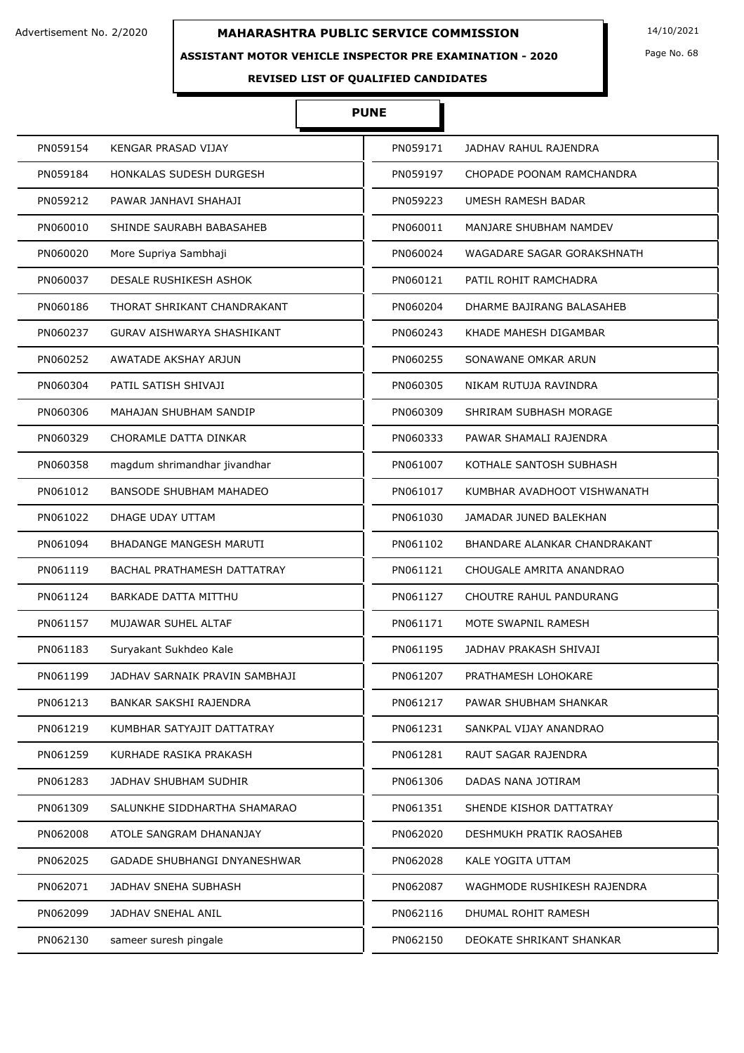Advertisement No. 2/2020

# MAHARASHTRA PUBLIC SERVICE COMMISSION

14/10/2021

## ASSISTANT MOTOR VEHICLE INSPECTOR PRE EXAMINATION - 2020

### REVISED LIST OF QUALIFIED CANDIDATES

### PUNE

| | | | |
|---|---|---|---|
| PN059154 | KENGAR PRASAD VIJAY | PN059171 | JADHAV RAHUL RAJENDRA |
| PN059184 | HONKALAS SUDESH DURGESH | PN059197 | CHOPADE POONAM RAMCHANDRA |
| PN059212 | PAWAR JANHAVI SHAHAJI | PN059223 | UMESH RAMESH BADAR |
| PN060010 | SHINDE SAURABH BABASAHEB | PN060011 | MANJARE SHUBHAM NAMDEV |
| PN060020 | More Supriya Sambhaji | PN060024 | WAGADARE SAGAR GORAKSHNATH |
| PN060037 | DESALE RUSHIKESH ASHOK | PN060121 | PATIL ROHIT RAMCHADRA |
| PN060186 | THORAT SHRIKANT CHANDRAKANT | PN060204 | DHARME BAJIRANG BALASAHEB |
| PN060237 | GURAV AISHWARYA SHASHIKANT | PN060243 | KHADE MAHESH DIGAMBAR |
| PN060252 | AWATADE AKSHAY ARJUN | PN060255 | SONAWANE OMKAR ARUN |
| PN060304 | PATIL SATISH SHIVAJI | PN060305 | NIKAM RUTUJA RAVINDRA |
| PN060306 | MAHAJAN SHUBHAM SANDIP | PN060309 | SHRIRAM SUBHASH MORAGE |
| PN060329 | CHORAMLE DATTA DINKAR | PN060333 | PAWAR SHAMALI RAJENDRA |
| PN060358 | magdum shrimandhar jivandhar | PN061007 | KOTHALE SANTOSH SUBHASH |
| PN061012 | BANSODE SHUBHAM MAHADEO | PN061017 | KUMBHAR AVADHOOT VISHWANATH |
| PN061022 | DHAGE UDAY UTTAM | PN061030 | JAMADAR JUNED BALEKHAN |
| PN061094 | BHADANGE MANGESH MARUTI | PN061102 | BHANDARE ALANKAR CHANDRAKANT |
| PN061119 | BACHAL PRATHAMESH DATTATRAY | PN061121 | CHOUGALE AMRITA ANANDRAO |
| PN061124 | BARKADE DATTA MITTHU | PN061127 | CHOUTRE RAHUL PANDURANG |
| PN061157 | MUJAWAR SUHEL ALTAF | PN061171 | MOTE SWAPNIL RAMESH |
| PN061183 | Suryakant Sukhdeo Kale | PN061195 | JADHAV PRAKASH SHIVAJI |
| PN061199 | JADHAV SARNAIK PRAVIN SAMBHAJI | PN061207 | PRATHAMESH LOHOKARE |
| PN061213 | BANKAR SAKSHI RAJENDRA | PN061217 | PAWAR SHUBHAM SHANKAR |
| PN061219 | KUMBHAR SATYAJIT DATTATRAY | PN061231 | SANKPAL VIJAY ANANDRAO |
| PN061259 | KURHADE RASIKA PRAKASH | PN061281 | RAUT SAGAR RAJENDRA |
| PN061283 | JADHAV SHUBHAM SUDHIR | PN061306 | DADAS NANA JOTIRAM |
| PN061309 | SALUNKHE SIDDHARTHA SHAMARAO | PN061351 | SHENDE KISHOR DATTATRAY |
| PN062008 | ATOLE SANGRAM DHANANJAY | PN062020 | DESHMUKH PRATIK RAOSAHEB |
| PN062025 | GADADE SHUBHANGI DNYANESHWAR | PN062028 | KALE YOGITA UTTAM |
| PN062071 | JADHAV SNEHA SUBHASH | PN062087 | WAGHMODE RUSHIKESH RAJENDRA |
| PN062099 | JADHAV SNEHAL ANIL | PN062116 | DHUMAL ROHIT RAMESH |
| PN062130 | sameer suresh pingale | PN062150 | DEOKATE SHRIKANT SHANKAR |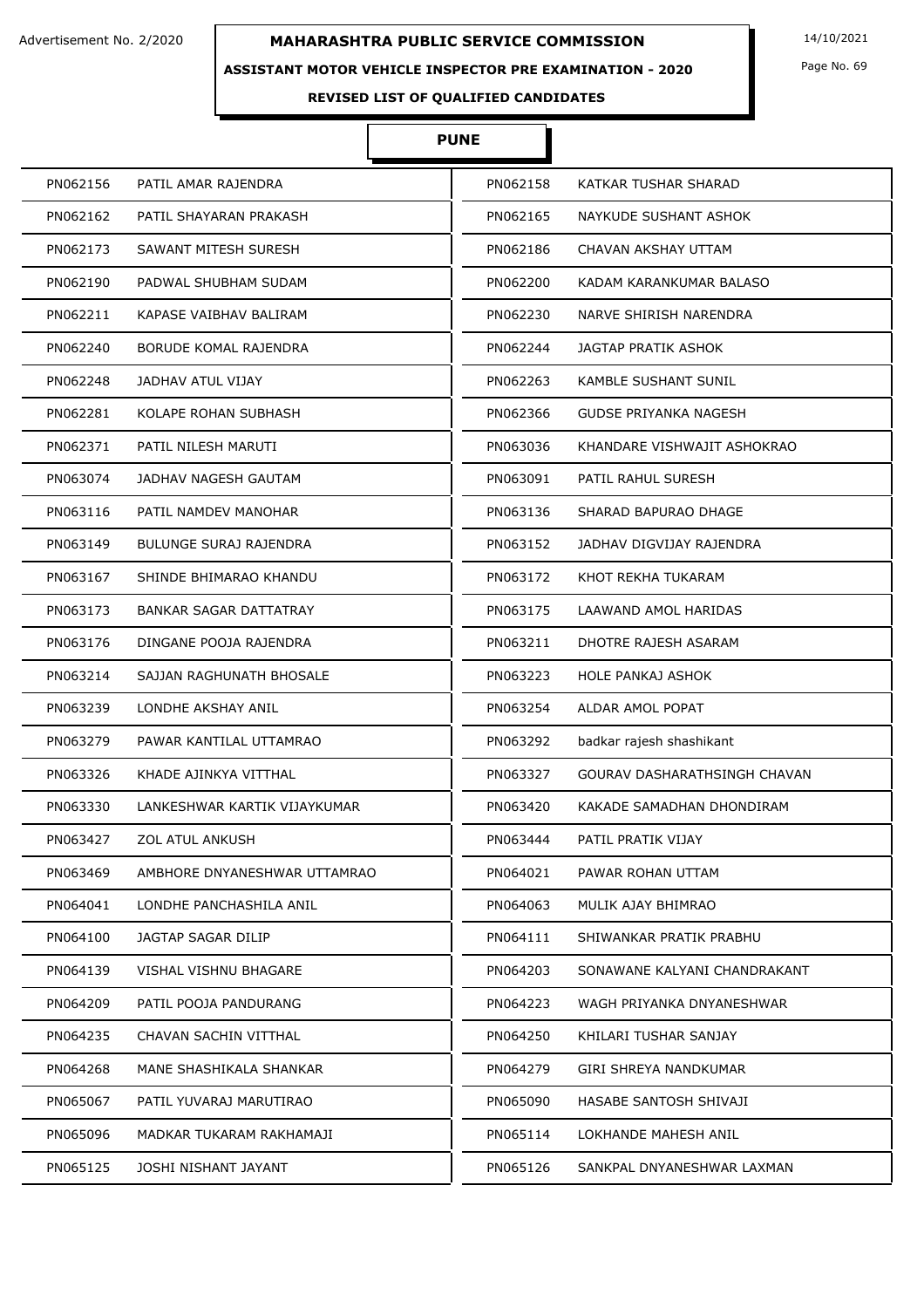Advertisement No. 2/2020

# MAHARASHTRA PUBLIC SERVICE COMMISSION

14/10/2021

## ASSISTANT MOTOR VEHICLE INSPECTOR PRE EXAMINATION - 2020

### REVISED LIST OF QUALIFIED CANDIDATES

### PUNE

| | | | |
|---|---|---|---|
| PN062156 | PATIL AMAR RAJENDRA | PN062158 | KATKAR TUSHAR SHARAD |
| PN062162 | PATIL SHAYARAN PRAKASH | PN062165 | NAYKUDE SUSHANT ASHOK |
| PN062173 | SAWANT MITESH SURESH | PN062186 | CHAVAN AKSHAY UTTAM |
| PN062190 | PADWAL SHUBHAM SUDAM | PN062200 | KADAM KARANKUMAR BALASO |
| PN062211 | KAPASE VAIBHAV BALIRAM | PN062230 | NARVE SHIRISH NARENDRA |
| PN062240 | BORUDE KOMAL RAJENDRA | PN062244 | JAGTAP PRATIK ASHOK |
| PN062248 | JADHAV ATUL VIJAY | PN062263 | KAMBLE SUSHANT SUNIL |
| PN062281 | KOLAPE ROHAN SUBHASH | PN062366 | GUDSE PRIYANKA NAGESH |
| PN062371 | PATIL NILESH MARUTI | PN063036 | KHANDARE VISHWAJIT ASHOKRAO |
| PN063074 | JADHAV NAGESH GAUTAM | PN063091 | PATIL RAHUL SURESH |
| PN063116 | PATIL NAMDEV MANOHAR | PN063136 | SHARAD BAPURAO DHAGE |
| PN063149 | BULUNGE SURAJ RAJENDRA | PN063152 | JADHAV DIGVIJAY RAJENDRA |
| PN063167 | SHINDE BHIMARAO KHANDU | PN063172 | KHOT REKHA TUKARAM |
| PN063173 | BANKAR SAGAR DATTATRAY | PN063175 | LAAWAND AMOL HARIDAS |
| PN063176 | DINGANE POOJA RAJENDRA | PN063211 | DHOTRE RAJESH ASARAM |
| PN063214 | SAJJAN RAGHUNATH BHOSALE | PN063223 | HOLE PANKAJ ASHOK |
| PN063239 | LONDHE AKSHAY ANIL | PN063254 | ALDAR AMOL POPAT |
| PN063279 | PAWAR KANTILAL UTTAMRAO | PN063292 | badkar rajesh shashikant |
| PN063326 | KHADE AJINKYA VITTHAL | PN063327 | GOURAV DASHARATHSINGH CHAVAN |
| PN063330 | LANKESHWAR KARTIK VIJAYKUMAR | PN063420 | KAKADE SAMADHAN DHONDIRAM |
| PN063427 | ZOL ATUL ANKUSH | PN063444 | PATIL PRATIK VIJAY |
| PN063469 | AMBHORE DNYANESHWAR UTTAMRAO | PN064021 | PAWAR ROHAN UTTAM |
| PN064041 | LONDHE PANCHASHILA ANIL | PN064063 | MULIK AJAY BHIMRAO |
| PN064100 | JAGTAP SAGAR DILIP | PN064111 | SHIWANKAR PRATIK PRABHU |
| PN064139 | VISHAL VISHNU BHAGARE | PN064203 | SONAWANE KALYANI CHANDRAKANT |
| PN064209 | PATIL POOJA PANDURANG | PN064223 | WAGH PRIYANKA DNYANESHWAR |
| PN064235 | CHAVAN SACHIN VITTHAL | PN064250 | KHILARI TUSHAR SANJAY |
| PN064268 | MANE SHASHIKALA SHANKAR | PN064279 | GIRI SHREYA NANDKUMAR |
| PN065067 | PATIL YUVARAJ MARUTIRAO | PN065090 | HASABE SANTOSH SHIVAJI |
| PN065096 | MADKAR TUKARAM RAKHAMAJI | PN065114 | LOKHANDE MAHESH ANIL |
| PN065125 | JOSHI NISHANT JAYANT | PN065126 | SANKPAL DNYANESHWAR LAXMAN |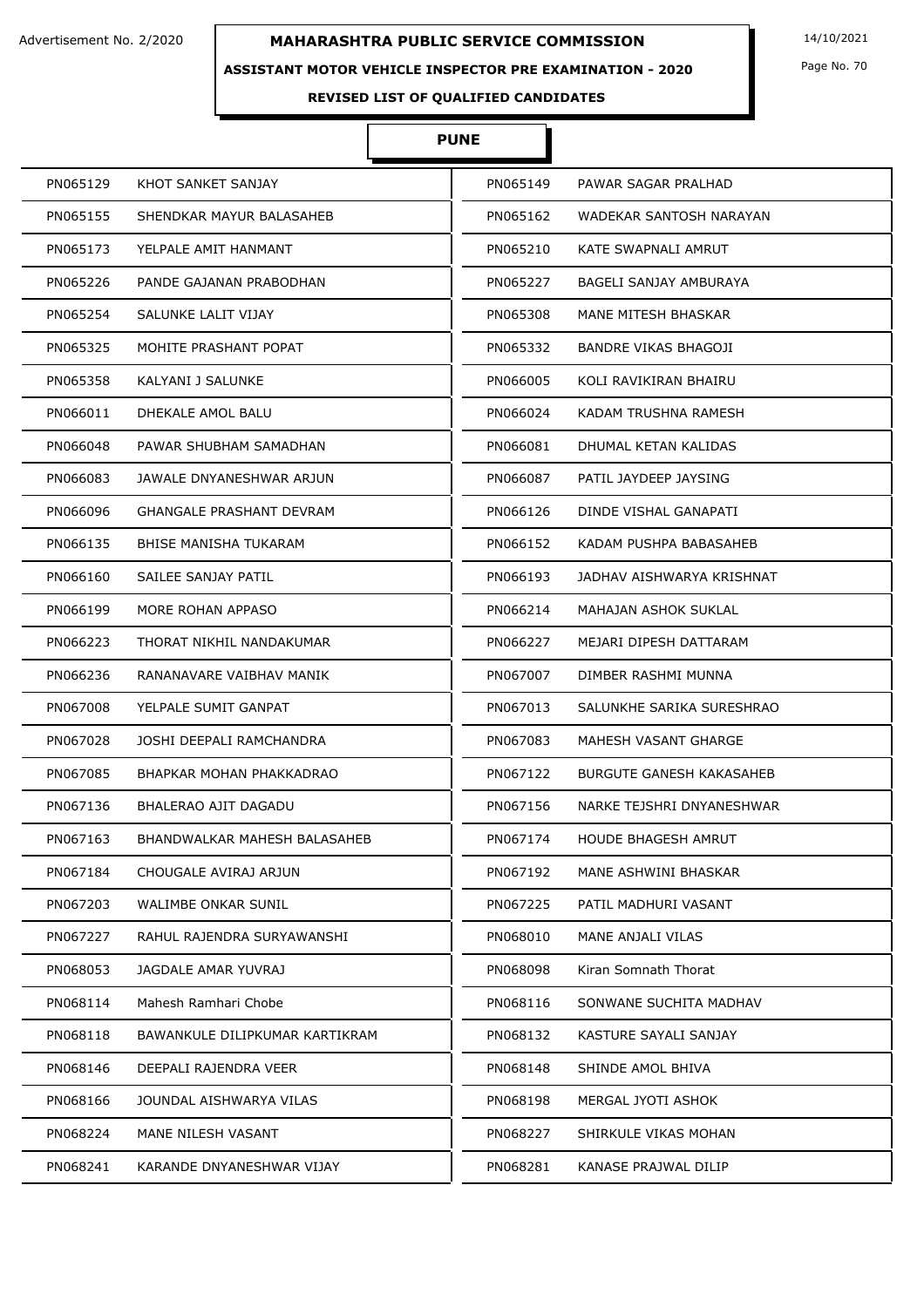Advertisement No. 2/2020

# MAHARASHTRA PUBLIC SERVICE COMMISSION

14/10/2021

## ASSISTANT MOTOR VEHICLE INSPECTOR PRE EXAMINATION - 2020

### REVISED LIST OF QUALIFIED CANDIDATES

### PUNE

| | | | |
|---|---|---|---|
| PN065129 | KHOT SANKET SANJAY | PN065149 | PAWAR SAGAR PRALHAD |
| PN065155 | SHENDKAR MAYUR BALASAHEB | PN065162 | WADEKAR SANTOSH NARAYAN |
| PN065173 | YELPALE AMIT HANMANT | PN065210 | KATE SWAPNALI AMRUT |
| PN065226 | PANDE GAJANAN PRABODHAN | PN065227 | BAGELI SANJAY AMBURAYA |
| PN065254 | SALUNKE LALIT VIJAY | PN065308 | MANE MITESH BHASKAR |
| PN065325 | MOHITE PRASHANT POPAT | PN065332 | BANDRE VIKAS BHAGOJI |
| PN065358 | KALYANI J SALUNKE | PN066005 | KOLI RAVIKIRAN BHAIRU |
| PN066011 | DHEKALE AMOL BALU | PN066024 | KADAM TRUSHNA RAMESH |
| PN066048 | PAWAR SHUBHAM SAMADHAN | PN066081 | DHUMAL KETAN KALIDAS |
| PN066083 | JAWALE DNYANESHWAR ARJUN | PN066087 | PATIL JAYDEEP JAYSING |
| PN066096 | GHANGALE PRASHANT DEVRAM | PN066126 | DINDE VISHAL GANAPATI |
| PN066135 | BHISE MANISHA TUKARAM | PN066152 | KADAM PUSHPA BABASAHEB |
| PN066160 | SAILEE SANJAY PATIL | PN066193 | JADHAV AISHWARYA KRISHNAT |
| PN066199 | MORE ROHAN APPASO | PN066214 | MAHAJAN ASHOK SUKLAL |
| PN066223 | THORAT NIKHIL NANDAKUMAR | PN066227 | MEJARI DIPESH DATTARAM |
| PN066236 | RANANAVARE VAIBHAV MANIK | PN067007 | DIMBER RASHMI MUNNA |
| PN067008 | YELPALE SUMIT GANPAT | PN067013 | SALUNKHE SARIKA SURESHRAO |
| PN067028 | JOSHI DEEPALI RAMCHANDRA | PN067083 | MAHESH VASANT GHARGE |
| PN067085 | BHAPKAR MOHAN PHAKKADRAO | PN067122 | BURGUTE GANESH KAKASAHEB |
| PN067136 | BHALERAO AJIT DAGADU | PN067156 | NARKE TEJSHRI DNYANESHWAR |
| PN067163 | BHANDWALKAR MAHESH BALASAHEB | PN067174 | HOUDE BHAGESH AMRUT |
| PN067184 | CHOUGALE AVIRAJ ARJUN | PN067192 | MANE ASHWINI BHASKAR |
| PN067203 | WALIMBE ONKAR SUNIL | PN067225 | PATIL MADHURI VASANT |
| PN067227 | RAHUL RAJENDRA SURYAWANSHI | PN068010 | MANE ANJALI VILAS |
| PN068053 | JAGDALE AMAR YUVRAJ | PN068098 | Kiran Somnath Thorat |
| PN068114 | Mahesh Ramhari Chobe | PN068116 | SONWANE SUCHITA MADHAV |
| PN068118 | BAWANKULE DILIPKUMAR KARTIKRAM | PN068132 | KASTURE SAYALI SANJAY |
| PN068146 | DEEPALI RAJENDRA VEER | PN068148 | SHINDE AMOL BHIVA |
| PN068166 | JOUNDAL AISHWARYA VILAS | PN068198 | MERGAL JYOTI ASHOK |
| PN068224 | MANE NILESH VASANT | PN068227 | SHIRKULE VIKAS MOHAN |
| PN068241 | KARANDE DNYANESHWAR VIJAY | PN068281 | KANASE PRAJWAL DILIP |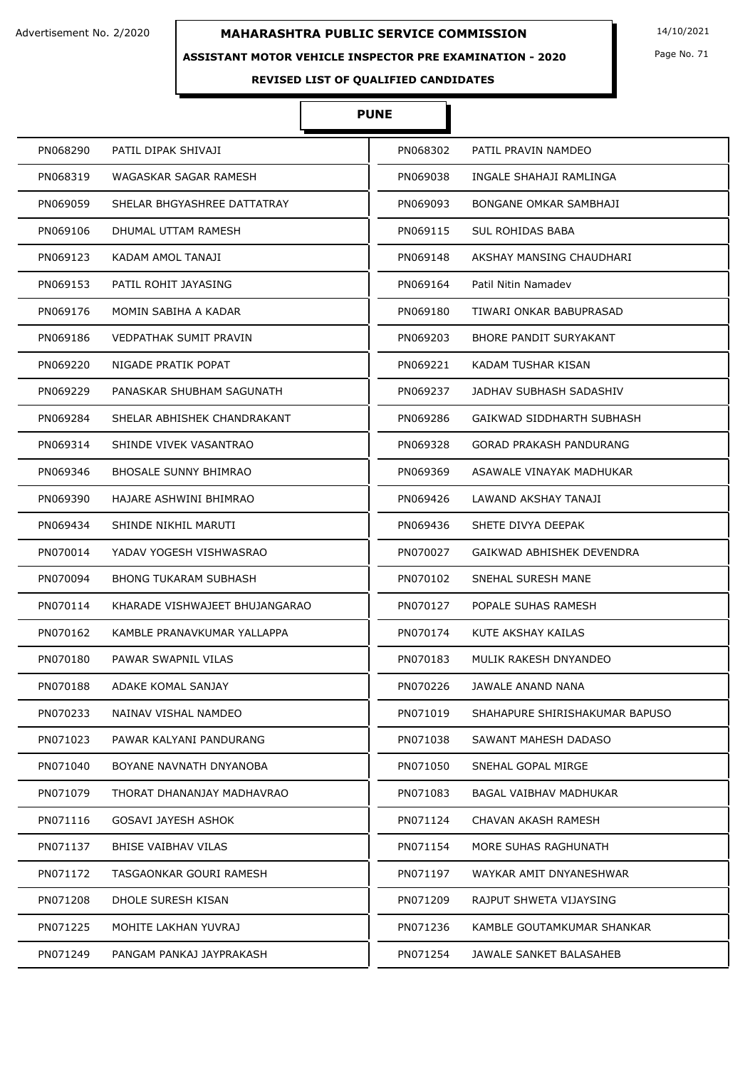Advertisement No. 2/2020

# MAHARASHTRA PUBLIC SERVICE COMMISSION

14/10/2021

## ASSISTANT MOTOR VEHICLE INSPECTOR PRE EXAMINATION - 2020

### REVISED LIST OF QUALIFIED CANDIDATES

### PUNE

| | | | |
|---|---|---|---|
| PN068290 | PATIL DIPAK SHIVAJI | PN068302 | PATIL PRAVIN NAMDEO |
| PN068319 | WAGASKAR SAGAR RAMESH | PN069038 | INGALE SHAHAJI RAMLINGA |
| PN069059 | SHELAR BHGYASHREE DATTATRAY | PN069093 | BONGANE OMKAR SAMBHAJI |
| PN069106 | DHUMAL UTTAM RAMESH | PN069115 | SUL ROHIDAS BABA |
| PN069123 | KADAM AMOL TANAJI | PN069148 | AKSHAY MANSING CHAUDHARI |
| PN069153 | PATIL ROHIT JAYASING | PN069164 | Patil Nitin Namadev |
| PN069176 | MOMIN SABIHA A KADAR | PN069180 | TIWARI ONKAR BABUPRASAD |
| PN069186 | VEDPATHAK SUMIT PRAVIN | PN069203 | BHORE PANDIT SURYAKANT |
| PN069220 | NIGADE PRATIK POPAT | PN069221 | KADAM TUSHAR KISAN |
| PN069229 | PANASKAR SHUBHAM SAGUNATH | PN069237 | JADHAV SUBHASH SADASHIV |
| PN069284 | SHELAR ABHISHEK CHANDRAKANT | PN069286 | GAIKWAD SIDDHARTH SUBHASH |
| PN069314 | SHINDE VIVEK VASANTRAO | PN069328 | GORAD PRAKASH PANDURANG |
| PN069346 | BHOSALE SUNNY BHIMRAO | PN069369 | ASAWALE VINAYAK MADHUKAR |
| PN069390 | HAJARE ASHWINI BHIMRAO | PN069426 | LAWAND AKSHAY TANAJI |
| PN069434 | SHINDE NIKHIL MARUTI | PN069436 | SHETE DIVYA DEEPAK |
| PN070014 | YADAV YOGESH VISHWASRAO | PN070027 | GAIKWAD ABHISHEK DEVENDRA |
| PN070094 | BHONG TUKARAM SUBHASH | PN070102 | SNEHAL SURESH MANE |
| PN070114 | KHARADE VISHWAJEET BHUJANGARAO | PN070127 | POPALE SUHAS RAMESH |
| PN070162 | KAMBLE PRANAVKUMAR YALLAPPA | PN070174 | KUTE AKSHAY KAILAS |
| PN070180 | PAWAR SWAPNIL VILAS | PN070183 | MULIK RAKESH DNYANDEO |
| PN070188 | ADAKE KOMAL SANJAY | PN070226 | JAWALE ANAND NANA |
| PN070233 | NAINAV VISHAL NAMDEO | PN071019 | SHAHAPURE SHIRISHAKUMAR BAPUSO |
| PN071023 | PAWAR KALYANI PANDURANG | PN071038 | SAWANT MAHESH DADASO |
| PN071040 | BOYANE NAVNATH DNYANOBA | PN071050 | SNEHAL GOPAL MIRGE |
| PN071079 | THORAT DHANANJAY MADHAVRAO | PN071083 | BAGAL VAIBHAV MADHUKAR |
| PN071116 | GOSAVI JAYESH ASHOK | PN071124 | CHAVAN AKASH RAMESH |
| PN071137 | BHISE VAIBHAV VILAS | PN071154 | MORE SUHAS RAGHUNATH |
| PN071172 | TASGAONKAR GOURI RAMESH | PN071197 | WAYKAR AMIT DNYANESHWAR |
| PN071208 | DHOLE SURESH KISAN | PN071209 | RAJPUT SHWETA VIJAYSING |
| PN071225 | MOHITE LAKHAN YUVRAJ | PN071236 | KAMBLE GOUTAMKUMAR SHANKAR |
| PN071249 | PANGAM PANKAJ JAYPRAKASH | PN071254 | JAWALE SANKET BALASAHEB |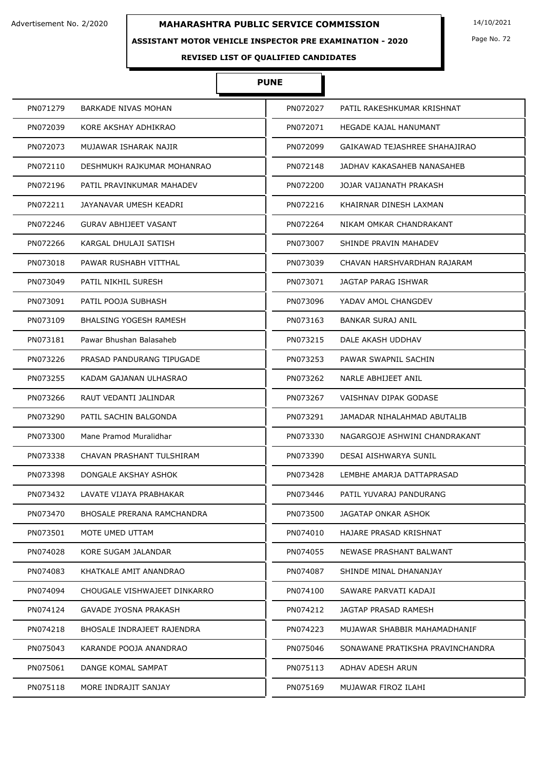Advertisement No. 2/2020

# MAHARASHTRA PUBLIC SERVICE COMMISSION

14/10/2021

## ASSISTANT MOTOR VEHICLE INSPECTOR PRE EXAMINATION - 2020

### REVISED LIST OF QUALIFIED CANDIDATES

### PUNE

| | | | |
|---|---|---|---|
| PN071279 | BARKADE NIVAS MOHAN | PN072027 | PATIL RAKESHKUMAR KRISHNAT |
| PN072039 | KORE AKSHAY ADHIKRAO | PN072071 | HEGADE KAJAL HANUMANT |
| PN072073 | MUJAWAR ISHARAK NAJIR | PN072099 | GAIKAWAD TEJASHREE SHAHAJIRAO |
| PN072110 | DESHMUKH RAJKUMAR MOHANRAO | PN072148 | JADHAV KAKASAHEB NANASAHEB |
| PN072196 | PATIL PRAVINKUMAR MAHADEV | PN072200 | JOJAR VAIJANATH PRAKASH |
| PN072211 | JAYANAVAR UMESH KEADRI | PN072216 | KHAIRNAR DINESH LAXMAN |
| PN072246 | GURAV ABHIJEET VASANT | PN072264 | NIKAM OMKAR CHANDRAKANT |
| PN072266 | KARGAL DHULAJI SATISH | PN073007 | SHINDE PRAVIN MAHADEV |
| PN073018 | PAWAR RUSHABH VITTHAL | PN073039 | CHAVAN HARSHVARDHAN RAJARAM |
| PN073049 | PATIL NIKHIL SURESH | PN073071 | JAGTAP PARAG ISHWAR |
| PN073091 | PATIL POOJA SUBHASH | PN073096 | YADAV AMOL CHANGDEV |
| PN073109 | BHALSING YOGESH RAMESH | PN073163 | BANKAR SURAJ ANIL |
| PN073181 | Pawar Bhushan Balasaheb | PN073215 | DALE AKASH UDDHAV |
| PN073226 | PRASAD PANDURANG TIPUGADE | PN073253 | PAWAR SWAPNIL SACHIN |
| PN073255 | KADAM GAJANAN ULHASRAO | PN073262 | NARLE ABHIJEET ANIL |
| PN073266 | RAUT VEDANTI JALINDAR | PN073267 | VAISHNAV DIPAK GODASE |
| PN073290 | PATIL SACHIN BALGONDA | PN073291 | JAMADAR NIHALAHMAD ABUTALIB |
| PN073300 | Mane Pramod Muralidhar | PN073330 | NAGARGOJE ASHWINI CHANDRAKANT |
| PN073338 | CHAVAN PRASHANT TULSHIRAM | PN073390 | DESAI AISHWARYA SUNIL |
| PN073398 | DONGALE AKSHAY ASHOK | PN073428 | LEMBHE AMARJA DATTAPRASAD |
| PN073432 | LAVATE VIJAYA PRABHAKAR | PN073446 | PATIL YUVARAJ PANDURANG |
| PN073470 | BHOSALE PRERANA RAMCHANDRA | PN073500 | JAGATAP ONKAR ASHOK |
| PN073501 | MOTE UMED UTTAM | PN074010 | HAJARE PRASAD KRISHNAT |
| PN074028 | KORE SUGAM JALANDAR | PN074055 | NEWASE PRASHANT BALWANT |
| PN074083 | KHATKALE AMIT ANANDRAO | PN074087 | SHINDE MINAL DHANANJAY |
| PN074094 | CHOUGALE VISHWAJEET DINKARRO | PN074100 | SAWARE PARVATI KADAJI |
| PN074124 | GAVADE JYOSNA PRAKASH | PN074212 | JAGTAP PRASAD RAMESH |
| PN074218 | BHOSALE INDRAJEET RAJENDRA | PN074223 | MUJAWAR SHABBIR MAHAMADHANIF |
| PN075043 | KARANDE POOJA ANANDRAO | PN075046 | SONAWANE PRATIKSHA PRAVINCHANDRA |
| PN075061 | DANGE KOMAL SAMPAT | PN075113 | ADHAV ADESH ARUN |
| PN075118 | MORE INDRAJIT SANJAY | PN075169 | MUJAWAR FIROZ ILAHI |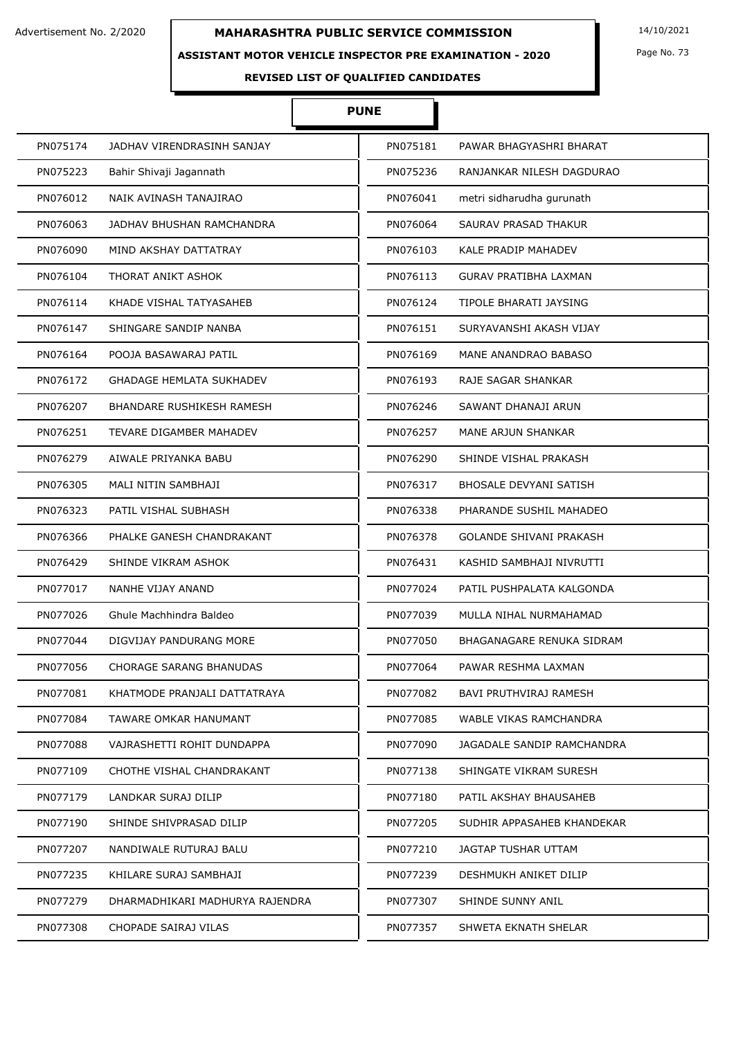Advertisement No. 2/2020

# MAHARASHTRA PUBLIC SERVICE COMMISSION

14/10/2021

## ASSISTANT MOTOR VEHICLE INSPECTOR PRE EXAMINATION - 2020

### REVISED LIST OF QUALIFIED CANDIDATES

### PUNE

| | | | |
|---|---|---|---|
| PN075174 | JADHAV VIRENDRASINH SANJAY | PN075181 | PAWAR BHAGYASHRI BHARAT |
| PN075223 | Bahir Shivaji Jagannath | PN075236 | RANJANKAR NILESH DAGDURAO |
| PN076012 | NAIK AVINASH TANAJIRAO | PN076041 | metri sidharudha gurunath |
| PN076063 | JADHAV BHUSHAN RAMCHANDRA | PN076064 | SAURAV PRASAD THAKUR |
| PN076090 | MIND AKSHAY DATTATRAY | PN076103 | KALE PRADIP MAHADEV |
| PN076104 | THORAT ANIKT ASHOK | PN076113 | GURAV PRATIBHA LAXMAN |
| PN076114 | KHADE VISHAL TATYASAHEB | PN076124 | TIPOLE BHARATI JAYSING |
| PN076147 | SHINGARE SANDIP NANBA | PN076151 | SURYAVANSHI AKASH VIJAY |
| PN076164 | POOJA BASAWARAJ PATIL | PN076169 | MANE ANANDRAO BABASO |
| PN076172 | GHADAGE HEMLATA SUKHADEV | PN076193 | RAJE SAGAR SHANKAR |
| PN076207 | BHANDARE RUSHIKESH RAMESH | PN076246 | SAWANT DHANAJI ARUN |
| PN076251 | TEVARE DIGAMBER MAHADEV | PN076257 | MANE ARJUN SHANKAR |
| PN076279 | AIWALE PRIYANKA BABU | PN076290 | SHINDE VISHAL PRAKASH |
| PN076305 | MALI NITIN SAMBHAJI | PN076317 | BHOSALE DEVYANI SATISH |
| PN076323 | PATIL VISHAL SUBHASH | PN076338 | PHARANDE SUSHIL MAHADEO |
| PN076366 | PHALKE GANESH CHANDRAKANT | PN076378 | GOLANDE SHIVANI PRAKASH |
| PN076429 | SHINDE VIKRAM ASHOK | PN076431 | KASHID SAMBHAJI NIVRUTTI |
| PN077017 | NANHE VIJAY ANAND | PN077024 | PATIL PUSHPALATA KALGONDA |
| PN077026 | Ghule Machhindra Baldeo | PN077039 | MULLA NIHAL NURMAHAMAD |
| PN077044 | DIGVIJAY PANDURANG MORE | PN077050 | BHAGANAGARE RENUKA SIDRAM |
| PN077056 | CHORAGE SARANG BHANUDAS | PN077064 | PAWAR RESHMA LAXMAN |
| PN077081 | KHATMODE PRANJALI DATTATRAYA | PN077082 | BAVI PRUTHVIRAJ RAMESH |
| PN077084 | TAWARE OMKAR HANUMANT | PN077085 | WABLE VIKAS RAMCHANDRA |
| PN077088 | VAJRASHETTI ROHIT DUNDAPPA | PN077090 | JAGADALE SANDIP RAMCHANDRA |
| PN077109 | CHOTHE VISHAL CHANDRAKANT | PN077138 | SHINGATE VIKRAM SURESH |
| PN077179 | LANDKAR SURAJ DILIP | PN077180 | PATIL AKSHAY BHAUSAHEB |
| PN077190 | SHINDE SHIVPRASAD DILIP | PN077205 | SUDHIR APPASAHEB KHANDEKAR |
| PN077207 | NANDIWALE RUTURAJ BALU | PN077210 | JAGTAP TUSHAR UTTAM |
| PN077235 | KHILARE SURAJ SAMBHAJI | PN077239 | DESHMUKH ANIKET DILIP |
| PN077279 | DHARMADHIKARI MADHURYA RAJENDRA | PN077307 | SHINDE SUNNY ANIL |
| PN077308 | CHOPADE SAIRAJ VILAS | PN077357 | SHWETA EKNATH SHELAR |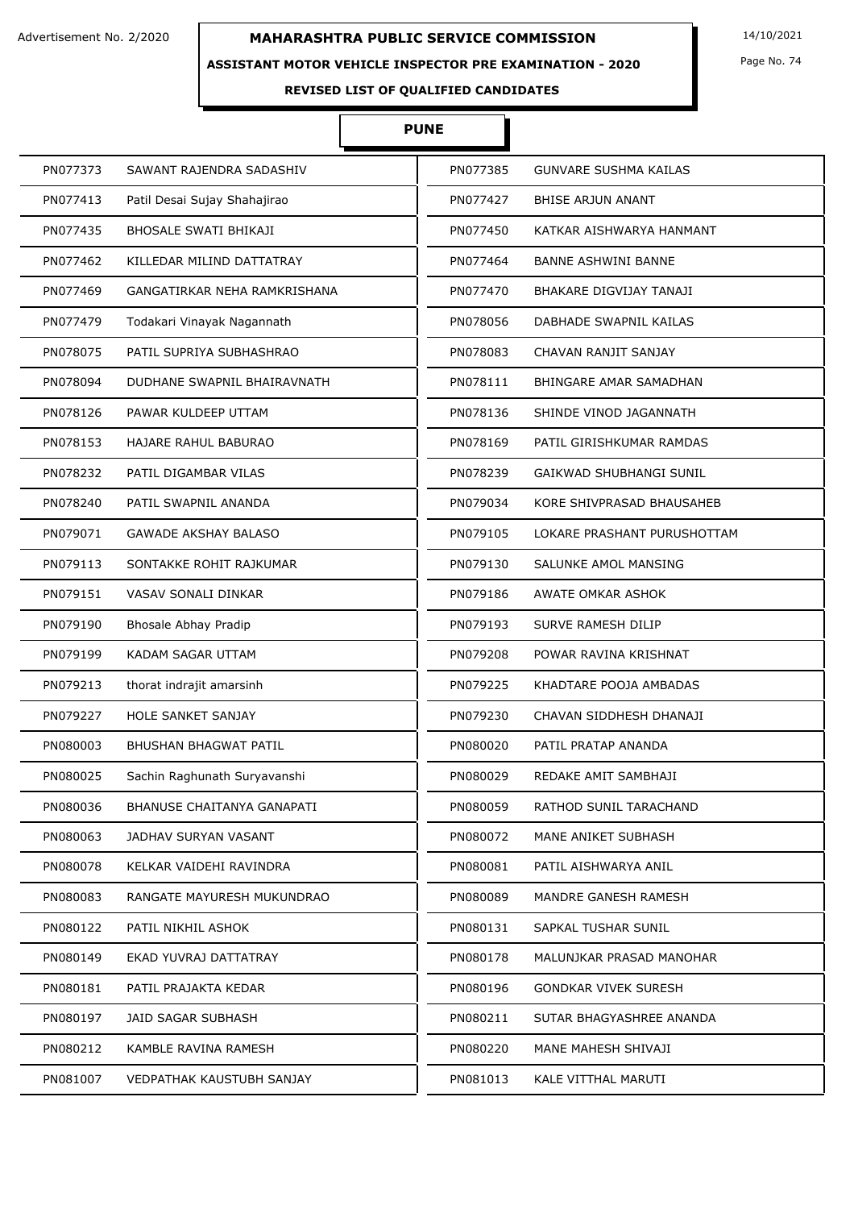Advertisement No. 2/2020

# MAHARASHTRA PUBLIC SERVICE COMMISSION

14/10/2021

## ASSISTANT MOTOR VEHICLE INSPECTOR PRE EXAMINATION - 2020

### REVISED LIST OF QUALIFIED CANDIDATES

### PUNE

| | | | |
|---|---|---|---|
| PN077373 | SAWANT RAJENDRA SADASHIV | PN077385 | GUNVARE SUSHMA KAILAS |
| PN077413 | Patil Desai Sujay Shahajirao | PN077427 | BHISE ARJUN ANANT |
| PN077435 | BHOSALE SWATI BHIKAJI | PN077450 | KATKAR AISHWARYA HANMANT |
| PN077462 | KILLEDAR MILIND DATTATRAY | PN077464 | BANNE ASHWINI BANNE |
| PN077469 | GANGATIRKAR NEHA RAMKRISHANA | PN077470 | BHAKARE DIGVIJAY TANAJI |
| PN077479 | Todakari Vinayak Nagannath | PN078056 | DABHADE SWAPNIL KAILAS |
| PN078075 | PATIL SUPRIYA SUBHASHRAO | PN078083 | CHAVAN RANJIT SANJAY |
| PN078094 | DUDHANE SWAPNIL BHAIRAVNATH | PN078111 | BHINGARE AMAR SAMADHAN |
| PN078126 | PAWAR KULDEEP UTTAM | PN078136 | SHINDE VINOD JAGANNATH |
| PN078153 | HAJARE RAHUL BABURAO | PN078169 | PATIL GIRISHKUMAR RAMDAS |
| PN078232 | PATIL DIGAMBAR VILAS | PN078239 | GAIKWAD SHUBHANGI SUNIL |
| PN078240 | PATIL SWAPNIL ANANDA | PN079034 | KORE SHIVPRASAD BHAUSAHEB |
| PN079071 | GAWADE AKSHAY BALASO | PN079105 | LOKARE PRASHANT PURUSHOTTAM |
| PN079113 | SONTAKKE ROHIT RAJKUMAR | PN079130 | SALUNKE AMOL MANSING |
| PN079151 | VASAV SONALI DINKAR | PN079186 | AWATE OMKAR ASHOK |
| PN079190 | Bhosale Abhay Pradip | PN079193 | SURVE RAMESH DILIP |
| PN079199 | KADAM SAGAR UTTAM | PN079208 | POWAR RAVINA KRISHNAT |
| PN079213 | thorat indrajit amarsinh | PN079225 | KHADTARE POOJA AMBADAS |
| PN079227 | HOLE SANKET SANJAY | PN079230 | CHAVAN SIDDHESH DHANAJI |
| PN080003 | BHUSHAN BHAGWAT PATIL | PN080020 | PATIL PRATAP ANANDA |
| PN080025 | Sachin Raghunath Suryavanshi | PN080029 | REDAKE AMIT SAMBHAJI |
| PN080036 | BHANUSE CHAITANYA GANAPATI | PN080059 | RATHOD SUNIL TARACHAND |
| PN080063 | JADHAV SURYAN VASANT | PN080072 | MANE ANIKET SUBHASH |
| PN080078 | KELKAR VAIDEHI RAVINDRA | PN080081 | PATIL AISHWARYA ANIL |
| PN080083 | RANGATE MAYURESH MUKUNDRAO | PN080089 | MANDRE GANESH RAMESH |
| PN080122 | PATIL NIKHIL ASHOK | PN080131 | SAPKAL TUSHAR SUNIL |
| PN080149 | EKAD YUVRAJ DATTATRAY | PN080178 | MALUNJKAR PRASAD MANOHAR |
| PN080181 | PATIL PRAJAKTA KEDAR | PN080196 | GONDKAR VIVEK SURESH |
| PN080197 | JAID SAGAR SUBHASH | PN080211 | SUTAR BHAGYASHREE ANANDA |
| PN080212 | KAMBLE RAVINA RAMESH | PN080220 | MANE MAHESH SHIVAJI |
| PN081007 | VEDPATHAK KAUSTUBH SANJAY | PN081013 | KALE VITTHAL MARUTI |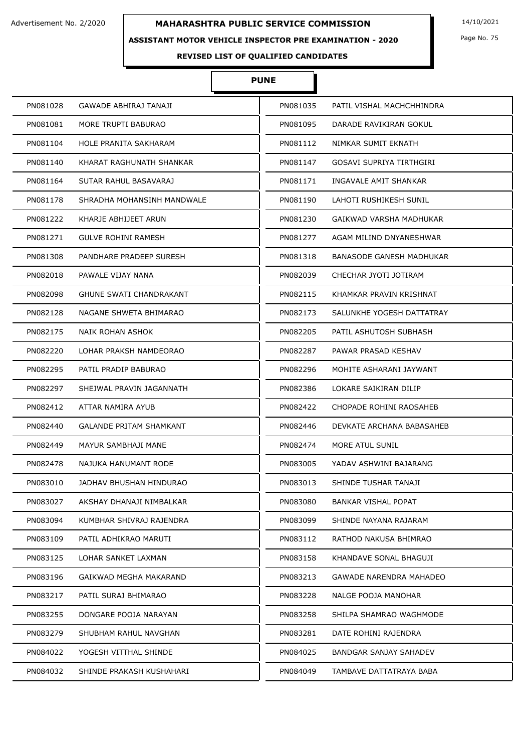# MAHARASHTRA PUBLIC SERVICE COMMISSION

Advertisement No. 2/2020

14/10/2021

**ASSISTANT MOTOR VEHICLE INSPECTOR PRE EXAMINATION - 2020**

**REVISED LIST OF QUALIFIED CANDIDATES**

## PUNE

| | | | |
|---|---|---|---|
| PN081028 | GAWADE ABHIRAJ TANAJI | PN081035 | PATIL VISHAL MACHCHHINDRA |
| PN081081 | MORE TRUPTI BABURAO | PN081095 | DARADE RAVIKIRAN GOKUL |
| PN081104 | HOLE PRANITA SAKHARAM | PN081112 | NIMKAR SUMIT EKNATH |
| PN081140 | KHARAT RAGHUNATH SHANKAR | PN081147 | GOSAVI SUPRIYA TIRTHGIRI |
| PN081164 | SUTAR RAHUL BASAVARAJ | PN081171 | INGAVALE AMIT SHANKAR |
| PN081178 | SHRADHA MOHANSINH MANDWALE | PN081190 | LAHOTI RUSHIKESH SUNIL |
| PN081222 | KHARJE ABHIJEET ARUN | PN081230 | GAIKWAD VARSHA MADHUKAR |
| PN081271 | GULVE ROHINI RAMESH | PN081277 | AGAM MILIND DNYANESHWAR |
| PN081308 | PANDHARE PRADEEP SURESH | PN081318 | BANASODE GANESH MADHUKAR |
| PN082018 | PAWALE VIJAY NANA | PN082039 | CHECHAR JYOTI JOTIRAM |
| PN082098 | GHUNE SWATI CHANDRAKANT | PN082115 | KHAMKAR PRAVIN KRISHNAT |
| PN082128 | NAGANE SHWETA BHIMARAO | PN082173 | SALUNKHE YOGESH DATTATRAY |
| PN082175 | NAIK ROHAN ASHOK | PN082205 | PATIL ASHUTOSH SUBHASH |
| PN082220 | LOHAR PRAKSH NAMDEORAO | PN082287 | PAWAR PRASAD KESHAV |
| PN082295 | PATIL PRADIP BABURAO | PN082296 | MOHITE ASHARANI JAYWANT |
| PN082297 | SHEJWAL PRAVIN JAGANNATH | PN082386 | LOKARE SAIKIRAN DILIP |
| PN082412 | ATTAR NAMIRA AYUB | PN082422 | CHOPADE ROHINI RAOSAHEB |
| PN082440 | GALANDE PRITAM SHAMKANT | PN082446 | DEVKATE ARCHANA BABASAHEB |
| PN082449 | MAYUR SAMBHAJI MANE | PN082474 | MORE ATUL SUNIL |
| PN082478 | NAJUKA HANUMANT RODE | PN083005 | YADAV ASHWINI BAJARANG |
| PN083010 | JADHAV BHUSHAN HINDURAO | PN083013 | SHINDE TUSHAR TANAJI |
| PN083027 | AKSHAY DHANAJI NIMBALKAR | PN083080 | BANKAR VISHAL POPAT |
| PN083094 | KUMBHAR SHIVRAJ RAJENDRA | PN083099 | SHINDE NAYANA RAJARAM |
| PN083109 | PATIL ADHIKRAO MARUTI | PN083112 | RATHOD NAKUSA BHIMRAO |
| PN083125 | LOHAR SANKET LAXMAN | PN083158 | KHANDAVE SONAL BHAGUJI |
| PN083196 | GAIKWAD MEGHA MAKARAND | PN083213 | GAWADE NARENDRA MAHADEO |
| PN083217 | PATIL SURAJ BHIMARAO | PN083228 | NALGE POOJA MANOHAR |
| PN083255 | DONGARE POOJA NARAYAN | PN083258 | SHILPA SHAMRAO WAGHMODE |
| PN083279 | SHUBHAM RAHUL NAVGHAN | PN083281 | DATE ROHINI RAJENDRA |
| PN084022 | YOGESH VITTHAL SHINDE | PN084025 | BANDGAR SANJAY SAHADEV |
| PN084032 | SHINDE PRAKASH KUSHAHARI | PN084049 | TAMBAVE DATTATRAYA BABA |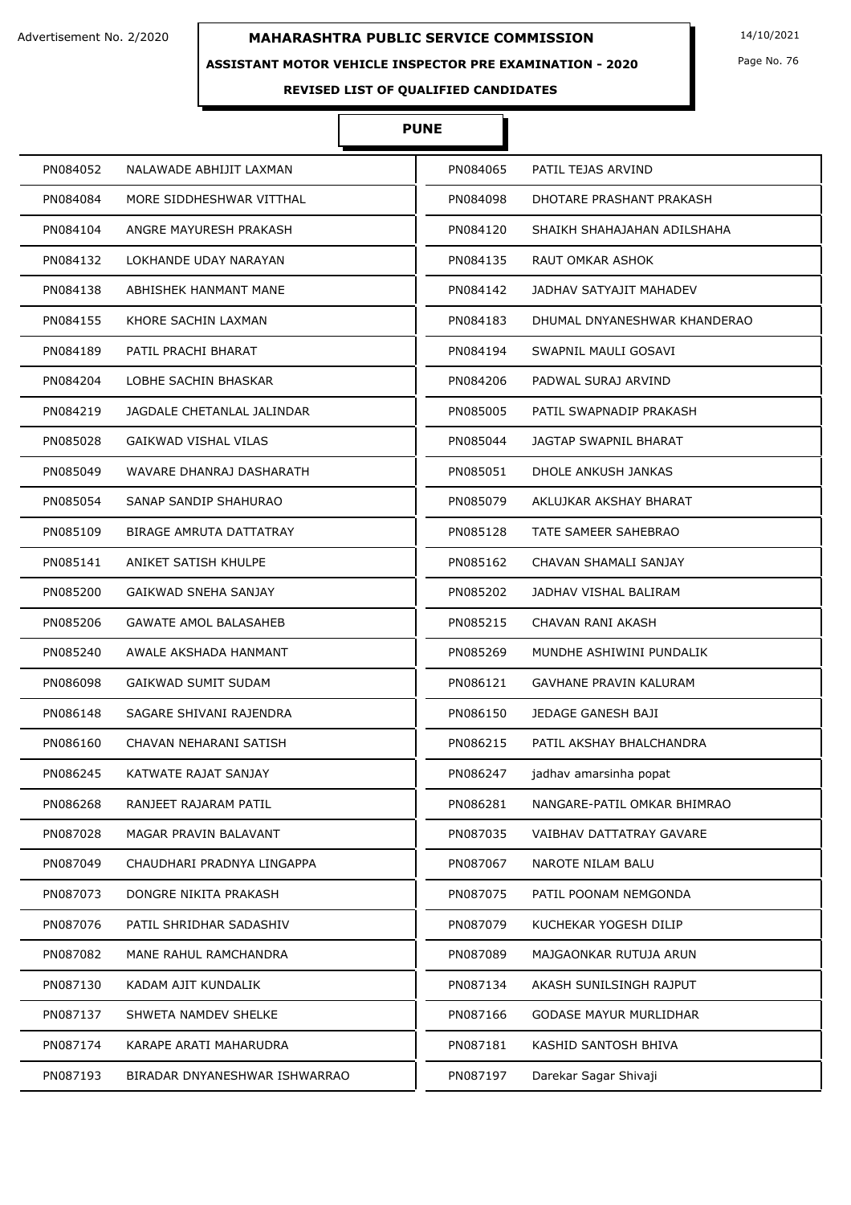Advertisement No. 2/2020

# MAHARASHTRA PUBLIC SERVICE COMMISSION

14/10/2021

## ASSISTANT MOTOR VEHICLE INSPECTOR PRE EXAMINATION - 2020

### REVISED LIST OF QUALIFIED CANDIDATES

### PUNE

| | | | |
|---|---|---|---|
| PN084052 | NALAWADE ABHIJIT LAXMAN | PN084065 | PATIL TEJAS ARVIND |
| PN084084 | MORE SIDDHESHWAR VITTHAL | PN084098 | DHOTARE PRASHANT PRAKASH |
| PN084104 | ANGRE MAYURESH PRAKASH | PN084120 | SHAIKH SHAHAJAHAN ADILSHAHA |
| PN084132 | LOKHANDE UDAY NARAYAN | PN084135 | RAUT OMKAR ASHOK |
| PN084138 | ABHISHEK HANMANT MANE | PN084142 | JADHAV SATYAJIT MAHADEV |
| PN084155 | KHORE SACHIN LAXMAN | PN084183 | DHUMAL DNYANESHWAR KHANDERAO |
| PN084189 | PATIL PRACHI BHARAT | PN084194 | SWAPNIL MAULI GOSAVI |
| PN084204 | LOBHE SACHIN BHASKAR | PN084206 | PADWAL SURAJ ARVIND |
| PN084219 | JAGDALE CHETANLAL JALINDAR | PN085005 | PATIL SWAPNADIP PRAKASH |
| PN085028 | GAIKWAD VISHAL VILAS | PN085044 | JAGTAP SWAPNIL BHARAT |
| PN085049 | WAVARE DHANRAJ DASHARATH | PN085051 | DHOLE ANKUSH JANKAS |
| PN085054 | SANAP SANDIP SHAHURAO | PN085079 | AKLUJKAR AKSHAY BHARAT |
| PN085109 | BIRAGE AMRUTA DATTATRAY | PN085128 | TATE SAMEER SAHEBRAO |
| PN085141 | ANIKET SATISH KHULPE | PN085162 | CHAVAN SHAMALI SANJAY |
| PN085200 | GAIKWAD SNEHA SANJAY | PN085202 | JADHAV VISHAL BALIRAM |
| PN085206 | GAWATE AMOL BALASAHEB | PN085215 | CHAVAN RANI AKASH |
| PN085240 | AWALE AKSHADA HANMANT | PN085269 | MUNDHE ASHIWINI PUNDALIK |
| PN086098 | GAIKWAD SUMIT SUDAM | PN086121 | GAVHANE PRAVIN KALURAM |
| PN086148 | SAGARE SHIVANI RAJENDRA | PN086150 | JEDAGE GANESH BAJI |
| PN086160 | CHAVAN NEHARANI SATISH | PN086215 | PATIL AKSHAY BHALCHANDRA |
| PN086245 | KATWATE RAJAT SANJAY | PN086247 | jadhav amarsinha popat |
| PN086268 | RANJEET RAJARAM PATIL | PN086281 | NANGARE-PATIL OMKAR BHIMRAO |
| PN087028 | MAGAR PRAVIN BALAVANT | PN087035 | VAIBHAV DATTATRAY GAVARE |
| PN087049 | CHAUDHARI PRADNYA LINGAPPA | PN087067 | NAROTE NILAM BALU |
| PN087073 | DONGRE NIKITA PRAKASH | PN087075 | PATIL POONAM NEMGONDA |
| PN087076 | PATIL SHRIDHAR SADASHIV | PN087079 | KUCHEKAR YOGESH DILIP |
| PN087082 | MANE RAHUL RAMCHANDRA | PN087089 | MAJGAONKAR RUTUJA ARUN |
| PN087130 | KADAM AJIT KUNDALIK | PN087134 | AKASH SUNILSINGH RAJPUT |
| PN087137 | SHWETA NAMDEV SHELKE | PN087166 | GODASE MAYUR MURLIDHAR |
| PN087174 | KARAPE ARATI MAHARUDRA | PN087181 | KASHID SANTOSH BHIVA |
| PN087193 | BIRADAR DNYANESHWAR ISHWARRAO | PN087197 | Darekar Sagar Shivaji |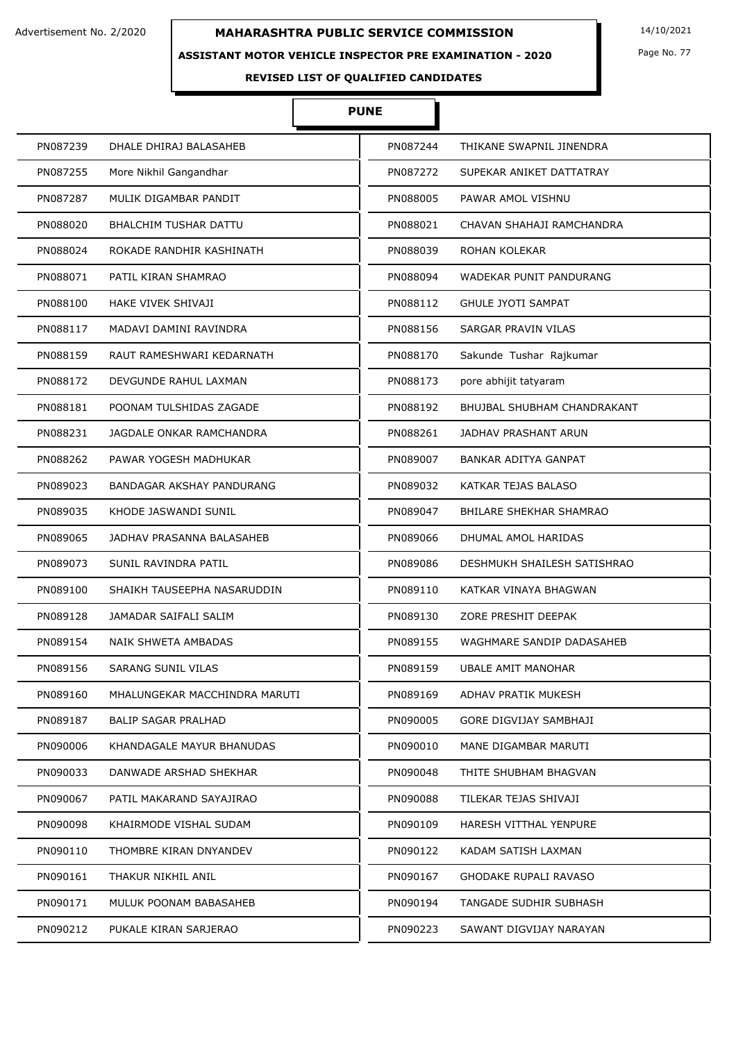Advertisement No. 2/2020

# MAHARASHTRA PUBLIC SERVICE COMMISSION

14/10/2021

**ASSISTANT MOTOR VEHICLE INSPECTOR PRE EXAMINATION - 2020**

**REVISED LIST OF QUALIFIED CANDIDATES**

## PUNE

| | | | |
|---|---|---|---|
| PN087239 | DHALE DHIRAJ BALASAHEB | PN087244 | THIKANE SWAPNIL JINENDRA |
| PN087255 | More Nikhil Gangandhar | PN087272 | SUPEKAR ANIKET DATTATRAY |
| PN087287 | MULIK DIGAMBAR PANDIT | PN088005 | PAWAR AMOL VISHNU |
| PN088020 | BHALCHIM TUSHAR DATTU | PN088021 | CHAVAN SHAHAJI RAMCHANDRA |
| PN088024 | ROKADE RANDHIR KASHINATH | PN088039 | ROHAN KOLEKAR |
| PN088071 | PATIL KIRAN SHAMRAO | PN088094 | WADEKAR PUNIT PANDURANG |
| PN088100 | HAKE VIVEK SHIVAJI | PN088112 | GHULE JYOTI SAMPAT |
| PN088117 | MADAVI DAMINI RAVINDRA | PN088156 | SARGAR PRAVIN VILAS |
| PN088159 | RAUT RAMESHWARI KEDARNATH | PN088170 | Sakunde Tushar Rajkumar |
| PN088172 | DEVGUNDE RAHUL LAXMAN | PN088173 | pore abhijit tatyaram |
| PN088181 | POONAM TULSHIDAS ZAGADE | PN088192 | BHUJBAL SHUBHAM CHANDRAKANT |
| PN088231 | JAGDALE ONKAR RAMCHANDRA | PN088261 | JADHAV PRASHANT ARUN |
| PN088262 | PAWAR YOGESH MADHUKAR | PN089007 | BANKAR ADITYA GANPAT |
| PN089023 | BANDAGAR AKSHAY PANDURANG | PN089032 | KATKAR TEJAS BALASO |
| PN089035 | KHODE JASWANDI SUNIL | PN089047 | BHILARE SHEKHAR SHAMRAO |
| PN089065 | JADHAV PRASANNA BALASAHEB | PN089066 | DHUMAL AMOL HARIDAS |
| PN089073 | SUNIL RAVINDRA PATIL | PN089086 | DESHMUKH SHAILESH SATISHRAO |
| PN089100 | SHAIKH TAUSEEPHA NASARUDDIN | PN089110 | KATKAR VINAYA BHAGWAN |
| PN089128 | JAMADAR SAIFALI SALIM | PN089130 | ZORE PRESHIT DEEPAK |
| PN089154 | NAIK SHWETA AMBADAS | PN089155 | WAGHMARE SANDIP DADASAHEB |
| PN089156 | SARANG SUNIL VILAS | PN089159 | UBALE AMIT MANOHAR |
| PN089160 | MHALUNGEKAR MACCHINDRA MARUTI | PN089169 | ADHAV PRATIK MUKESH |
| PN089187 | BALIP SAGAR PRALHAD | PN090005 | GORE DIGVIJAY SAMBHAJI |
| PN090006 | KHANDAGALE MAYUR BHANUDAS | PN090010 | MANE DIGAMBAR MARUTI |
| PN090033 | DANWADE ARSHAD SHEKHAR | PN090048 | THITE SHUBHAM BHAGVAN |
| PN090067 | PATIL MAKARAND SAYAJIRAO | PN090088 | TILEKAR TEJAS SHIVAJI |
| PN090098 | KHAIRMODE VISHAL SUDAM | PN090109 | HARESH VITTHAL YENPURE |
| PN090110 | THOMBRE KIRAN DNYANDEV | PN090122 | KADAM SATISH LAXMAN |
| PN090161 | THAKUR NIKHIL ANIL | PN090167 | GHODAKE RUPALI RAVASO |
| PN090171 | MULUK POONAM BABASAHEB | PN090194 | TANGADE SUDHIR SUBHASH |
| PN090212 | PUKALE KIRAN SARJERAO | PN090223 | SAWANT DIGVIJAY NARAYAN |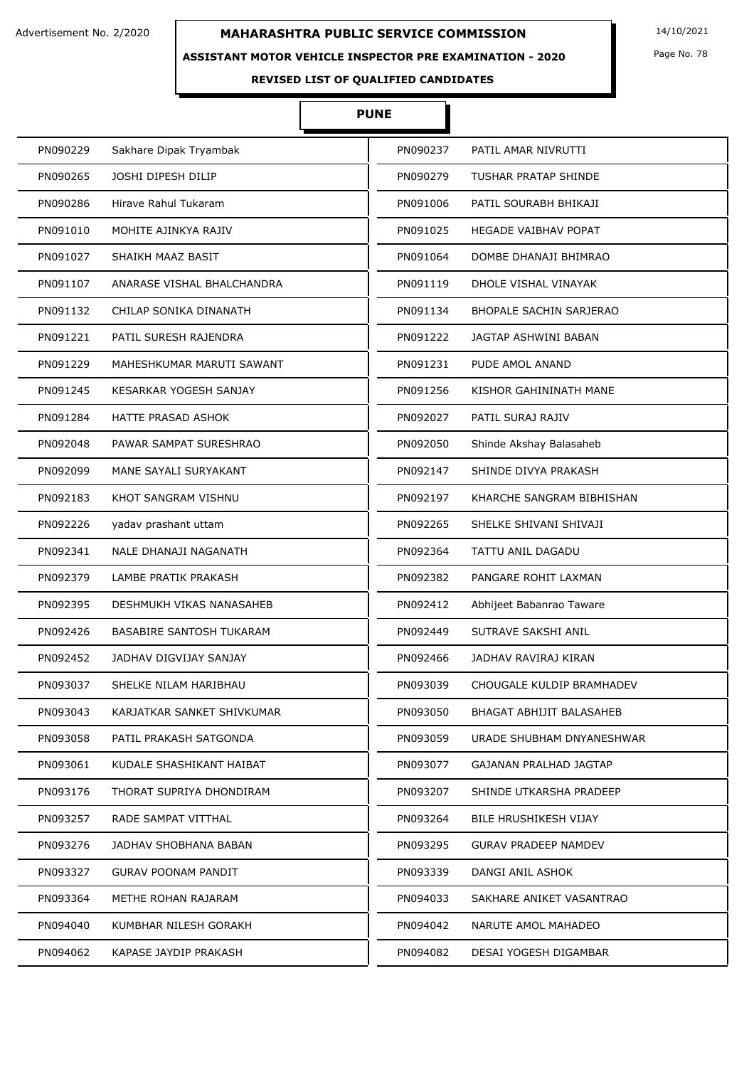Advertisement No. 2/2020

# MAHARASHTRA PUBLIC SERVICE COMMISSION

14/10/2021

## ASSISTANT MOTOR VEHICLE INSPECTOR PRE EXAMINATION - 2020

### REVISED LIST OF QUALIFIED CANDIDATES

### PUNE

| | | | |
|---|---|---|---|
| PN090229 | Sakhare Dipak Tryambak | PN090237 | PATIL AMAR NIVRUTTI |
| PN090265 | JOSHI DIPESH DILIP | PN090279 | TUSHAR PRATAP SHINDE |
| PN090286 | Hirave Rahul Tukaram | PN091006 | PATIL SOURABH BHIKAJI |
| PN091010 | MOHITE AJINKYA RAJIV | PN091025 | HEGADE VAIBHAV POPAT |
| PN091027 | SHAIKH MAAZ BASIT | PN091064 | DOMBE DHANAJI BHIMRAO |
| PN091107 | ANARASE VISHAL BHALCHANDRA | PN091119 | DHOLE VISHAL VINAYAK |
| PN091132 | CHILAP SONIKA DINANATH | PN091134 | BHOPALE SACHIN SARJERAO |
| PN091221 | PATIL SURESH RAJENDRA | PN091222 | JAGTAP ASHWINI BABAN |
| PN091229 | MAHESHKUMAR MARUTI SAWANT | PN091231 | PUDE AMOL ANAND |
| PN091245 | KESARKAR YOGESH SANJAY | PN091256 | KISHOR GAHININATH MANE |
| PN091284 | HATTE PRASAD ASHOK | PN092027 | PATIL SURAJ RAJIV |
| PN092048 | PAWAR SAMPAT SURESHRAO | PN092050 | Shinde Akshay Balasaheb |
| PN092099 | MANE SAYALI SURYAKANT | PN092147 | SHINDE DIVYA PRAKASH |
| PN092183 | KHOT SANGRAM VISHNU | PN092197 | KHARCHE SANGRAM BIBHISHAN |
| PN092226 | yadav prashant uttam | PN092265 | SHELKE SHIVANI SHIVAJI |
| PN092341 | NALE DHANAJI NAGANATH | PN092364 | TATTU ANIL DAGADU |
| PN092379 | LAMBE PRATIK PRAKASH | PN092382 | PANGARE ROHIT LAXMAN |
| PN092395 | DESHMUKH VIKAS NANASAHEB | PN092412 | Abhijeet Babanrao Taware |
| PN092426 | BASABIRE SANTOSH TUKARAM | PN092449 | SUTRAVE SAKSHI ANIL |
| PN092452 | JADHAV DIGVIJAY SANJAY | PN092466 | JADHAV RAVIRAJ KIRAN |
| PN093037 | SHELKE NILAM HARIBHAU | PN093039 | CHOUGALE KULDIP BRAMHADEV |
| PN093043 | KARJATKAR SANKET SHIVKUMAR | PN093050 | BHAGAT ABHIJIT BALASAHEB |
| PN093058 | PATIL PRAKASH SATGONDA | PN093059 | URADE SHUBHAM DNYANESHWAR |
| PN093061 | KUDALE SHASHIKANT HAIBAT | PN093077 | GAJANAN PRALHAD JAGTAP |
| PN093176 | THORAT SUPRIYA DHONDIRAM | PN093207 | SHINDE UTKARSHA PRADEEP |
| PN093257 | RADE SAMPAT VITTHAL | PN093264 | BILE HRUSHIKESH VIJAY |
| PN093276 | JADHAV SHOBHANA BABAN | PN093295 | GURAV PRADEEP NAMDEV |
| PN093327 | GURAV POONAM PANDIT | PN093339 | DANGI ANIL ASHOK |
| PN093364 | METHE ROHAN RAJARAM | PN094033 | SAKHARE ANIKET VASANTRAO |
| PN094040 | KUMBHAR NILESH GORAKH | PN094042 | NARUTE AMOL MAHADEO |
| PN094062 | KAPASE JAYDIP PRAKASH | PN094082 | DESAI YOGESH DIGAMBAR |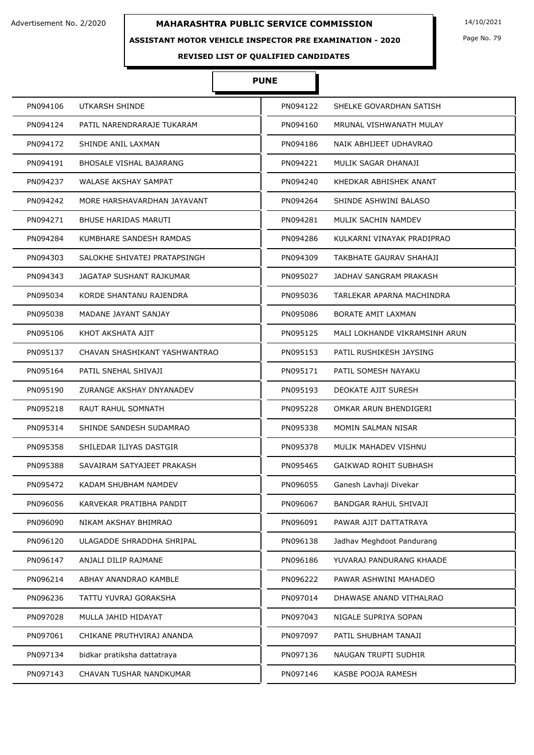Advertisement No. 2/2020

# MAHARASHTRA PUBLIC SERVICE COMMISSION

14/10/2021

## ASSISTANT MOTOR VEHICLE INSPECTOR PRE EXAMINATION - 2020

### REVISED LIST OF QUALIFIED CANDIDATES

### PUNE

| | | | |
|---|---|---|---|
| PN094106 | UTKARSH SHINDE | PN094122 | SHELKE GOVARDHAN SATISH |
| PN094124 | PATIL NARENDRARAJE TUKARAM | PN094160 | MRUNAL VISHWANATH MULAY |
| PN094172 | SHINDE ANIL LAXMAN | PN094186 | NAIK ABHIJEET UDHAVRAO |
| PN094191 | BHOSALE VISHAL BAJARANG | PN094221 | MULIK SAGAR DHANAJI |
| PN094237 | WALASE AKSHAY SAMPAT | PN094240 | KHEDKAR ABHISHEK ANANT |
| PN094242 | MORE HARSHAVARDHAN JAYAVANT | PN094264 | SHINDE ASHWINI BALASO |
| PN094271 | BHUSE HARIDAS MARUTI | PN094281 | MULIK SACHIN NAMDEV |
| PN094284 | KUMBHARE SANDESH RAMDAS | PN094286 | KULKARNI VINAYAK PRADIPRAO |
| PN094303 | SALOKHE SHIVATEJ PRATAPSINGH | PN094309 | TAKBHATE GAURAV SHAHAJI |
| PN094343 | JAGATAP SUSHANT RAJKUMAR | PN095027 | JADHAV SANGRAM PRAKASH |
| PN095034 | KORDE SHANTANU RAJENDRA | PN095036 | TARLEKAR APARNA MACHINDRA |
| PN095038 | MADANE JAYANT SANJAY | PN095086 | BORATE AMIT LAXMAN |
| PN095106 | KHOT AKSHATA AJIT | PN095125 | MALI LOKHANDE VIKRAMSINH ARUN |
| PN095137 | CHAVAN SHASHIKANT YASHWANTRAO | PN095153 | PATIL RUSHIKESH JAYSING |
| PN095164 | PATIL SNEHAL SHIVAJI | PN095171 | PATIL SOMESH NAYAKU |
| PN095190 | ZURANGE AKSHAY DNYANADEV | PN095193 | DEOKATE AJIT SURESH |
| PN095218 | RAUT RAHUL SOMNATH | PN095228 | OMKAR ARUN BHENDIGERI |
| PN095314 | SHINDE SANDESH SUDAMRAO | PN095338 | MOMIN SALMAN NISAR |
| PN095358 | SHILEDAR ILIYAS DASTGIR | PN095378 | MULIK MAHADEV VISHNU |
| PN095388 | SAVAIRAM SATYAJEET PRAKASH | PN095465 | GAIKWAD ROHIT SUBHASH |
| PN095472 | KADAM SHUBHAM NAMDEV | PN096055 | Ganesh Lavhaji Divekar |
| PN096056 | KARVEKAR PRATIBHA PANDIT | PN096067 | BANDGAR RAHUL SHIVAJI |
| PN096090 | NIKAM AKSHAY BHIMRAO | PN096091 | PAWAR AJIT DATTATRAYA |
| PN096120 | ULAGADDE SHRADDHA SHRIPAL | PN096138 | Jadhav Meghdoot Pandurang |
| PN096147 | ANJALI DILIP RAJMANE | PN096186 | YUVARAJ PANDURANG KHAADE |
| PN096214 | ABHAY ANANDRAO KAMBLE | PN096222 | PAWAR ASHWINI MAHADEO |
| PN096236 | TATTU YUVRAJ GORAKSHA | PN097014 | DHAWASE ANAND VITHALRAO |
| PN097028 | MULLA JAHID HIDAYAT | PN097043 | NIGALE SUPRIYA SOPAN |
| PN097061 | CHIKANE PRUTHVIRAJ ANANDA | PN097097 | PATIL SHUBHAM TANAJI |
| PN097134 | bidkar pratiksha dattatraya | PN097136 | NAUGAN TRUPTI SUDHIR |
| PN097143 | CHAVAN TUSHAR NANDKUMAR | PN097146 | KASBE POOJA RAMESH |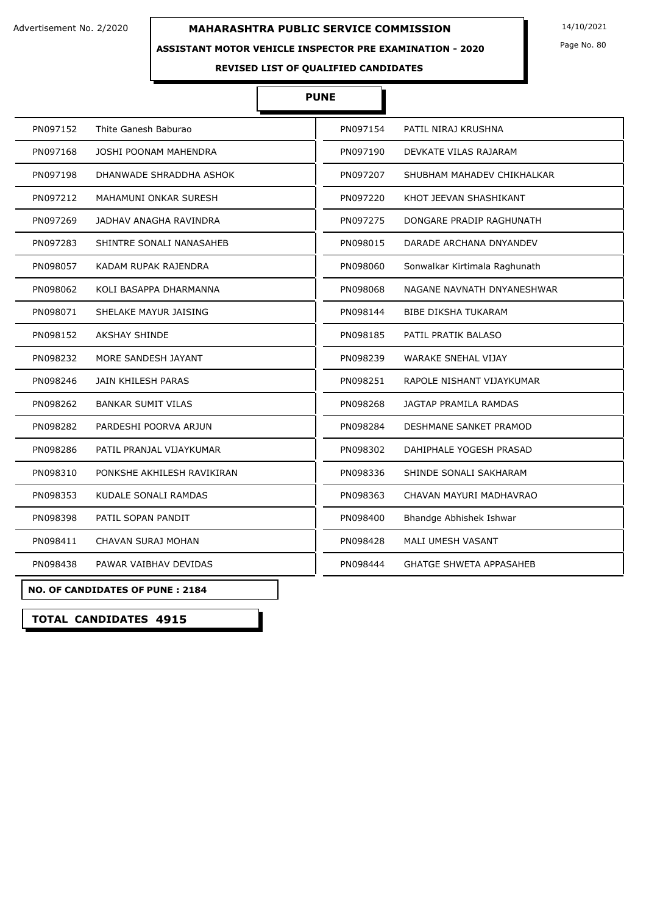Advertisement No. 2/2020

# MAHARASHTRA PUBLIC SERVICE COMMISSION

14/10/2021

## ASSISTANT MOTOR VEHICLE INSPECTOR PRE EXAMINATION - 2020

### REVISED LIST OF QUALIFIED CANDIDATES

### PUNE

| | | | |
|---|---|---|---|
| PN097152 | Thite Ganesh Baburao | PN097154 | PATIL NIRAJ KRUSHNA |
| PN097168 | JOSHI POONAM MAHENDRA | PN097190 | DEVKATE VILAS RAJARAM |
| PN097198 | DHANWADE SHRADDHA ASHOK | PN097207 | SHUBHAM MAHADEV CHIKHALKAR |
| PN097212 | MAHAMUNI ONKAR SURESH | PN097220 | KHOT JEEVAN SHASHIKANT |
| PN097269 | JADHAV ANAGHA RAVINDRA | PN097275 | DONGARE PRADIP RAGHUNATH |
| PN097283 | SHINTRE SONALI NANASAHEB | PN098015 | DARADE ARCHANA DNYANDEV |
| PN098057 | KADAM RUPAK RAJENDRA | PN098060 | Sonwalkar Kirtimala Raghunath |
| PN098062 | KOLI BASAPPA DHARMANNA | PN098068 | NAGANE NAVNATH DNYANESHWAR |
| PN098071 | SHELAKE MAYUR JAISING | PN098144 | BIBE DIKSHA TUKARAM |
| PN098152 | AKSHAY SHINDE | PN098185 | PATIL PRATIK BALASO |
| PN098232 | MORE SANDESH JAYANT | PN098239 | WARAKE SNEHAL VIJAY |
| PN098246 | JAIN KHILESH PARAS | PN098251 | RAPOLE NISHANT VIJAYKUMAR |
| PN098262 | BANKAR SUMIT VILAS | PN098268 | JAGTAP PRAMILA RAMDAS |
| PN098282 | PARDESHI POORVA ARJUN | PN098284 | DESHMANE SANKET PRAMOD |
| PN098286 | PATIL PRANJAL VIJAYKUMAR | PN098302 | DAHIPHALE YOGESH PRASAD |
| PN098310 | PONKSHE AKHILESH RAVIKIRAN | PN098336 | SHINDE SONALI SAKHARAM |
| PN098353 | KUDALE SONALI RAMDAS | PN098363 | CHAVAN MAYURI MADHAVRAO |
| PN098398 | PATIL SOPAN PANDIT | PN098400 | Bhandge Abhishek Ishwar |
| PN098411 | CHAVAN SURAJ MOHAN | PN098428 | MALI UMESH VASANT |
| PN098438 | PAWAR VAIBHAV DEVIDAS | PN098444 | GHATGE SHWETA APPASAHEB |

**NO. OF CANDIDATES OF PUNE : 2184**

**TOTAL CANDIDATES 4915**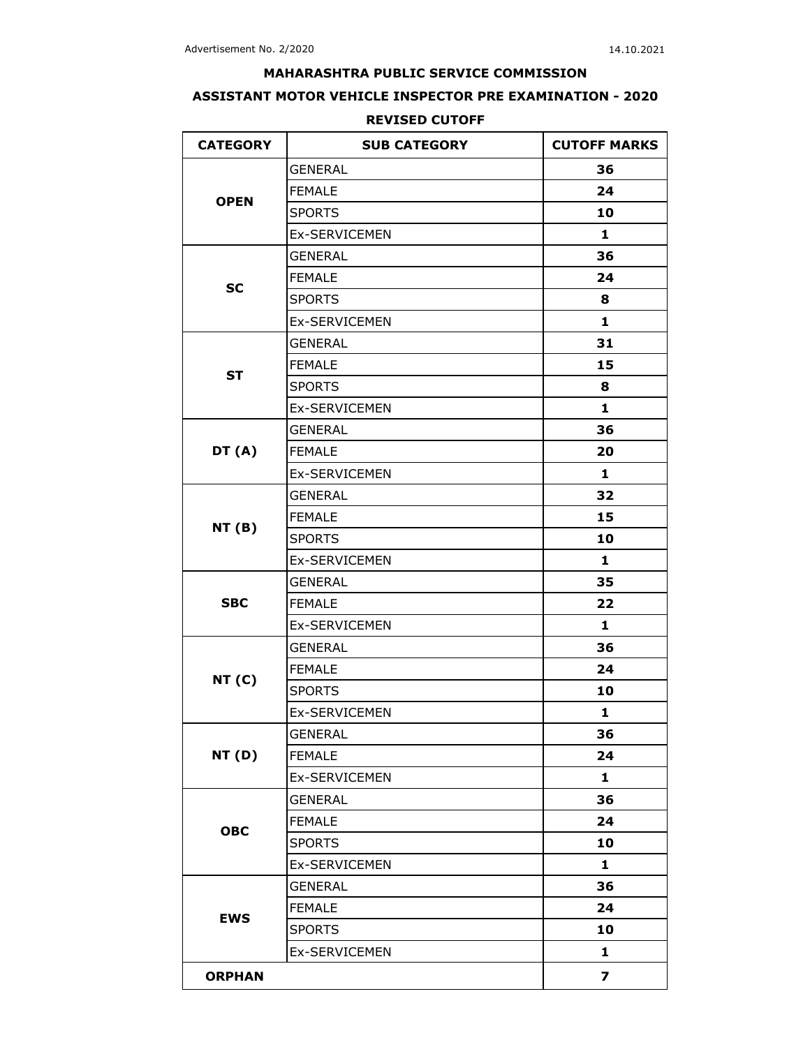Advertisement No. 2/2020 14.10.2021

**MAHARASHTRA PUBLIC SERVICE COMMISSION**

**ASSISTANT MOTOR VEHICLE INSPECTOR PRE EXAMINATION - 2020**

**REVISED CUTOFF**

| CATEGORY | SUB CATEGORY | CUTOFF MARKS |
|---|---|---|
| **OPEN** | GENERAL | **36** |
| | FEMALE | **24** |
| | SPORTS | **10** |
| | Ex-SERVICEMEN | **1** |
| **SC** | GENERAL | **36** |
| | FEMALE | **24** |
| | SPORTS | **8** |
| | Ex-SERVICEMEN | **1** |
| **ST** | GENERAL | **31** |
| | FEMALE | **15** |
| | SPORTS | **8** |
| | Ex-SERVICEMEN | **1** |
| **DT (A)** | GENERAL | **36** |
| | FEMALE | **20** |
| | Ex-SERVICEMEN | **1** |
| **NT (B)** | GENERAL | **32** |
| | FEMALE | **15** |
| | SPORTS | **10** |
| | Ex-SERVICEMEN | **1** |
| **SBC** | GENERAL | **35** |
| | FEMALE | **22** |
| | Ex-SERVICEMEN | **1** |
| **NT (C)** | GENERAL | **36** |
| | FEMALE | **24** |
| | SPORTS | **10** |
| | Ex-SERVICEMEN | **1** |
| **NT (D)** | GENERAL | **36** |
| | FEMALE | **24** |
| | Ex-SERVICEMEN | **1** |
| **OBC** | GENERAL | **36** |
| | FEMALE | **24** |
| | SPORTS | **10** |
| | Ex-SERVICEMEN | **1** |
| **EWS** | GENERAL | **36** |
| | FEMALE | **24** |
| | SPORTS | **10** |
| | Ex-SERVICEMEN | **1** |
| **ORPHAN** | | **7** |